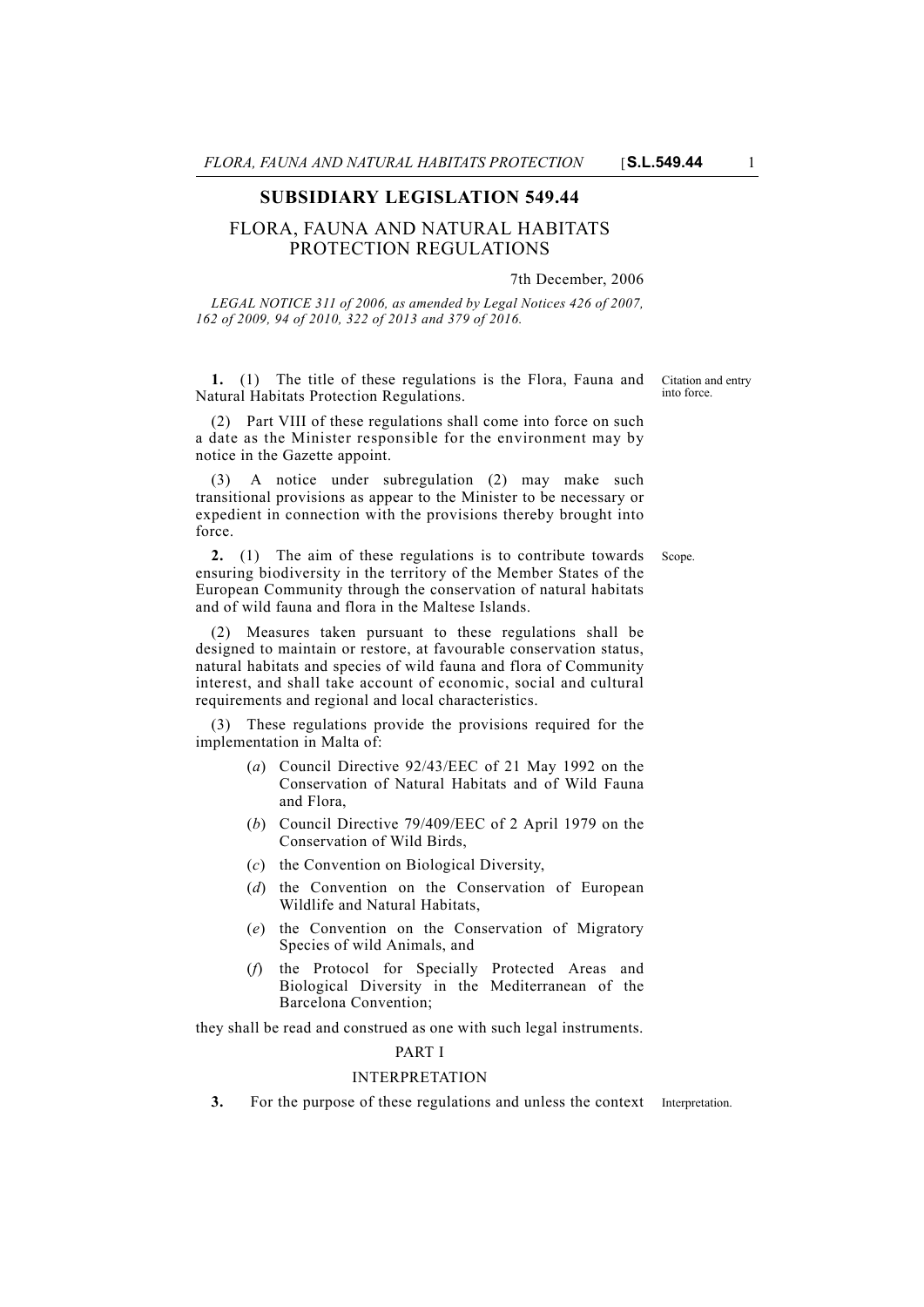# SUBSIDIARY LEGISLATION 549.44

## FLORA, FAUNA AND NATURAL HABITATS PROTECTION REGULATIONS

7th December, 2006

*LEGAL NOTICE 311 of 2006, as amended by Legal Notices 426 of 2007, 162 of 2009, 94 of 2010, 322 of 2013 and 379 of 2016.*

Citation and entry into force.

**1.** (1) The title of these regulations is the Flora, Fauna and Natural Habitats Protection Regulations.

(2) Part VIII of these regulations shall come into force on such a date as the Minister responsible for the environment may by notice in the Gazette appoint.

(3) A notice under subregulation (2) may make such transitional provisions as appear to the Minister to be necessary or expedient in connection with the provisions thereby brought into force.

Scope.

**2.** (1) The aim of these regulations is to contribute towards ensuring biodiversity in the territory of the Member States of the European Community through the conservation of natural habitats and of wild fauna and flora in the Maltese Islands.

(2) Measures taken pursuant to these regulations shall be designed to maintain or restore, at favourable conservation status, natural habitats and species of wild fauna and flora of Community interest, and shall take account of economic, social and cultural requirements and regional and local characteristics.

(3) These regulations provide the provisions required for the implementation in Malta of:

- (*a*) Council Directive 92/43/EEC of 21 May 1992 on the Conservation of Natural Habitats and of Wild Fauna and Flora,
- (*b*) Council Directive 79/409/EEC of 2 April 1979 on the Conservation of Wild Birds,
- (*c*) the Convention on Biological Diversity,
- (*d*) the Convention on the Conservation of European Wildlife and Natural Habitats,
- (*e*) the Convention on the Conservation of Migratory Species of wild Animals, and
- (*f*) the Protocol for Specially Protected Areas and Biological Diversity in the Mediterranean of the Barcelona Convention;

they shall be read and construed as one with such legal instruments.

## PART I

### INTERPRETATION

Interpretation.

**3.** For the purpose of these regulations and unless the context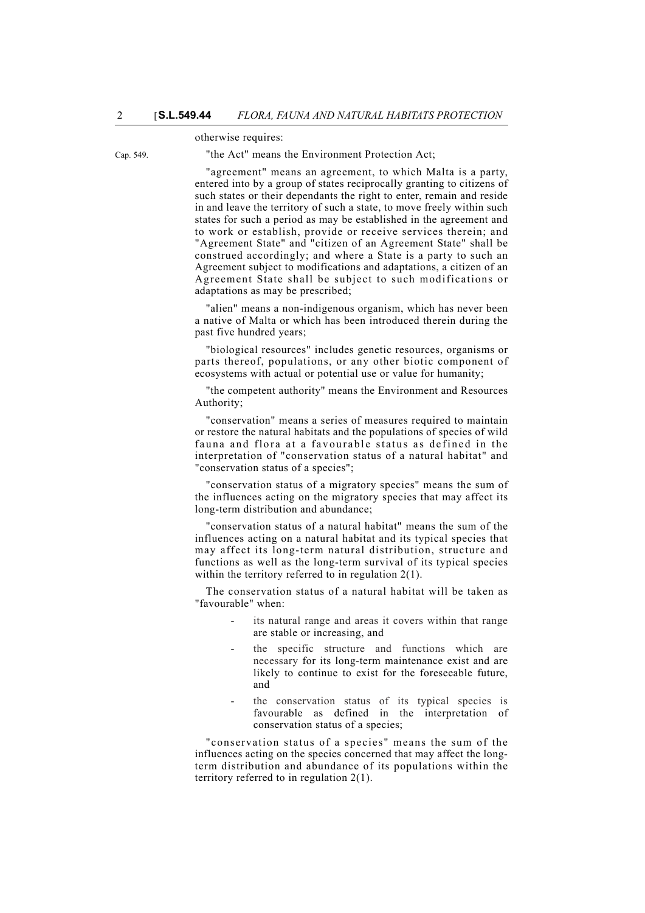otherwise requires:

Cap. 549.

"the Act" means the Environment Protection Act;

"agreement" means an agreement, to which Malta is a party, entered into by a group of states reciprocally granting to citizens of such states or their dependants the right to enter, remain and reside in and leave the territory of such a state, to move freely within such states for such a period as may be established in the agreement and to work or establish, provide or receive services therein; and "Agreement State" and "citizen of an Agreement State" shall be construed accordingly; and where a State is a party to such an Agreement subject to modifications and adaptations, a citizen of an Agreement State shall be subject to such modifications or adaptations as may be prescribed;

"alien" means a non-indigenous organism, which has never been a native of Malta or which has been introduced therein during the past five hundred years;

"biological resources" includes genetic resources, organisms or parts thereof, populations, or any other biotic component of ecosystems with actual or potential use or value for humanity;

"the competent authority" means the Environment and Resources Authority;

"conservation" means a series of measures required to maintain or restore the natural habitats and the populations of species of wild fauna and flora at a favourable status as defined in the interpretation of "conservation status of a natural habitat" and "conservation status of a species";

"conservation status of a migratory species" means the sum of the influences acting on the migratory species that may affect its long-term distribution and abundance;

"conservation status of a natural habitat" means the sum of the influences acting on a natural habitat and its typical species that may affect its long-term natural distribution, structure and functions as well as the long-term survival of its typical species within the territory referred to in regulation 2(1).

The conservation status of a natural habitat will be taken as "favourable" when:

- its natural range and areas it covers within that range are stable or increasing, and
- the specific structure and functions which are necessary for its long-term maintenance exist and are likely to continue to exist for the foreseeable future, and
- the conservation status of its typical species is favourable as defined in the interpretation of conservation status of a species;

"conservation status of a species" means the sum of the influences acting on the species concerned that may affect the long-term distribution and abundance of its populations within the territory referred to in regulation 2(1).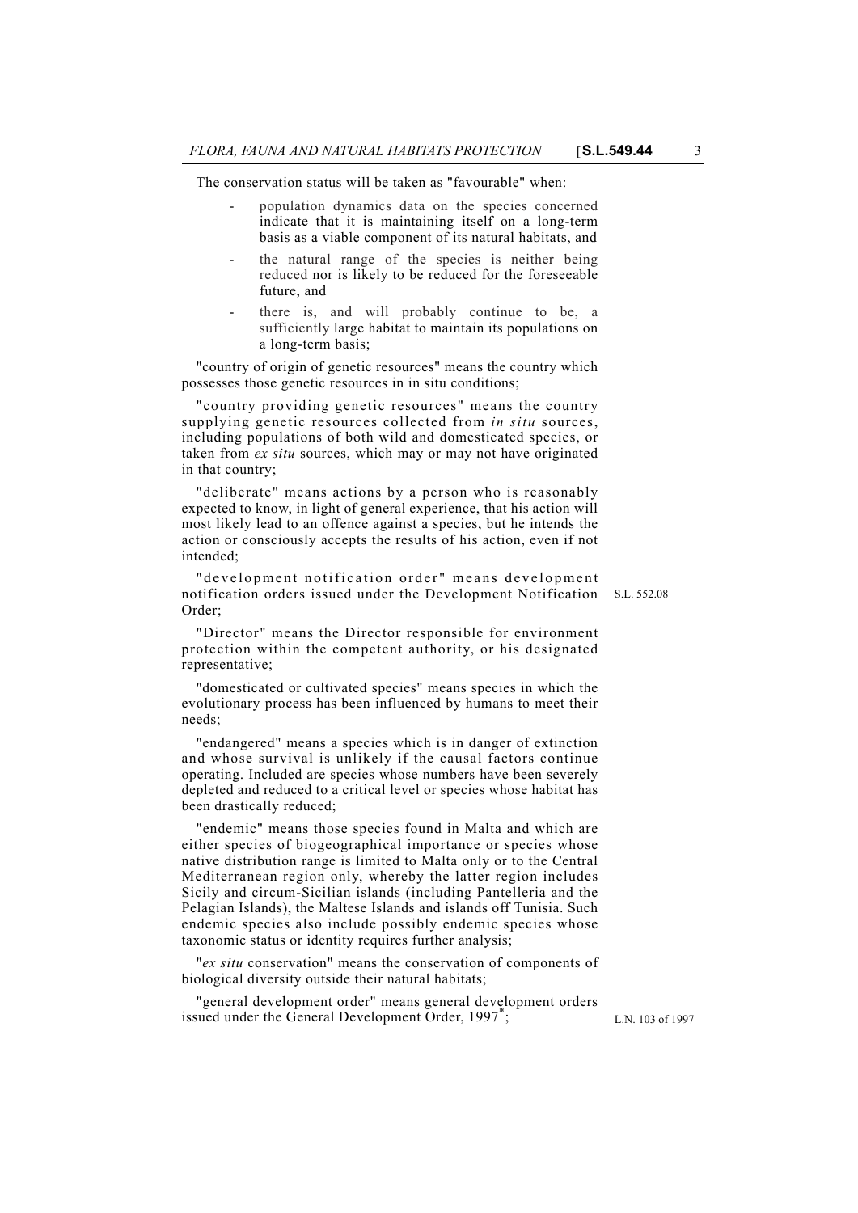The conservation status will be taken as "favourable" when:

- population dynamics data on the species concerned indicate that it is maintaining itself on a long-term basis as a viable component of its natural habitats, and
- the natural range of the species is neither being reduced nor is likely to be reduced for the foreseeable future, and
- there is, and will probably continue to be, a sufficiently large habitat to maintain its populations on a long-term basis;

"country of origin of genetic resources" means the country which possesses those genetic resources in in situ conditions;

"country providing genetic resources" means the country supplying genetic resources collected from *in situ* sources, including populations of both wild and domesticated species, or taken from *ex situ* sources, which may or may not have originated in that country;

"deliberate" means actions by a person who is reasonably expected to know, in light of general experience, that his action will most likely lead to an offence against a species, but he intends the action or consciously accepts the results of his action, even if not intended;

"development notification order" means development notification orders issued under the Development Notification Order; S.L. 552.08

"Director" means the Director responsible for environment protection within the competent authority, or his designated representative;

"domesticated or cultivated species" means species in which the evolutionary process has been influenced by humans to meet their needs;

"endangered" means a species which is in danger of extinction and whose survival is unlikely if the causal factors continue operating. Included are species whose numbers have been severely depleted and reduced to a critical level or species whose habitat has been drastically reduced;

"endemic" means those species found in Malta and which are either species of biogeographical importance or species whose native distribution range is limited to Malta only or to the Central Mediterranean region only, whereby the latter region includes Sicily and circum-Sicilian islands (including Pantelleria and the Pelagian Islands), the Maltese Islands and islands off Tunisia. Such endemic species also include possibly endemic species whose taxonomic status or identity requires further analysis;

"*ex situ* conservation" means the conservation of components of biological diversity outside their natural habitats;

"general development order" means general development orders issued under the General Development Order, 1997*; L.N. 103 of 1997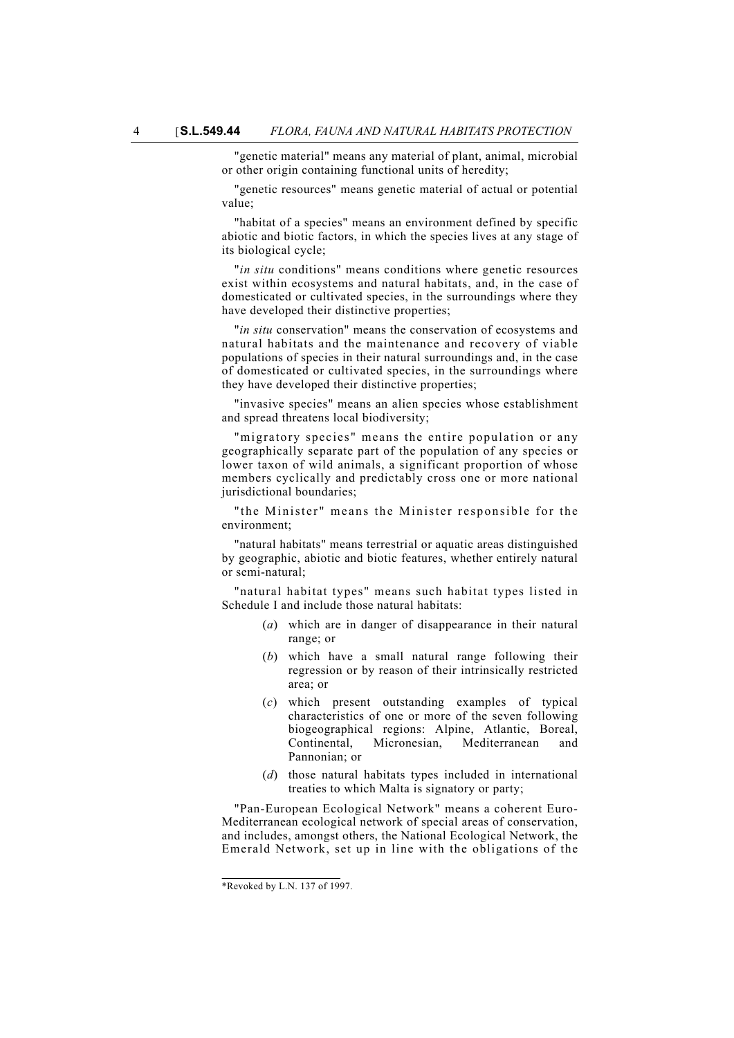"genetic material" means any material of plant, animal, microbial or other origin containing functional units of heredity;

"genetic resources" means genetic material of actual or potential value;

"habitat of a species" means an environment defined by specific abiotic and biotic factors, in which the species lives at any stage of its biological cycle;

"*in situ* conditions" means conditions where genetic resources exist within ecosystems and natural habitats, and, in the case of domesticated or cultivated species, in the surroundings where they have developed their distinctive properties;

"*in situ* conservation" means the conservation of ecosystems and natural habitats and the maintenance and recovery of viable populations of species in their natural surroundings and, in the case of domesticated or cultivated species, in the surroundings where they have developed their distinctive properties;

"invasive species" means an alien species whose establishment and spread threatens local biodiversity;

"migratory species" means the entire population or any geographically separate part of the population of any species or lower taxon of wild animals, a significant proportion of whose members cyclically and predictably cross one or more national jurisdictional boundaries;

"the Minister" means the Minister responsible for the environment;

"natural habitats" means terrestrial or aquatic areas distinguished by geographic, abiotic and biotic features, whether entirely natural or semi-natural;

"natural habitat types" means such habitat types listed in Schedule I and include those natural habitats:

(*a*) which are in danger of disappearance in their natural range; or

(*b*) which have a small natural range following their regression or by reason of their intrinsically restricted area; or

(*c*) which present outstanding examples of typical characteristics of one or more of the seven following biogeographical regions: Alpine, Atlantic, Boreal, Continental, Micronesian, Mediterranean and Pannonian; or

(*d*) those natural habitats types included in international treaties to which Malta is signatory or party;

"Pan-European Ecological Network" means a coherent Euro-Mediterranean ecological network of special areas of conservation, and includes, amongst others, the National Ecological Network, the Emerald Network, set up in line with the obligations of the

*Revoked by L.N. 137 of 1997.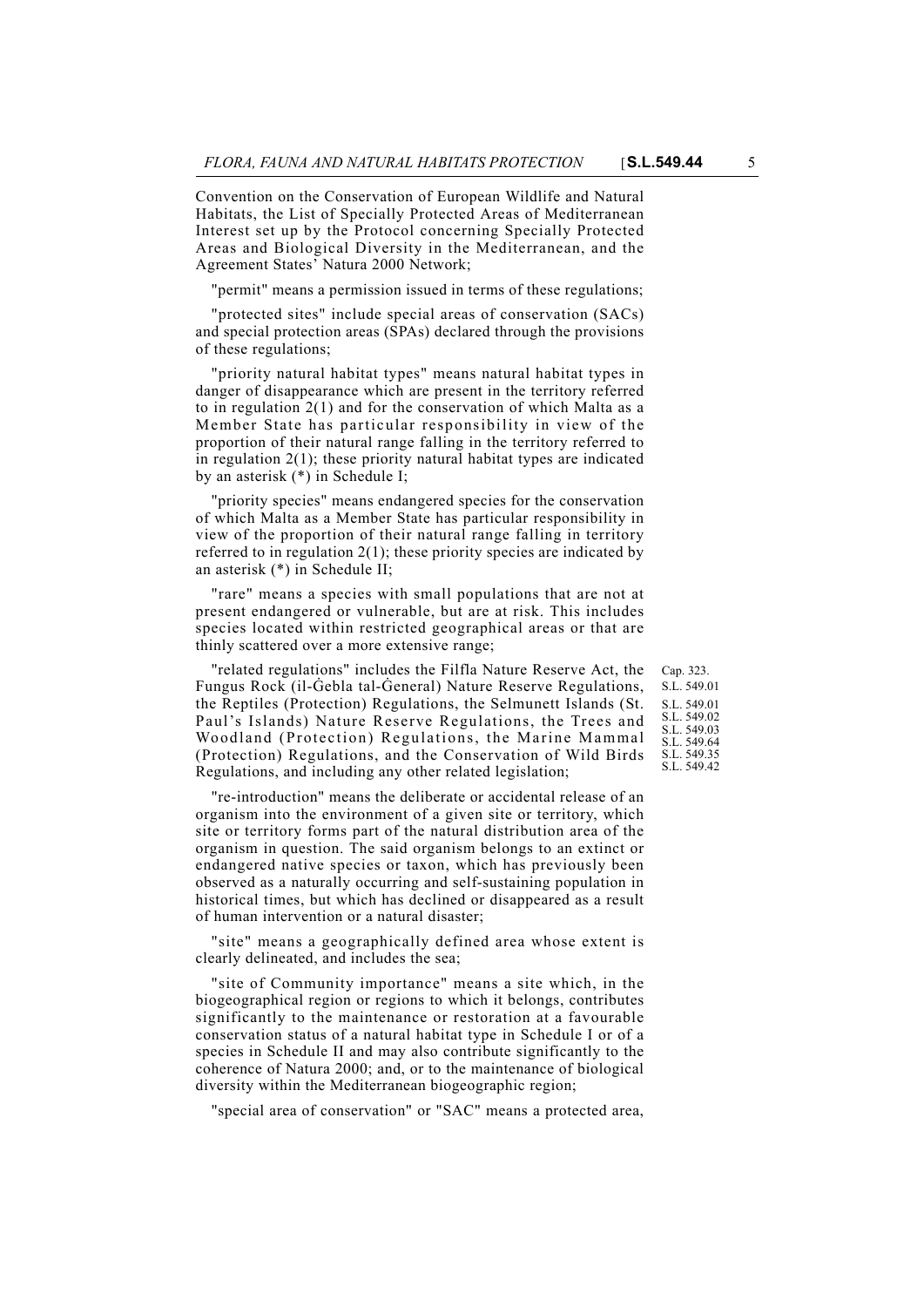Convention on the Conservation of European Wildlife and Natural Habitats, the List of Specially Protected Areas of Mediterranean Interest set up by the Protocol concerning Specially Protected Areas and Biological Diversity in the Mediterranean, and the Agreement States' Natura 2000 Network;

"permit" means a permission issued in terms of these regulations;

"protected sites" include special areas of conservation (SACs) and special protection areas (SPAs) declared through the provisions of these regulations;

"priority natural habitat types" means natural habitat types in danger of disappearance which are present in the territory referred to in regulation 2(1) and for the conservation of which Malta as a Member State has particular responsibility in view of the proportion of their natural range falling in the territory referred to in regulation 2(1); these priority natural habitat types are indicated by an asterisk (*) in Schedule I;

"priority species" means endangered species for the conservation of which Malta as a Member State has particular responsibility in view of the proportion of their natural range falling in territory referred to in regulation 2(1); these priority species are indicated by an asterisk (*) in Schedule II;

"rare" means a species with small populations that are not at present endangered or vulnerable, but are at risk. This includes species located within restricted geographical areas or that are thinly scattered over a more extensive range;

"related regulations" includes the Filfla Nature Reserve Act, the Fungus Rock (il-Ġebla tal-Ġeneral) Nature Reserve Regulations, the Reptiles (Protection) Regulations, the Selmunett Islands (St. Paul's Islands) Nature Reserve Regulations, the Trees and Woodland (Protection) Regulations, the Marine Mammal (Protection) Regulations, and the Conservation of Wild Birds Regulations, and including any other related legislation;

Cap. 323.
S.L. 549.01
S.L. 549.01
S.L. 549.02
S.L. 549.03
S.L. 549.64
S.L. 549.35
S.L. 549.42

"re-introduction" means the deliberate or accidental release of an organism into the environment of a given site or territory, which site or territory forms part of the natural distribution area of the organism in question. The said organism belongs to an extinct or endangered native species or taxon, which has previously been observed as a naturally occurring and self-sustaining population in historical times, but which has declined or disappeared as a result of human intervention or a natural disaster;

"site" means a geographically defined area whose extent is clearly delineated, and includes the sea;

"site of Community importance" means a site which, in the biogeographical region or regions to which it belongs, contributes significantly to the maintenance or restoration at a favourable conservation status of a natural habitat type in Schedule I or of a species in Schedule II and may also contribute significantly to the coherence of Natura 2000; and, or to the maintenance of biological diversity within the Mediterranean biogeographic region;

"special area of conservation" or "SAC" means a protected area,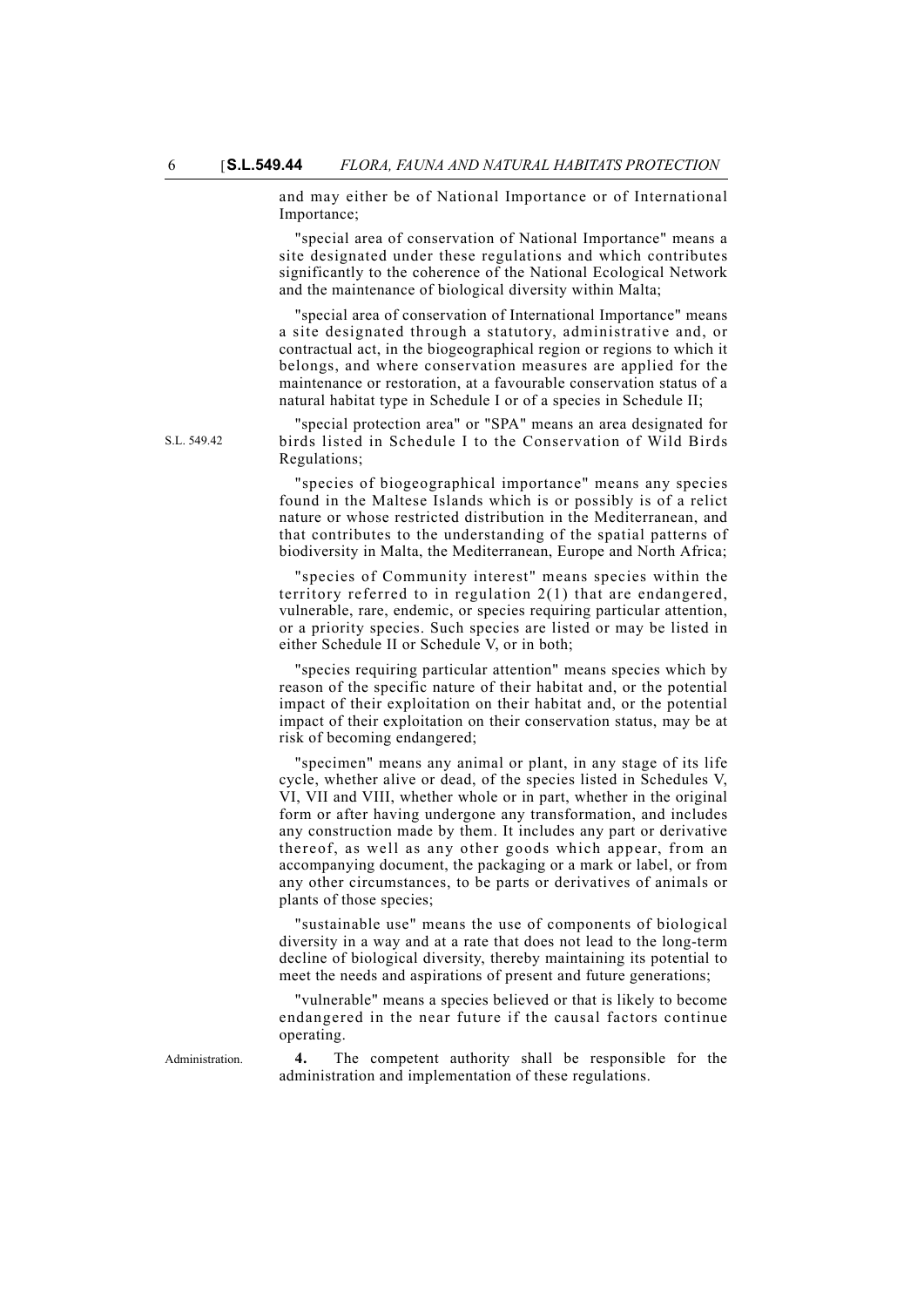and may either be of National Importance or of International Importance;

"special area of conservation of National Importance" means a site designated under these regulations and which contributes significantly to the coherence of the National Ecological Network and the maintenance of biological diversity within Malta;

"special area of conservation of International Importance" means a site designated through a statutory, administrative and, or contractual act, in the biogeographical region or regions to which it belongs, and where conservation measures are applied for the maintenance or restoration, at a favourable conservation status of a natural habitat type in Schedule I or of a species in Schedule II;

S.L. 549.42

"special protection area" or "SPA" means an area designated for birds listed in Schedule I to the Conservation of Wild Birds Regulations;

"species of biogeographical importance" means any species found in the Maltese Islands which is or possibly is of a relict nature or whose restricted distribution in the Mediterranean, and that contributes to the understanding of the spatial patterns of biodiversity in Malta, the Mediterranean, Europe and North Africa;

"species of Community interest" means species within the territory referred to in regulation 2(1) that are endangered, vulnerable, rare, endemic, or species requiring particular attention, or a priority species. Such species are listed or may be listed in either Schedule II or Schedule V, or in both;

"species requiring particular attention" means species which by reason of the specific nature of their habitat and, or the potential impact of their exploitation on their habitat and, or the potential impact of their exploitation on their conservation status, may be at risk of becoming endangered;

"specimen" means any animal or plant, in any stage of its life cycle, whether alive or dead, of the species listed in Schedules V, VI, VII and VIII, whether whole or in part, whether in the original form or after having undergone any transformation, and includes any construction made by them. It includes any part or derivative thereof, as well as any other goods which appear, from an accompanying document, the packaging or a mark or label, or from any other circumstances, to be parts or derivatives of animals or plants of those species;

"sustainable use" means the use of components of biological diversity in a way and at a rate that does not lead to the long-term decline of biological diversity, thereby maintaining its potential to meet the needs and aspirations of present and future generations;

"vulnerable" means a species believed or that is likely to become endangered in the near future if the causal factors continue operating.

Administration.

**4.** The competent authority shall be responsible for the administration and implementation of these regulations.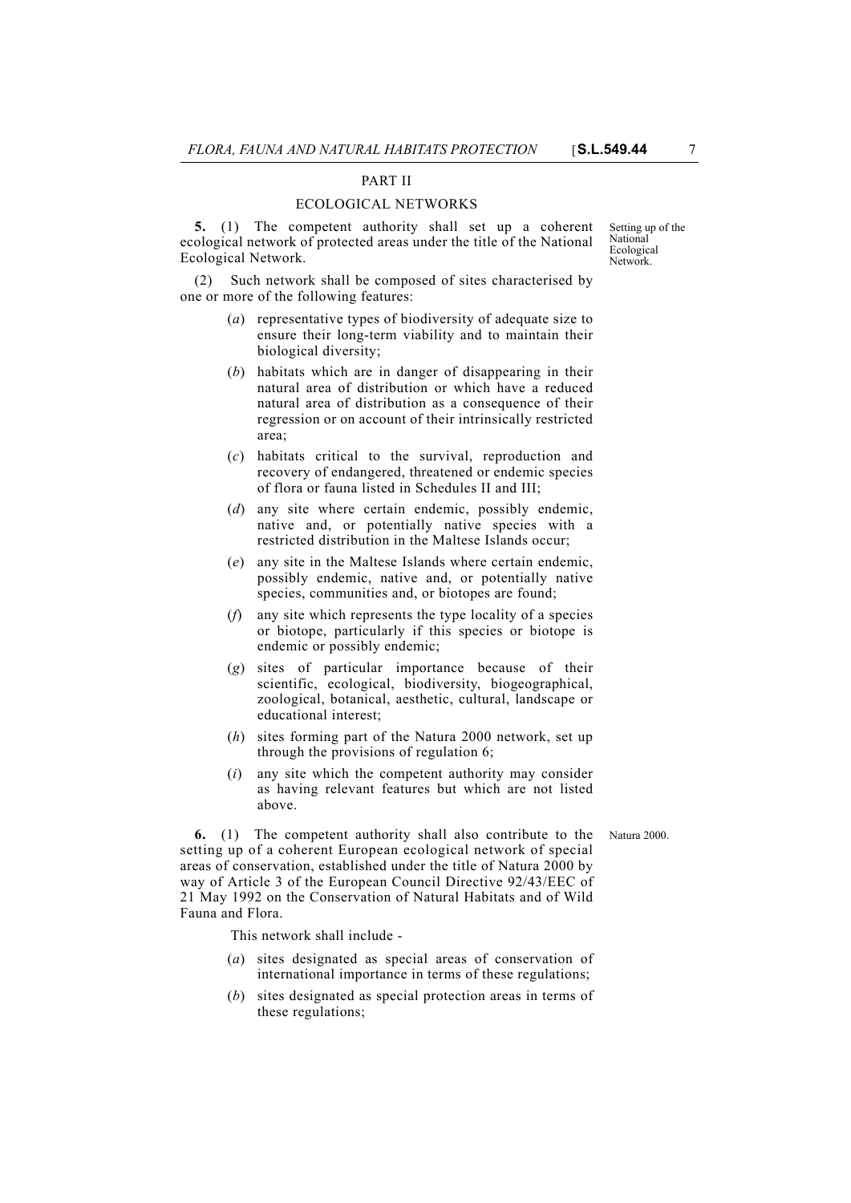## PART II

## ECOLOGICAL NETWORKS

Setting up of the National Ecological Network.

**5.** (1) The competent authority shall set up a coherent ecological network of protected areas under the title of the National Ecological Network.

(2) Such network shall be composed of sites characterised by one or more of the following features:

(*a*) representative types of biodiversity of adequate size to ensure their long-term viability and to maintain their biological diversity;

(*b*) habitats which are in danger of disappearing in their natural area of distribution or which have a reduced natural area of distribution as a consequence of their regression or on account of their intrinsically restricted area;

(*c*) habitats critical to the survival, reproduction and recovery of endangered, threatened or endemic species of flora or fauna listed in Schedules II and III;

(*d*) any site where certain endemic, possibly endemic, native and, or potentially native species with a restricted distribution in the Maltese Islands occur;

(*e*) any site in the Maltese Islands where certain endemic, possibly endemic, native and, or potentially native species, communities and, or biotopes are found;

(*f*) any site which represents the type locality of a species or biotope, particularly if this species or biotope is endemic or possibly endemic;

(*g*) sites of particular importance because of their scientific, ecological, biodiversity, biogeographical, zoological, botanical, aesthetic, cultural, landscape or educational interest;

(*h*) sites forming part of the Natura 2000 network, set up through the provisions of regulation 6;

(*i*) any site which the competent authority may consider as having relevant features but which are not listed above.

Natura 2000.

**6.** (1) The competent authority shall also contribute to the setting up of a coherent European ecological network of special areas of conservation, established under the title of Natura 2000 by way of Article 3 of the European Council Directive 92/43/EEC of 21 May 1992 on the Conservation of Natural Habitats and of Wild Fauna and Flora.

This network shall include -

(*a*) sites designated as special areas of conservation of international importance in terms of these regulations;

(*b*) sites designated as special protection areas in terms of these regulations;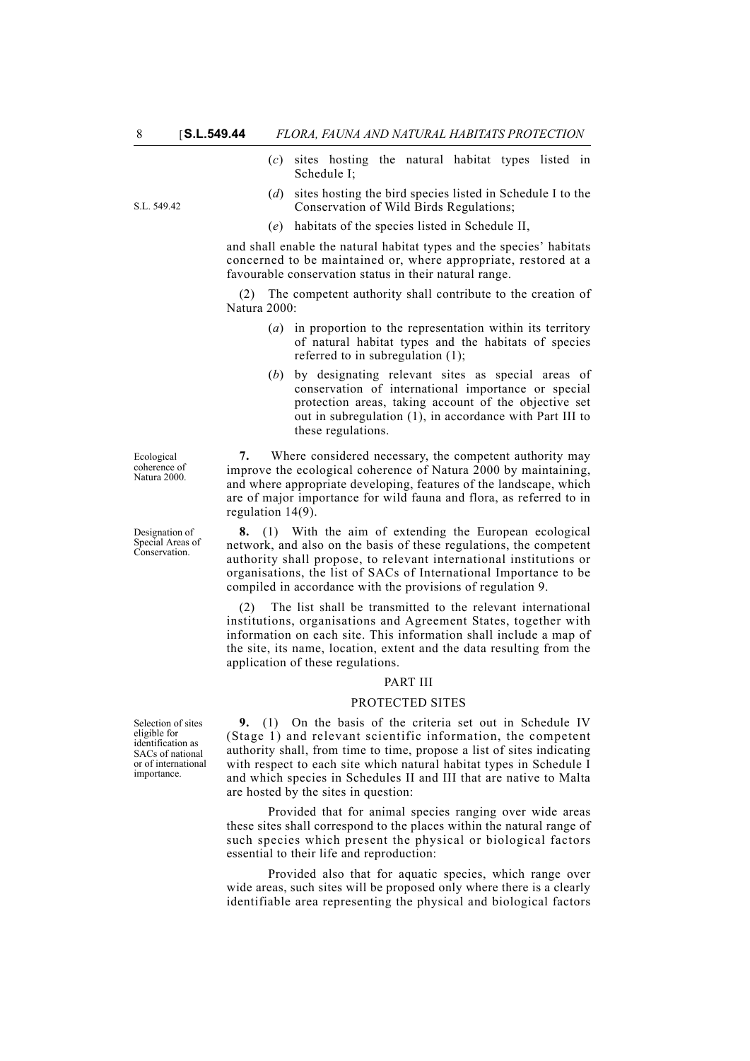(*c*) sites hosting the natural habitat types listed in Schedule I;

S.L. 549.42

(*d*) sites hosting the bird species listed in Schedule I to the Conservation of Wild Birds Regulations;

(*e*) habitats of the species listed in Schedule II,

and shall enable the natural habitat types and the species' habitats concerned to be maintained or, where appropriate, restored at a favourable conservation status in their natural range.

(2) The competent authority shall contribute to the creation of Natura 2000:

(*a*) in proportion to the representation within its territory of natural habitat types and the habitats of species referred to in subregulation (1);

(*b*) by designating relevant sites as special areas of conservation of international importance or special protection areas, taking account of the objective set out in subregulation (1), in accordance with Part III to these regulations.

Ecological coherence of Natura 2000.

**7.** Where considered necessary, the competent authority may improve the ecological coherence of Natura 2000 by maintaining, and where appropriate developing, features of the landscape, which are of major importance for wild fauna and flora, as referred to in regulation 14(9).

Designation of Special Areas of Conservation.

**8.** (1) With the aim of extending the European ecological network, and also on the basis of these regulations, the competent authority shall propose, to relevant international institutions or organisations, the list of SACs of International Importance to be compiled in accordance with the provisions of regulation 9.

(2) The list shall be transmitted to the relevant international institutions, organisations and Agreement States, together with information on each site. This information shall include a map of the site, its name, location, extent and the data resulting from the application of these regulations.

## PART III

## PROTECTED SITES

Selection of sites eligible for identification as SACs of national or of international importance.

**9.** (1) On the basis of the criteria set out in Schedule IV (Stage 1) and relevant scientific information, the competent authority shall, from time to time, propose a list of sites indicating with respect to each site which natural habitat types in Schedule I and which species in Schedules II and III that are native to Malta are hosted by the sites in question:

Provided that for animal species ranging over wide areas these sites shall correspond to the places within the natural range of such species which present the physical or biological factors essential to their life and reproduction:

Provided also that for aquatic species, which range over wide areas, such sites will be proposed only where there is a clearly identifiable area representing the physical and biological factors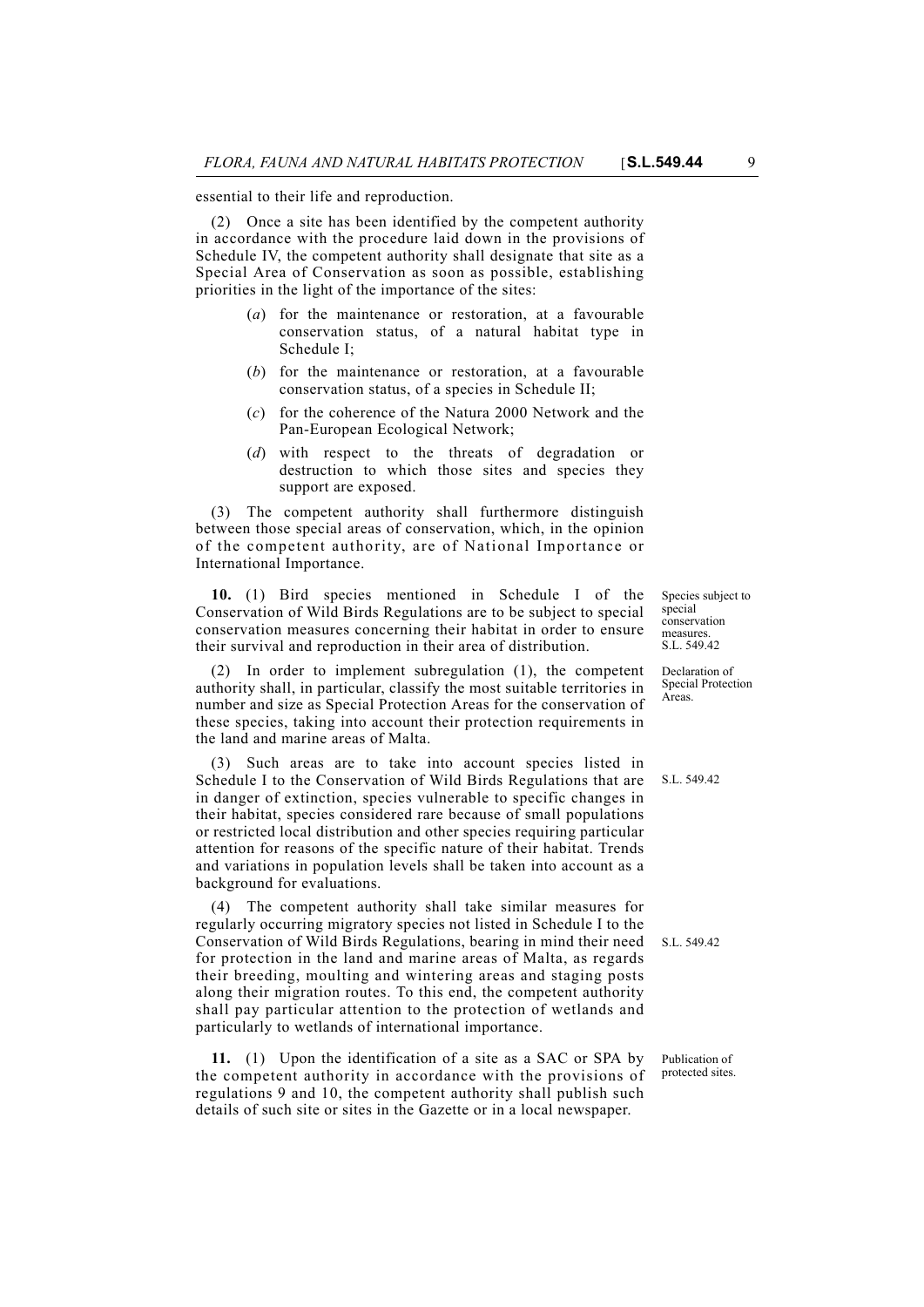essential to their life and reproduction.

(2) Once a site has been identified by the competent authority in accordance with the procedure laid down in the provisions of Schedule IV, the competent authority shall designate that site as a Special Area of Conservation as soon as possible, establishing priorities in the light of the importance of the sites:

- (*a*) for the maintenance or restoration, at a favourable conservation status, of a natural habitat type in Schedule I;
- (*b*) for the maintenance or restoration, at a favourable conservation status, of a species in Schedule II;
- (*c*) for the coherence of the Natura 2000 Network and the Pan-European Ecological Network;
- (*d*) with respect to the threats of degradation or destruction to which those sites and species they support are exposed.

(3) The competent authority shall furthermore distinguish between those special areas of conservation, which, in the opinion of the competent authority, are of National Importance or International Importance.

Species subject to special conservation measures. S.L. 549.42

**10.** (1) Bird species mentioned in Schedule I of the Conservation of Wild Birds Regulations are to be subject to special conservation measures concerning their habitat in order to ensure their survival and reproduction in their area of distribution.

Declaration of Special Protection Areas.

(2) In order to implement subregulation (1), the competent authority shall, in particular, classify the most suitable territories in number and size as Special Protection Areas for the conservation of these species, taking into account their protection requirements in the land and marine areas of Malta.

S.L. 549.42

(3) Such areas are to take into account species listed in Schedule I to the Conservation of Wild Birds Regulations that are in danger of extinction, species vulnerable to specific changes in their habitat, species considered rare because of small populations or restricted local distribution and other species requiring particular attention for reasons of the specific nature of their habitat. Trends and variations in population levels shall be taken into account as a background for evaluations.

S.L. 549.42

(4) The competent authority shall take similar measures for regularly occurring migratory species not listed in Schedule I to the Conservation of Wild Birds Regulations, bearing in mind their need for protection in the land and marine areas of Malta, as regards their breeding, moulting and wintering areas and staging posts along their migration routes. To this end, the competent authority shall pay particular attention to the protection of wetlands and particularly to wetlands of international importance.

Publication of protected sites.

**11.** (1) Upon the identification of a site as a SAC or SPA by the competent authority in accordance with the provisions of regulations 9 and 10, the competent authority shall publish such details of such site or sites in the Gazette or in a local newspaper.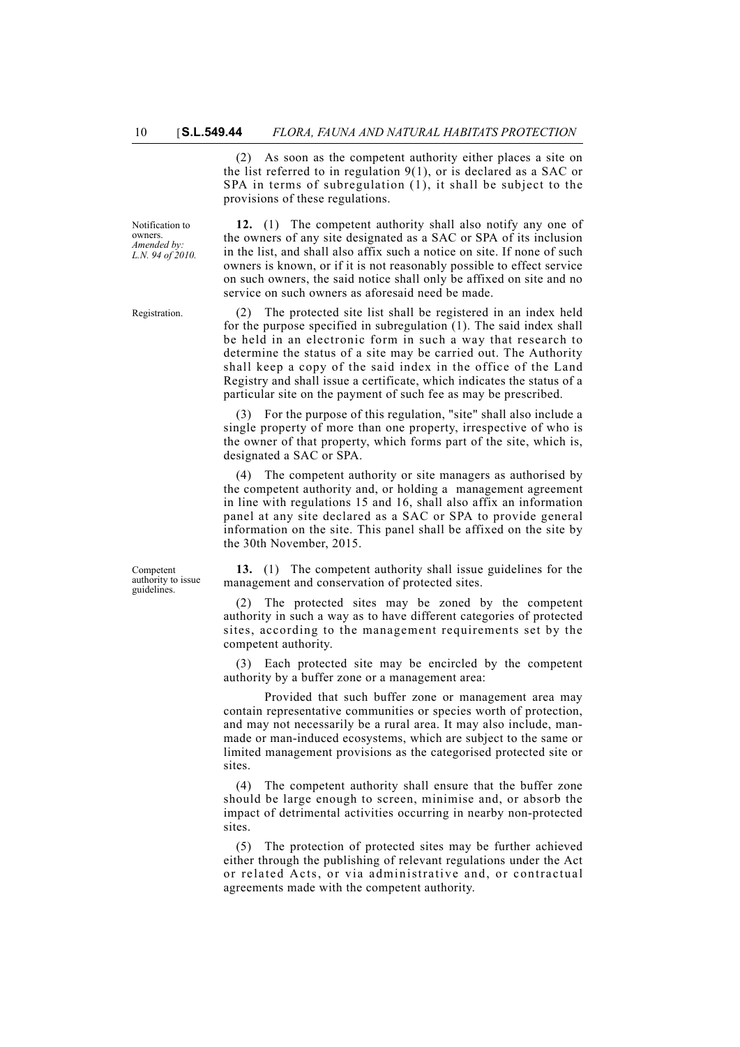(2) As soon as the competent authority either places a site on the list referred to in regulation 9(1), or is declared as a SAC or SPA in terms of subregulation (1), it shall be subject to the provisions of these regulations.

*Notification to owners. Amended by: L.N. 94 of 2010.*

**12.** (1) The competent authority shall also notify any one of the owners of any site designated as a SAC or SPA of its inclusion in the list, and shall also affix such a notice on site. If none of such owners is known, or if it is not reasonably possible to effect service on such owners, the said notice shall only be affixed on site and no service on such owners as aforesaid need be made.

*Registration.*

(2) The protected site list shall be registered in an index held for the purpose specified in subregulation (1). The said index shall be held in an electronic form in such a way that research to determine the status of a site may be carried out. The Authority shall keep a copy of the said index in the office of the Land Registry and shall issue a certificate, which indicates the status of a particular site on the payment of such fee as may be prescribed.

(3) For the purpose of this regulation, "site" shall also include a single property of more than one property, irrespective of who is the owner of that property, which forms part of the site, which is, designated a SAC or SPA.

(4) The competent authority or site managers as authorised by the competent authority and, or holding a management agreement in line with regulations 15 and 16, shall also affix an information panel at any site declared as a SAC or SPA to provide general information on the site. This panel shall be affixed on the site by the 30th November, 2015.

*Competent authority to issue guidelines.*

**13.** (1) The competent authority shall issue guidelines for the management and conservation of protected sites.

(2) The protected sites may be zoned by the competent authority in such a way as to have different categories of protected sites, according to the management requirements set by the competent authority.

(3) Each protected site may be encircled by the competent authority by a buffer zone or a management area:

Provided that such buffer zone or management area may contain representative communities or species worth of protection, and may not necessarily be a rural area. It may also include, man-made or man-induced ecosystems, which are subject to the same or limited management provisions as the categorised protected site or sites.

(4) The competent authority shall ensure that the buffer zone should be large enough to screen, minimise and, or absorb the impact of detrimental activities occurring in nearby non-protected sites.

(5) The protection of protected sites may be further achieved either through the publishing of relevant regulations under the Act or related Acts, or via administrative and, or contractual agreements made with the competent authority.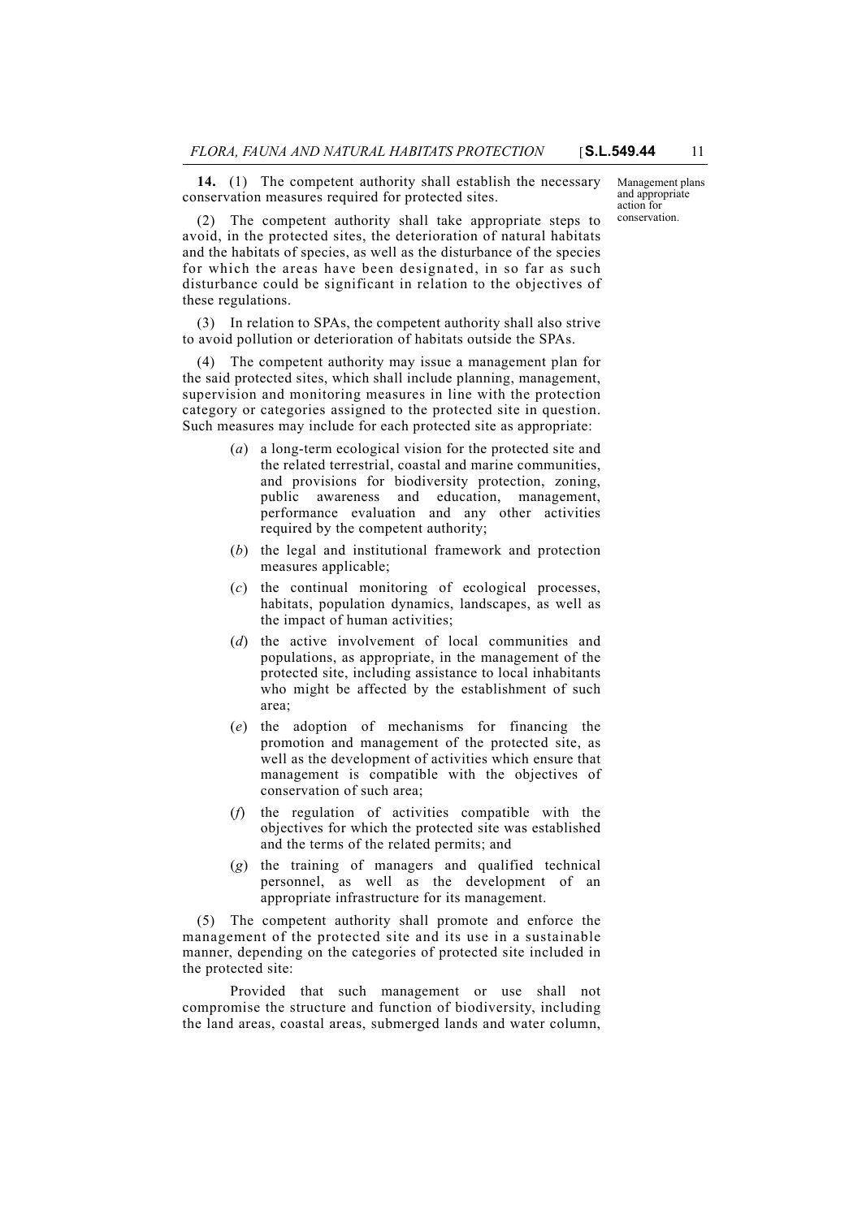**14.** (1) The competent authority shall establish the necessary conservation measures required for protected sites.

Management plans and appropriate action for conservation.

(2) The competent authority shall take appropriate steps to avoid, in the protected sites, the deterioration of natural habitats and the habitats of species, as well as the disturbance of the species for which the areas have been designated, in so far as such disturbance could be significant in relation to the objectives of these regulations.

(3) In relation to SPAs, the competent authority shall also strive to avoid pollution or deterioration of habitats outside the SPAs.

(4) The competent authority may issue a management plan for the said protected sites, which shall include planning, management, supervision and monitoring measures in line with the protection category or categories assigned to the protected site in question. Such measures may include for each protected site as appropriate:

(*a*) a long-term ecological vision for the protected site and the related terrestrial, coastal and marine communities, and provisions for biodiversity protection, zoning, public awareness and education, management, performance evaluation and any other activities required by the competent authority;

(*b*) the legal and institutional framework and protection measures applicable;

(*c*) the continual monitoring of ecological processes, habitats, population dynamics, landscapes, as well as the impact of human activities;

(*d*) the active involvement of local communities and populations, as appropriate, in the management of the protected site, including assistance to local inhabitants who might be affected by the establishment of such area;

(*e*) the adoption of mechanisms for financing the promotion and management of the protected site, as well as the development of activities which ensure that management is compatible with the objectives of conservation of such area;

(*f*) the regulation of activities compatible with the objectives for which the protected site was established and the terms of the related permits; and

(*g*) the training of managers and qualified technical personnel, as well as the development of an appropriate infrastructure for its management.

(5) The competent authority shall promote and enforce the management of the protected site and its use in a sustainable manner, depending on the categories of protected site included in the protected site:

Provided that such management or use shall not compromise the structure and function of biodiversity, including the land areas, coastal areas, submerged lands and water column,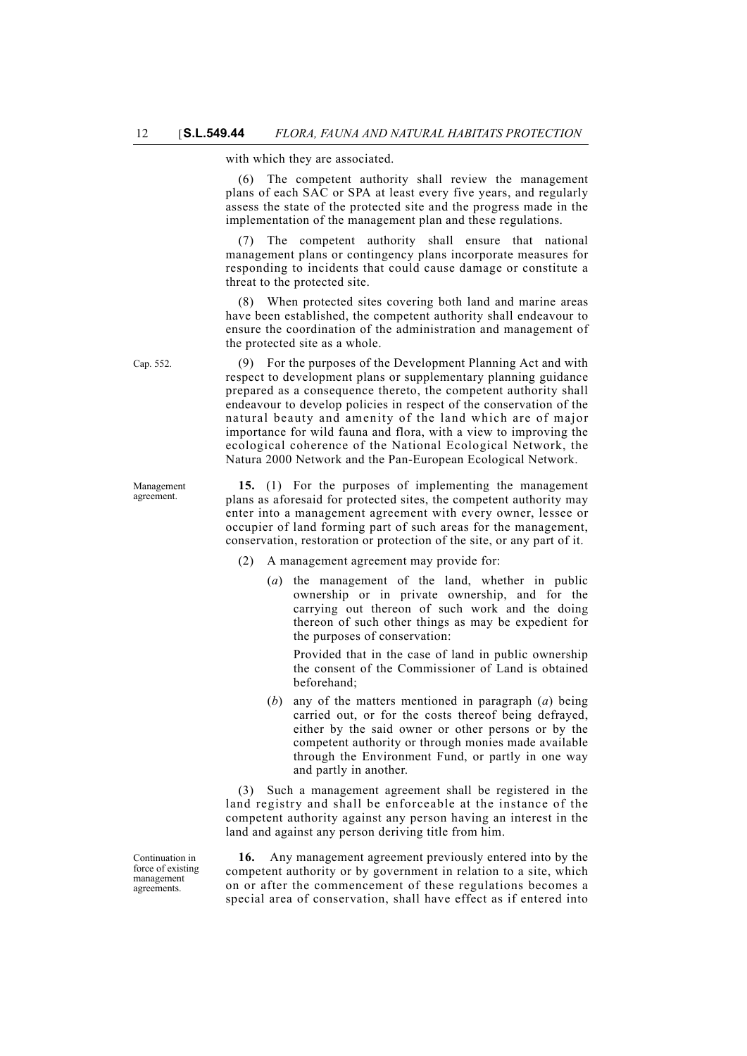with which they are associated.

(6) The competent authority shall review the management plans of each SAC or SPA at least every five years, and regularly assess the state of the protected site and the progress made in the implementation of the management plan and these regulations.

(7) The competent authority shall ensure that national management plans or contingency plans incorporate measures for responding to incidents that could cause damage or constitute a threat to the protected site.

(8) When protected sites covering both land and marine areas have been established, the competent authority shall endeavour to ensure the coordination of the administration and management of the protected site as a whole.

Cap. 552.

(9) For the purposes of the Development Planning Act and with respect to development plans or supplementary planning guidance prepared as a consequence thereto, the competent authority shall endeavour to develop policies in respect of the conservation of the natural beauty and amenity of the land which are of major importance for wild fauna and flora, with a view to improving the ecological coherence of the National Ecological Network, the Natura 2000 Network and the Pan-European Ecological Network.

Management agreement.

**15.** (1) For the purposes of implementing the management plans as aforesaid for protected sites, the competent authority may enter into a management agreement with every owner, lessee or occupier of land forming part of such areas for the management, conservation, restoration or protection of the site, or any part of it.

(2) A management agreement may provide for:

(*a*) the management of the land, whether in public ownership or in private ownership, and for the carrying out thereon of such work and the doing thereon of such other things as may be expedient for the purposes of conservation:

Provided that in the case of land in public ownership the consent of the Commissioner of Land is obtained beforehand;

(*b*) any of the matters mentioned in paragraph (*a*) being carried out, or for the costs thereof being defrayed, either by the said owner or other persons or by the competent authority or through monies made available through the Environment Fund, or partly in one way and partly in another.

(3) Such a management agreement shall be registered in the land registry and shall be enforceable at the instance of the competent authority against any person having an interest in the land and against any person deriving title from him.

Continuation in force of existing management agreements.

**16.** Any management agreement previously entered into by the competent authority or by government in relation to a site, which on or after the commencement of these regulations becomes a special area of conservation, shall have effect as if entered into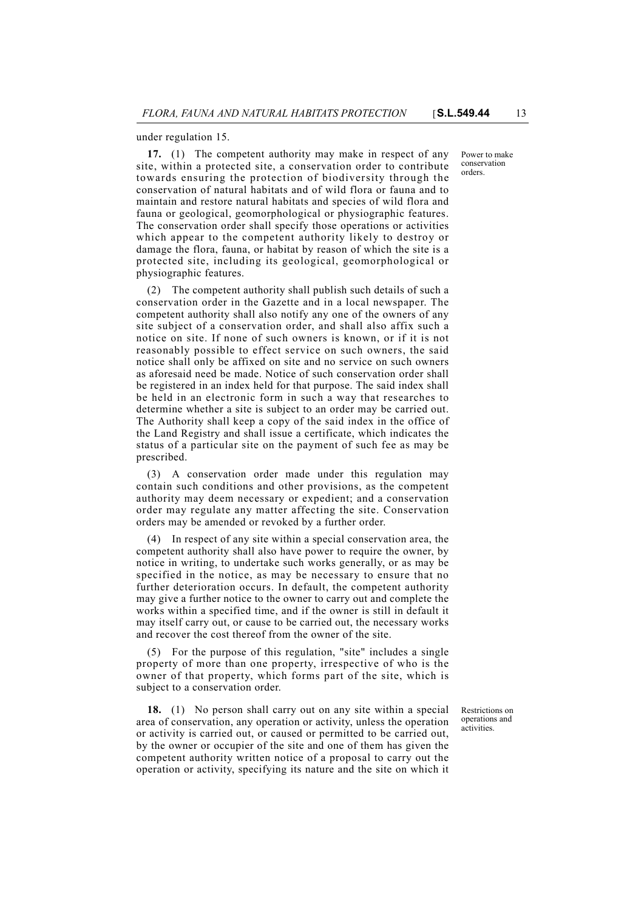under regulation 15.

**17.** (1) The competent authority may make in respect of any site, within a protected site, a conservation order to contribute towards ensuring the protection of biodiversity through the conservation of natural habitats and of wild flora or fauna and to maintain and restore natural habitats and species of wild flora and fauna or geological, geomorphological or physiographic features. The conservation order shall specify those operations or activities which appear to the competent authority likely to destroy or damage the flora, fauna, or habitat by reason of which the site is a protected site, including its geological, geomorphological or physiographic features.

Power to make conservation orders.

(2) The competent authority shall publish such details of such a conservation order in the Gazette and in a local newspaper. The competent authority shall also notify any one of the owners of any site subject of a conservation order, and shall also affix such a notice on site. If none of such owners is known, or if it is not reasonably possible to effect service on such owners, the said notice shall only be affixed on site and no service on such owners as aforesaid need be made. Notice of such conservation order shall be registered in an index held for that purpose. The said index shall be held in an electronic form in such a way that researches to determine whether a site is subject to an order may be carried out. The Authority shall keep a copy of the said index in the office of the Land Registry and shall issue a certificate, which indicates the status of a particular site on the payment of such fee as may be prescribed.

(3) A conservation order made under this regulation may contain such conditions and other provisions, as the competent authority may deem necessary or expedient; and a conservation order may regulate any matter affecting the site. Conservation orders may be amended or revoked by a further order.

(4) In respect of any site within a special conservation area, the competent authority shall also have power to require the owner, by notice in writing, to undertake such works generally, or as may be specified in the notice, as may be necessary to ensure that no further deterioration occurs. In default, the competent authority may give a further notice to the owner to carry out and complete the works within a specified time, and if the owner is still in default it may itself carry out, or cause to be carried out, the necessary works and recover the cost thereof from the owner of the site.

(5) For the purpose of this regulation, "site" includes a single property of more than one property, irrespective of who is the owner of that property, which forms part of the site, which is subject to a conservation order.

**18.** (1) No person shall carry out on any site within a special area of conservation, any operation or activity, unless the operation or activity is carried out, or caused or permitted to be carried out, by the owner or occupier of the site and one of them has given the competent authority written notice of a proposal to carry out the operation or activity, specifying its nature and the site on which it

Restrictions on operations and activities.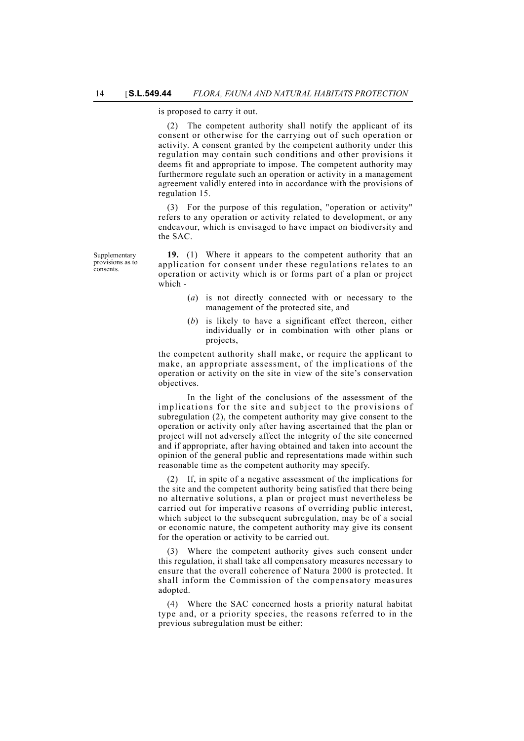is proposed to carry it out.

(2) The competent authority shall notify the applicant of its consent or otherwise for the carrying out of such operation or activity. A consent granted by the competent authority under this regulation may contain such conditions and other provisions it deems fit and appropriate to impose. The competent authority may furthermore regulate such an operation or activity in a management agreement validly entered into in accordance with the provisions of regulation 15.

(3) For the purpose of this regulation, "operation or activity" refers to any operation or activity related to development, or any endeavour, which is envisaged to have impact on biodiversity and the SAC.

Supplementary provisions as to consents.

**19.** (1) Where it appears to the competent authority that an application for consent under these regulations relates to an operation or activity which is or forms part of a plan or project which -

(*a*) is not directly connected with or necessary to the management of the protected site, and

(*b*) is likely to have a significant effect thereon, either individually or in combination with other plans or projects,

the competent authority shall make, or require the applicant to make, an appropriate assessment, of the implications of the operation or activity on the site in view of the site's conservation objectives.

In the light of the conclusions of the assessment of the implications for the site and subject to the provisions of subregulation (2), the competent authority may give consent to the operation or activity only after having ascertained that the plan or project will not adversely affect the integrity of the site concerned and if appropriate, after having obtained and taken into account the opinion of the general public and representations made within such reasonable time as the competent authority may specify.

(2) If, in spite of a negative assessment of the implications for the site and the competent authority being satisfied that there being no alternative solutions, a plan or project must nevertheless be carried out for imperative reasons of overriding public interest, which subject to the subsequent subregulation, may be of a social or economic nature, the competent authority may give its consent for the operation or activity to be carried out.

(3) Where the competent authority gives such consent under this regulation, it shall take all compensatory measures necessary to ensure that the overall coherence of Natura 2000 is protected. It shall inform the Commission of the compensatory measures adopted.

(4) Where the SAC concerned hosts a priority natural habitat type and, or a priority species, the reasons referred to in the previous subregulation must be either: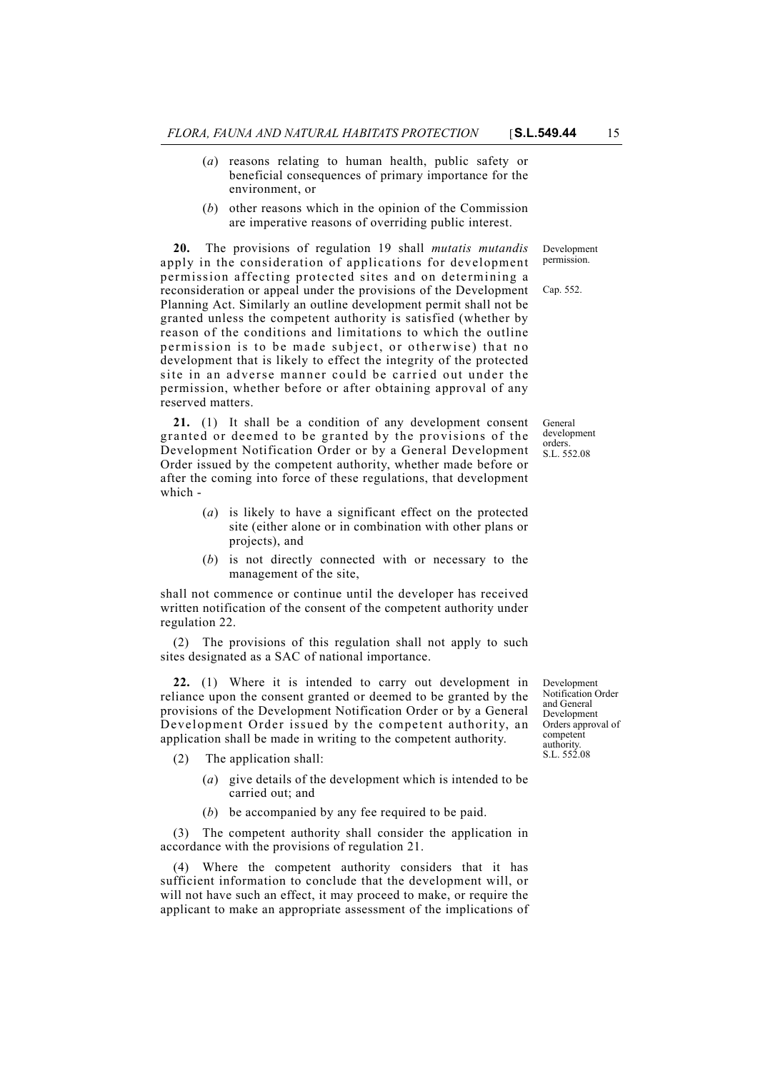(*a*) reasons relating to human health, public safety or beneficial consequences of primary importance for the environment, or

(*b*) other reasons which in the opinion of the Commission are imperative reasons of overriding public interest.

Development permission.

Cap. 552.

**20.** The provisions of regulation 19 shall *mutatis mutandis* apply in the consideration of applications for development permission affecting protected sites and on determining a reconsideration or appeal under the provisions of the Development Planning Act. Similarly an outline development permit shall not be granted unless the competent authority is satisfied (whether by reason of the conditions and limitations to which the outline permission is to be made subject, or otherwise) that no development that is likely to effect the integrity of the protected site in an adverse manner could be carried out under the permission, whether before or after obtaining approval of any reserved matters.

General development orders.
S.L. 552.08

**21.** (1) It shall be a condition of any development consent granted or deemed to be granted by the provisions of the Development Notification Order or by a General Development Order issued by the competent authority, whether made before or after the coming into force of these regulations, that development which -

(*a*) is likely to have a significant effect on the protected site (either alone or in combination with other plans or projects), and

(*b*) is not directly connected with or necessary to the management of the site,

shall not commence or continue until the developer has received written notification of the consent of the competent authority under regulation 22.

(2) The provisions of this regulation shall not apply to such sites designated as a SAC of national importance.

Development Notification Order and General Development Orders approval of competent authority.
S.L. 552.08

**22.** (1) Where it is intended to carry out development in reliance upon the consent granted or deemed to be granted by the provisions of the Development Notification Order or by a General Development Order issued by the competent authority, an application shall be made in writing to the competent authority.

(2) The application shall:

(*a*) give details of the development which is intended to be carried out; and

(*b*) be accompanied by any fee required to be paid.

(3) The competent authority shall consider the application in accordance with the provisions of regulation 21.

(4) Where the competent authority considers that it has sufficient information to conclude that the development will, or will not have such an effect, it may proceed to make, or require the applicant to make an appropriate assessment of the implications of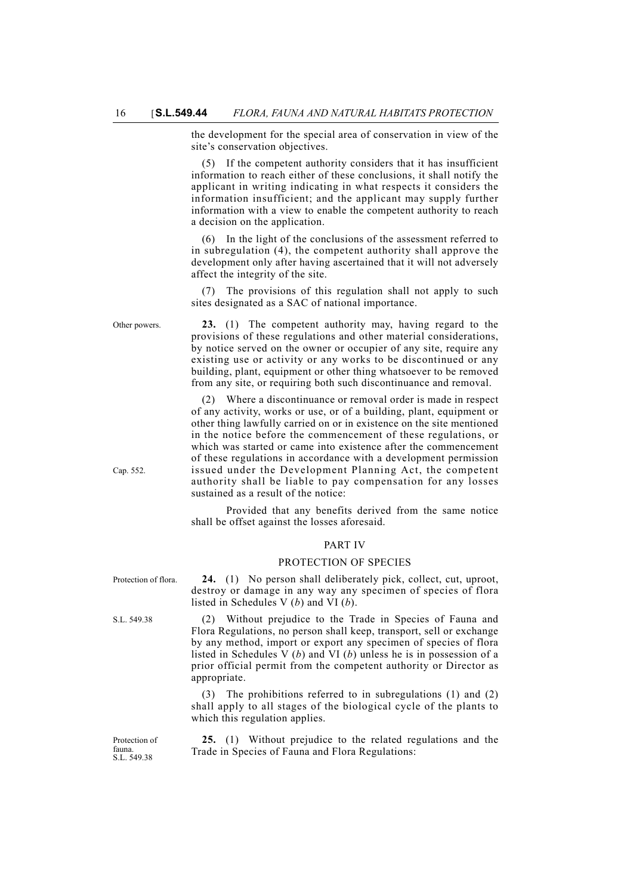the development for the special area of conservation in view of the site's conservation objectives.

(5) If the competent authority considers that it has insufficient information to reach either of these conclusions, it shall notify the applicant in writing indicating in what respects it considers the information insufficient; and the applicant may supply further information with a view to enable the competent authority to reach a decision on the application.

(6) In the light of the conclusions of the assessment referred to in subregulation (4), the competent authority shall approve the development only after having ascertained that it will not adversely affect the integrity of the site.

(7) The provisions of this regulation shall not apply to such sites designated as a SAC of national importance.

Other powers.

**23.** (1) The competent authority may, having regard to the provisions of these regulations and other material considerations, by notice served on the owner or occupier of any site, require any existing use or activity or any works to be discontinued or any building, plant, equipment or other thing whatsoever to be removed from any site, or requiring both such discontinuance and removal.

(2) Where a discontinuance or removal order is made in respect of any activity, works or use, or of a building, plant, equipment or other thing lawfully carried on or in existence on the site mentioned in the notice before the commencement of these regulations, or which was started or came into existence after the commencement of these regulations in accordance with a development permission issued under the Development Planning Act, the competent authority shall be liable to pay compensation for any losses sustained as a result of the notice:

Cap. 552.

Provided that any benefits derived from the same notice shall be offset against the losses aforesaid.

## PART IV

## PROTECTION OF SPECIES

Protection of flora.

**24.** (1) No person shall deliberately pick, collect, cut, uproot, destroy or damage in any way any specimen of species of flora listed in Schedules V (*b*) and VI (*b*).

S.L. 549.38

(2) Without prejudice to the Trade in Species of Fauna and Flora Regulations, no person shall keep, transport, sell or exchange by any method, import or export any specimen of species of flora listed in Schedules V (*b*) and VI (*b*) unless he is in possession of a prior official permit from the competent authority or Director as appropriate.

(3) The prohibitions referred to in subregulations (1) and (2) shall apply to all stages of the biological cycle of the plants to which this regulation applies.

Protection of fauna.
S.L. 549.38

**25.** (1) Without prejudice to the related regulations and the Trade in Species of Fauna and Flora Regulations: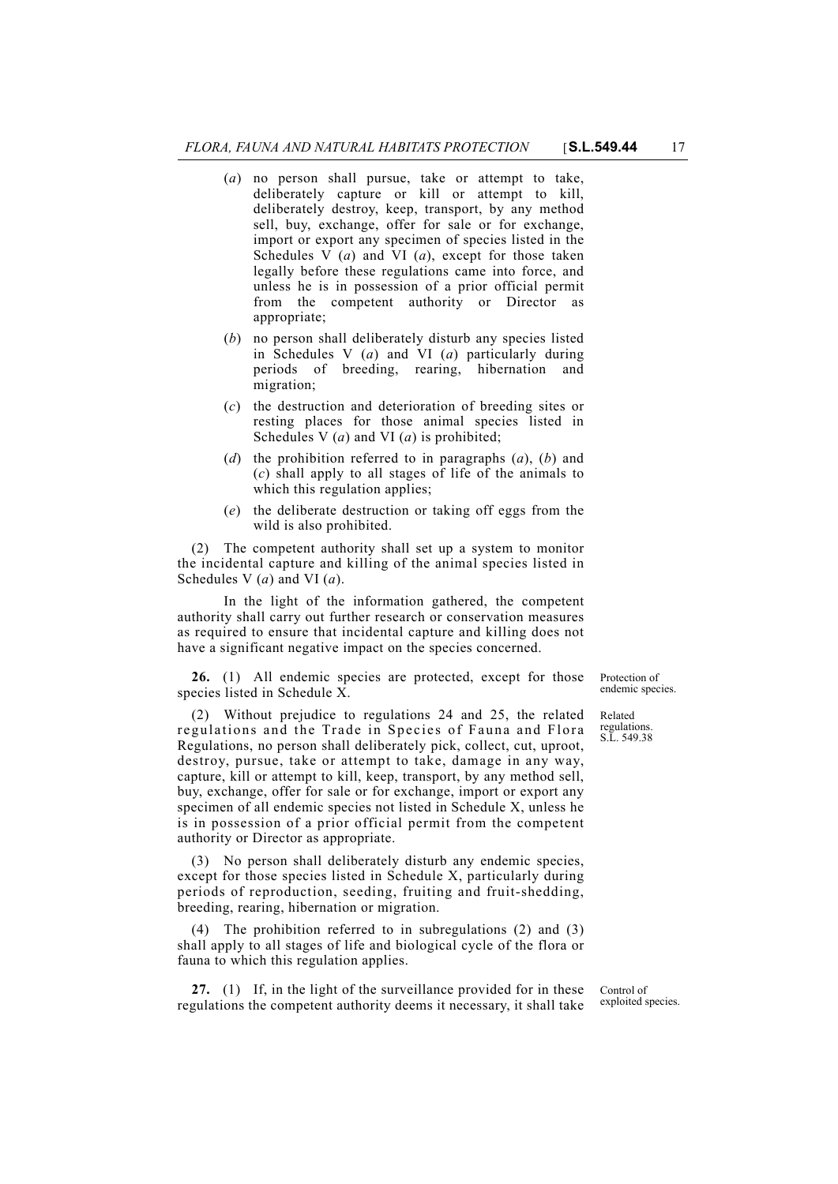(*a*) no person shall pursue, take or attempt to take, deliberately capture or kill or attempt to kill, deliberately destroy, keep, transport, by any method sell, buy, exchange, offer for sale or for exchange, import or export any specimen of species listed in the Schedules V (*a*) and VI (*a*), except for those taken legally before these regulations came into force, and unless he is in possession of a prior official permit from the competent authority or Director as appropriate;

(*b*) no person shall deliberately disturb any species listed in Schedules V (*a*) and VI (*a*) particularly during periods of breeding, rearing, hibernation and migration;

(*c*) the destruction and deterioration of breeding sites or resting places for those animal species listed in Schedules V (*a*) and VI (*a*) is prohibited;

(*d*) the prohibition referred to in paragraphs (*a*), (*b*) and (*c*) shall apply to all stages of life of the animals to which this regulation applies;

(*e*) the deliberate destruction or taking off eggs from the wild is also prohibited.

(2) The competent authority shall set up a system to monitor the incidental capture and killing of the animal species listed in Schedules V (*a*) and VI (*a*).

In the light of the information gathered, the competent authority shall carry out further research or conservation measures as required to ensure that incidental capture and killing does not have a significant negative impact on the species concerned.

*Protection of endemic species.*

**26.** (1) All endemic species are protected, except for those species listed in Schedule X.

*Related regulations. S.L. 549.38*

(2) Without prejudice to regulations 24 and 25, the related regulations and the Trade in Species of Fauna and Flora Regulations, no person shall deliberately pick, collect, cut, uproot, destroy, pursue, take or attempt to take, damage in any way, capture, kill or attempt to kill, keep, transport, by any method sell, buy, exchange, offer for sale or for exchange, import or export any specimen of all endemic species not listed in Schedule X, unless he is in possession of a prior official permit from the competent authority or Director as appropriate.

(3) No person shall deliberately disturb any endemic species, except for those species listed in Schedule X, particularly during periods of reproduction, seeding, fruiting and fruit-shedding, breeding, rearing, hibernation or migration.

(4) The prohibition referred to in subregulations (2) and (3) shall apply to all stages of life and biological cycle of the flora or fauna to which this regulation applies.

*Control of exploited species.*

**27.** (1) If, in the light of the surveillance provided for in these regulations the competent authority deems it necessary, it shall take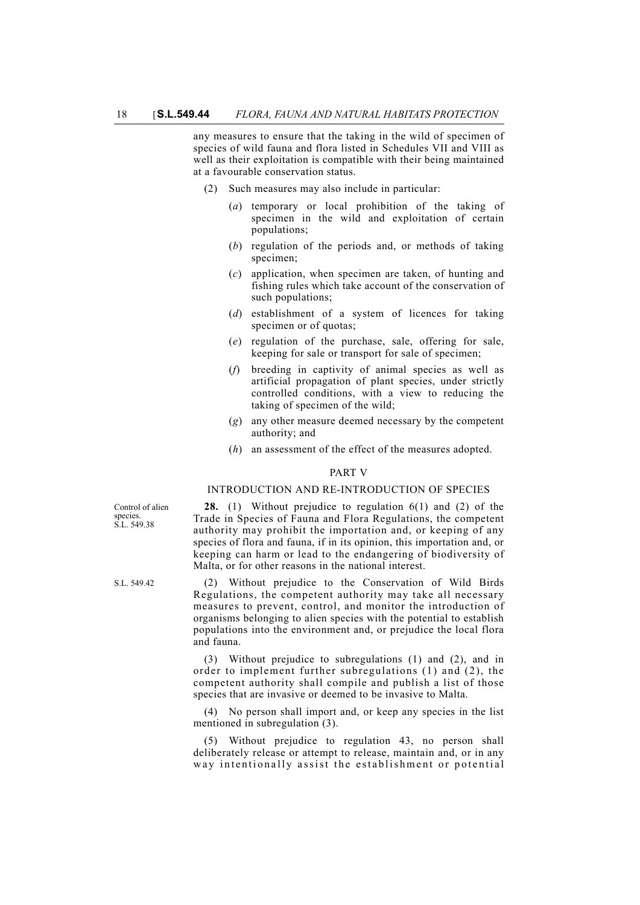any measures to ensure that the taking in the wild of specimen of species of wild fauna and flora listed in Schedules VII and VIII as well as their exploitation is compatible with their being maintained at a favourable conservation status.

(2) Such measures may also include in particular:

(*a*) temporary or local prohibition of the taking of specimen in the wild and exploitation of certain populations;

(*b*) regulation of the periods and, or methods of taking specimen;

(*c*) application, when specimen are taken, of hunting and fishing rules which take account of the conservation of such populations;

(*d*) establishment of a system of licences for taking specimen or of quotas;

(*e*) regulation of the purchase, sale, offering for sale, keeping for sale or transport for sale of specimen;

(*f*) breeding in captivity of animal species as well as artificial propagation of plant species, under strictly controlled conditions, with a view to reducing the taking of specimen of the wild;

(*g*) any other measure deemed necessary by the competent authority; and

(*h*) an assessment of the effect of the measures adopted.

## PART V

### INTRODUCTION AND RE-INTRODUCTION OF SPECIES

Control of alien species. S.L. 549.38

**28.** (1) Without prejudice to regulation 6(1) and (2) of the Trade in Species of Fauna and Flora Regulations, the competent authority may prohibit the importation and, or keeping of any species of flora and fauna, if in its opinion, this importation and, or keeping can harm or lead to the endangering of biodiversity of Malta, or for other reasons in the national interest.

S.L. 549.42

(2) Without prejudice to the Conservation of Wild Birds Regulations, the competent authority may take all necessary measures to prevent, control, and monitor the introduction of organisms belonging to alien species with the potential to establish populations into the environment and, or prejudice the local flora and fauna.

(3) Without prejudice to subregulations (1) and (2), and in order to implement further subregulations (1) and (2), the competent authority shall compile and publish a list of those species that are invasive or deemed to be invasive to Malta.

(4) No person shall import and, or keep any species in the list mentioned in subregulation (3).

(5) Without prejudice to regulation 43, no person shall deliberately release or attempt to release, maintain and, or in any way intentionally assist the establishment or potential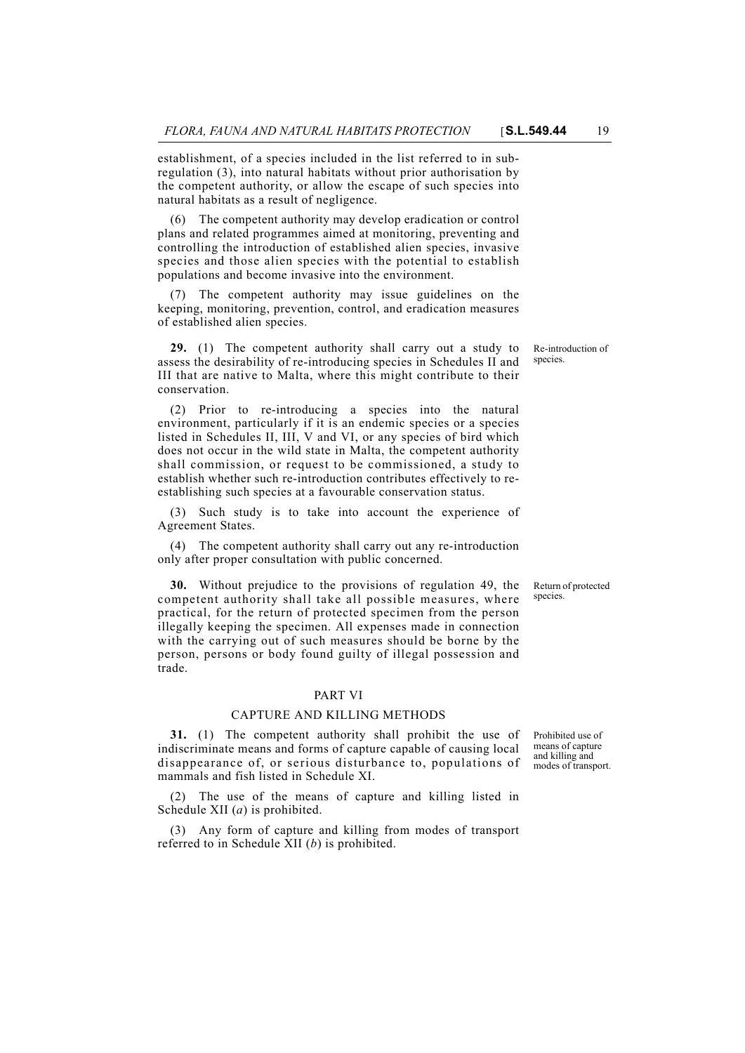establishment, of a species included in the list referred to in sub-regulation (3), into natural habitats without prior authorisation by the competent authority, or allow the escape of such species into natural habitats as a result of negligence.

(6) The competent authority may develop eradication or control plans and related programmes aimed at monitoring, preventing and controlling the introduction of established alien species, invasive species and those alien species with the potential to establish populations and become invasive into the environment.

(7) The competent authority may issue guidelines on the keeping, monitoring, prevention, control, and eradication measures of established alien species.

*Re-introduction of species.*

**29.** (1) The competent authority shall carry out a study to assess the desirability of re-introducing species in Schedules II and III that are native to Malta, where this might contribute to their conservation.

(2) Prior to re-introducing a species into the natural environment, particularly if it is an endemic species or a species listed in Schedules II, III, V and VI, or any species of bird which does not occur in the wild state in Malta, the competent authority shall commission, or request to be commissioned, a study to establish whether such re-introduction contributes effectively to re-establishing such species at a favourable conservation status.

(3) Such study is to take into account the experience of Agreement States.

(4) The competent authority shall carry out any re-introduction only after proper consultation with public concerned.

*Return of protected species.*

**30.** Without prejudice to the provisions of regulation 49, the competent authority shall take all possible measures, where practical, for the return of protected specimen from the person illegally keeping the specimen. All expenses made in connection with the carrying out of such measures should be borne by the person, persons or body found guilty of illegal possession and trade.

## PART VI

## CAPTURE AND KILLING METHODS

*Prohibited use of means of capture and killing and modes of transport.*

**31.** (1) The competent authority shall prohibit the use of indiscriminate means and forms of capture capable of causing local disappearance of, or serious disturbance to, populations of mammals and fish listed in Schedule XI.

(2) The use of the means of capture and killing listed in Schedule XII (*a*) is prohibited.

(3) Any form of capture and killing from modes of transport referred to in Schedule XII (*b*) is prohibited.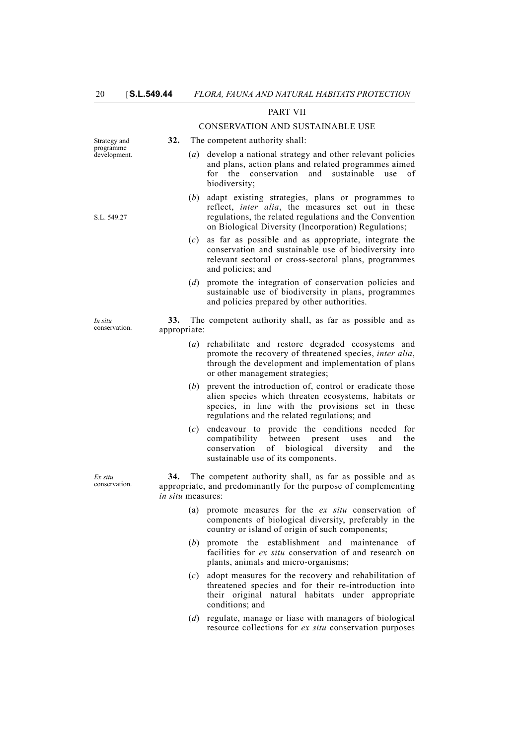## PART VII

## CONSERVATION AND SUSTAINABLE USE

Strategy and programme development.

**32.** The competent authority shall:

(*a*) develop a national strategy and other relevant policies and plans, action plans and related programmes aimed for the conservation and sustainable use of biodiversity;

(*b*) adapt existing strategies, plans or programmes to reflect, *inter alia*, the measures set out in these regulations, the related regulations and the Convention on Biological Diversity (Incorporation) Regulations;

S.L. 549.27

(*c*) as far as possible and as appropriate, integrate the conservation and sustainable use of biodiversity into relevant sectoral or cross-sectoral plans, programmes and policies; and

(*d*) promote the integration of conservation policies and sustainable use of biodiversity in plans, programmes and policies prepared by other authorities.

*In situ* conservation.

**33.** The competent authority shall, as far as possible and as appropriate:

(*a*) rehabilitate and restore degraded ecosystems and promote the recovery of threatened species, *inter alia*, through the development and implementation of plans or other management strategies;

(*b*) prevent the introduction of, control or eradicate those alien species which threaten ecosystems, habitats or species, in line with the provisions set in these regulations and the related regulations; and

(*c*) endeavour to provide the conditions needed for compatibility between present uses and the conservation of biological diversity and the sustainable use of its components.

*Ex situ* conservation.

**34.** The competent authority shall, as far as possible and as appropriate, and predominantly for the purpose of complementing *in situ* measures:

(a) promote measures for the *ex situ* conservation of components of biological diversity, preferably in the country or island of origin of such components;

(*b*) promote the establishment and maintenance of facilities for *ex situ* conservation of and research on plants, animals and micro-organisms;

(*c*) adopt measures for the recovery and rehabilitation of threatened species and for their re-introduction into their original natural habitats under appropriate conditions; and

(*d*) regulate, manage or liase with managers of biological resource collections for *ex situ* conservation purposes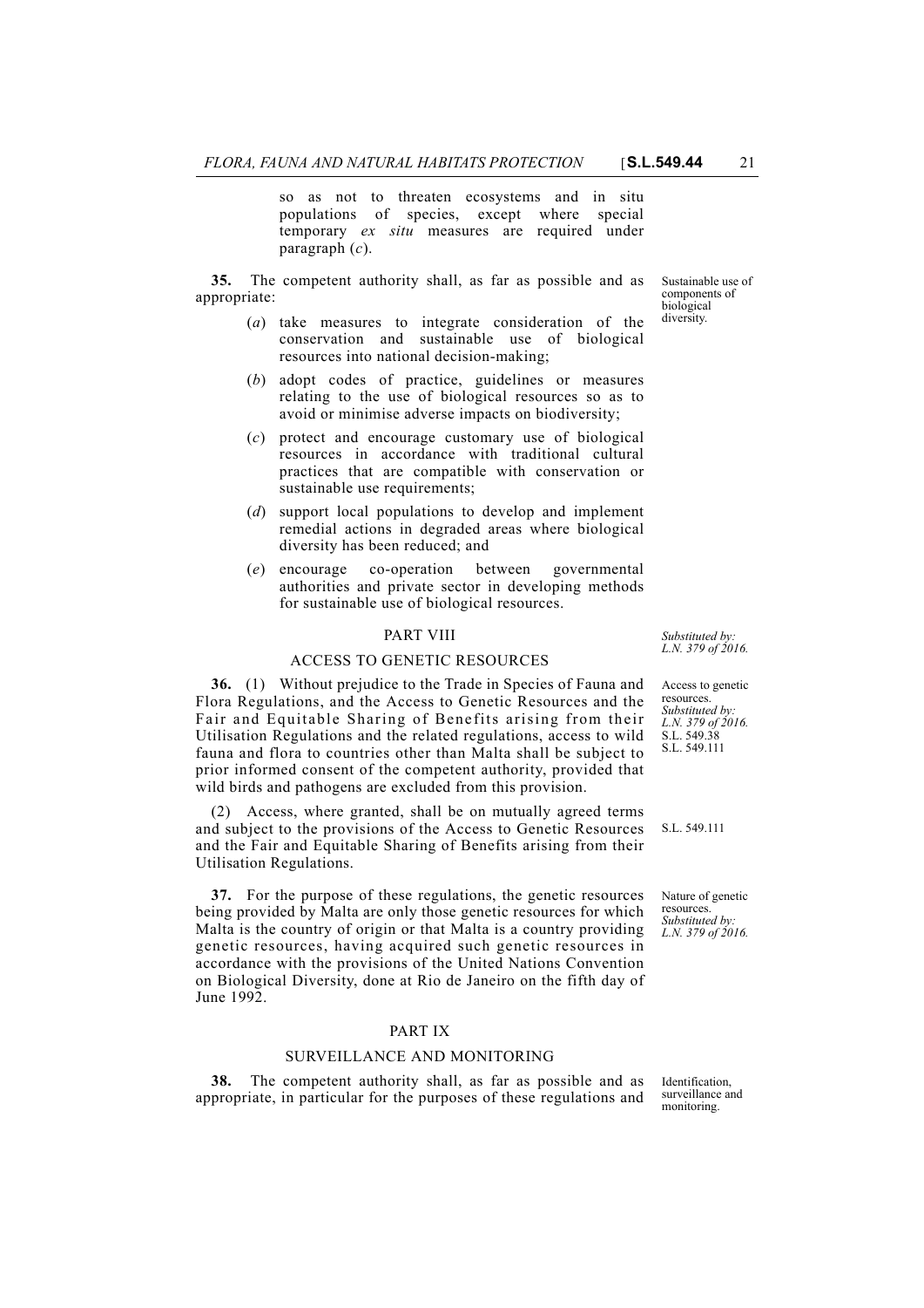so as not to threaten ecosystems and in situ populations of species, except where special temporary *ex situ* measures are required under paragraph (*c*).

Sustainable use of components of biological diversity.

**35.** The competent authority shall, as far as possible and as appropriate:

(*a*) take measures to integrate consideration of the conservation and sustainable use of biological resources into national decision-making;

(*b*) adopt codes of practice, guidelines or measures relating to the use of biological resources so as to avoid or minimise adverse impacts on biodiversity;

(*c*) protect and encourage customary use of biological resources in accordance with traditional cultural practices that are compatible with conservation or sustainable use requirements;

(*d*) support local populations to develop and implement remedial actions in degraded areas where biological diversity has been reduced; and

(*e*) encourage co-operation between governmental authorities and private sector in developing methods for sustainable use of biological resources.

## PART VIII

## ACCESS TO GENETIC RESOURCES

*Substituted by: L.N. 379 of 2016.*

Access to genetic resources. *Substituted by: L.N. 379 of 2016.* S.L. 549.38 S.L. 549.111

**36.** (1) Without prejudice to the Trade in Species of Fauna and Flora Regulations, and the Access to Genetic Resources and the Fair and Equitable Sharing of Benefits arising from their Utilisation Regulations and the related regulations, access to wild fauna and flora to countries other than Malta shall be subject to prior informed consent of the competent authority, provided that wild birds and pathogens are excluded from this provision.

S.L. 549.111

(2) Access, where granted, shall be on mutually agreed terms and subject to the provisions of the Access to Genetic Resources and the Fair and Equitable Sharing of Benefits arising from their Utilisation Regulations.

Nature of genetic resources. *Substituted by: L.N. 379 of 2016.*

**37.** For the purpose of these regulations, the genetic resources being provided by Malta are only those genetic resources for which Malta is the country of origin or that Malta is a country providing genetic resources, having acquired such genetic resources in accordance with the provisions of the United Nations Convention on Biological Diversity, done at Rio de Janeiro on the fifth day of June 1992.

## PART IX

## SURVEILLANCE AND MONITORING

Identification, surveillance and monitoring.

**38.** The competent authority shall, as far as possible and as appropriate, in particular for the purposes of these regulations and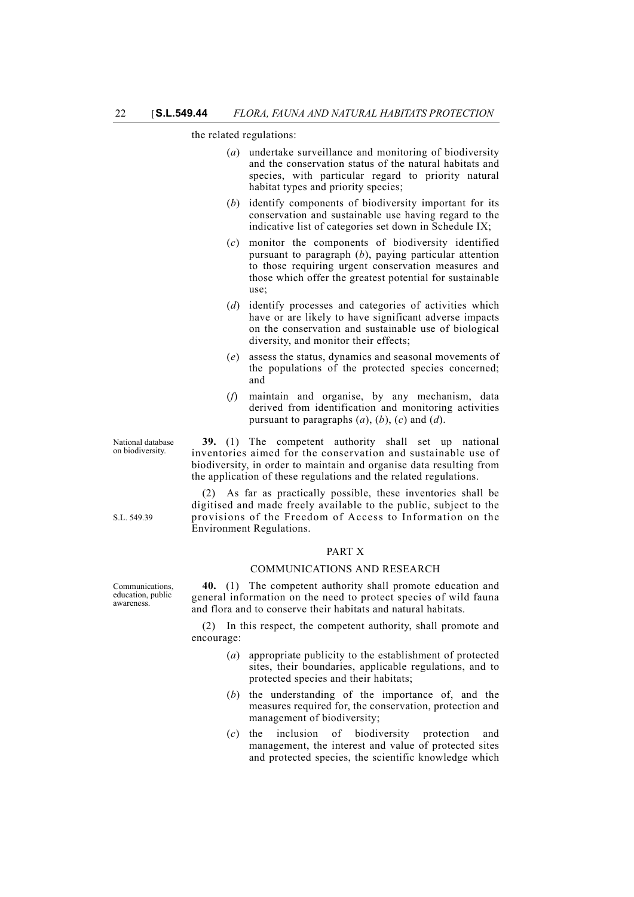the related regulations:

(*a*) undertake surveillance and monitoring of biodiversity and the conservation status of the natural habitats and species, with particular regard to priority natural habitat types and priority species;

(*b*) identify components of biodiversity important for its conservation and sustainable use having regard to the indicative list of categories set down in Schedule IX;

(*c*) monitor the components of biodiversity identified pursuant to paragraph (*b*), paying particular attention to those requiring urgent conservation measures and those which offer the greatest potential for sustainable use;

(*d*) identify processes and categories of activities which have or are likely to have significant adverse impacts on the conservation and sustainable use of biological diversity, and monitor their effects;

(*e*) assess the status, dynamics and seasonal movements of the populations of the protected species concerned; and

(*f*) maintain and organise, by any mechanism, data derived from identification and monitoring activities pursuant to paragraphs (*a*), (*b*), (*c*) and (*d*).

National database on biodiversity.

**39.** (1) The competent authority shall set up national inventories aimed for the conservation and sustainable use of biodiversity, in order to maintain and organise data resulting from the application of these regulations and the related regulations.

(2) As far as practically possible, these inventories shall be digitised and made freely available to the public, subject to the provisions of the Freedom of Access to Information on the Environment Regulations.

S.L. 549.39

## PART X

### COMMUNICATIONS AND RESEARCH

Communications, education, public awareness.

**40.** (1) The competent authority shall promote education and general information on the need to protect species of wild fauna and flora and to conserve their habitats and natural habitats.

(2) In this respect, the competent authority, shall promote and encourage:

(*a*) appropriate publicity to the establishment of protected sites, their boundaries, applicable regulations, and to protected species and their habitats;

(*b*) the understanding of the importance of, and the measures required for, the conservation, protection and management of biodiversity;

(*c*) the inclusion of biodiversity protection and management, the interest and value of protected sites and protected species, the scientific knowledge which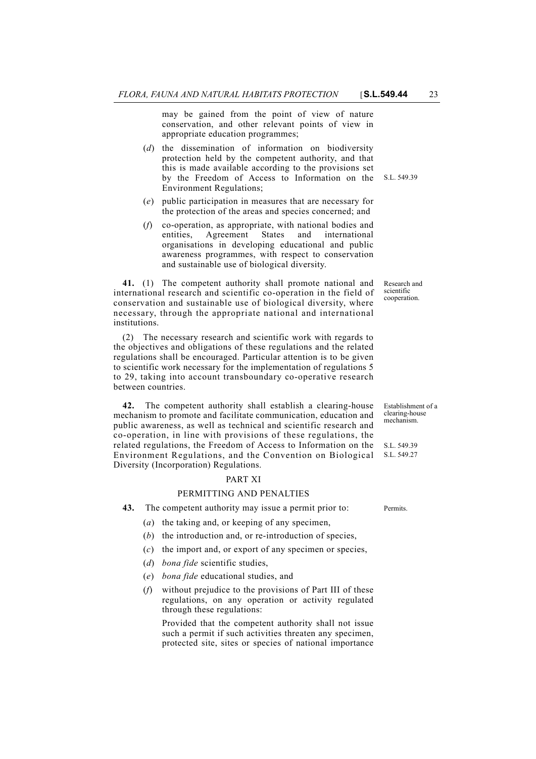may be gained from the point of view of nature conservation, and other relevant points of view in appropriate education programmes;

(*d*) the dissemination of information on biodiversity protection held by the competent authority, and that this is made available according to the provisions set by the Freedom of Access to Information on the Environment Regulations; S.L. 549.39

(*e*) public participation in measures that are necessary for the protection of the areas and species concerned; and

(*f*) co-operation, as appropriate, with national bodies and entities, Agreement States and international organisations in developing educational and public awareness programmes, with respect to conservation and sustainable use of biological diversity.

Research and scientific cooperation.

**41.** (1) The competent authority shall promote national and international research and scientific co-operation in the field of conservation and sustainable use of biological diversity, where necessary, through the appropriate national and international institutions.

(2) The necessary research and scientific work with regards to the objectives and obligations of these regulations and the related regulations shall be encouraged. Particular attention is to be given to scientific work necessary for the implementation of regulations 5 to 29, taking into account transboundary co-operative research between countries.

Establishment of a clearing-house mechanism.

**42.** The competent authority shall establish a clearing-house mechanism to promote and facilitate communication, education and public awareness, as well as technical and scientific research and co-operation, in line with provisions of these regulations, the related regulations, the Freedom of Access to Information on the Environment Regulations, and the Convention on Biological Diversity (Incorporation) Regulations. S.L. 549.39 S.L. 549.27

## PART XI

## PERMITTING AND PENALTIES

Permits.

**43.** The competent authority may issue a permit prior to:

(*a*) the taking and, or keeping of any specimen,

(*b*) the introduction and, or re-introduction of species,

(*c*) the import and, or export of any specimen or species,

(*d*) *bona fide* scientific studies,

(*e*) *bona fide* educational studies, and

(*f*) without prejudice to the provisions of Part III of these regulations, on any operation or activity regulated through these regulations:

Provided that the competent authority shall not issue such a permit if such activities threaten any specimen, protected site, sites or species of national importance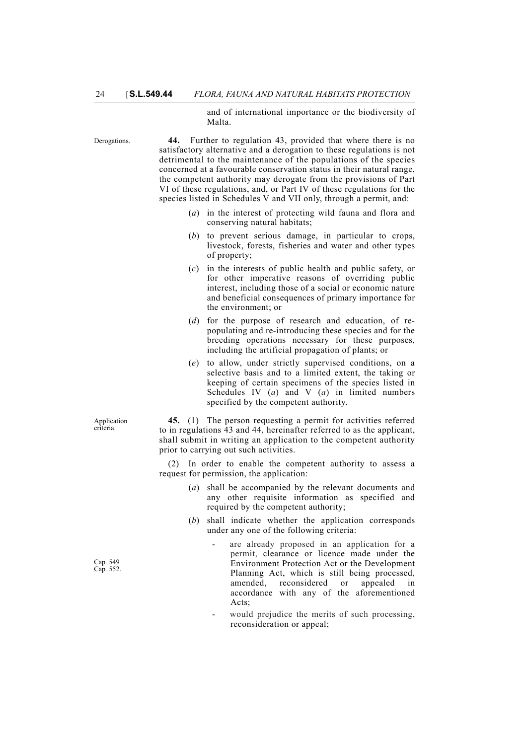and of international importance or the biodiversity of Malta.

Derogations.

**44.** Further to regulation 43, provided that where there is no satisfactory alternative and a derogation to these regulations is not detrimental to the maintenance of the populations of the species concerned at a favourable conservation status in their natural range, the competent authority may derogate from the provisions of Part VI of these regulations, and, or Part IV of these regulations for the species listed in Schedules V and VII only, through a permit, and:

(*a*) in the interest of protecting wild fauna and flora and conserving natural habitats;

(*b*) to prevent serious damage, in particular to crops, livestock, forests, fisheries and water and other types of property;

(*c*) in the interests of public health and public safety, or for other imperative reasons of overriding public interest, including those of a social or economic nature and beneficial consequences of primary importance for the environment; or

(*d*) for the purpose of research and education, of re-populating and re-introducing these species and for the breeding operations necessary for these purposes, including the artificial propagation of plants; or

(*e*) to allow, under strictly supervised conditions, on a selective basis and to a limited extent, the taking or keeping of certain specimens of the species listed in Schedules IV (*a*) and V (*a*) in limited numbers specified by the competent authority.

Application criteria.

**45.** (1) The person requesting a permit for activities referred to in regulations 43 and 44, hereinafter referred to as the applicant, shall submit in writing an application to the competent authority prior to carrying out such activities.

(2) In order to enable the competent authority to assess a request for permission, the application:

(*a*) shall be accompanied by the relevant documents and any other requisite information as specified and required by the competent authority;

(*b*) shall indicate whether the application corresponds under any one of the following criteria:

Cap. 549
Cap. 552.

- are already proposed in an application for a permit, clearance or licence made under the Environment Protection Act or the Development Planning Act, which is still being processed, amended, reconsidered or appealed in accordance with any of the aforementioned Acts;
- would prejudice the merits of such processing, reconsideration or appeal;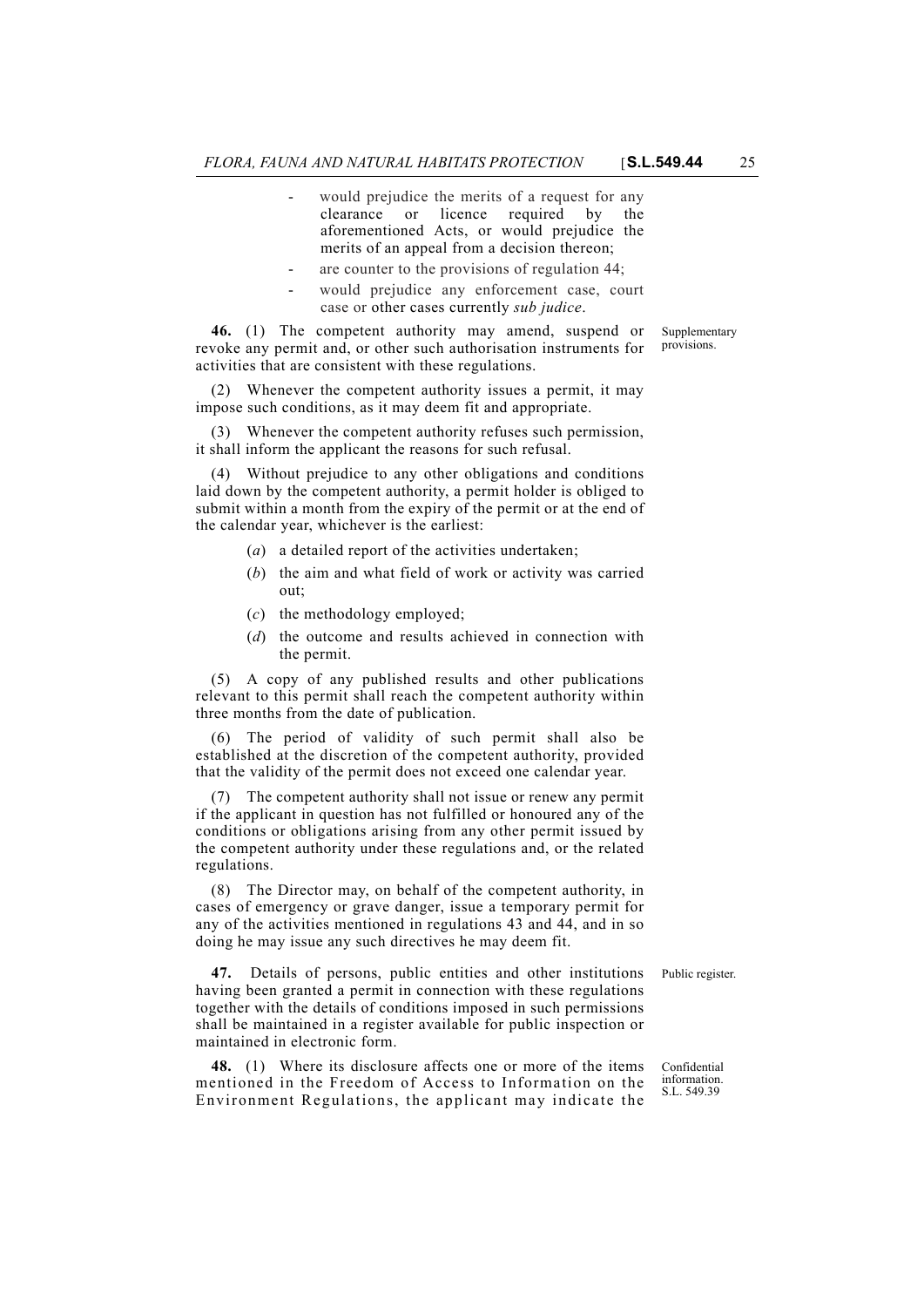- would prejudice the merits of a request for any clearance or licence required by the aforementioned Acts, or would prejudice the merits of an appeal from a decision thereon;
- are counter to the provisions of regulation 44;
- would prejudice any enforcement case, court case or other cases currently *sub judice*.

Supplementary provisions.

**46.** (1) The competent authority may amend, suspend or revoke any permit and, or other such authorisation instruments for activities that are consistent with these regulations.

(2) Whenever the competent authority issues a permit, it may impose such conditions, as it may deem fit and appropriate.

(3) Whenever the competent authority refuses such permission, it shall inform the applicant the reasons for such refusal.

(4) Without prejudice to any other obligations and conditions laid down by the competent authority, a permit holder is obliged to submit within a month from the expiry of the permit or at the end of the calendar year, whichever is the earliest:

(*a*) a detailed report of the activities undertaken;

(*b*) the aim and what field of work or activity was carried out;

(*c*) the methodology employed;

(*d*) the outcome and results achieved in connection with the permit.

(5) A copy of any published results and other publications relevant to this permit shall reach the competent authority within three months from the date of publication.

(6) The period of validity of such permit shall also be established at the discretion of the competent authority, provided that the validity of the permit does not exceed one calendar year.

(7) The competent authority shall not issue or renew any permit if the applicant in question has not fulfilled or honoured any of the conditions or obligations arising from any other permit issued by the competent authority under these regulations and, or the related regulations.

(8) The Director may, on behalf of the competent authority, in cases of emergency or grave danger, issue a temporary permit for any of the activities mentioned in regulations 43 and 44, and in so doing he may issue any such directives he may deem fit.

Public register.

**47.** Details of persons, public entities and other institutions having been granted a permit in connection with these regulations together with the details of conditions imposed in such permissions shall be maintained in a register available for public inspection or maintained in electronic form.

Confidential information. S.L. 549.39

**48.** (1) Where its disclosure affects one or more of the items mentioned in the Freedom of Access to Information on the Environment Regulations, the applicant may indicate the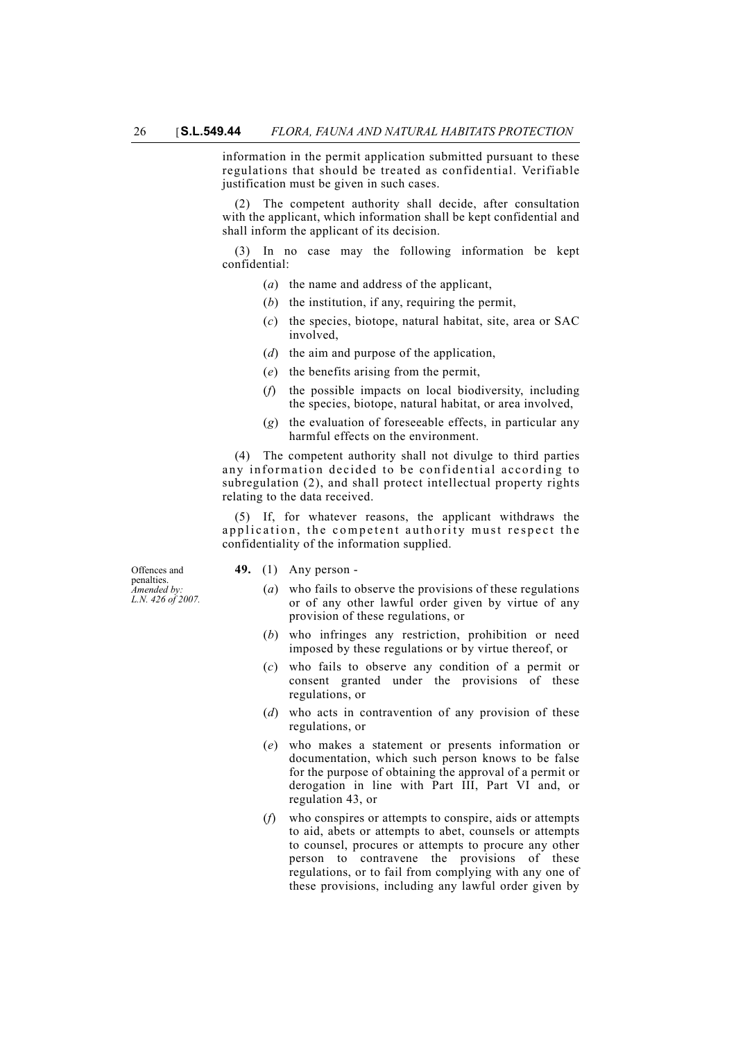information in the permit application submitted pursuant to these regulations that should be treated as confidential. Verifiable justification must be given in such cases.

(2) The competent authority shall decide, after consultation with the applicant, which information shall be kept confidential and shall inform the applicant of its decision.

(3) In no case may the following information be kept confidential:

(*a*) the name and address of the applicant,

(*b*) the institution, if any, requiring the permit,

(*c*) the species, biotope, natural habitat, site, area or SAC involved,

(*d*) the aim and purpose of the application,

(*e*) the benefits arising from the permit,

(*f*) the possible impacts on local biodiversity, including the species, biotope, natural habitat, or area involved,

(*g*) the evaluation of foreseeable effects, in particular any harmful effects on the environment.

(4) The competent authority shall not divulge to third parties any information decided to be confidential according to subregulation (2), and shall protect intellectual property rights relating to the data received.

(5) If, for whatever reasons, the applicant withdraws the application, the competent authority must respect the confidentiality of the information supplied.

Offences and penalties.
*Amended by: L.N. 426 of 2007.*

**49.** (1) Any person -

(*a*) who fails to observe the provisions of these regulations or of any other lawful order given by virtue of any provision of these regulations, or

(*b*) who infringes any restriction, prohibition or need imposed by these regulations or by virtue thereof, or

(*c*) who fails to observe any condition of a permit or consent granted under the provisions of these regulations, or

(*d*) who acts in contravention of any provision of these regulations, or

(*e*) who makes a statement or presents information or documentation, which such person knows to be false for the purpose of obtaining the approval of a permit or derogation in line with Part III, Part VI and, or regulation 43, or

(*f*) who conspires or attempts to conspire, aids or attempts to aid, abets or attempts to abet, counsels or attempts to counsel, procures or attempts to procure any other person to contravene the provisions of these regulations, or to fail from complying with any one of these provisions, including any lawful order given by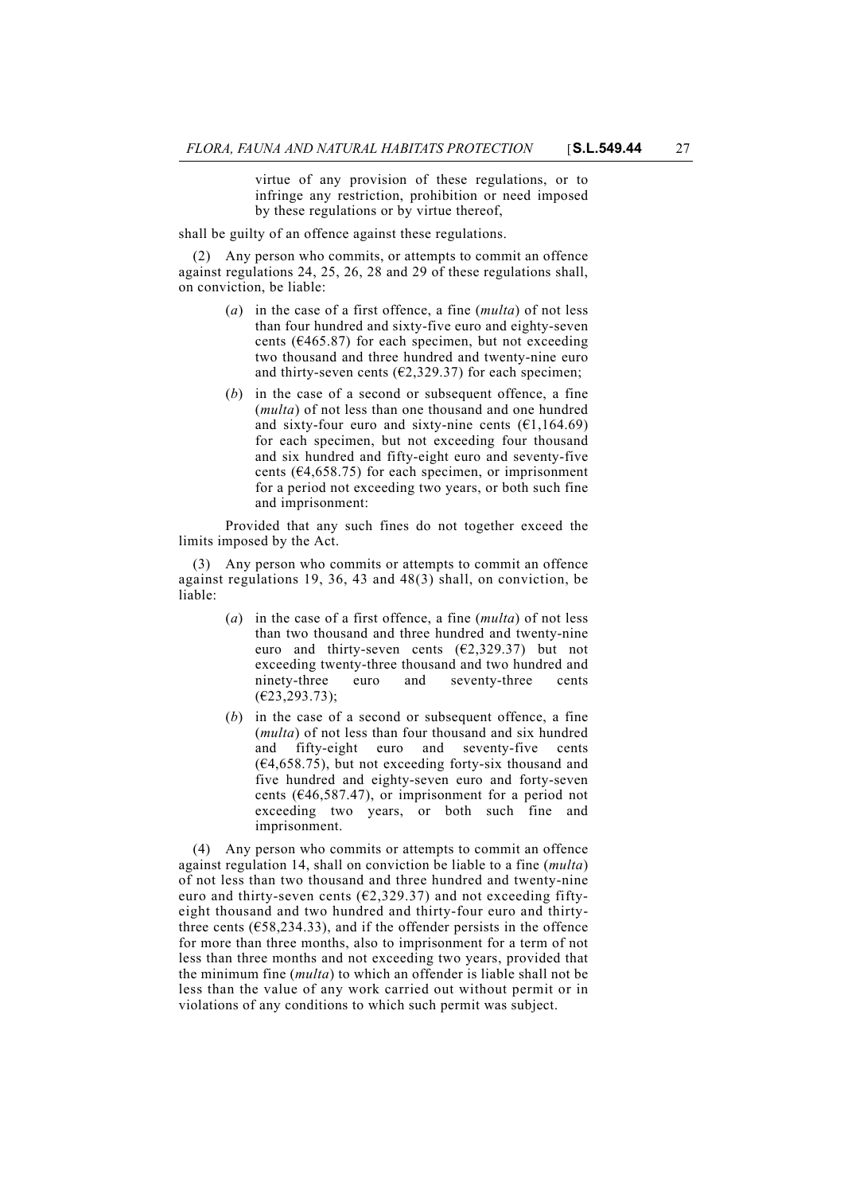virtue of any provision of these regulations, or to infringe any restriction, prohibition or need imposed by these regulations or by virtue thereof,

shall be guilty of an offence against these regulations.

(2) Any person who commits, or attempts to commit an offence against regulations 24, 25, 26, 28 and 29 of these regulations shall, on conviction, be liable:

(*a*) in the case of a first offence, a fine (*multa*) of not less than four hundred and sixty-five euro and eighty-seven cents (€465.87) for each specimen, but not exceeding two thousand and three hundred and twenty-nine euro and thirty-seven cents (€2,329.37) for each specimen;

(*b*) in the case of a second or subsequent offence, a fine (*multa*) of not less than one thousand and one hundred and sixty-four euro and sixty-nine cents (€1,164.69) for each specimen, but not exceeding four thousand and six hundred and fifty-eight euro and seventy-five cents (€4,658.75) for each specimen, or imprisonment for a period not exceeding two years, or both such fine and imprisonment:

Provided that any such fines do not together exceed the limits imposed by the Act.

(3) Any person who commits or attempts to commit an offence against regulations 19, 36, 43 and 48(3) shall, on conviction, be liable:

(*a*) in the case of a first offence, a fine (*multa*) of not less than two thousand and three hundred and twenty-nine euro and thirty-seven cents (€2,329.37) but not exceeding twenty-three thousand and two hundred and ninety-three euro and seventy-three cents (€23,293.73);

(*b*) in the case of a second or subsequent offence, a fine (*multa*) of not less than four thousand and six hundred and fifty-eight euro and seventy-five cents (€4,658.75), but not exceeding forty-six thousand and five hundred and eighty-seven euro and forty-seven cents (€46,587.47), or imprisonment for a period not exceeding two years, or both such fine and imprisonment.

(4) Any person who commits or attempts to commit an offence against regulation 14, shall on conviction be liable to a fine (*multa*) of not less than two thousand and three hundred and twenty-nine euro and thirty-seven cents (€2,329.37) and not exceeding fifty-eight thousand and two hundred and thirty-four euro and thirty-three cents (€58,234.33), and if the offender persists in the offence for more than three months, also to imprisonment for a term of not less than three months and not exceeding two years, provided that the minimum fine (*multa*) to which an offender is liable shall not be less than the value of any work carried out without permit or in violations of any conditions to which such permit was subject.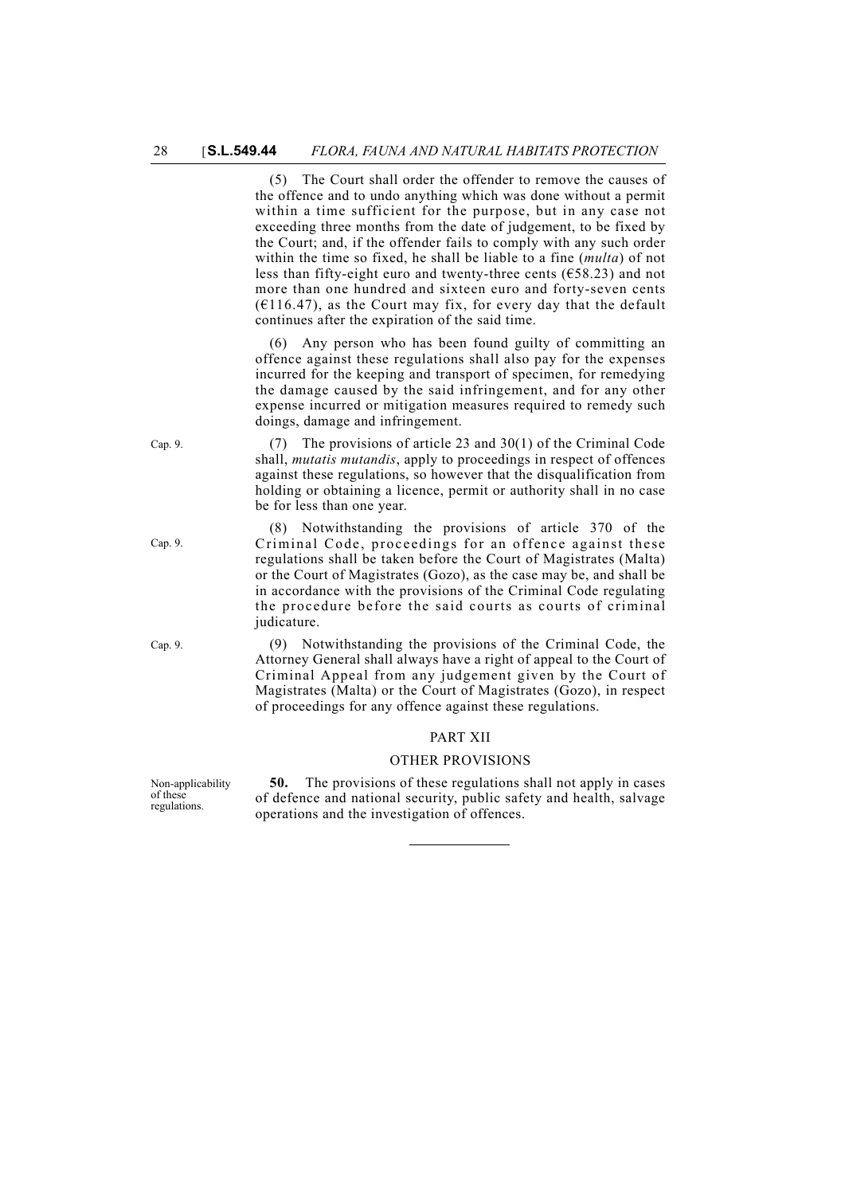(5) The Court shall order the offender to remove the causes of the offence and to undo anything which was done without a permit within a time sufficient for the purpose, but in any case not exceeding three months from the date of judgement, to be fixed by the Court; and, if the offender fails to comply with any such order within the time so fixed, he shall be liable to a fine (*multa*) of not less than fifty-eight euro and twenty-three cents (€58.23) and not more than one hundred and sixteen euro and forty-seven cents (€116.47), as the Court may fix, for every day that the default continues after the expiration of the said time.

(6) Any person who has been found guilty of committing an offence against these regulations shall also pay for the expenses incurred for the keeping and transport of specimen, for remedying the damage caused by the said infringement, and for any other expense incurred or mitigation measures required to remedy such doings, damage and infringement.

Cap. 9.

(7) The provisions of article 23 and 30(1) of the Criminal Code shall, *mutatis mutandis*, apply to proceedings in respect of offences against these regulations, so however that the disqualification from holding or obtaining a licence, permit or authority shall in no case be for less than one year.

Cap. 9.

(8) Notwithstanding the provisions of article 370 of the Criminal Code, proceedings for an offence against these regulations shall be taken before the Court of Magistrates (Malta) or the Court of Magistrates (Gozo), as the case may be, and shall be in accordance with the provisions of the Criminal Code regulating the procedure before the said courts as courts of criminal judicature.

Cap. 9.

(9) Notwithstanding the provisions of the Criminal Code, the Attorney General shall always have a right of appeal to the Court of Criminal Appeal from any judgement given by the Court of Magistrates (Malta) or the Court of Magistrates (Gozo), in respect of proceedings for any offence against these regulations.

## PART XII

## OTHER PROVISIONS

Non-applicability of these regulations.

**50.** The provisions of these regulations shall not apply in cases of defence and national security, public safety and health, salvage operations and the investigation of offences.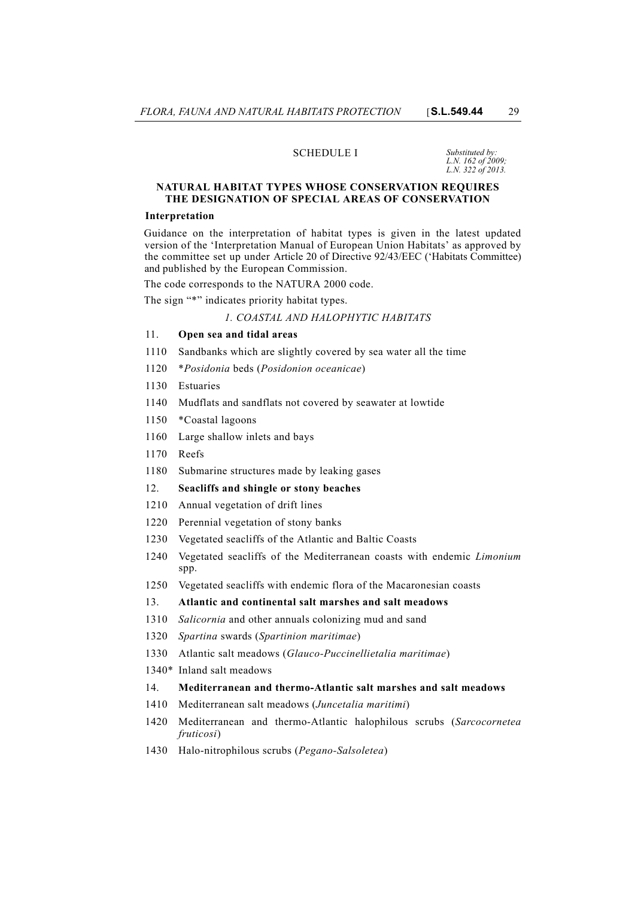## SCHEDULE I

*Substituted by: L.N. 162 of 2009; L.N. 322 of 2013.*

### NATURAL HABITAT TYPES WHOSE CONSERVATION REQUIRES THE DESIGNATION OF SPECIAL AREAS OF CONSERVATION

**Interpretation**

Guidance on the interpretation of habitat types is given in the latest updated version of the 'Interpretation Manual of European Union Habitats' as approved by the committee set up under Article 20 of Directive 92/43/EEC ('Habitats Committee) and published by the European Commission.

The code corresponds to the NATURA 2000 code.

The sign "*" indicates priority habitat types.

*1. COASTAL AND HALOPHYTIC HABITATS*

11. **Open sea and tidal areas**

1110 Sandbanks which are slightly covered by sea water all the time

1120 **Posidonia* beds (*Posidonion oceanicae*)

1130 Estuaries

1140 Mudflats and sandflats not covered by seawater at lowtide

1150 *Coastal lagoons

1160 Large shallow inlets and bays

1170 Reefs

1180 Submarine structures made by leaking gases

12. **Seacliffs and shingle or stony beaches**

1210 Annual vegetation of drift lines

1220 Perennial vegetation of stony banks

1230 Vegetated seacliffs of the Atlantic and Baltic Coasts

1240 Vegetated seacliffs of the Mediterranean coasts with endemic *Limonium* spp.

1250 Vegetated seacliffs with endemic flora of the Macaronesian coasts

13. **Atlantic and continental salt marshes and salt meadows**

1310 *Salicornia* and other annuals colonizing mud and sand

1320 *Spartina* swards (*Spartinion maritimae*)

1330 Atlantic salt meadows (*Glauco-Puccinellietalia maritimae*)

1340* Inland salt meadows

14. **Mediterranean and thermo-Atlantic salt marshes and salt meadows**

1410 Mediterranean salt meadows (*Juncetalia maritimi*)

1420 Mediterranean and thermo-Atlantic halophilous scrubs (*Sarcocornetea fruticosi*)

1430 Halo-nitrophilous scrubs (*Pegano-Salsoletea*)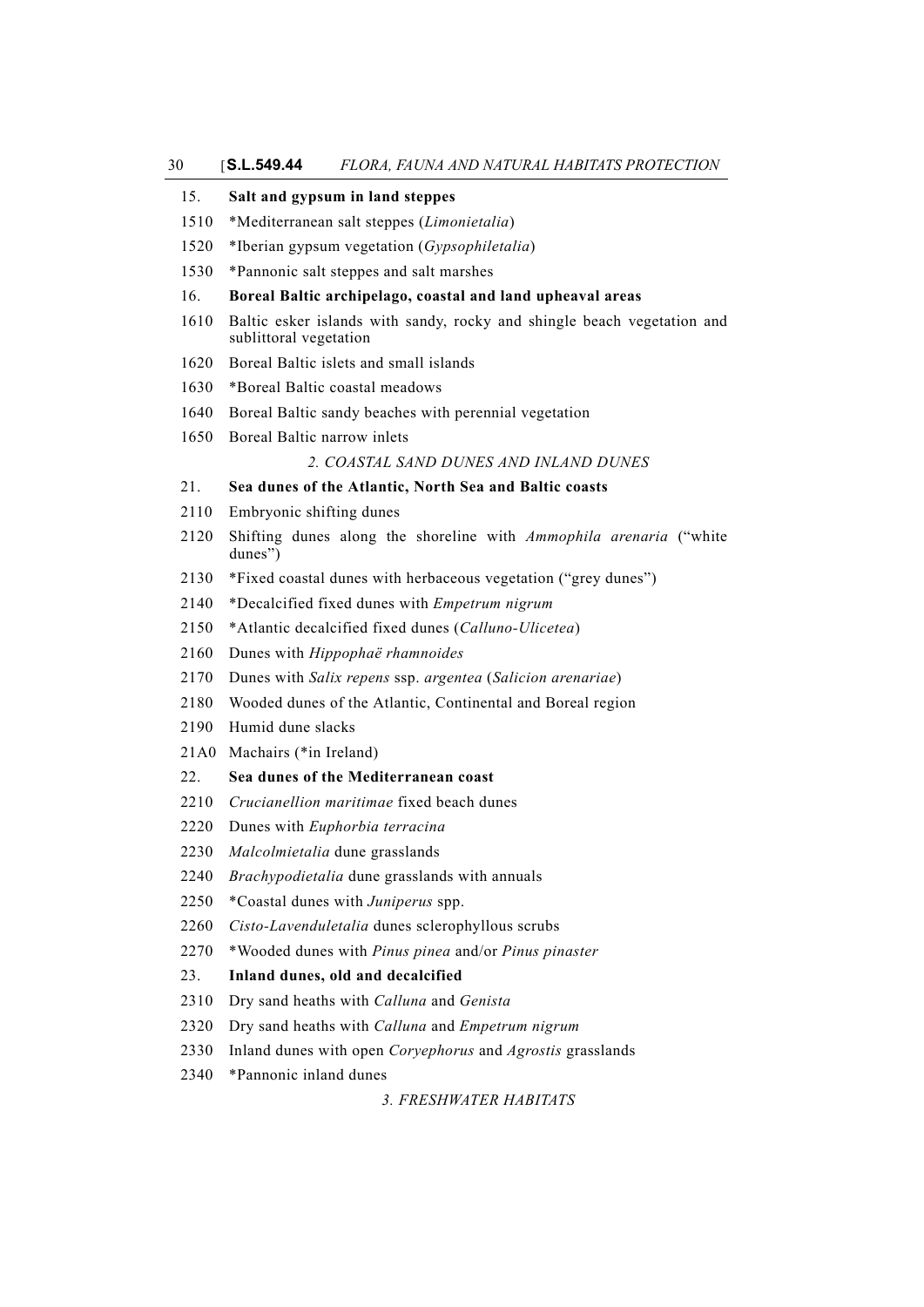15. **Salt and gypsum in land steppes**

1510 *Mediterranean salt steppes (*Limonietalia*)

1520 *Iberian gypsum vegetation (*Gypsophiletalia*)

1530 *Pannonic salt steppes and salt marshes

16. **Boreal Baltic archipelago, coastal and land upheaval areas**

1610 Baltic esker islands with sandy, rocky and shingle beach vegetation and sublittoral vegetation

1620 Boreal Baltic islets and small islands

1630 *Boreal Baltic coastal meadows

1640 Boreal Baltic sandy beaches with perennial vegetation

1650 Boreal Baltic narrow inlets

*2. COASTAL SAND DUNES AND INLAND DUNES*

21. **Sea dunes of the Atlantic, North Sea and Baltic coasts**

2110 Embryonic shifting dunes

2120 Shifting dunes along the shoreline with *Ammophila arenaria* ("white dunes")

2130 *Fixed coastal dunes with herbaceous vegetation ("grey dunes")

2140 *Decalcified fixed dunes with *Empetrum nigrum*

2150 *Atlantic decalcified fixed dunes (*Calluno-Ulicetea*)

2160 Dunes with *Hippophaë rhamnoides*

2170 Dunes with *Salix repens* ssp. *argentea* (*Salicion arenariae*)

2180 Wooded dunes of the Atlantic, Continental and Boreal region

2190 Humid dune slacks

21A0 Machairs (*in Ireland)

22. **Sea dunes of the Mediterranean coast**

2210 *Crucianellion maritimae* fixed beach dunes

2220 Dunes with *Euphorbia terracina*

2230 *Malcolmietalia* dune grasslands

2240 *Brachypodietalia* dune grasslands with annuals

2250 *Coastal dunes with *Juniperus* spp.

2260 *Cisto-Lavenduletalia* dunes sclerophyllous scrubs

2270 *Wooded dunes with *Pinus pinea* and/or *Pinus pinaster*

23. **Inland dunes, old and decalcified**

2310 Dry sand heaths with *Calluna* and *Genista*

2320 Dry sand heaths with *Calluna* and *Empetrum nigrum*

2330 Inland dunes with open *Coryephorus* and *Agrostis* grasslands

2340 *Pannonic inland dunes

*3. FRESHWATER HABITATS*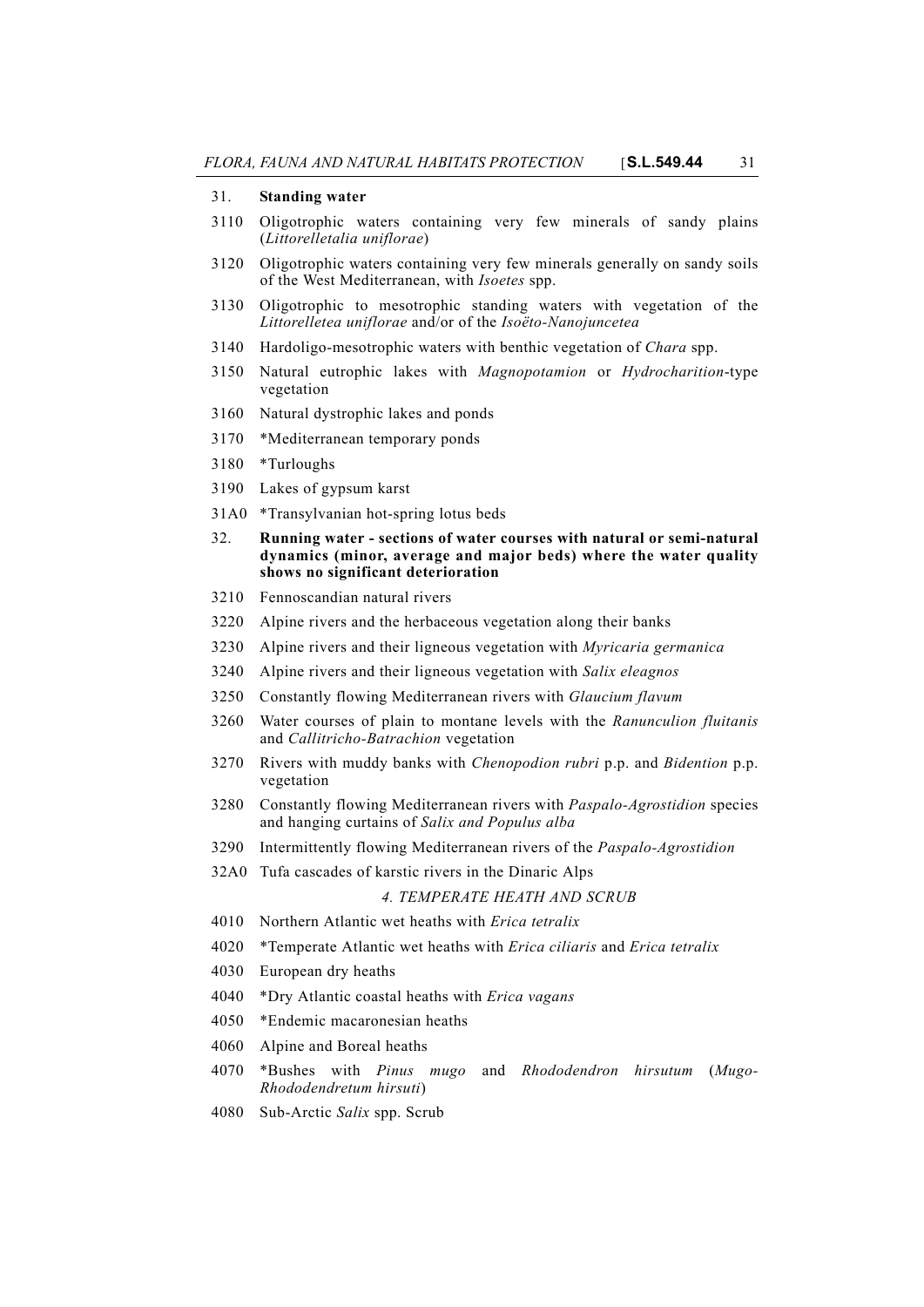31. **Standing water**

3110 Oligotrophic waters containing very few minerals of sandy plains (*Littorelletalia uniflorae*)

3120 Oligotrophic waters containing very few minerals generally on sandy soils of the West Mediterranean, with *Isoetes* spp.

3130 Oligotrophic to mesotrophic standing waters with vegetation of the *Littorelletea uniflorae* and/or of the *Isoëto-Nanojuncetea*

3140 Hardoligo-mesotrophic waters with benthic vegetation of *Chara* spp.

3150 Natural eutrophic lakes with *Magnopotamion* or *Hydrocharition*-type vegetation

3160 Natural dystrophic lakes and ponds

3170 *Mediterranean temporary ponds

3180 *Turloughs

3190 Lakes of gypsum karst

31A0 *Transylvanian hot-spring lotus beds

32. **Running water - sections of water courses with natural or semi-natural dynamics (minor, average and major beds) where the water quality shows no significant deterioration**

3210 Fennoscandian natural rivers

3220 Alpine rivers and the herbaceous vegetation along their banks

3230 Alpine rivers and their ligneous vegetation with *Myricaria germanica*

3240 Alpine rivers and their ligneous vegetation with *Salix eleagnos*

3250 Constantly flowing Mediterranean rivers with *Glaucium flavum*

3260 Water courses of plain to montane levels with the *Ranunculion fluitanis* and *Callitricho-Batrachion* vegetation

3270 Rivers with muddy banks with *Chenopodion rubri* p.p. and *Bidention* p.p. vegetation

3280 Constantly flowing Mediterranean rivers with *Paspalo-Agrostidion* species and hanging curtains of *Salix and Populus alba*

3290 Intermittently flowing Mediterranean rivers of the *Paspalo-Agrostidion*

32A0 Tufa cascades of karstic rivers in the Dinaric Alps

*4. TEMPERATE HEATH AND SCRUB*

4010 Northern Atlantic wet heaths with *Erica tetralix*

4020 *Temperate Atlantic wet heaths with *Erica ciliaris* and *Erica tetralix*

4030 European dry heaths

4040 *Dry Atlantic coastal heaths with *Erica vagans*

4050 *Endemic macaronesian heaths

4060 Alpine and Boreal heaths

4070 *Bushes with *Pinus mugo* and *Rhododendron hirsutum* (*Mugo-Rhododendretum hirsuti*)

4080 Sub-Arctic *Salix* spp. Scrub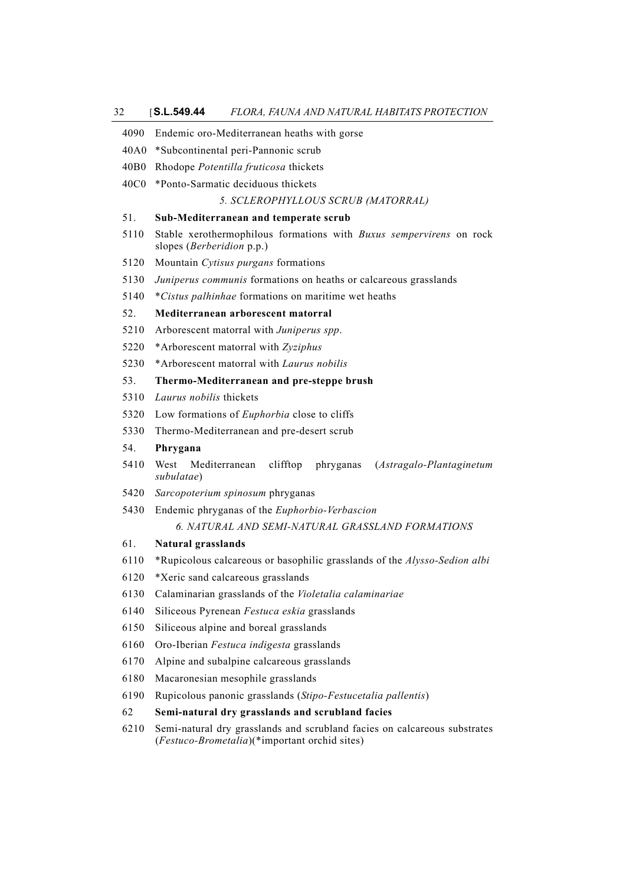4090 Endemic oro-Mediterranean heaths with gorse

40A0 *Subcontinental peri-Pannonic scrub

40B0 Rhodope *Potentilla fruticosa* thickets

40C0 *Ponto-Sarmatic deciduous thickets

### *5. SCLEROPHYLLOUS SCRUB (MATORRAL)*

**51. Sub-Mediterranean and temperate scrub**

5110 Stable xerothermophilous formations with *Buxus sempervirens* on rock slopes (*Berberidion* p.p.)

5120 Mountain *Cytisus purgans* formations

5130 *Juniperus communis* formations on heaths or calcareous grasslands

5140 **Cistus palhinhae* formations on maritime wet heaths

**52. Mediterranean arborescent matorral**

5210 Arborescent matorral with *Juniperus spp*.

5220 *Arborescent matorral with *Zyziphus*

5230 *Arborescent matorral with *Laurus nobilis*

**53. Thermo-Mediterranean and pre-steppe brush**

5310 *Laurus nobilis* thickets

5320 Low formations of *Euphorbia* close to cliffs

5330 Thermo-Mediterranean and pre-desert scrub

**54. Phrygana**

5410 West Mediterranean clifftop phryganas (*Astragalo-Plantaginetum subulatae*)

5420 *Sarcopoterium spinosum* phryganas

5430 Endemic phryganas of the *Euphorbio-Verbascion*

### *6. NATURAL AND SEMI-NATURAL GRASSLAND FORMATIONS*

**61. Natural grasslands**

6110 *Rupicolous calcareous or basophilic grasslands of the *Alysso-Sedion albi*

6120 *Xeric sand calcareous grasslands

6130 Calaminarian grasslands of the *Violetalia calaminariae*

6140 Siliceous Pyrenean *Festuca eskia* grasslands

6150 Siliceous alpine and boreal grasslands

6160 Oro-Iberian *Festuca indigesta* grasslands

6170 Alpine and subalpine calcareous grasslands

6180 Macaronesian mesophile grasslands

6190 Rupicolous panonic grasslands (*Stipo-Festucetalia pallentis*)

**62 Semi-natural dry grasslands and scrubland facies**

6210 Semi-natural dry grasslands and scrubland facies on calcareous substrates (*Festuco-Brometalia*)(*important orchid sites)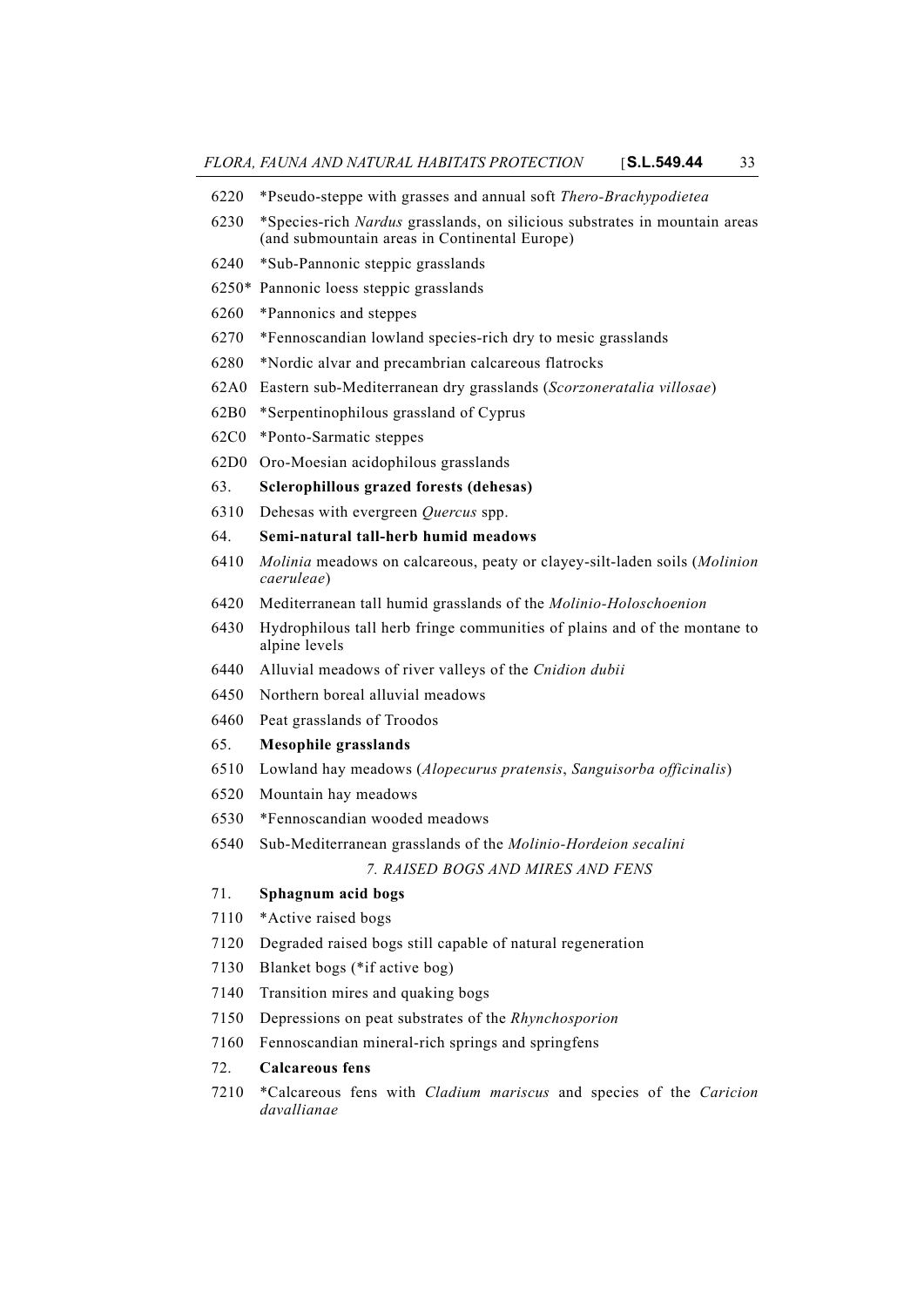6220 \*Pseudo-steppe with grasses and annual soft *Thero-Brachypodietea*

6230 \*Species-rich *Nardus* grasslands, on silicious substrates in mountain areas (and submountain areas in Continental Europe)

6240 \*Sub-Pannonic steppic grasslands

6250\* Pannonic loess steppic grasslands

6260 \*Pannonics and steppes

6270 \*Fennoscandian lowland species-rich dry to mesic grasslands

6280 \*Nordic alvar and precambrian calcareous flatrocks

62A0 Eastern sub-Mediterranean dry grasslands (*Scorzoneratalia villosae*)

62B0 \*Serpentinophilous grassland of Cyprus

62C0 \*Ponto-Sarmatic steppes

62D0 Oro-Moesian acidophilous grasslands

63. **Sclerophillous grazed forests (dehesas)**

6310 Dehesas with evergreen *Quercus* spp.

64. **Semi-natural tall-herb humid meadows**

6410 *Molinia* meadows on calcareous, peaty or clayey-silt-laden soils (*Molinion caeruleae*)

6420 Mediterranean tall humid grasslands of the *Molinio-Holoschoenion*

6430 Hydrophilous tall herb fringe communities of plains and of the montane to alpine levels

6440 Alluvial meadows of river valleys of the *Cnidion dubii*

6450 Northern boreal alluvial meadows

6460 Peat grasslands of Troodos

65. **Mesophile grasslands**

6510 Lowland hay meadows (*Alopecurus pratensis*, *Sanguisorba officinalis*)

6520 Mountain hay meadows

6530 \*Fennoscandian wooded meadows

6540 Sub-Mediterranean grasslands of the *Molinio-Hordeion secalini*

*7. RAISED BOGS AND MIRES AND FENS*

71. **Sphagnum acid bogs**

7110 \*Active raised bogs

7120 Degraded raised bogs still capable of natural regeneration

7130 Blanket bogs (\*if active bog)

7140 Transition mires and quaking bogs

7150 Depressions on peat substrates of the *Rhynchosporion*

7160 Fennoscandian mineral-rich springs and springfens

72. **Calcareous fens**

7210 \*Calcareous fens with *Cladium mariscus* and species of the *Caricion davallianae*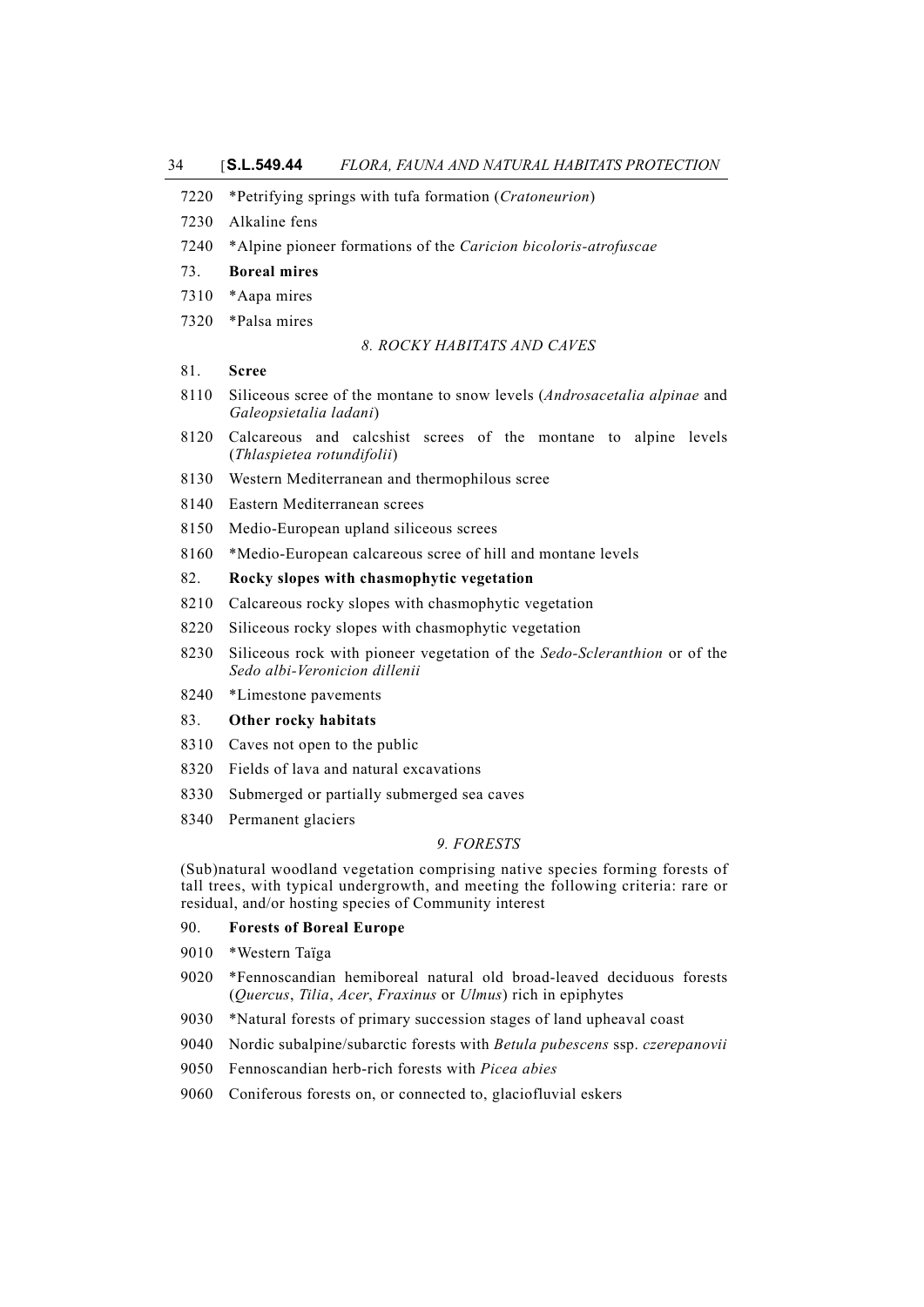7220 *Petrifying springs with tufa formation (*Cratoneurion*)

7230 Alkaline fens

7240 *Alpine pioneer formations of the *Caricion bicoloris-atrofuscae*

73. **Boreal mires**

7310 *Aapa mires

7320 *Palsa mires

*8. ROCKY HABITATS AND CAVES*

81. **Scree**

8110 Siliceous scree of the montane to snow levels (*Androsacetalia alpinae* and *Galeopsietalia ladani*)

8120 Calcareous and calcshist screes of the montane to alpine levels (*Thlaspietea rotundifolii*)

8130 Western Mediterranean and thermophilous scree

8140 Eastern Mediterranean screes

8150 Medio-European upland siliceous screes

8160 *Medio-European calcareous scree of hill and montane levels

82. **Rocky slopes with chasmophytic vegetation**

8210 Calcareous rocky slopes with chasmophytic vegetation

8220 Siliceous rocky slopes with chasmophytic vegetation

8230 Siliceous rock with pioneer vegetation of the *Sedo-Scleranthion* or of the *Sedo albi-Veronicion dillenii*

8240 *Limestone pavements

83. **Other rocky habitats**

8310 Caves not open to the public

8320 Fields of lava and natural excavations

8330 Submerged or partially submerged sea caves

8340 Permanent glaciers

*9. FORESTS*

(Sub)natural woodland vegetation comprising native species forming forests of tall trees, with typical undergrowth, and meeting the following criteria: rare or residual, and/or hosting species of Community interest

90. **Forests of Boreal Europe**

9010 *Western Taïga

9020 *Fennoscandian hemiboreal natural old broad-leaved deciduous forests (*Quercus*, *Tilia*, *Acer*, *Fraxinus* or *Ulmus*) rich in epiphytes

9030 *Natural forests of primary succession stages of land upheaval coast

9040 Nordic subalpine/subarctic forests with *Betula pubescens* ssp. *czerepanovii*

9050 Fennoscandian herb-rich forests with *Picea abies*

9060 Coniferous forests on, or connected to, glaciofluvial eskers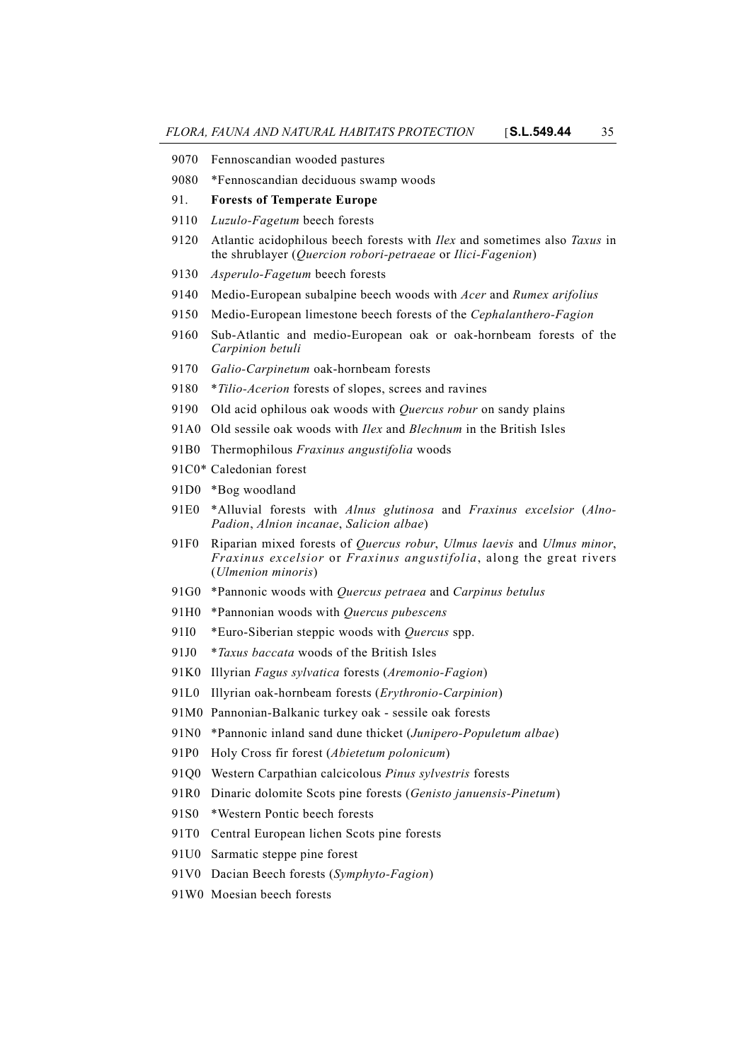9070 Fennoscandian wooded pastures

9080 *Fennoscandian deciduous swamp woods

**91. Forests of Temperate Europe**

9110 *Luzulo-Fagetum* beech forests

9120 Atlantic acidophilous beech forests with *Ilex* and sometimes also *Taxus* in the shrublayer (*Quercion robori-petraeae* or *Ilici-Fagenion*)

9130 *Asperulo-Fagetum* beech forests

9140 Medio-European subalpine beech woods with *Acer* and *Rumex arifolius*

9150 Medio-European limestone beech forests of the *Cephalanthero-Fagion*

9160 Sub-Atlantic and medio-European oak or oak-hornbeam forests of the *Carpinion betuli*

9170 *Galio-Carpinetum* oak-hornbeam forests

9180 **Tilio-Acerion* forests of slopes, screes and ravines

9190 Old acid ophilous oak woods with *Quercus robur* on sandy plains

91A0 Old sessile oak woods with *Ilex* and *Blechnum* in the British Isles

91B0 Thermophilous *Fraxinus angustifolia* woods

91C0* Caledonian forest

91D0 *Bog woodland

91E0 *Alluvial forests with *Alnus glutinosa* and *Fraxinus excelsior* (*Alno-Padion*, *Alnion incanae*, *Salicion albae*)

91F0 Riparian mixed forests of *Quercus robur*, *Ulmus laevis* and *Ulmus minor*, *Fraxinus excelsior* or *Fraxinus angustifolia*, along the great rivers (*Ulmenion minoris*)

91G0 *Pannonic woods with *Quercus petraea* and *Carpinus betulus*

91H0 *Pannonian woods with *Quercus pubescens*

91I0 *Euro-Siberian steppic woods with *Quercus* spp.

91J0 **Taxus baccata* woods of the British Isles

91K0 Illyrian *Fagus sylvatica* forests (*Aremonio-Fagion*)

91L0 Illyrian oak-hornbeam forests (*Erythronio-Carpinion*)

91M0 Pannonian-Balkanic turkey oak - sessile oak forests

91N0 *Pannonic inland sand dune thicket (*Junipero-Populetum albae*)

91P0 Holy Cross fir forest (*Abietetum polonicum*)

91Q0 Western Carpathian calcicolous *Pinus sylvestris* forests

91R0 Dinaric dolomite Scots pine forests (*Genisto januensis-Pinetum*)

91S0 *Western Pontic beech forests

91T0 Central European lichen Scots pine forests

91U0 Sarmatic steppe pine forest

91V0 Dacian Beech forests (*Symphyto-Fagion*)

91W0 Moesian beech forests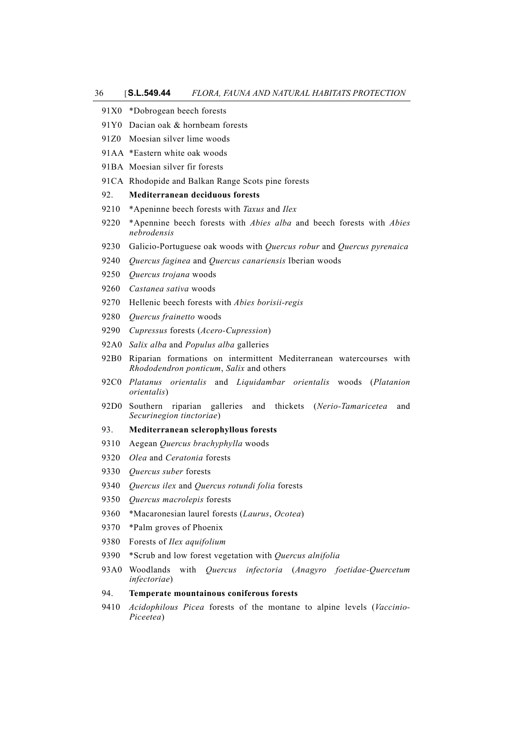91X0 *Dobrogean beech forests

91Y0 Dacian oak & hornbeam forests

91Z0 Moesian silver lime woods

91AA *Eastern white oak woods

91BA Moesian silver fir forests

91CA Rhodopide and Balkan Range Scots pine forests

92. **Mediterranean deciduous forests**

9210 *Apeninne beech forests with *Taxus* and *Ilex*

9220 *Apennine beech forests with *Abies alba* and beech forests with *Abies nebrodensis*

9230 Galicio-Portuguese oak woods with *Quercus robur* and *Quercus pyrenaica*

9240 *Quercus faginea* and *Quercus canariensis* Iberian woods

9250 *Quercus trojana* woods

9260 *Castanea sativa* woods

9270 Hellenic beech forests with *Abies borisii-regis*

9280 *Quercus frainetto* woods

9290 *Cupressus* forests (*Acero-Cupression*)

92A0 *Salix alba* and *Populus alba* galleries

92B0 Riparian formations on intermittent Mediterranean watercourses with *Rhododendron ponticum*, *Salix* and others

92C0 *Platanus orientalis* and *Liquidambar orientalis* woods (*Platanion orientalis*)

92D0 Southern riparian galleries and thickets (*Nerio-Tamaricetea* and *Securinegion tinctoriae*)

93. **Mediterranean sclerophyllous forests**

9310 Aegean *Quercus brachyphylla* woods

9320 *Olea* and *Ceratonia* forests

9330 *Quercus suber* forests

9340 *Quercus ilex* and *Quercus rotundi folia* forests

9350 *Quercus macrolepis* forests

9360 *Macaronesian laurel forests (*Laurus*, *Ocotea*)

9370 *Palm groves of Phoenix

9380 Forests of *Ilex aquifolium*

9390 *Scrub and low forest vegetation with *Quercus alnifolia*

93A0 Woodlands with *Quercus infectoria* (*Anagyro foetidae-Quercetum infectoriae*)

94. **Temperate mountainous coniferous forests**

9410 *Acidophilous Picea* forests of the montane to alpine levels (*Vaccinio-Piceetea*)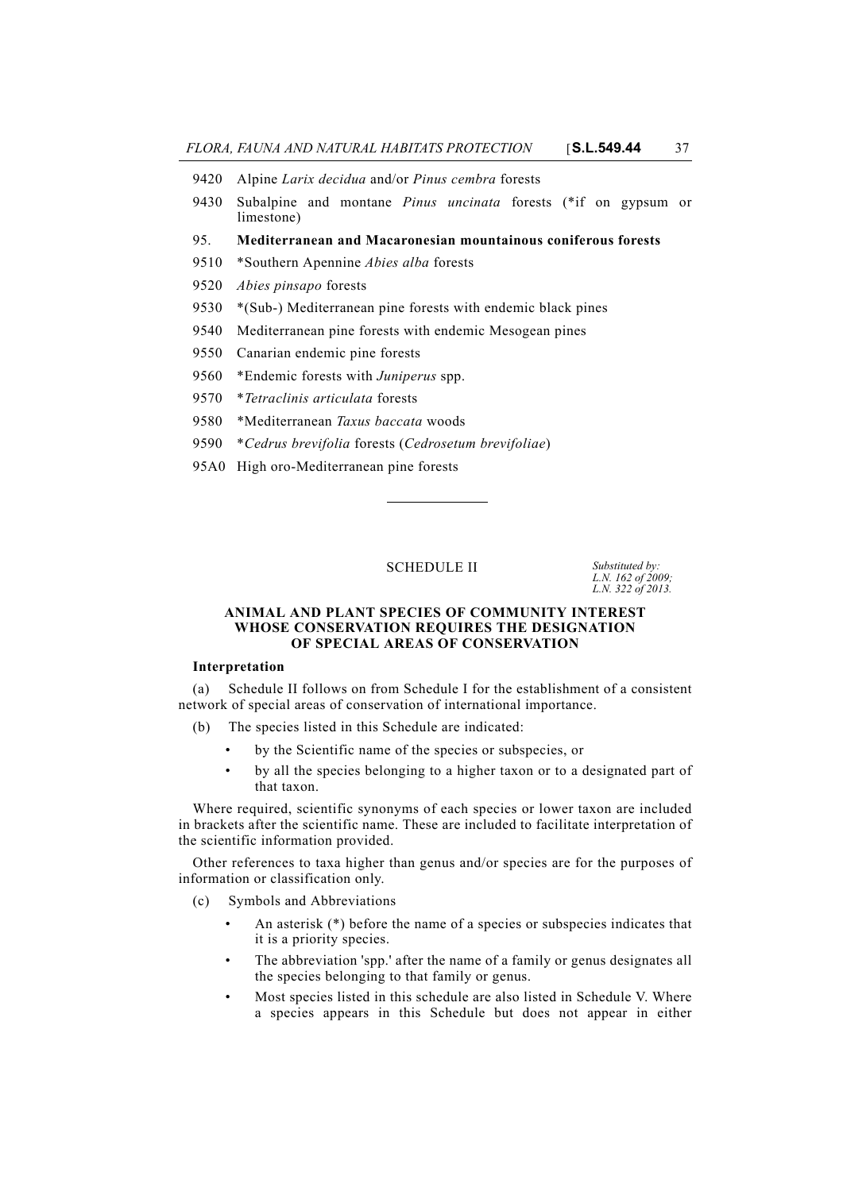9420 Alpine *Larix decidua* and/or *Pinus cembra* forests

9430 Subalpine and montane *Pinus uncinata* forests (*if on gypsum or limestone)

95. **Mediterranean and Macaronesian mountainous coniferous forests**

9510 *Southern Apennine *Abies alba* forests

9520 *Abies pinsapo* forests

9530 *(Sub-) Mediterranean pine forests with endemic black pines

9540 Mediterranean pine forests with endemic Mesogean pines

9550 Canarian endemic pine forests

9560 *Endemic forests with *Juniperus* spp.

9570 **Tetraclinis articulata* forests

9580 *Mediterranean *Taxus baccata* woods

9590 **Cedrus brevifolia* forests (*Cedrosetum brevifoliae*)

95A0 High oro-Mediterranean pine forests

---

## SCHEDULE II

*Substituted by: L.N. 162 of 2009; L.N. 322 of 2013.*

### ANIMAL AND PLANT SPECIES OF COMMUNITY INTEREST WHOSE CONSERVATION REQUIRES THE DESIGNATION OF SPECIAL AREAS OF CONSERVATION

**Interpretation**

(a) Schedule II follows on from Schedule I for the establishment of a consistent network of special areas of conservation of international importance.

(b) The species listed in this Schedule are indicated:

- by the Scientific name of the species or subspecies, or
- by all the species belonging to a higher taxon or to a designated part of that taxon.

Where required, scientific synonyms of each species or lower taxon are included in brackets after the scientific name. These are included to facilitate interpretation of the scientific information provided.

Other references to taxa higher than genus and/or species are for the purposes of information or classification only.

(c) Symbols and Abbreviations

- An asterisk (*) before the name of a species or subspecies indicates that it is a priority species.
- The abbreviation 'spp.' after the name of a family or genus designates all the species belonging to that family or genus.
- Most species listed in this schedule are also listed in Schedule V. Where a species appears in this Schedule but does not appear in either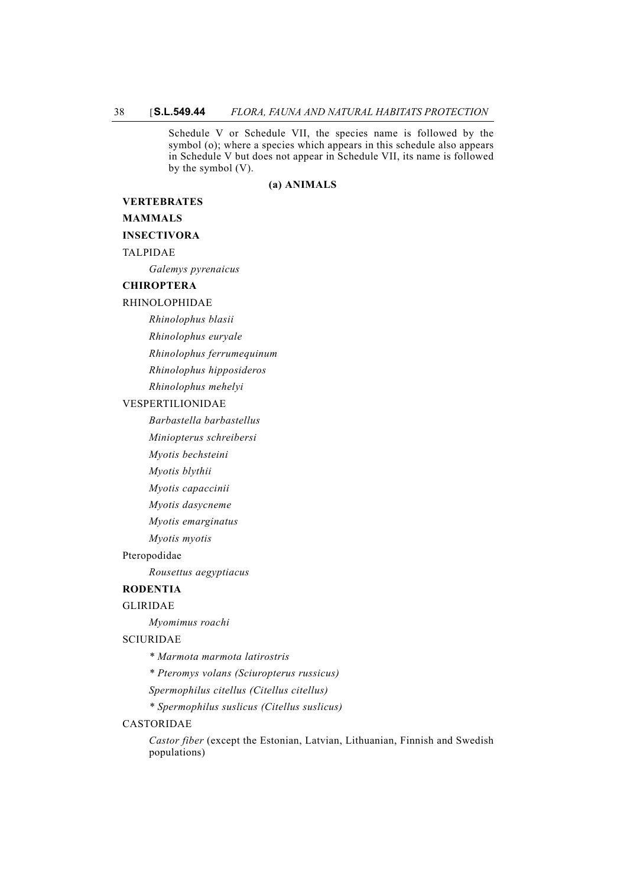Schedule V or Schedule VII, the species name is followed by the symbol (o); where a species which appears in this schedule also appears in Schedule V but does not appear in Schedule VII, its name is followed by the symbol (V).

**(a) ANIMALS**

**VERTEBRATES**

**MAMMALS**

**INSECTIVORA**

TALPIDAE

*Galemys pyrenaicus*

**CHIROPTERA**

RHINOLOPHIDAE

*Rhinolophus blasii*

*Rhinolophus euryale*

*Rhinolophus ferrumequinum*

*Rhinolophus hipposideros*

*Rhinolophus mehelyi*

VESPERTILIONIDAE

*Barbastella barbastellus*

*Miniopterus schreibersi*

*Myotis bechsteini*

*Myotis blythii*

*Myotis capaccinii*

*Myotis dasycneme*

*Myotis emarginatus*

*Myotis myotis*

Pteropodidae

*Rousettus aegyptiacus*

**RODENTIA**

GLIRIDAE

*Myomimus roachi*

SCIURIDAE

*\* Marmota marmota latirostris*

*\* Pteromys volans (Sciuropterus russicus)*

*Spermophilus citellus (Citellus citellus)*

*\* Spermophilus suslicus (Citellus suslicus)*

CASTORIDAE

*Castor fiber* (except the Estonian, Latvian, Lithuanian, Finnish and Swedish populations)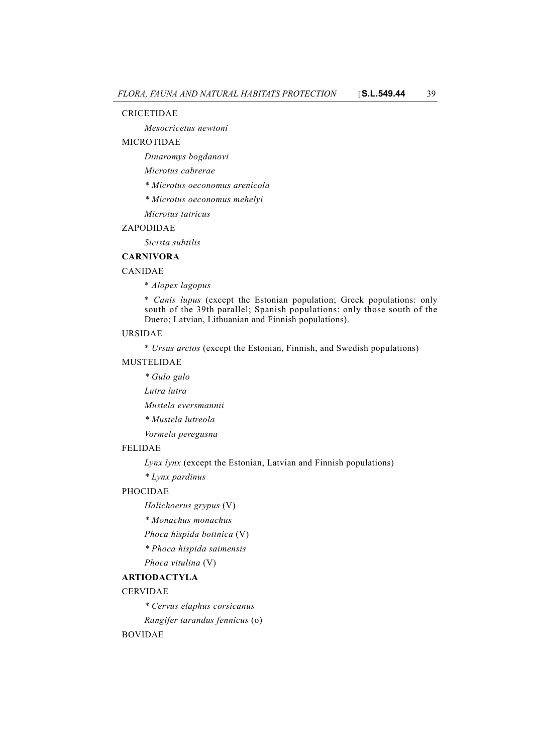CRICETIDAE

*Mesocricetus newtoni*

MICROTIDAE

*Dinaromys bogdanovi*

*Microtus cabrerae*

*\* Microtus oeconomus arenicola*

*\* Microtus oeconomus mehelyi*

*Microtus tatricus*

ZAPODIDAE

*Sicista subtilis*

**CARNIVORA**

CANIDAE

\* *Alopex lagopus*

\* *Canis lupus* (except the Estonian population; Greek populations: only south of the 39th parallel; Spanish populations: only those south of the Duero; Latvian, Lithuanian and Finnish populations).

URSIDAE

\* *Ursus arctos* (except the Estonian, Finnish, and Swedish populations)

MUSTELIDAE

*\* Gulo gulo*

*Lutra lutra*

*Mustela eversmannii*

*\* Mustela lutreola*

*Vormela peregusna*

FELIDAE

*Lynx lynx* (except the Estonian, Latvian and Finnish populations)

*\* Lynx pardinus*

PHOCIDAE

*Halichoerus grypus* (V)

*\* Monachus monachus*

*Phoca hispida bottnica* (V)

*\* Phoca hispida saimensis*

*Phoca vitulina* (V)

**ARTIODACTYLA**

CERVIDAE

*\* Cervus elaphus corsicanus*

*Rangifer tarandus fennicus* (o)

BOVIDAE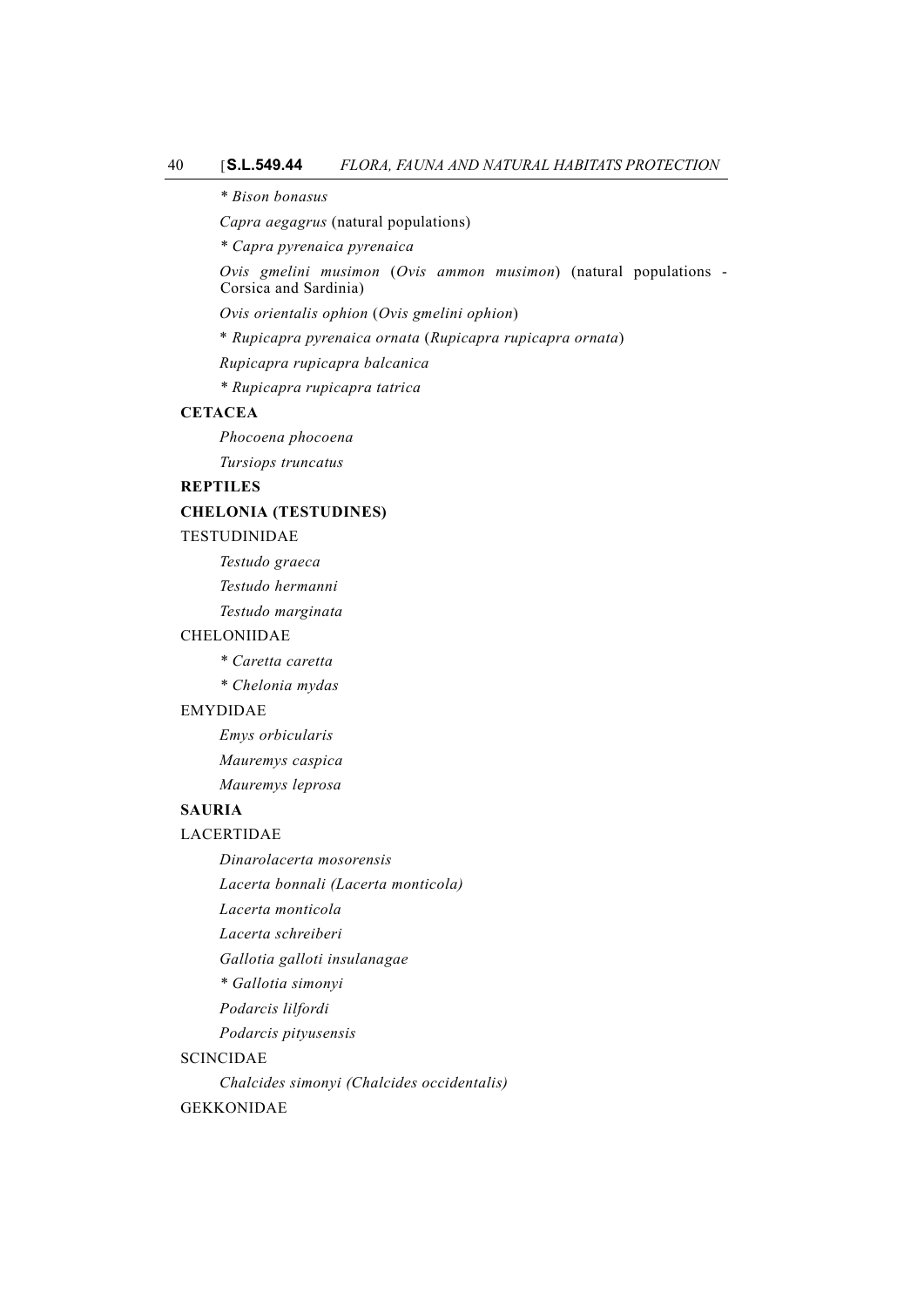*\* Bison bonasus*

*Capra aegagrus* (natural populations)

*\* Capra pyrenaica pyrenaica*

*Ovis gmelini musimon* (*Ovis ammon musimon*) (natural populations - Corsica and Sardinia)

*Ovis orientalis ophion* (*Ovis gmelini ophion*)

\* *Rupicapra pyrenaica ornata* (*Rupicapra rupicapra ornata*)

*Rupicapra rupicapra balcanica*

*\* Rupicapra rupicapra tatrica*

**CETACEA**

*Phocoena phocoena*

*Tursiops truncatus*

**REPTILES**

**CHELONIA (TESTUDINES)**

TESTUDINIDAE

*Testudo graeca*

*Testudo hermanni*

*Testudo marginata*

CHELONIIDAE

*\* Caretta caretta*

*\* Chelonia mydas*

EMYDIDAE

*Emys orbicularis*

*Mauremys caspica*

*Mauremys leprosa*

**SAURIA**

LACERTIDAE

*Dinarolacerta mosorensis*

*Lacerta bonnali (Lacerta monticola)*

*Lacerta monticola*

*Lacerta schreiberi*

*Gallotia galloti insulanagae*

*\* Gallotia simonyi*

*Podarcis lilfordi*

*Podarcis pityusensis*

SCINCIDAE

*Chalcides simonyi (Chalcides occidentalis)*

GEKKONIDAE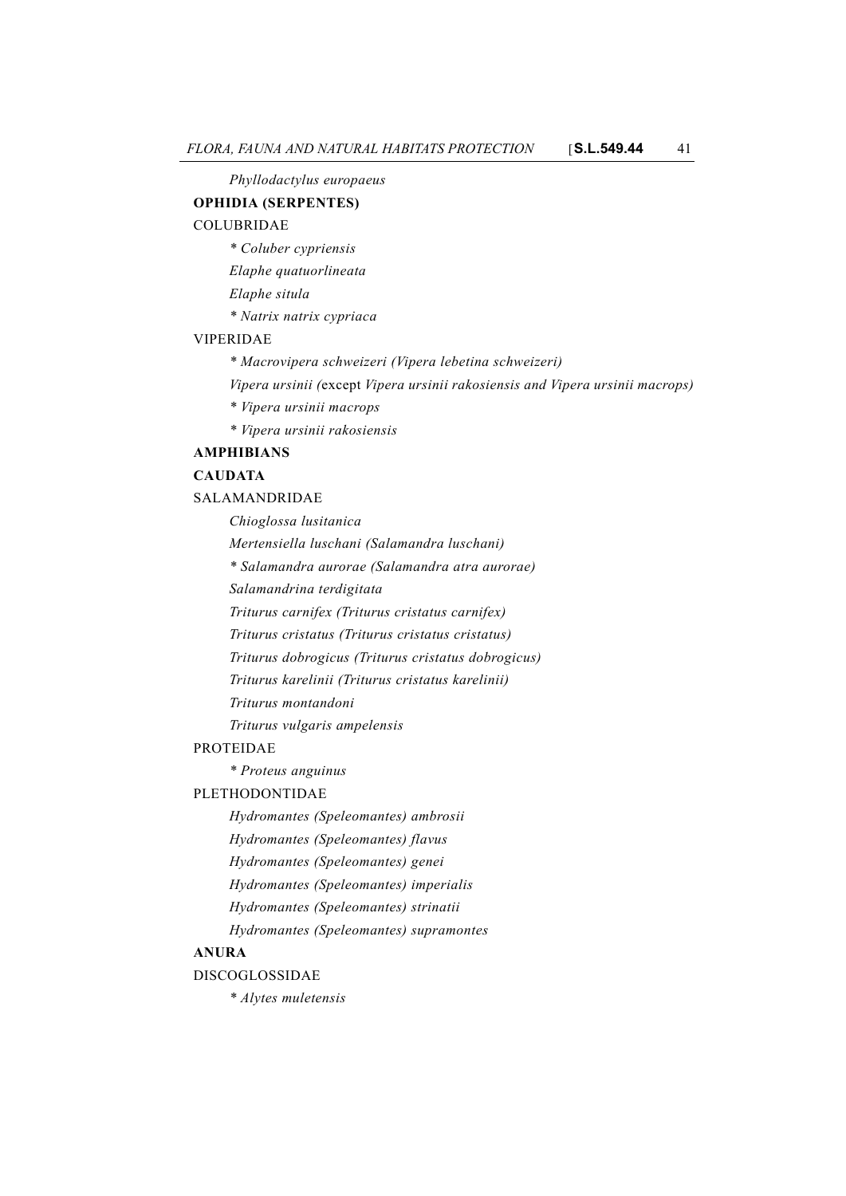*Phyllodactylus europaeus*

**OPHIDIA (SERPENTES)**

COLUBRIDAE

*\* Coluber cypriensis*

*Elaphe quatuorlineata*

*Elaphe situla*

*\* Natrix natrix cypriaca*

VIPERIDAE

*\* Macrovipera schweizeri (Vipera lebetina schweizeri)*

*Vipera ursinii (*except *Vipera ursinii rakosiensis and Vipera ursinii macrops)*

*\* Vipera ursinii macrops*

*\* Vipera ursinii rakosiensis*

**AMPHIBIANS**

**CAUDATA**

SALAMANDRIDAE

*Chioglossa lusitanica*

*Mertensiella luschani (Salamandra luschani)*

*\* Salamandra aurorae (Salamandra atra aurorae)*

*Salamandrina terdigitata*

*Triturus carnifex (Triturus cristatus carnifex)*

*Triturus cristatus (Triturus cristatus cristatus)*

*Triturus dobrogicus (Triturus cristatus dobrogicus)*

*Triturus karelinii (Triturus cristatus karelinii)*

*Triturus montandoni*

*Triturus vulgaris ampelensis*

PROTEIDAE

*\* Proteus anguinus*

PLETHODONTIDAE

*Hydromantes (Speleomantes) ambrosii*

*Hydromantes (Speleomantes) flavus*

*Hydromantes (Speleomantes) genei*

*Hydromantes (Speleomantes) imperialis*

*Hydromantes (Speleomantes) strinatii*

*Hydromantes (Speleomantes) supramontes*

**ANURA**

DISCOGLOSSIDAE

*\* Alytes muletensis*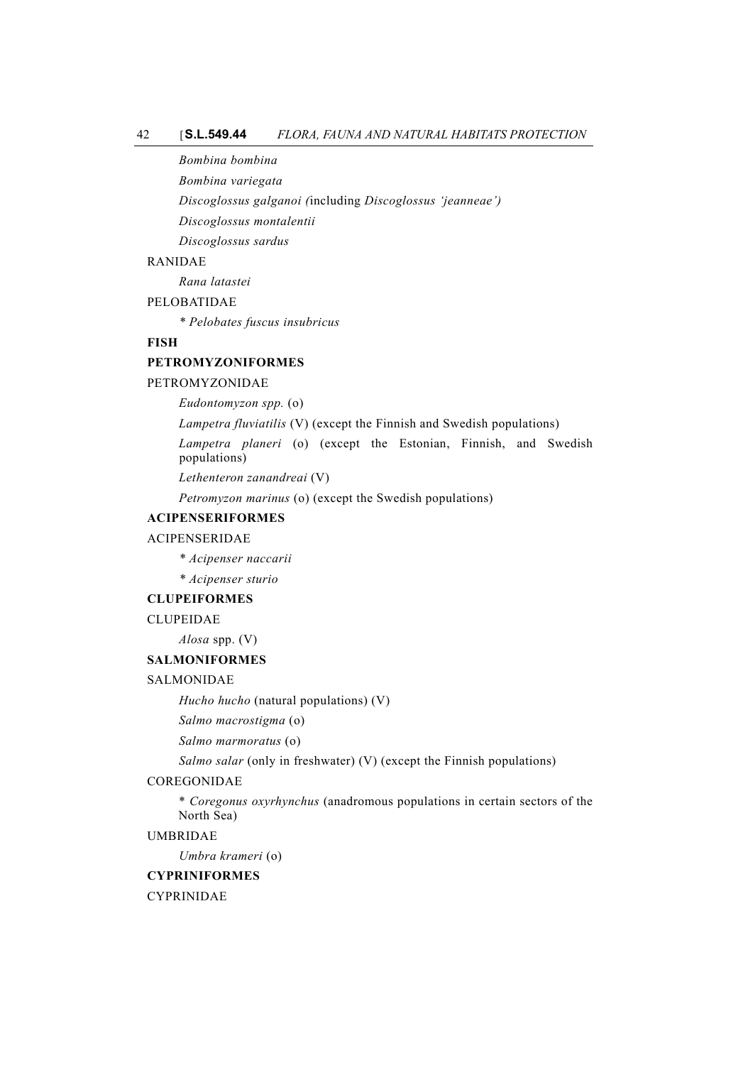*Bombina bombina*

*Bombina variegata*

*Discoglossus galganoi (*including *Discoglossus 'jeanneae')*

*Discoglossus montalentii*

*Discoglossus sardus*

RANIDAE

*Rana latastei*

PELOBATIDAE

*\* Pelobates fuscus insubricus*

**FISH**

**PETROMYZONIFORMES**

PETROMYZONIDAE

*Eudontomyzon spp.* (o)

*Lampetra fluviatilis* (V) (except the Finnish and Swedish populations)

*Lampetra planeri* (o) (except the Estonian, Finnish, and Swedish populations)

*Lethenteron zanandreai* (V)

*Petromyzon marinus* (o) (except the Swedish populations)

**ACIPENSERIFORMES**

ACIPENSERIDAE

*\* Acipenser naccarii*

*\* Acipenser sturio*

**CLUPEIFORMES**

CLUPEIDAE

*Alosa* spp. (V)

**SALMONIFORMES**

SALMONIDAE

*Hucho hucho* (natural populations) (V)

*Salmo macrostigma* (o)

*Salmo marmoratus* (o)

*Salmo salar* (only in freshwater) (V) (except the Finnish populations)

COREGONIDAE

\* *Coregonus oxyrhynchus* (anadromous populations in certain sectors of the North Sea)

UMBRIDAE

*Umbra krameri* (o)

**CYPRINIFORMES**

CYPRINIDAE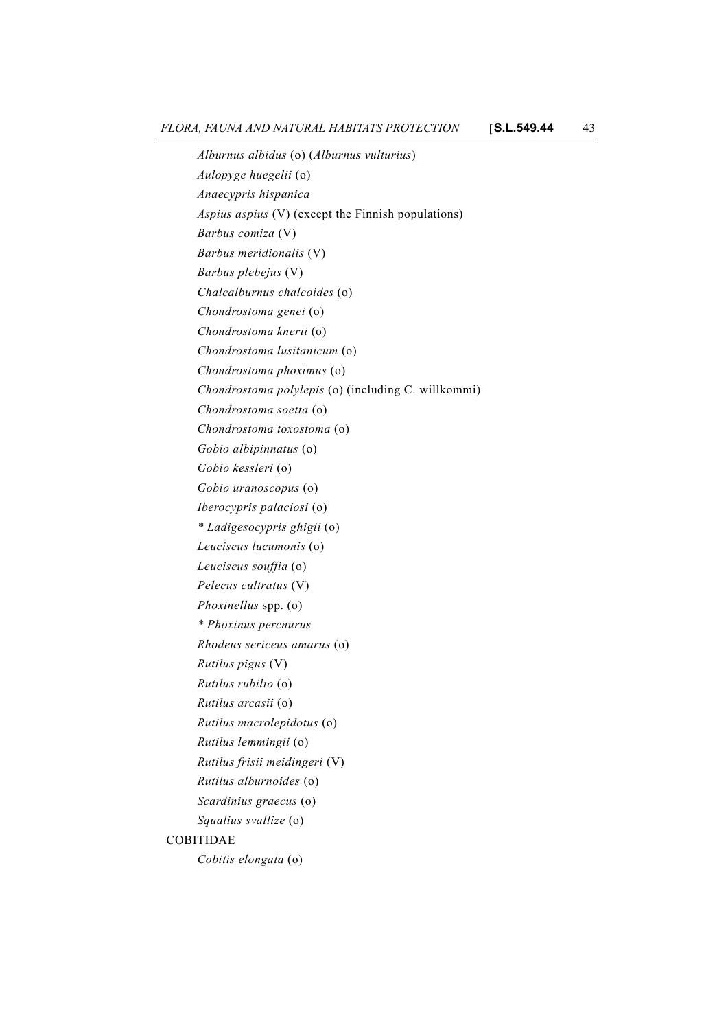*Alburnus albidus* (o) (*Alburnus vulturius*)

*Aulopyge huegelii* (o)

*Anaecypris hispanica*

*Aspius aspius* (V) (except the Finnish populations)

*Barbus comiza* (V)

*Barbus meridionalis* (V)

*Barbus plebejus* (V)

*Chalcalburnus chalcoides* (o)

*Chondrostoma genei* (o)

*Chondrostoma knerii* (o)

*Chondrostoma lusitanicum* (o)

*Chondrostoma phoximus* (o)

*Chondrostoma polylepis* (o) (including C. willkommi)

*Chondrostoma soetta* (o)

*Chondrostoma toxostoma* (o)

*Gobio albipinnatus* (o)

*Gobio kessleri* (o)

*Gobio uranoscopus* (o)

*Iberocypris palaciosi* (o)

* *Ladigesocypris ghigii* (o)

*Leuciscus lucumonis* (o)

*Leuciscus souffia* (o)

*Pelecus cultratus* (V)

*Phoxinellus* spp. (o)

* *Phoxinus percnurus*

*Rhodeus sericeus amarus* (o)

*Rutilus pigus* (V)

*Rutilus rubilio* (o)

*Rutilus arcasii* (o)

*Rutilus macrolepidotus* (o)

*Rutilus lemmingii* (o)

*Rutilus frisii meidingeri* (V)

*Rutilus alburnoides* (o)

*Scardinius graecus* (o)

*Squalius svallize* (o)

COBITIDAE

*Cobitis elongata* (o)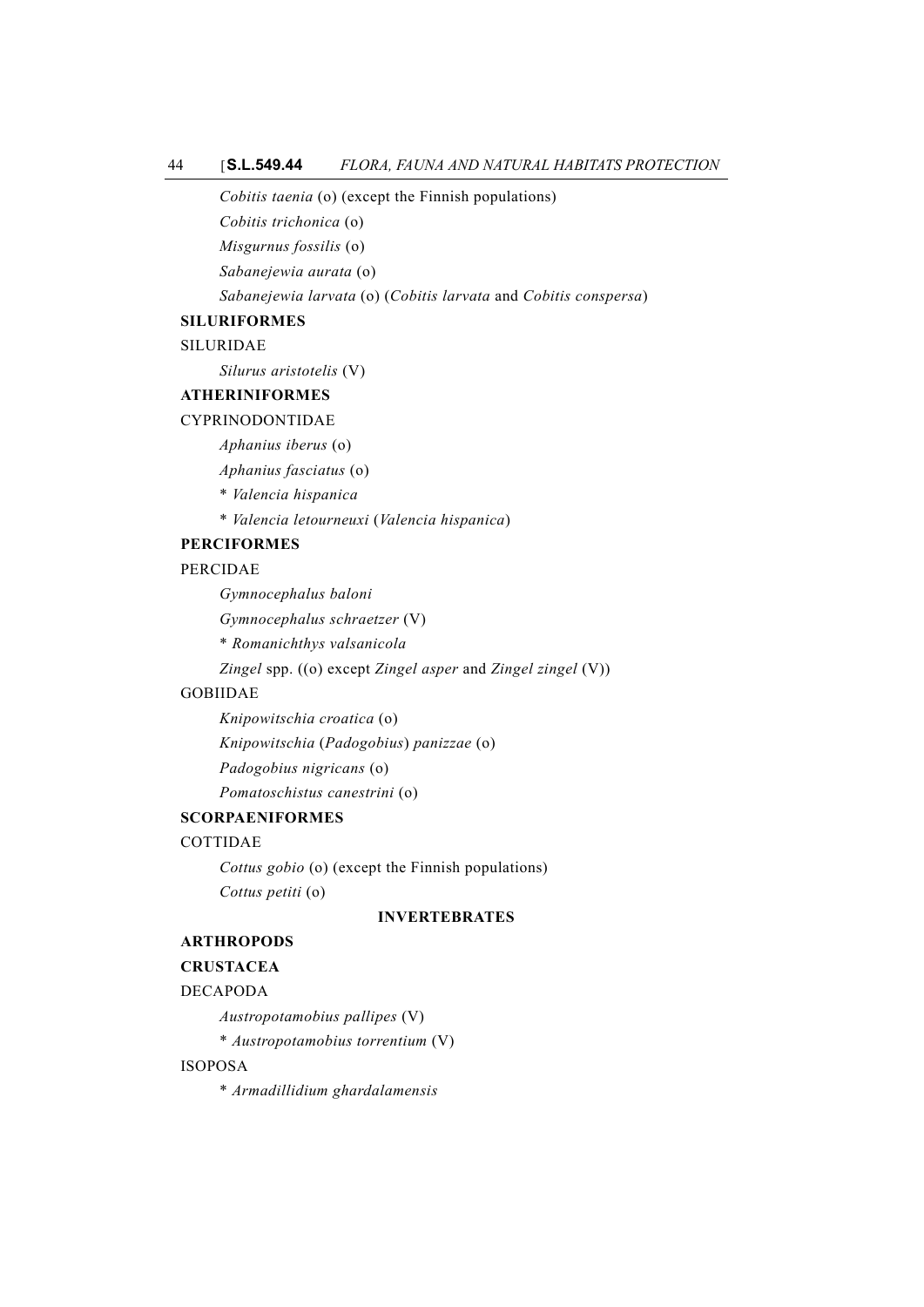*Cobitis taenia* (o) (except the Finnish populations)

*Cobitis trichonica* (o)

*Misgurnus fossilis* (o)

*Sabanejewia aurata* (o)

*Sabanejewia larvata* (o) (*Cobitis larvata* and *Cobitis conspersa*)

**SILURIFORMES**

SILURIDAE

*Silurus aristotelis* (V)

**ATHERINIFORMES**

CYPRINODONTIDAE

*Aphanius iberus* (o)

*Aphanius fasciatus* (o)

* *Valencia hispanica*

* *Valencia letourneuxi* (*Valencia hispanica*)

**PERCIFORMES**

PERCIDAE

*Gymnocephalus baloni*

*Gymnocephalus schraetzer* (V)

* *Romanichthys valsanicola*

*Zingel* spp. ((o) except *Zingel asper* and *Zingel zingel* (V))

GOBIIDAE

*Knipowitschia croatica* (o)

*Knipowitschia* (*Padogobius*) *panizzae* (o)

*Padogobius nigricans* (o)

*Pomatoschistus canestrini* (o)

**SCORPAENIFORMES**

COTTIDAE

*Cottus gobio* (o) (except the Finnish populations)

*Cottus petiti* (o)

**INVERTEBRATES**

**ARTHROPODS**

**CRUSTACEA**

DECAPODA

*Austropotamobius pallipes* (V)

* *Austropotamobius torrentium* (V)

ISOPOSA

* *Armadillidium ghardalamensis*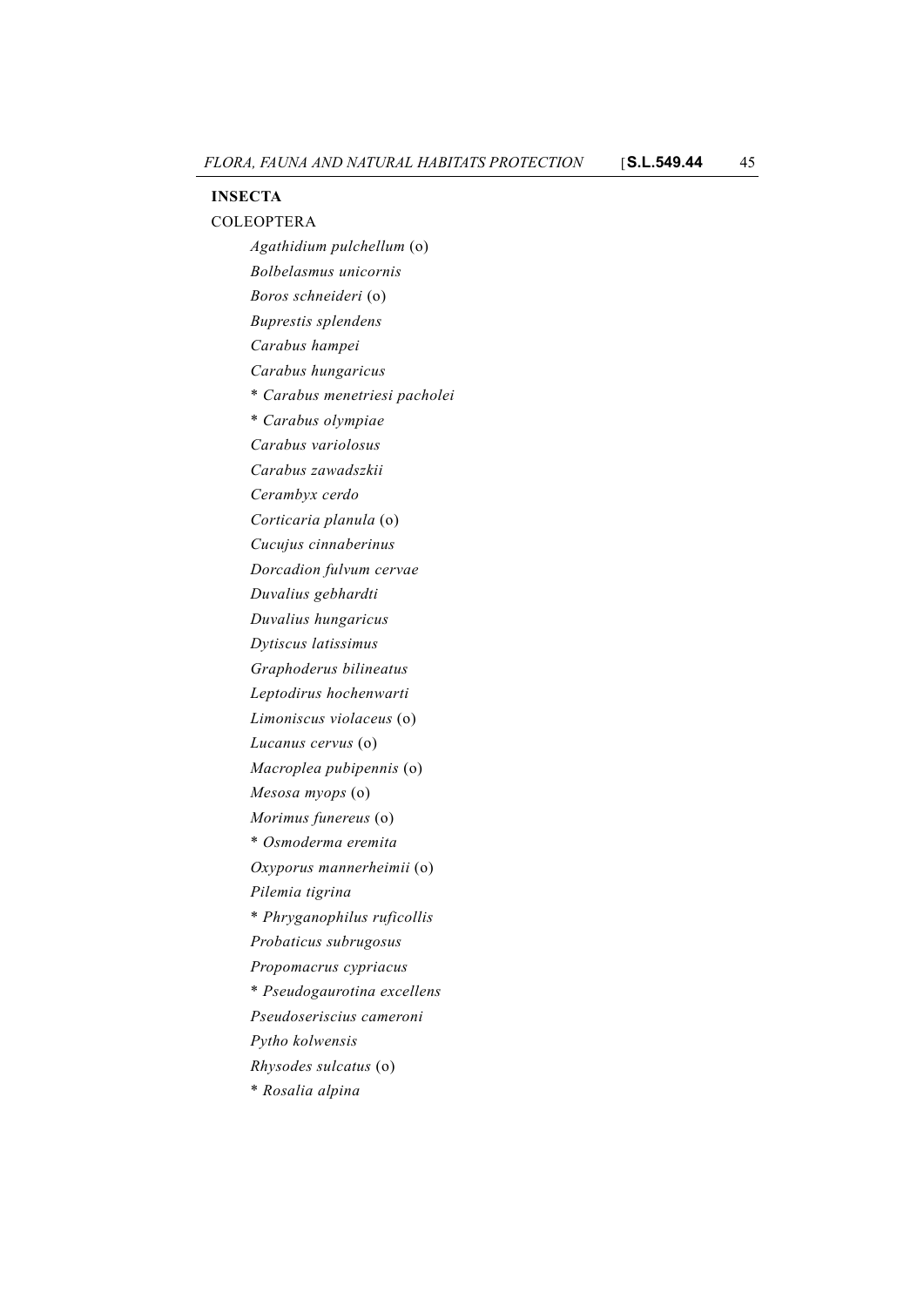**INSECTA**

COLEOPTERA

*Agathidium pulchellum* (o)

*Bolbelasmus unicornis*

*Boros schneideri* (o)

*Buprestis splendens*

*Carabus hampei*

*Carabus hungaricus*

* *Carabus menetriesi pacholei*

* *Carabus olympiae*

*Carabus variolosus*

*Carabus zawadszkii*

*Cerambyx cerdo*

*Corticaria planula* (o)

*Cucujus cinnaberinus*

*Dorcadion fulvum cervae*

*Duvalius gebhardti*

*Duvalius hungaricus*

*Dytiscus latissimus*

*Graphoderus bilineatus*

*Leptodirus hochenwarti*

*Limoniscus violaceus* (o)

*Lucanus cervus* (o)

*Macroplea pubipennis* (o)

*Mesosa myops* (o)

*Morimus funereus* (o)

* *Osmoderma eremita*

*Oxyporus mannerheimii* (o)

*Pilemia tigrina*

* *Phryganophilus ruficollis*

*Probaticus subrugosus*

*Propomacrus cypriacus*

* *Pseudogaurotina excellens*

*Pseudoseriscius cameroni*

*Pytho kolwensis*

*Rhysodes sulcatus* (o)

* *Rosalia alpina*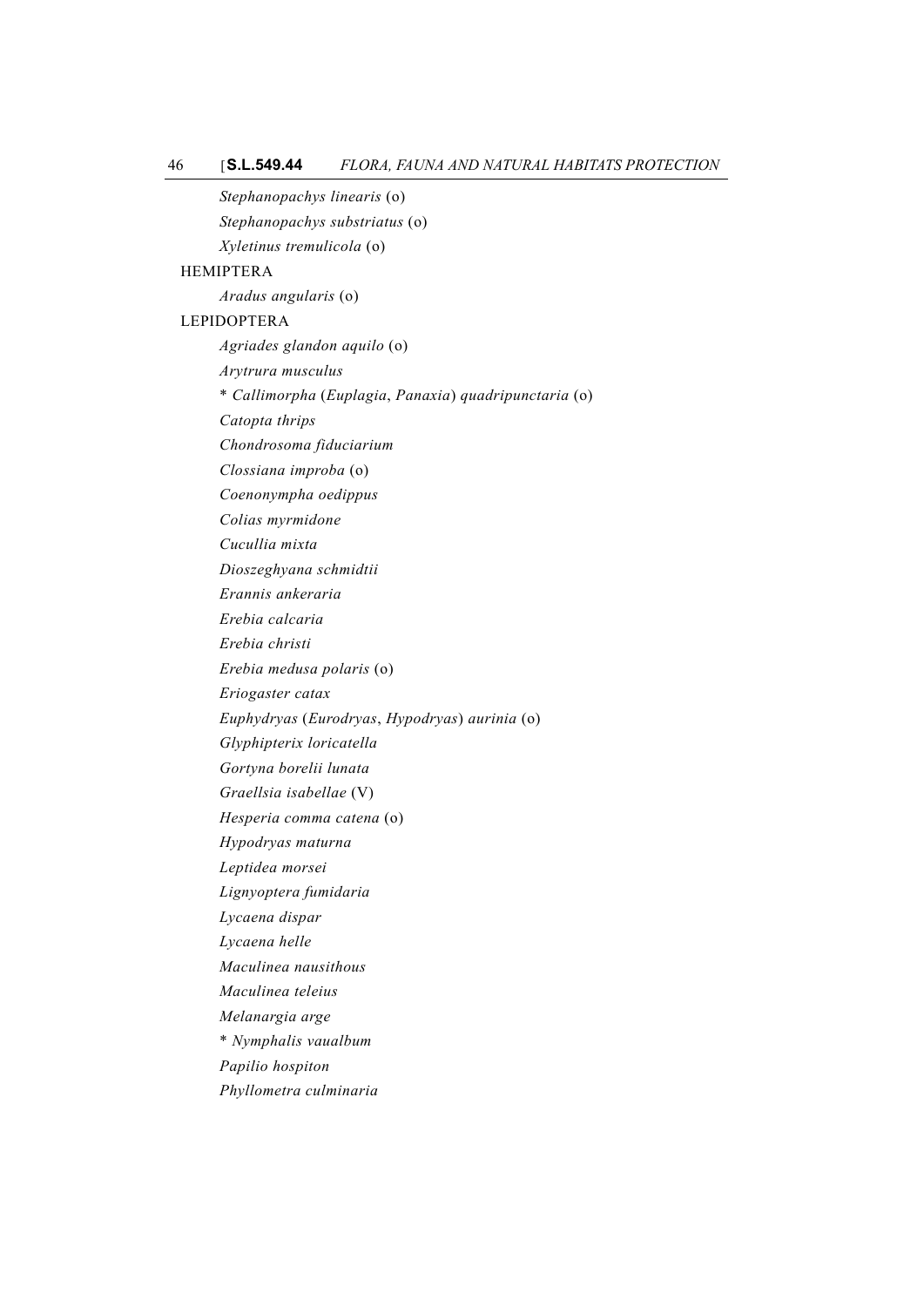*Stephanopachys linearis* (o)

*Stephanopachys substriatus* (o)

*Xyletinus tremulicola* (o)

HEMIPTERA

*Aradus angularis* (o)

LEPIDOPTERA

*Agriades glandon aquilo* (o)

*Arytrura musculus*

* *Callimorpha* (*Euplagia*, *Panaxia*) *quadripunctaria* (o)

*Catopta thrips*

*Chondrosoma fiduciarium*

*Clossiana improba* (o)

*Coenonympha oedippus*

*Colias myrmidone*

*Cucullia mixta*

*Dioszeghyana schmidtii*

*Erannis ankeraria*

*Erebia calcaria*

*Erebia christi*

*Erebia medusa polaris* (o)

*Eriogaster catax*

*Euphydryas* (*Eurodryas*, *Hypodryas*) *aurinia* (o)

*Glyphipterix loricatella*

*Gortyna borelii lunata*

*Graellsia isabellae* (V)

*Hesperia comma catena* (o)

*Hypodryas maturna*

*Leptidea morsei*

*Lignyoptera fumidaria*

*Lycaena dispar*

*Lycaena helle*

*Maculinea nausithous*

*Maculinea teleius*

*Melanargia arge*

* *Nymphalis vaualbum*

*Papilio hospiton*

*Phyllometra culminaria*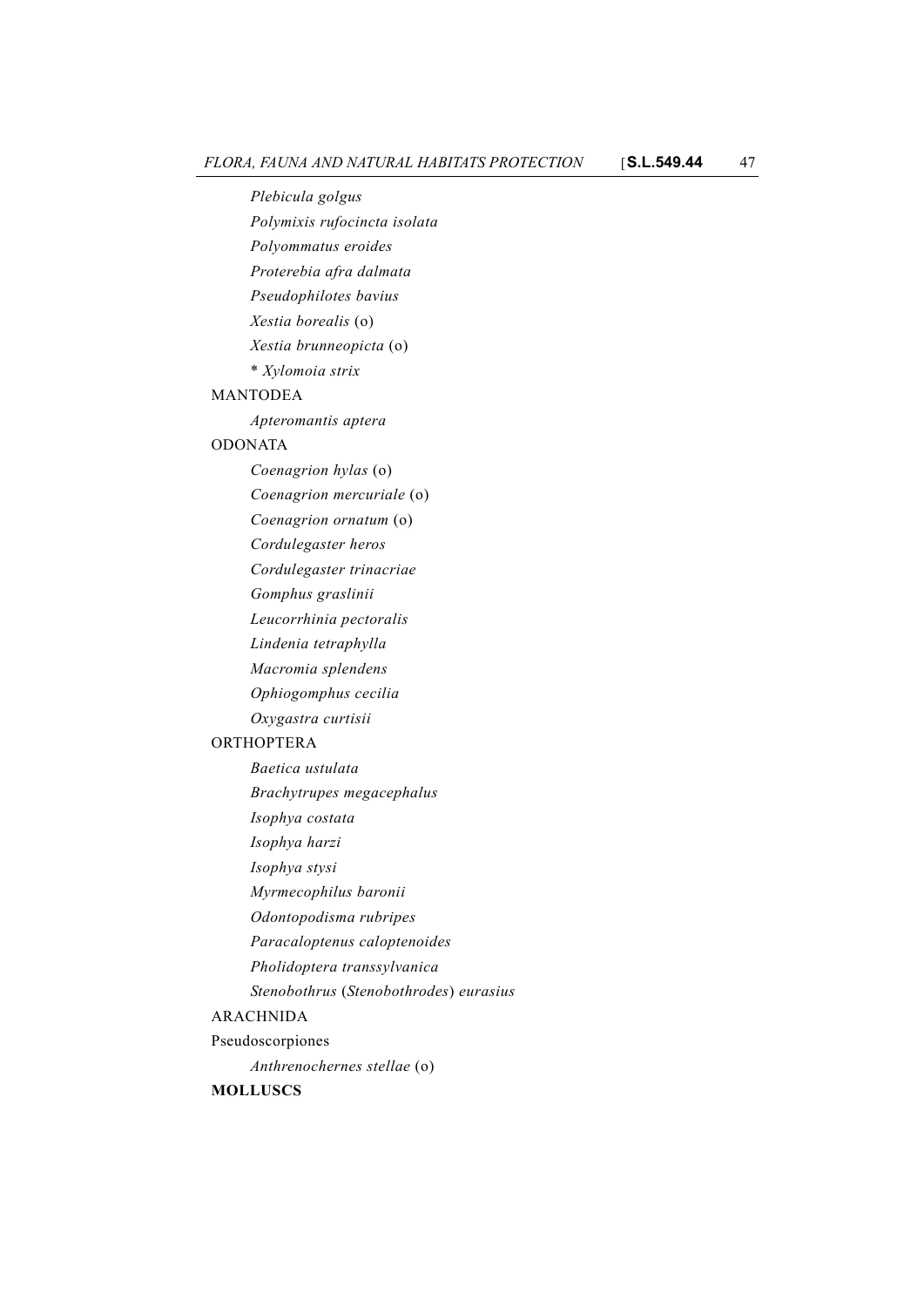*Plebicula golgus*

*Polymixis rufocincta isolata*

*Polyommatus eroides*

*Proterebia afra dalmata*

*Pseudophilotes bavius*

*Xestia borealis* (o)

*Xestia brunneopicta* (o)

\* *Xylomoia strix*

MANTODEA

*Apteromantis aptera*

ODONATA

*Coenagrion hylas* (o)

*Coenagrion mercuriale* (o)

*Coenagrion ornatum* (o)

*Cordulegaster heros*

*Cordulegaster trinacriae*

*Gomphus graslinii*

*Leucorrhinia pectoralis*

*Lindenia tetraphylla*

*Macromia splendens*

*Ophiogomphus cecilia*

*Oxygastra curtisii*

ORTHOPTERA

*Baetica ustulata*

*Brachytrupes megacephalus*

*Isophya costata*

*Isophya harzi*

*Isophya stysi*

*Myrmecophilus baronii*

*Odontopodisma rubripes*

*Paracaloptenus caloptenoides*

*Pholidoptera transsylvanica*

*Stenobothrus* (*Stenobothrodes*) *eurasius*

ARACHNIDA

Pseudoscorpiones

*Anthrenochernes stellae* (o)

**MOLLUSCS**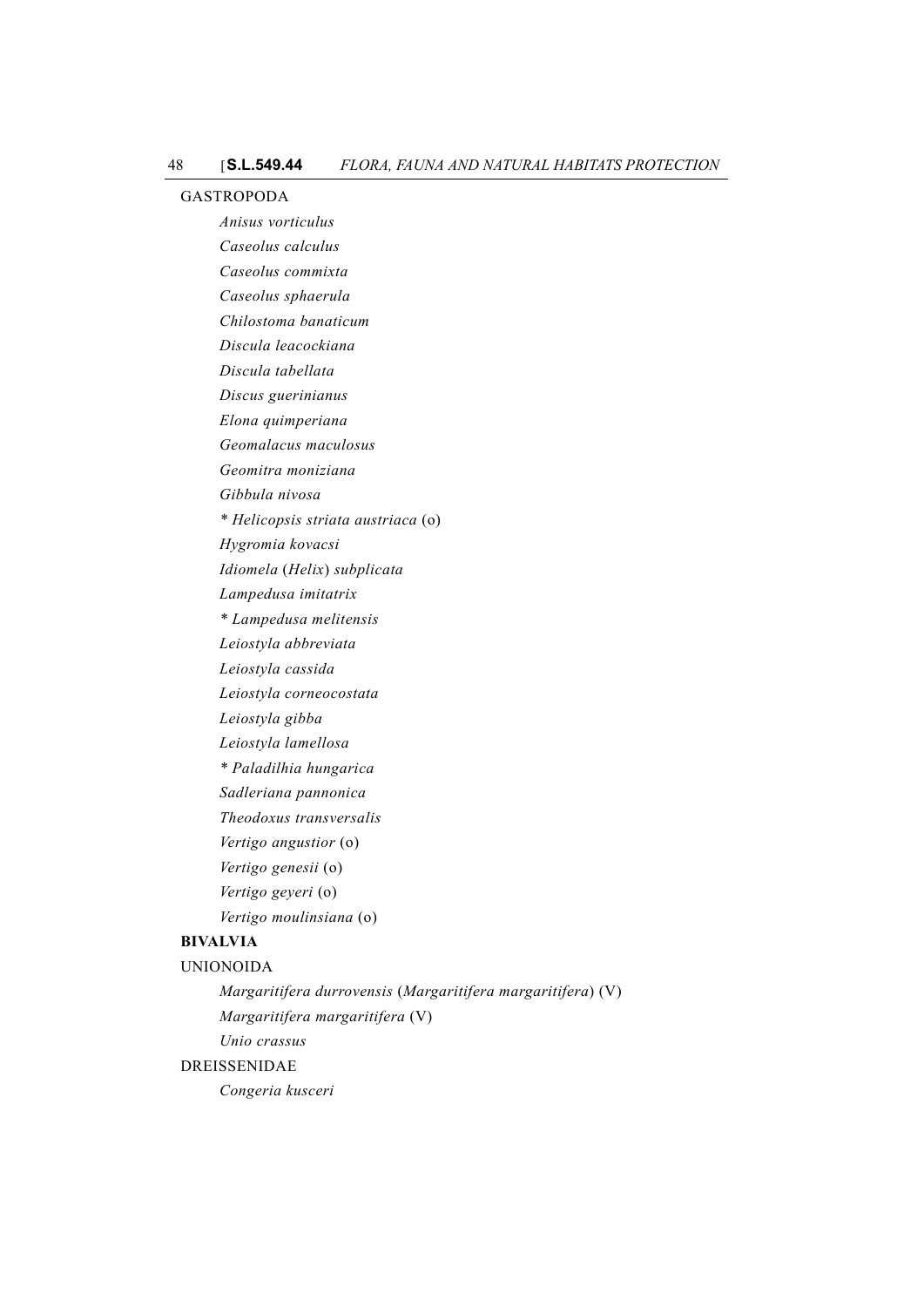GASTROPODA

*Anisus vorticulus*

*Caseolus calculus*

*Caseolus commixta*

*Caseolus sphaerula*

*Chilostoma banaticum*

*Discula leacockiana*

*Discula tabellata*

*Discus guerinianus*

*Elona quimperiana*

*Geomalacus maculosus*

*Geomitra moniziana*

*Gibbula nivosa*

\* *Helicopsis striata austriaca* (o)

*Hygromia kovacsi*

*Idiomela* (*Helix*) *subplicata*

*Lampedusa imitatrix*

\* *Lampedusa melitensis*

*Leiostyla abbreviata*

*Leiostyla cassida*

*Leiostyla corneocostata*

*Leiostyla gibba*

*Leiostyla lamellosa*

\* *Paladilhia hungarica*

*Sadleriana pannonica*

*Theodoxus transversalis*

*Vertigo angustior* (o)

*Vertigo genesii* (o)

*Vertigo geyeri* (o)

*Vertigo moulinsiana* (o)

**BIVALVIA**

UNIONOIDA

*Margaritifera durrovensis* (*Margaritifera margaritifera*) (V)

*Margaritifera margaritifera* (V)

*Unio crassus*

DREISSENIDAE

*Congeria kusceri*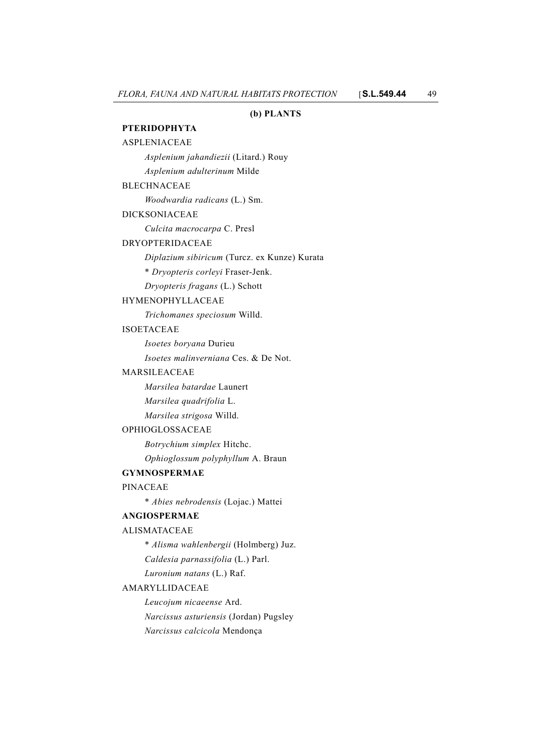### (b) PLANTS

**PTERIDOPHYTA**

ASPLENIACEAE

*Asplenium jahandiezii* (Litard.) Rouy

*Asplenium adulterinum* Milde

BLECHNACEAE

*Woodwardia radicans* (L.) Sm.

DICKSONIACEAE

*Culcita macrocarpa* C. Presl

DRYOPTERIDACEAE

*Diplazium sibiricum* (Turcz. ex Kunze) Kurata

\* *Dryopteris corleyi* Fraser-Jenk.

*Dryopteris fragans* (L.) Schott

HYMENOPHYLLACEAE

*Trichomanes speciosum* Willd.

ISOETACEAE

*Isoetes boryana* Durieu

*Isoetes malinverniana* Ces. & De Not.

MARSILEACEAE

*Marsilea batardae* Launert

*Marsilea quadrifolia* L.

*Marsilea strigosa* Willd.

OPHIOGLOSSACEAE

*Botrychium simplex* Hitchc.

*Ophioglossum polyphyllum* A. Braun

**GYMNOSPERMAE**

PINACEAE

\* *Abies nebrodensis* (Lojac.) Mattei

**ANGIOSPERMAE**

ALISMATACEAE

\* *Alisma wahlenbergii* (Holmberg) Juz.

*Caldesia parnassifolia* (L.) Parl.

*Luronium natans* (L.) Raf.

AMARYLLIDACEAE

*Leucojum nicaeense* Ard.

*Narcissus asturiensis* (Jordan) Pugsley

*Narcissus calcicola* Mendonça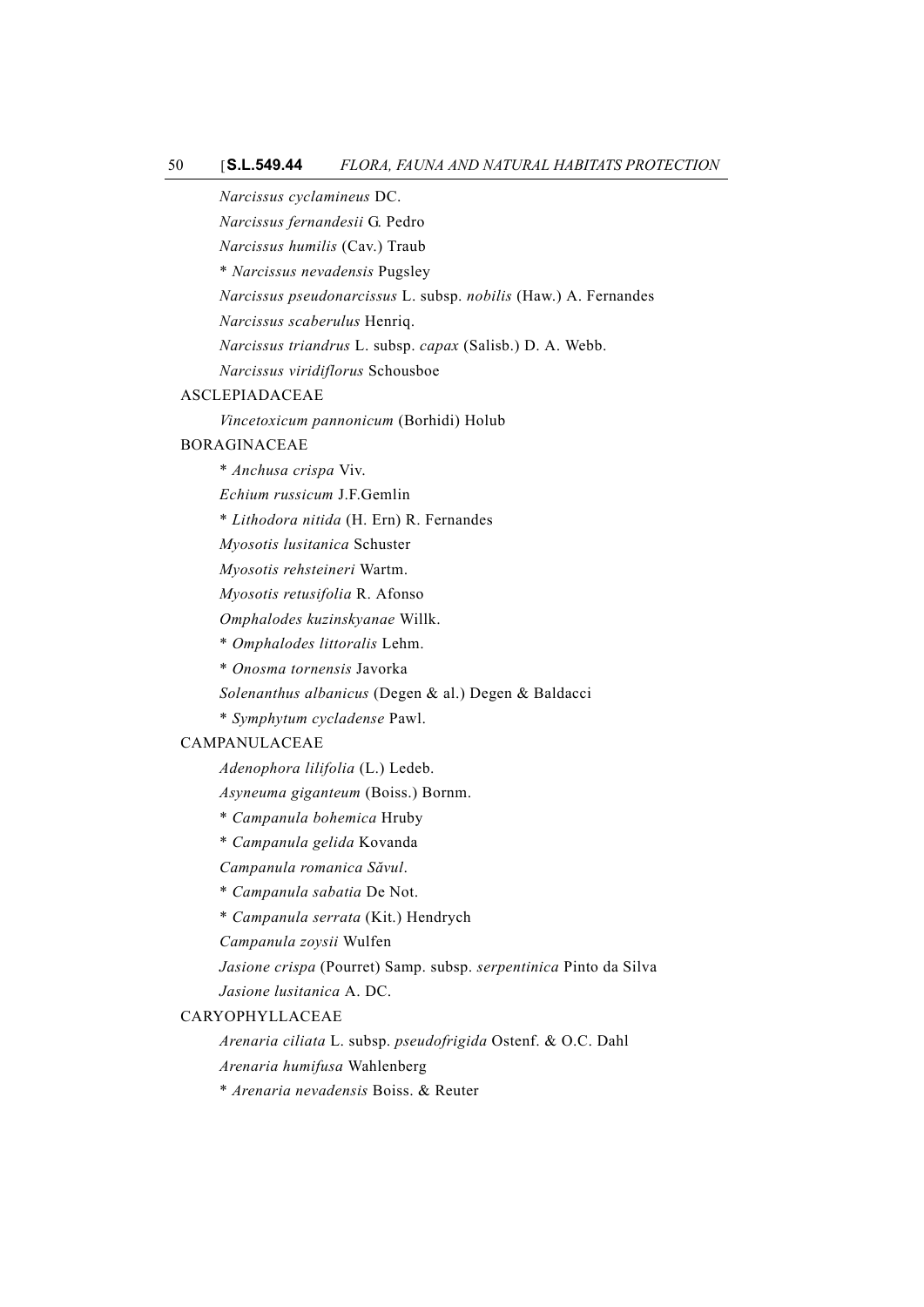*Narcissus cyclamineus* DC.

*Narcissus fernandesii* G. Pedro

*Narcissus humilis* (Cav.) Traub

* *Narcissus nevadensis* Pugsley

*Narcissus pseudonarcissus* L. subsp. *nobilis* (Haw.) A. Fernandes

*Narcissus scaberulus* Henriq.

*Narcissus triandrus* L. subsp. *capax* (Salisb.) D. A. Webb.

*Narcissus viridiflorus* Schousboe

ASCLEPIADACEAE

*Vincetoxicum pannonicum* (Borhidi) Holub

BORAGINACEAE

* *Anchusa crispa* Viv.

*Echium russicum* J.F.Gemlin

* *Lithodora nitida* (H. Ern) R. Fernandes

*Myosotis lusitanica* Schuster

*Myosotis rehsteineri* Wartm.

*Myosotis retusifolia* R. Afonso

*Omphalodes kuzinskyanae* Willk.

* *Omphalodes littoralis* Lehm.

* *Onosma tornensis* Javorka

*Solenanthus albanicus* (Degen & al.) Degen & Baldacci

* *Symphytum cycladense* Pawl.

CAMPANULACEAE

*Adenophora lilifolia* (L.) Ledeb.

*Asyneuma giganteum* (Boiss.) Bornm.

* *Campanula bohemica* Hruby

* *Campanula gelida* Kovanda

*Campanula romanica Săvul*.

* *Campanula sabatia* De Not.

* *Campanula serrata* (Kit.) Hendrych

*Campanula zoysii* Wulfen

*Jasione crispa* (Pourret) Samp. subsp. *serpentinica* Pinto da Silva

*Jasione lusitanica* A. DC.

CARYOPHYLLACEAE

*Arenaria ciliata* L. subsp. *pseudofrigida* Ostenf. & O.C. Dahl

*Arenaria humifusa* Wahlenberg

* *Arenaria nevadensis* Boiss. & Reuter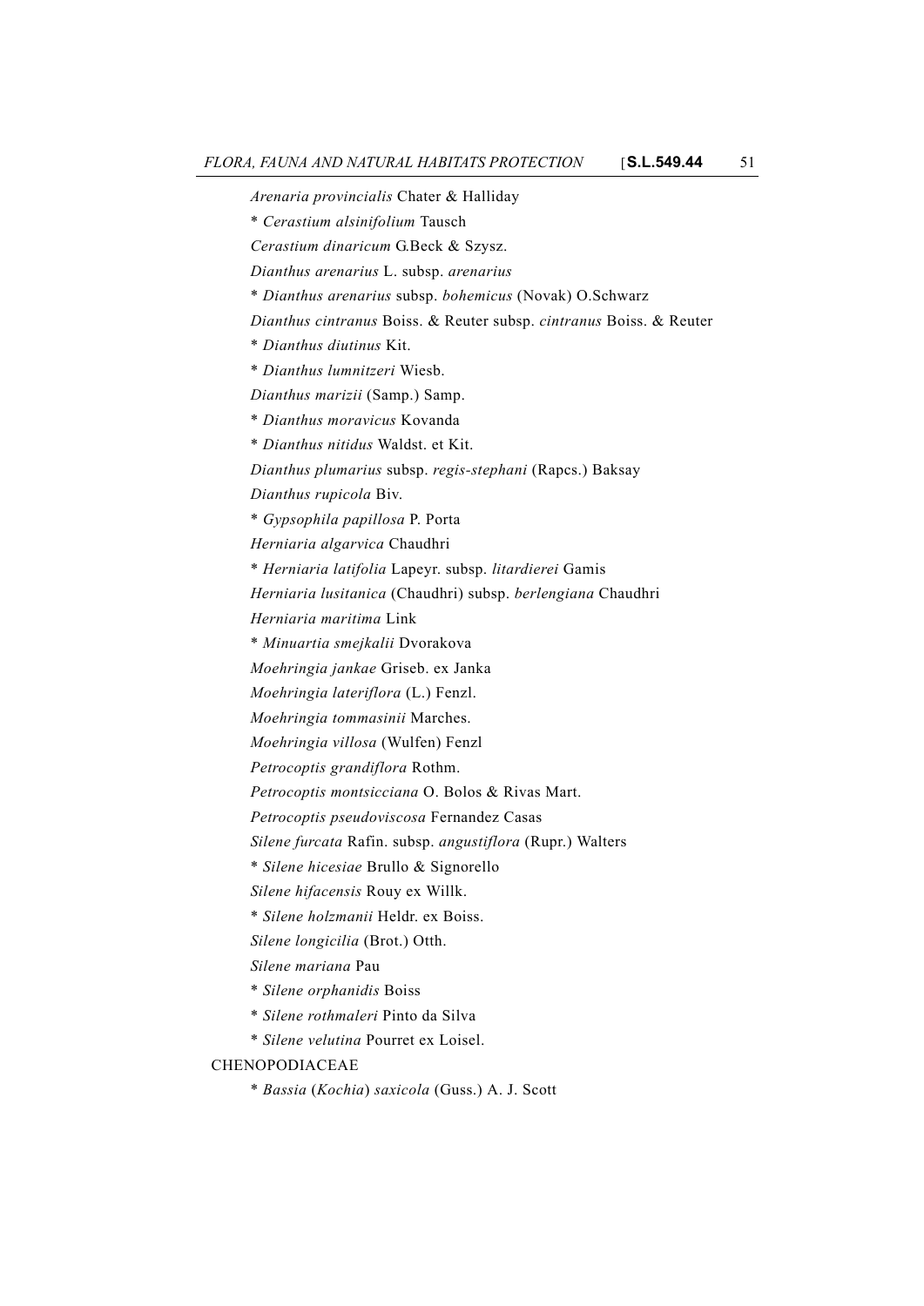*Arenaria provincialis* Chater & Halliday

\* *Cerastium alsinifolium* Tausch

*Cerastium dinaricum* G.Beck & Szysz.

*Dianthus arenarius* L. subsp. *arenarius*

\* *Dianthus arenarius* subsp. *bohemicus* (Novak) O.Schwarz

*Dianthus cintranus* Boiss. & Reuter subsp. *cintranus* Boiss. & Reuter

\* *Dianthus diutinus* Kit.

\* *Dianthus lumnitzeri* Wiesb.

*Dianthus marizii* (Samp.) Samp.

\* *Dianthus moravicus* Kovanda

\* *Dianthus nitidus* Waldst. et Kit.

*Dianthus plumarius* subsp. *regis-stephani* (Rapcs.) Baksay

*Dianthus rupicola* Biv.

\* *Gypsophila papillosa* P. Porta

*Herniaria algarvica* Chaudhri

\* *Herniaria latifolia* Lapeyr. subsp. *litardierei* Gamis

*Herniaria lusitanica* (Chaudhri) subsp. *berlengiana* Chaudhri

*Herniaria maritima* Link

\* *Minuartia smejkalii* Dvorakova

*Moehringia jankae* Griseb. ex Janka

*Moehringia lateriflora* (L.) Fenzl.

*Moehringia tommasinii* Marches.

*Moehringia villosa* (Wulfen) Fenzl

*Petrocoptis grandiflora* Rothm.

*Petrocoptis montsicciana* O. Bolos & Rivas Mart.

*Petrocoptis pseudoviscosa* Fernandez Casas

*Silene furcata* Rafin. subsp. *angustiflora* (Rupr.) Walters

\* *Silene hicesiae* Brullo & Signorello

*Silene hifacensis* Rouy ex Willk.

\* *Silene holzmanii* Heldr. ex Boiss.

*Silene longicilia* (Brot.) Otth.

*Silene mariana* Pau

\* *Silene orphanidis* Boiss

\* *Silene rothmaleri* Pinto da Silva

\* *Silene velutina* Pourret ex Loisel.

CHENOPODIACEAE

\* *Bassia* (*Kochia*) *saxicola* (Guss.) A. J. Scott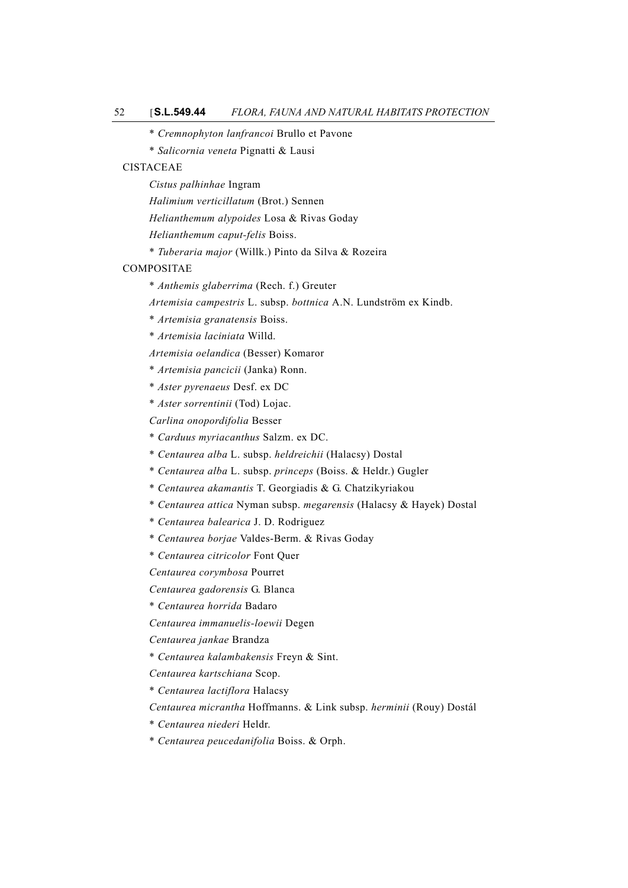\* *Cremnophyton lanfrancoi* Brullo et Pavone

\* *Salicornia veneta* Pignatti & Lausi

CISTACEAE

*Cistus palhinhae* Ingram

*Halimium verticillatum* (Brot.) Sennen

*Helianthemum alypoides* Losa & Rivas Goday

*Helianthemum caput-felis* Boiss.

\* *Tuberaria major* (Willk.) Pinto da Silva & Rozeira

COMPOSITAE

\* *Anthemis glaberrima* (Rech. f.) Greuter

*Artemisia campestris* L. subsp. *bottnica* A.N. Lundström ex Kindb.

\* *Artemisia granatensis* Boiss.

\* *Artemisia laciniata* Willd.

*Artemisia oelandica* (Besser) Komaror

\* *Artemisia pancicii* (Janka) Ronn.

\* *Aster pyrenaeus* Desf. ex DC

\* *Aster sorrentinii* (Tod) Lojac.

*Carlina onopordifolia* Besser

\* *Carduus myriacanthus* Salzm. ex DC.

\* *Centaurea alba* L. subsp. *heldreichii* (Halacsy) Dostal

\* *Centaurea alba* L. subsp. *princeps* (Boiss. & Heldr.) Gugler

\* *Centaurea akamantis* T. Georgiadis & G. Chatzikyriakou

\* *Centaurea attica* Nyman subsp. *megarensis* (Halacsy & Hayek) Dostal

\* *Centaurea balearica* J. D. Rodriguez

\* *Centaurea borjae* Valdes-Berm. & Rivas Goday

\* *Centaurea citricolor* Font Quer

*Centaurea corymbosa* Pourret

*Centaurea gadorensis* G. Blanca

\* *Centaurea horrida* Badaro

*Centaurea immanuelis-loewii* Degen

*Centaurea jankae* Brandza

\* *Centaurea kalambakensis* Freyn & Sint.

*Centaurea kartschiana* Scop.

\* *Centaurea lactiflora* Halacsy

*Centaurea micrantha* Hoffmanns. & Link subsp. *herminii* (Rouy) Dostál

\* *Centaurea niederi* Heldr.

\* *Centaurea peucedanifolia* Boiss. & Orph.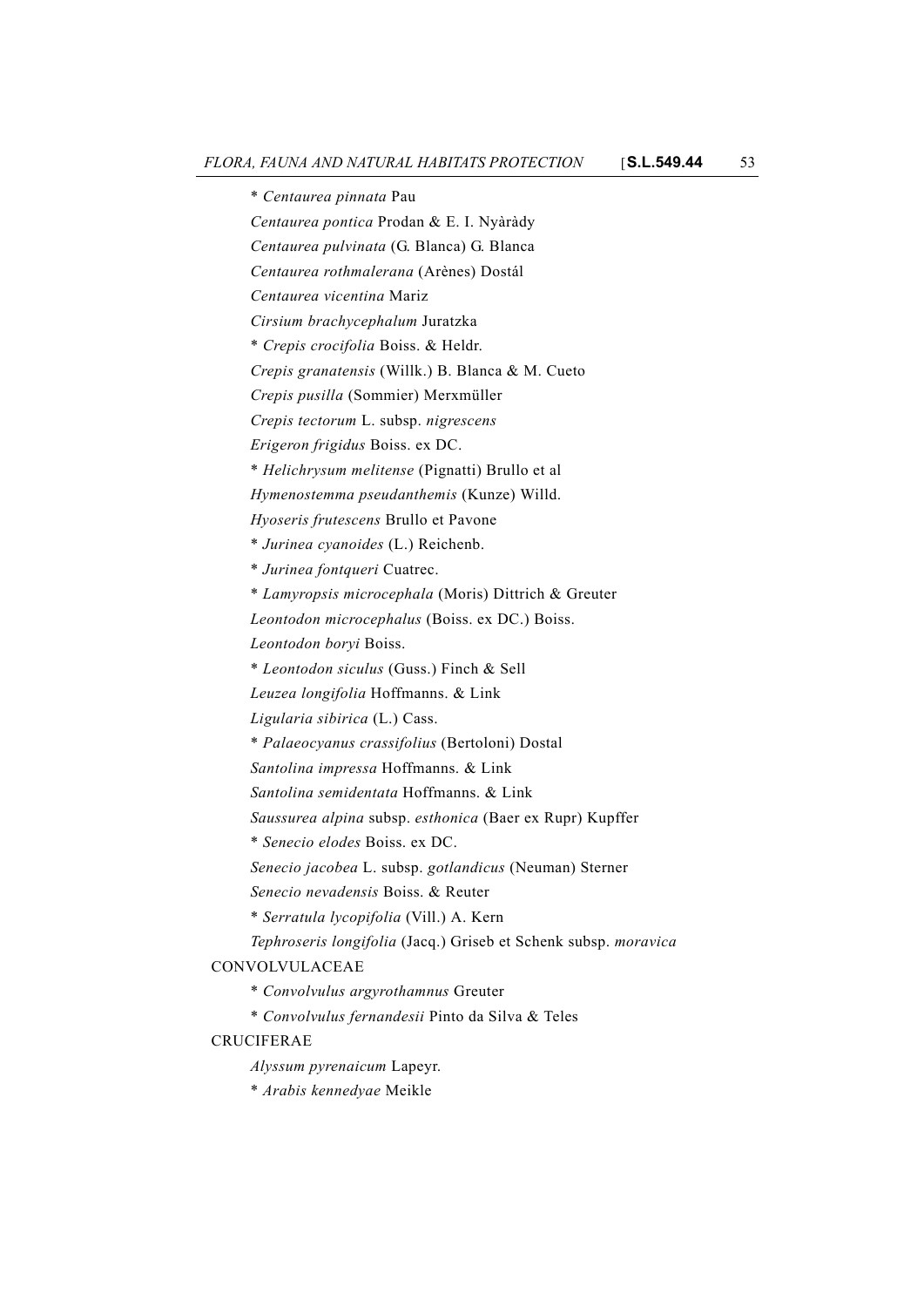* *Centaurea pinnata* Pau

*Centaurea pontica* Prodan & E. I. Nyàràdy

*Centaurea pulvinata* (G. Blanca) G. Blanca

*Centaurea rothmalerana* (Arènes) Dostál

*Centaurea vicentina* Mariz

*Cirsium brachycephalum* Juratzka

* *Crepis crocifolia* Boiss. & Heldr.

*Crepis granatensis* (Willk.) B. Blanca & M. Cueto

*Crepis pusilla* (Sommier) Merxmüller

*Crepis tectorum* L. subsp. *nigrescens*

*Erigeron frigidus* Boiss. ex DC.

* *Helichrysum melitense* (Pignatti) Brullo et al

*Hymenostemma pseudanthemis* (Kunze) Willd.

*Hyoseris frutescens* Brullo et Pavone

* *Jurinea cyanoides* (L.) Reichenb.

* *Jurinea fontqueri* Cuatrec.

* *Lamyropsis microcephala* (Moris) Dittrich & Greuter

*Leontodon microcephalus* (Boiss. ex DC.) Boiss.

*Leontodon boryi* Boiss.

* *Leontodon siculus* (Guss.) Finch & Sell

*Leuzea longifolia* Hoffmanns. & Link

*Ligularia sibirica* (L.) Cass.

* *Palaeocyanus crassifolius* (Bertoloni) Dostal

*Santolina impressa* Hoffmanns. & Link

*Santolina semidentata* Hoffmanns. & Link

*Saussurea alpina* subsp. *esthonica* (Baer ex Rupr) Kupffer

* *Senecio elodes* Boiss. ex DC.

*Senecio jacobea* L. subsp. *gotlandicus* (Neuman) Sterner

*Senecio nevadensis* Boiss. & Reuter

* *Serratula lycopifolia* (Vill.) A. Kern

*Tephroseris longifolia* (Jacq.) Griseb et Schenk subsp. *moravica*

CONVOLVULACEAE

* *Convolvulus argyrothamnus* Greuter

* *Convolvulus fernandesii* Pinto da Silva & Teles

CRUCIFERAE

*Alyssum pyrenaicum* Lapeyr.

* *Arabis kennedyae* Meikle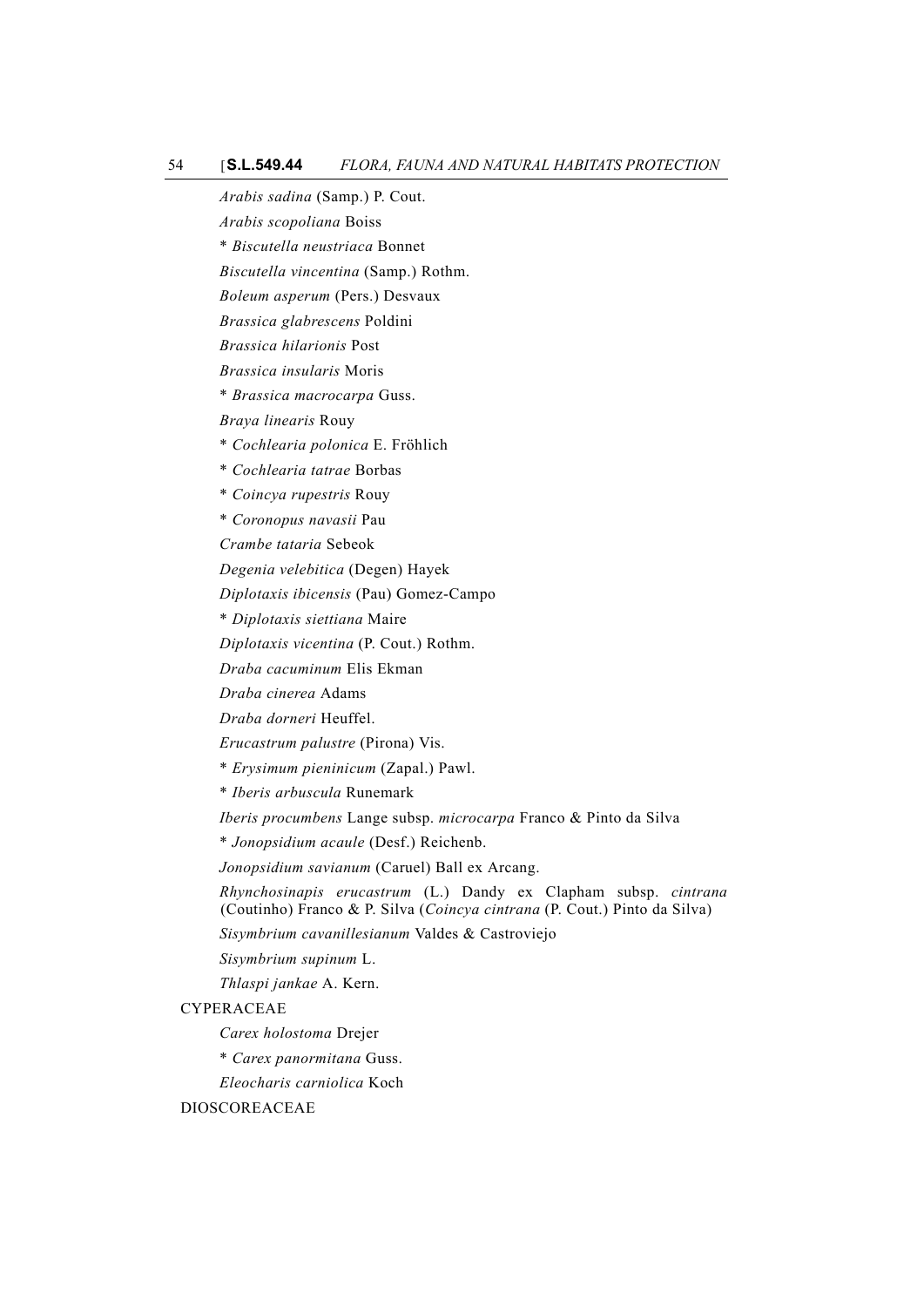*Arabis sadina* (Samp.) P. Cout.

*Arabis scopoliana* Boiss

* *Biscutella neustriaca* Bonnet

*Biscutella vincentina* (Samp.) Rothm.

*Boleum asperum* (Pers.) Desvaux

*Brassica glabrescens* Poldini

*Brassica hilarionis* Post

*Brassica insularis* Moris

* *Brassica macrocarpa* Guss.

*Braya linearis* Rouy

* *Cochlearia polonica* E. Fröhlich

* *Cochlearia tatrae* Borbas

* *Coincya rupestris* Rouy

* *Coronopus navasii* Pau

*Crambe tataria* Sebeok

*Degenia velebitica* (Degen) Hayek

*Diplotaxis ibicensis* (Pau) Gomez-Campo

* *Diplotaxis siettiana* Maire

*Diplotaxis vicentina* (P. Cout.) Rothm.

*Draba cacuminum* Elis Ekman

*Draba cinerea* Adams

*Draba dorneri* Heuffel.

*Erucastrum palustre* (Pirona) Vis.

* *Erysimum pieninicum* (Zapal.) Pawl.

* *Iberis arbuscula* Runemark

*Iberis procumbens* Lange subsp. *microcarpa* Franco & Pinto da Silva

* *Jonopsidium acaule* (Desf.) Reichenb.

*Jonopsidium savianum* (Caruel) Ball ex Arcang.

*Rhynchosinapis erucastrum* (L.) Dandy ex Clapham subsp. *cintrana* (Coutinho) Franco & P. Silva (*Coincya cintrana* (P. Cout.) Pinto da Silva)

*Sisymbrium cavanillesianum* Valdes & Castroviejo

*Sisymbrium supinum* L.

*Thlaspi jankae* A. Kern.

CYPERACEAE

*Carex holostoma* Drejer

* *Carex panormitana* Guss.

*Eleocharis carniolica* Koch

DIOSCOREACEAE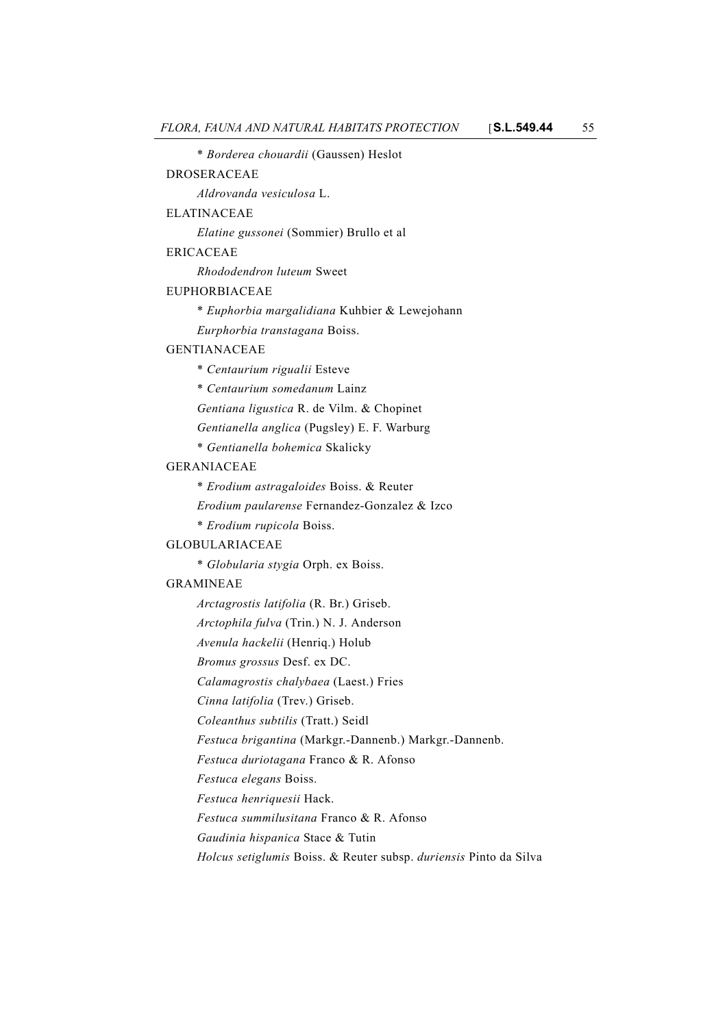\* *Borderea chouardii* (Gaussen) Heslot

DROSERACEAE

*Aldrovanda vesiculosa* L.

ELATINACEAE

*Elatine gussonei* (Sommier) Brullo et al

ERICACEAE

*Rhododendron luteum* Sweet

EUPHORBIACEAE

\* *Euphorbia margalidiana* Kuhbier & Lewejohann

*Eurphorbia transtagana* Boiss.

GENTIANACEAE

\* *Centaurium rigualii* Esteve

\* *Centaurium somedanum* Lainz

*Gentiana ligustica* R. de Vilm. & Chopinet

*Gentianella anglica* (Pugsley) E. F. Warburg

\* *Gentianella bohemica* Skalicky

GERANIACEAE

\* *Erodium astragaloides* Boiss. & Reuter

*Erodium paularense* Fernandez-Gonzalez & Izco

\* *Erodium rupicola* Boiss.

GLOBULARIACEAE

\* *Globularia stygia* Orph. ex Boiss.

GRAMINEAE

*Arctagrostis latifolia* (R. Br.) Griseb.

*Arctophila fulva* (Trin.) N. J. Anderson

*Avenula hackelii* (Henriq.) Holub

*Bromus grossus* Desf. ex DC.

*Calamagrostis chalybaea* (Laest.) Fries

*Cinna latifolia* (Trev.) Griseb.

*Coleanthus subtilis* (Tratt.) Seidl

*Festuca brigantina* (Markgr.-Dannenb.) Markgr.-Dannenb.

*Festuca duriotagana* Franco & R. Afonso

*Festuca elegans* Boiss.

*Festuca henriquesii* Hack.

*Festuca summilusitana* Franco & R. Afonso

*Gaudinia hispanica* Stace & Tutin

*Holcus setiglumis* Boiss. & Reuter subsp. *duriensis* Pinto da Silva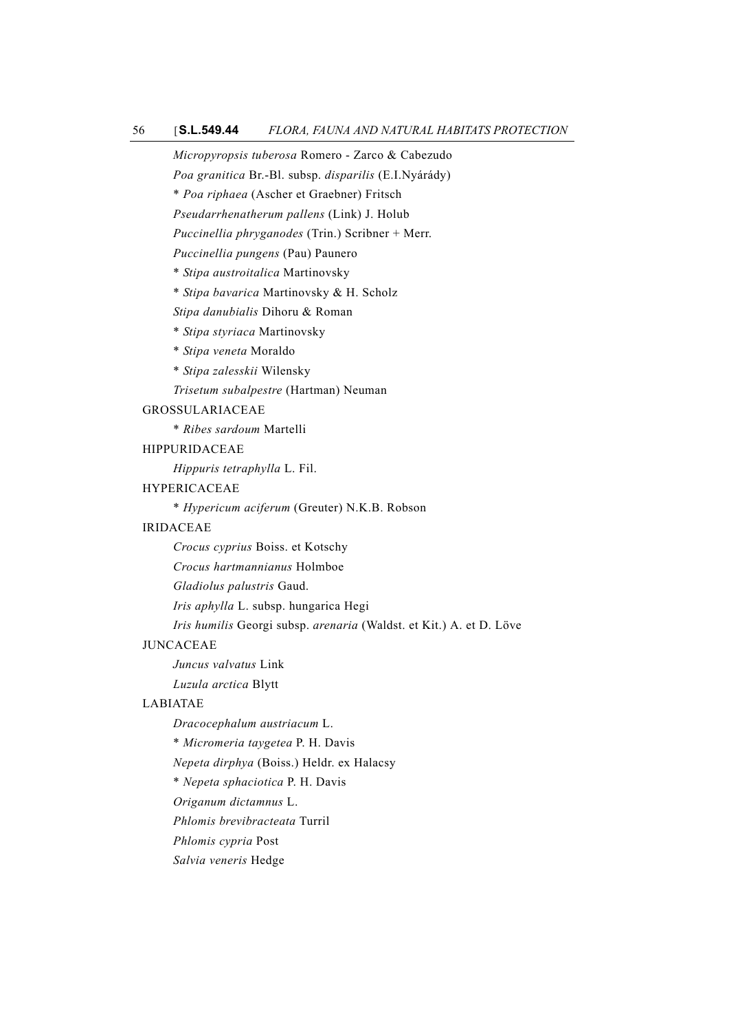*Micropyropsis tuberosa* Romero - Zarco & Cabezudo

*Poa granitica* Br.-Bl. subsp. *disparilis* (E.I.Nyárády)

* *Poa riphaea* (Ascher et Graebner) Fritsch

*Pseudarrhenatherum pallens* (Link) J. Holub

*Puccinellia phryganodes* (Trin.) Scribner + Merr.

*Puccinellia pungens* (Pau) Paunero

* *Stipa austroitalica* Martinovsky

* *Stipa bavarica* Martinovsky & H. Scholz

*Stipa danubialis* Dihoru & Roman

* *Stipa styriaca* Martinovsky

* *Stipa veneta* Moraldo

* *Stipa zalesskii* Wilensky

*Trisetum subalpestre* (Hartman) Neuman

GROSSULARIACEAE

* *Ribes sardoum* Martelli

HIPPURIDACEAE

*Hippuris tetraphylla* L. Fil.

HYPERICACEAE

* *Hypericum aciferum* (Greuter) N.K.B. Robson

IRIDACEAE

*Crocus cyprius* Boiss. et Kotschy

*Crocus hartmannianus* Holmboe

*Gladiolus palustris* Gaud.

*Iris aphylla* L. subsp. hungarica Hegi

*Iris humilis* Georgi subsp. *arenaria* (Waldst. et Kit.) A. et D. Löve

JUNCACEAE

*Juncus valvatus* Link

*Luzula arctica* Blytt

LABIATAE

*Dracocephalum austriacum* L.

* *Micromeria taygetea* P. H. Davis

*Nepeta dirphya* (Boiss.) Heldr. ex Halacsy

* *Nepeta sphaciotica* P. H. Davis

*Origanum dictamnus* L.

*Phlomis brevibracteata* Turril

*Phlomis cypria* Post

*Salvia veneris* Hedge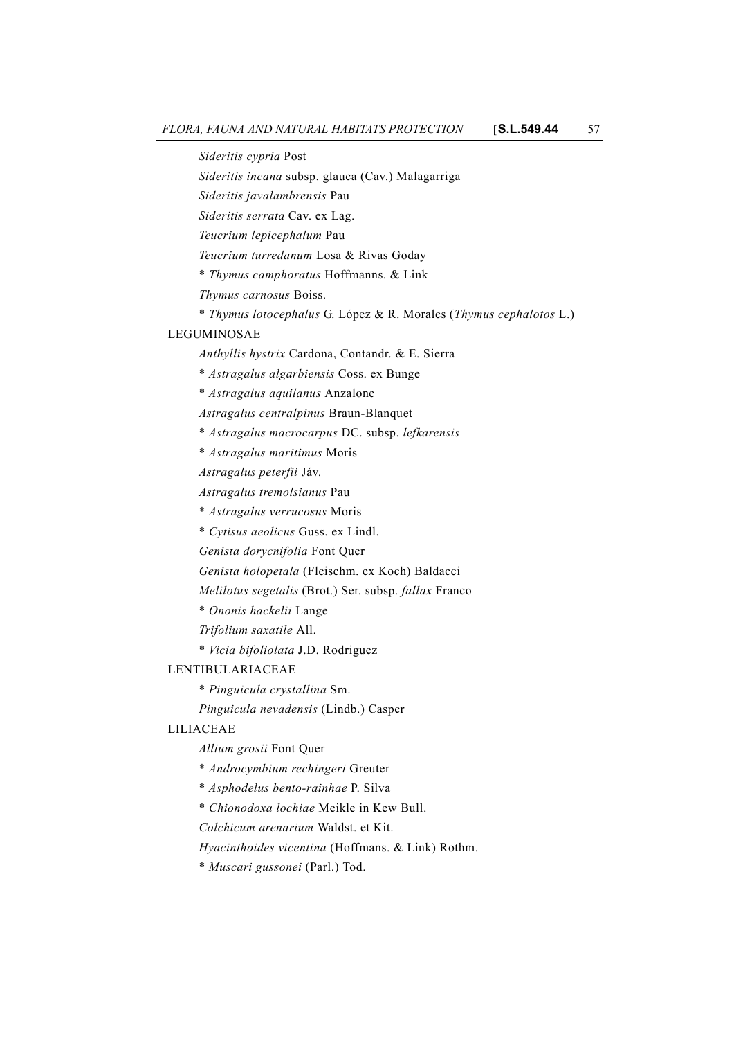*Sideritis cypria* Post

*Sideritis incana* subsp. glauca (Cav.) Malagarriga

*Sideritis javalambrensis* Pau

*Sideritis serrata* Cav. ex Lag.

*Teucrium lepicephalum* Pau

*Teucrium turredanum* Losa & Rivas Goday

\* *Thymus camphoratus* Hoffmanns. & Link

*Thymus carnosus* Boiss.

\* *Thymus lotocephalus* G. López & R. Morales (*Thymus cephalotos* L.)

LEGUMINOSAE

*Anthyllis hystrix* Cardona, Contandr. & E. Sierra

\* *Astragalus algarbiensis* Coss. ex Bunge

\* *Astragalus aquilanus* Anzalone

*Astragalus centralpinus* Braun-Blanquet

\* *Astragalus macrocarpus* DC. subsp. *lefkarensis*

\* *Astragalus maritimus* Moris

*Astragalus peterfii* Jáv.

*Astragalus tremolsianus* Pau

\* *Astragalus verrucosus* Moris

\* *Cytisus aeolicus* Guss. ex Lindl.

*Genista dorycnifolia* Font Quer

*Genista holopetala* (Fleischm. ex Koch) Baldacci

*Melilotus segetalis* (Brot.) Ser. subsp. *fallax* Franco

\* *Ononis hackelii* Lange

*Trifolium saxatile* All.

\* *Vicia bifoliolata* J.D. Rodriguez

LENTIBULARIACEAE

\* *Pinguicula crystallina* Sm.

*Pinguicula nevadensis* (Lindb.) Casper

LILIACEAE

*Allium grosii* Font Quer

\* *Androcymbium rechingeri* Greuter

\* *Asphodelus bento-rainhae* P. Silva

\* *Chionodoxa lochiae* Meikle in Kew Bull.

*Colchicum arenarium* Waldst. et Kit.

*Hyacinthoides vicentina* (Hoffmans. & Link) Rothm.

\* *Muscari gussonei* (Parl.) Tod.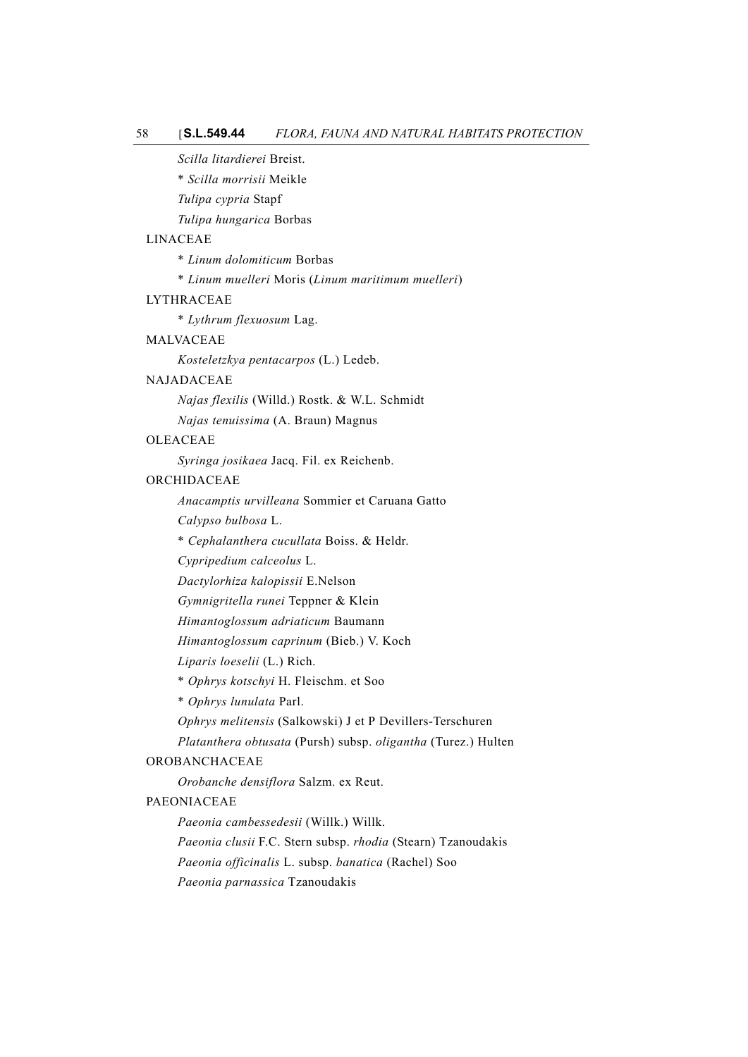*Scilla litardierei* Breist.

\* *Scilla morrisii* Meikle

*Tulipa cypria* Stapf

*Tulipa hungarica* Borbas

LINACEAE

\* *Linum dolomiticum* Borbas

\* *Linum muelleri* Moris (*Linum maritimum muelleri*)

LYTHRACEAE

\* *Lythrum flexuosum* Lag.

MALVACEAE

*Kosteletzkya pentacarpos* (L.) Ledeb.

NAJADACEAE

*Najas flexilis* (Willd.) Rostk. & W.L. Schmidt

*Najas tenuissima* (A. Braun) Magnus

OLEACEAE

*Syringa josikaea* Jacq. Fil. ex Reichenb.

ORCHIDACEAE

*Anacamptis urvilleana* Sommier et Caruana Gatto

*Calypso bulbosa* L.

\* *Cephalanthera cucullata* Boiss. & Heldr.

*Cypripedium calceolus* L.

*Dactylorhiza kalopissii* E.Nelson

*Gymnigritella runei* Teppner & Klein

*Himantoglossum adriaticum* Baumann

*Himantoglossum caprinum* (Bieb.) V. Koch

*Liparis loeselii* (L.) Rich.

\* *Ophrys kotschyi* H. Fleischm. et Soo

\* *Ophrys lunulata* Parl.

*Ophrys melitensis* (Salkowski) J et P Devillers-Terschuren

*Platanthera obtusata* (Pursh) subsp. *oligantha* (Turez.) Hulten

OROBANCHACEAE

*Orobanche densiflora* Salzm. ex Reut.

PAEONIACEAE

*Paeonia cambessedesii* (Willk.) Willk.

*Paeonia clusii* F.C. Stern subsp. *rhodia* (Stearn) Tzanoudakis

*Paeonia officinalis* L. subsp. *banatica* (Rachel) Soo

*Paeonia parnassica* Tzanoudakis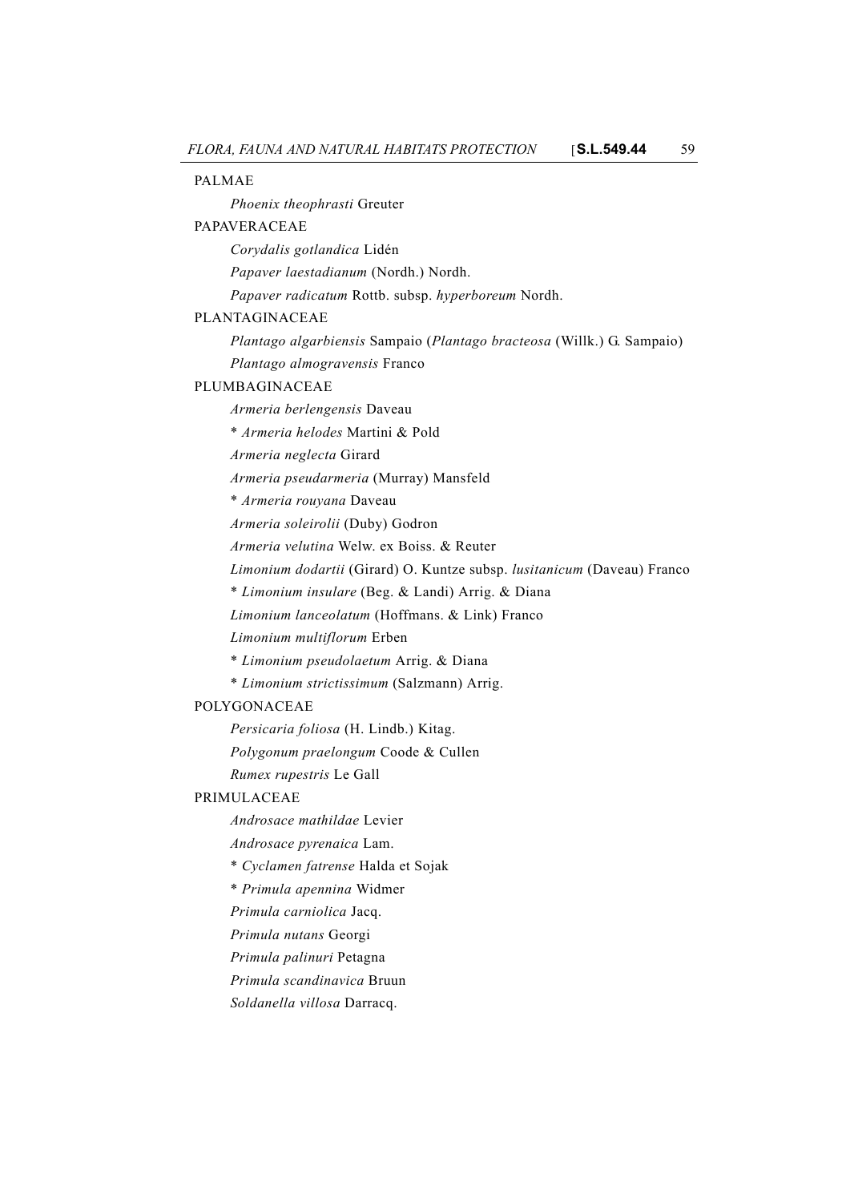PALMAE

*Phoenix theophrasti* Greuter

PAPAVERACEAE

*Corydalis gotlandica* Lidén

*Papaver laestadianum* (Nordh.) Nordh.

*Papaver radicatum* Rottb. subsp. *hyperboreum* Nordh.

PLANTAGINACEAE

*Plantago algarbiensis* Sampaio (*Plantago bracteosa* (Willk.) G. Sampaio)

*Plantago almogravensis* Franco

PLUMBAGINACEAE

*Armeria berlengensis* Daveau

\* *Armeria helodes* Martini & Pold

*Armeria neglecta* Girard

*Armeria pseudarmeria* (Murray) Mansfeld

\* *Armeria rouyana* Daveau

*Armeria soleirolii* (Duby) Godron

*Armeria velutina* Welw. ex Boiss. & Reuter

*Limonium dodartii* (Girard) O. Kuntze subsp. *lusitanicum* (Daveau) Franco

\* *Limonium insulare* (Beg. & Landi) Arrig. & Diana

*Limonium lanceolatum* (Hoffmans. & Link) Franco

*Limonium multiflorum* Erben

\* *Limonium pseudolaetum* Arrig. & Diana

\* *Limonium strictissimum* (Salzmann) Arrig.

POLYGONACEAE

*Persicaria foliosa* (H. Lindb.) Kitag.

*Polygonum praelongum* Coode & Cullen

*Rumex rupestris* Le Gall

PRIMULACEAE

*Androsace mathildae* Levier

*Androsace pyrenaica* Lam.

\* *Cyclamen fatrense* Halda et Sojak

\* *Primula apennina* Widmer

*Primula carniolica* Jacq.

*Primula nutans* Georgi

*Primula palinuri* Petagna

*Primula scandinavica* Bruun

*Soldanella villosa* Darracq.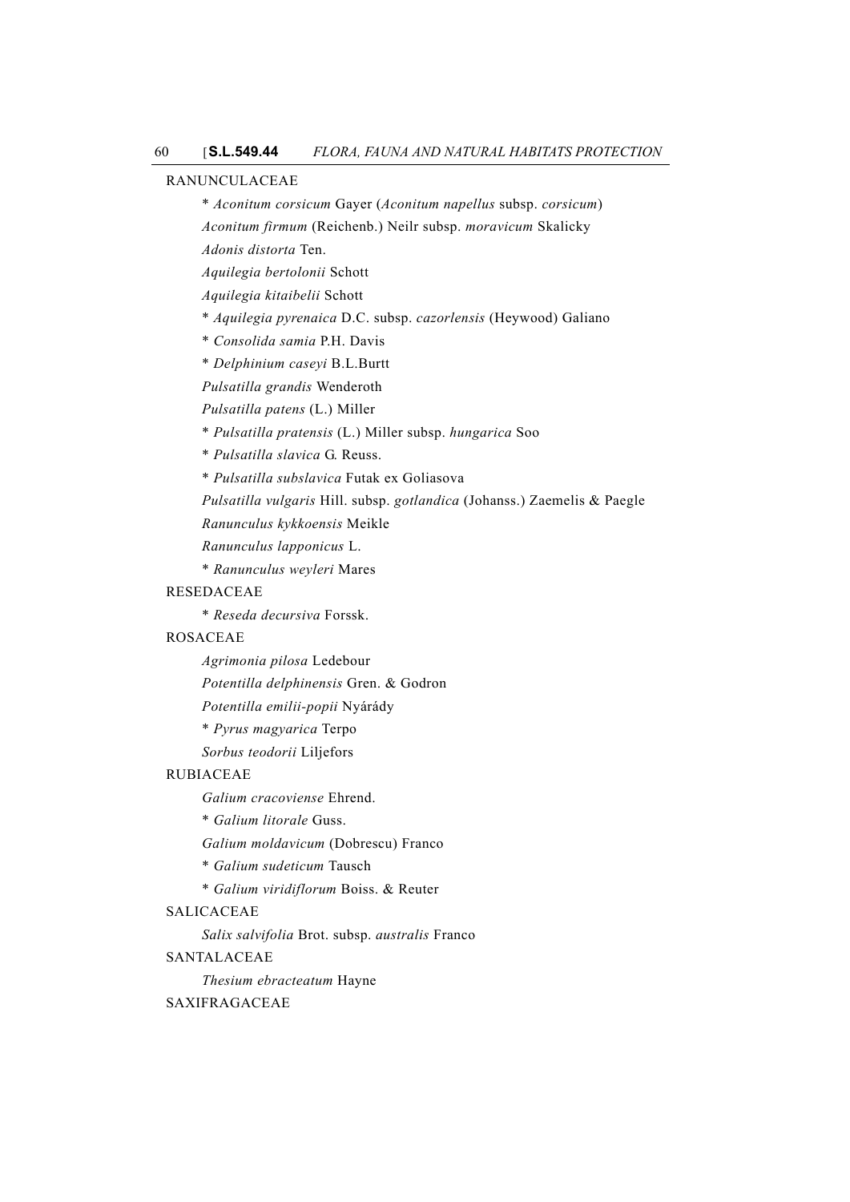RANUNCULACEAE

\* *Aconitum corsicum* Gayer (*Aconitum napellus* subsp. *corsicum*)

*Aconitum firmum* (Reichenb.) Neilr subsp. *moravicum* Skalicky

*Adonis distorta* Ten.

*Aquilegia bertolonii* Schott

*Aquilegia kitaibelii* Schott

\* *Aquilegia pyrenaica* D.C. subsp. *cazorlensis* (Heywood) Galiano

\* *Consolida samia* P.H. Davis

\* *Delphinium caseyi* B.L.Burtt

*Pulsatilla grandis* Wenderoth

*Pulsatilla patens* (L.) Miller

\* *Pulsatilla pratensis* (L.) Miller subsp. *hungarica* Soo

\* *Pulsatilla slavica* G. Reuss.

\* *Pulsatilla subslavica* Futak ex Goliasova

*Pulsatilla vulgaris* Hill. subsp. *gotlandica* (Johanss.) Zaemelis & Paegle

*Ranunculus kykkoensis* Meikle

*Ranunculus lapponicus* L.

\* *Ranunculus weyleri* Mares

RESEDACEAE

\* *Reseda decursiva* Forssk.

ROSACEAE

*Agrimonia pilosa* Ledebour

*Potentilla delphinensis* Gren. & Godron

*Potentilla emilii-popii* Nyárády

\* *Pyrus magyarica* Terpo

*Sorbus teodorii* Liljefors

RUBIACEAE

*Galium cracoviense* Ehrend.

\* *Galium litorale* Guss.

*Galium moldavicum* (Dobrescu) Franco

\* *Galium sudeticum* Tausch

\* *Galium viridiflorum* Boiss. & Reuter

SALICACEAE

*Salix salvifolia* Brot. subsp. *australis* Franco

SANTALACEAE

*Thesium ebracteatum* Hayne

SAXIFRAGACEAE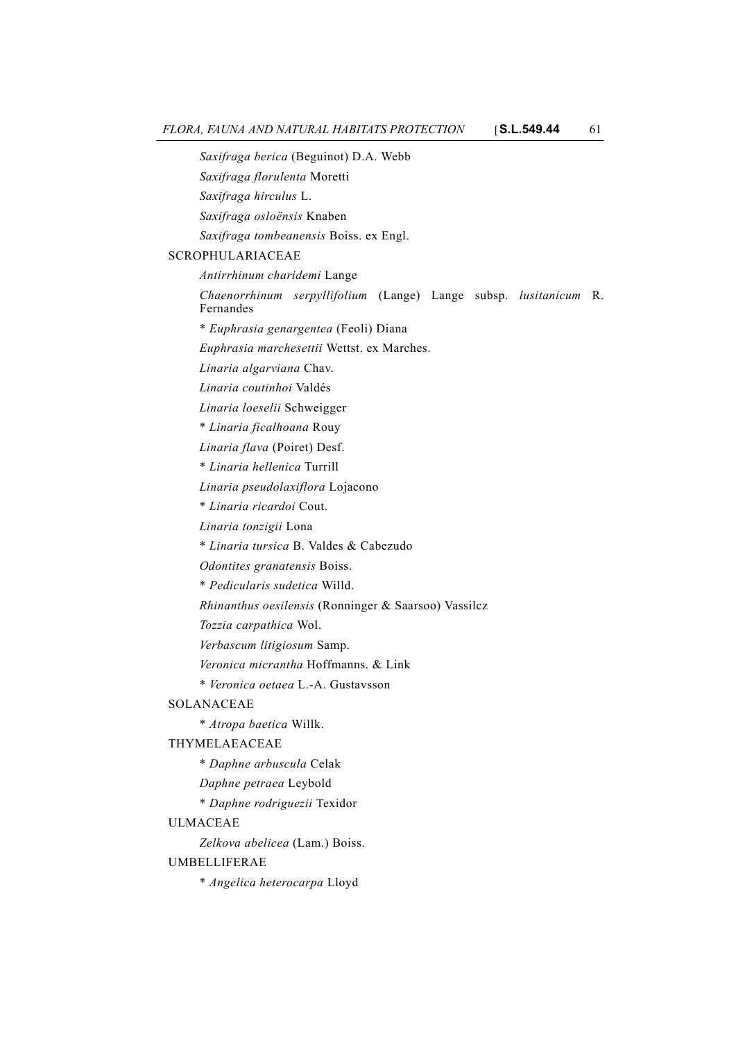*Saxifraga berica* (Beguinot) D.A. Webb

*Saxifraga florulenta* Moretti

*Saxifraga hirculus* L.

*Saxifraga osloënsis* Knaben

*Saxifraga tombeanensis* Boiss. ex Engl.

SCROPHULARIACEAE

*Antirrhinum charidemi* Lange

*Chaenorrhinum serpyllifolium* (Lange) Lange subsp. *lusitanicum* R. Fernandes

\* *Euphrasia genargentea* (Feoli) Diana

*Euphrasia marchesettii* Wettst. ex Marches.

*Linaria algarviana* Chav.

*Linaria coutinhoi* Valdés

*Linaria loeselii* Schweigger

\* *Linaria ficalhoana* Rouy

*Linaria flava* (Poiret) Desf.

\* *Linaria hellenica* Turrill

*Linaria pseudolaxiflora* Lojacono

\* *Linaria ricardoi* Cout.

*Linaria tonzigii* Lona

\* *Linaria tursica* B. Valdes & Cabezudo

*Odontites granatensis* Boiss.

\* *Pedicularis sudetica* Willd.

*Rhinanthus oesilensis* (Ronninger & Saarsoo) Vassilcz

*Tozzia carpathica* Wol.

*Verbascum litigiosum* Samp.

*Veronica micrantha* Hoffmanns. & Link

\* *Veronica oetaea* L.-A. Gustavsson

SOLANACEAE

\* *Atropa baetica* Willk.

THYMELAEACEAE

\* *Daphne arbuscula* Celak

*Daphne petraea* Leybold

\* *Daphne rodriguezii* Texidor

ULMACEAE

*Zelkova abelicea* (Lam.) Boiss.

UMBELLIFERAE

\* *Angelica heterocarpa* Lloyd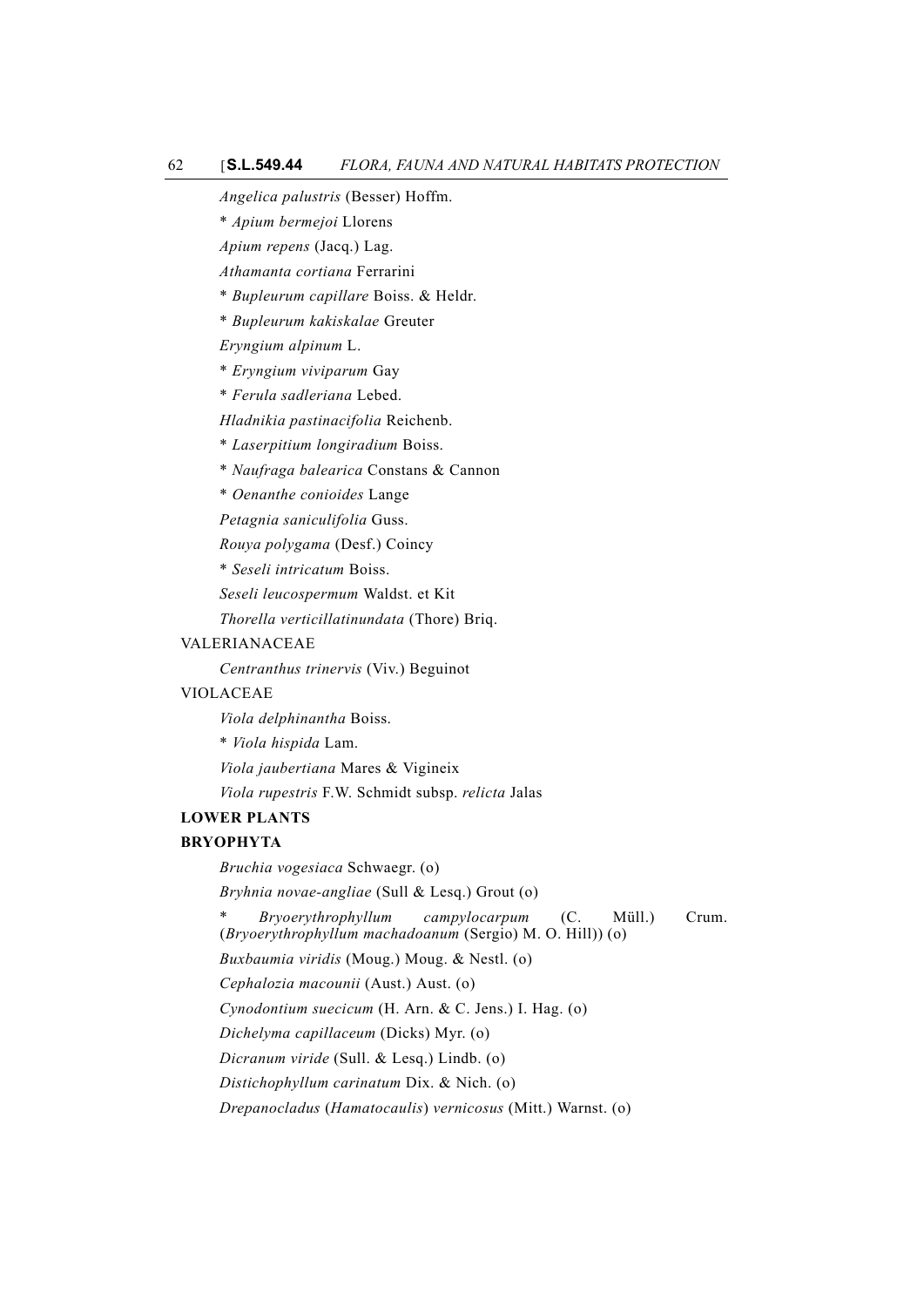*Angelica palustris* (Besser) Hoffm.

\* *Apium bermejoi* Llorens

*Apium repens* (Jacq.) Lag.

*Athamanta cortiana* Ferrarini

\* *Bupleurum capillare* Boiss. & Heldr.

\* *Bupleurum kakiskalae* Greuter

*Eryngium alpinum* L.

\* *Eryngium viviparum* Gay

\* *Ferula sadleriana* Lebed.

*Hladnikia pastinacifolia* Reichenb.

\* *Laserpitium longiradium* Boiss.

\* *Naufraga balearica* Constans & Cannon

\* *Oenanthe conioides* Lange

*Petagnia saniculifolia* Guss.

*Rouya polygama* (Desf.) Coincy

\* *Seseli intricatum* Boiss.

*Seseli leucospermum* Waldst. et Kit

*Thorella verticillatinundata* (Thore) Briq.

VALERIANACEAE

*Centranthus trinervis* (Viv.) Beguinot

VIOLACEAE

*Viola delphinantha* Boiss.

\* *Viola hispida* Lam.

*Viola jaubertiana* Mares & Vigineix

*Viola rupestris* F.W. Schmidt subsp. *relicta* Jalas

**LOWER PLANTS**

**BRYOPHYTA**

*Bruchia vogesiaca* Schwaegr. (o)

*Bryhnia novae-angliae* (Sull & Lesq.) Grout (o)

\* *Bryoerythrophyllum campylocarpum* (C. Müll.) Crum. (*Bryoerythrophyllum machadoanum* (Sergio) M. O. Hill)) (o)

*Buxbaumia viridis* (Moug.) Moug. & Nestl. (o)

*Cephalozia macounii* (Aust.) Aust. (o)

*Cynodontium suecicum* (H. Arn. & C. Jens.) I. Hag. (o)

*Dichelyma capillaceum* (Dicks) Myr. (o)

*Dicranum viride* (Sull. & Lesq.) Lindb. (o)

*Distichophyllum carinatum* Dix. & Nich. (o)

*Drepanocladus* (*Hamatocaulis*) *vernicosus* (Mitt.) Warnst. (o)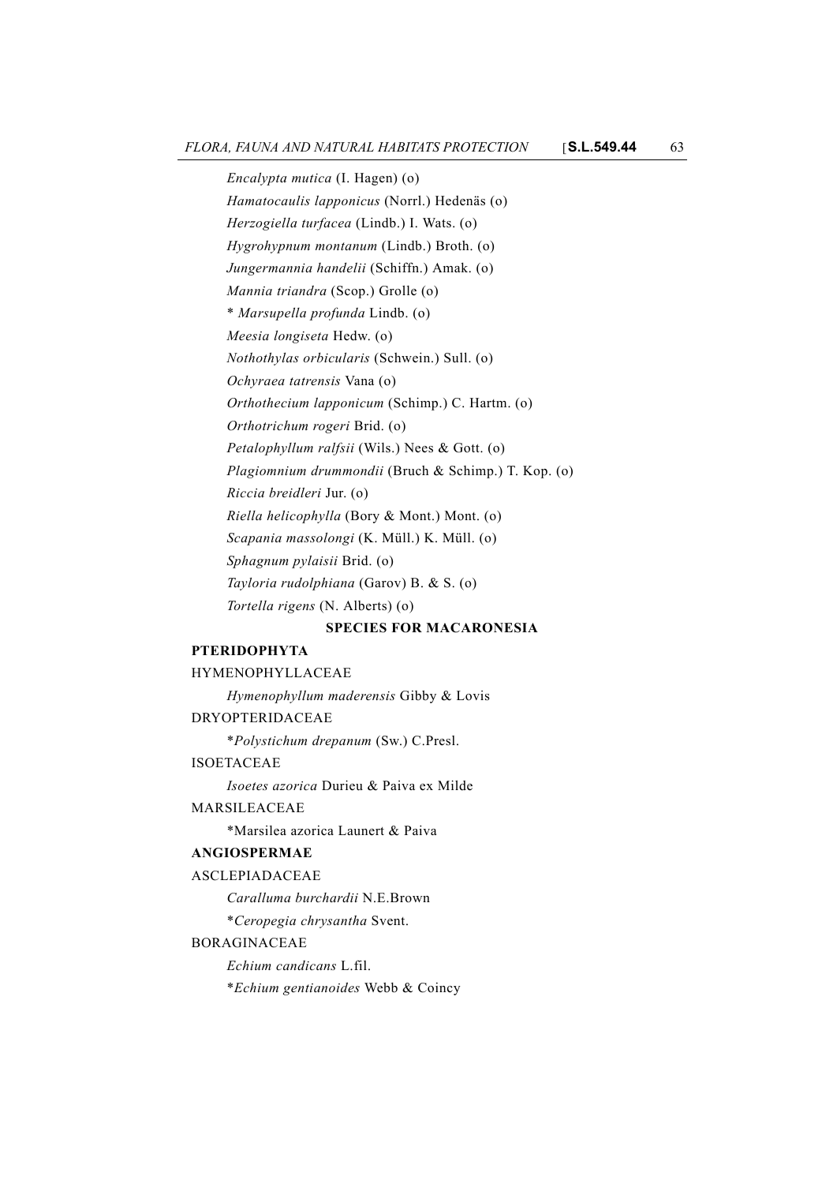*Encalypta mutica* (I. Hagen) (o)

*Hamatocaulis lapponicus* (Norrl.) Hedenäs (o)

*Herzogiella turfacea* (Lindb.) I. Wats. (o)

*Hygrohypnum montanum* (Lindb.) Broth. (o)

*Jungermannia handelii* (Schiffn.) Amak. (o)

*Mannia triandra* (Scop.) Grolle (o)

\* *Marsupella profunda* Lindb. (o)

*Meesia longiseta* Hedw. (o)

*Nothothylas orbicularis* (Schwein.) Sull. (o)

*Ochyraea tatrensis* Vana (o)

*Orthothecium lapponicum* (Schimp.) C. Hartm. (o)

*Orthotrichum rogeri* Brid. (o)

*Petalophyllum ralfsii* (Wils.) Nees & Gott. (o)

*Plagiomnium drummondii* (Bruch & Schimp.) T. Kop. (o)

*Riccia breidleri* Jur. (o)

*Riella helicophylla* (Bory & Mont.) Mont. (o)

*Scapania massolongi* (K. Müll.) K. Müll. (o)

*Sphagnum pylaisii* Brid. (o)

*Tayloria rudolphiana* (Garov) B. & S. (o)

*Tortella rigens* (N. Alberts) (o)

**SPECIES FOR MACARONESIA**

**PTERIDOPHYTA**

HYMENOPHYLLACEAE

*Hymenophyllum maderensis* Gibby & Lovis

DRYOPTERIDACEAE

\**Polystichum drepanum* (Sw.) C.Presl.

ISOETACEAE

*Isoetes azorica* Durieu & Paiva ex Milde

MARSILEACEAE

\*Marsilea azorica Launert & Paiva

**ANGIOSPERMAE**

ASCLEPIADACEAE

*Caralluma burchardii* N.E.Brown

\**Ceropegia chrysantha* Svent.

BORAGINACEAE

*Echium candicans* L.fil.

\**Echium gentianoides* Webb & Coincy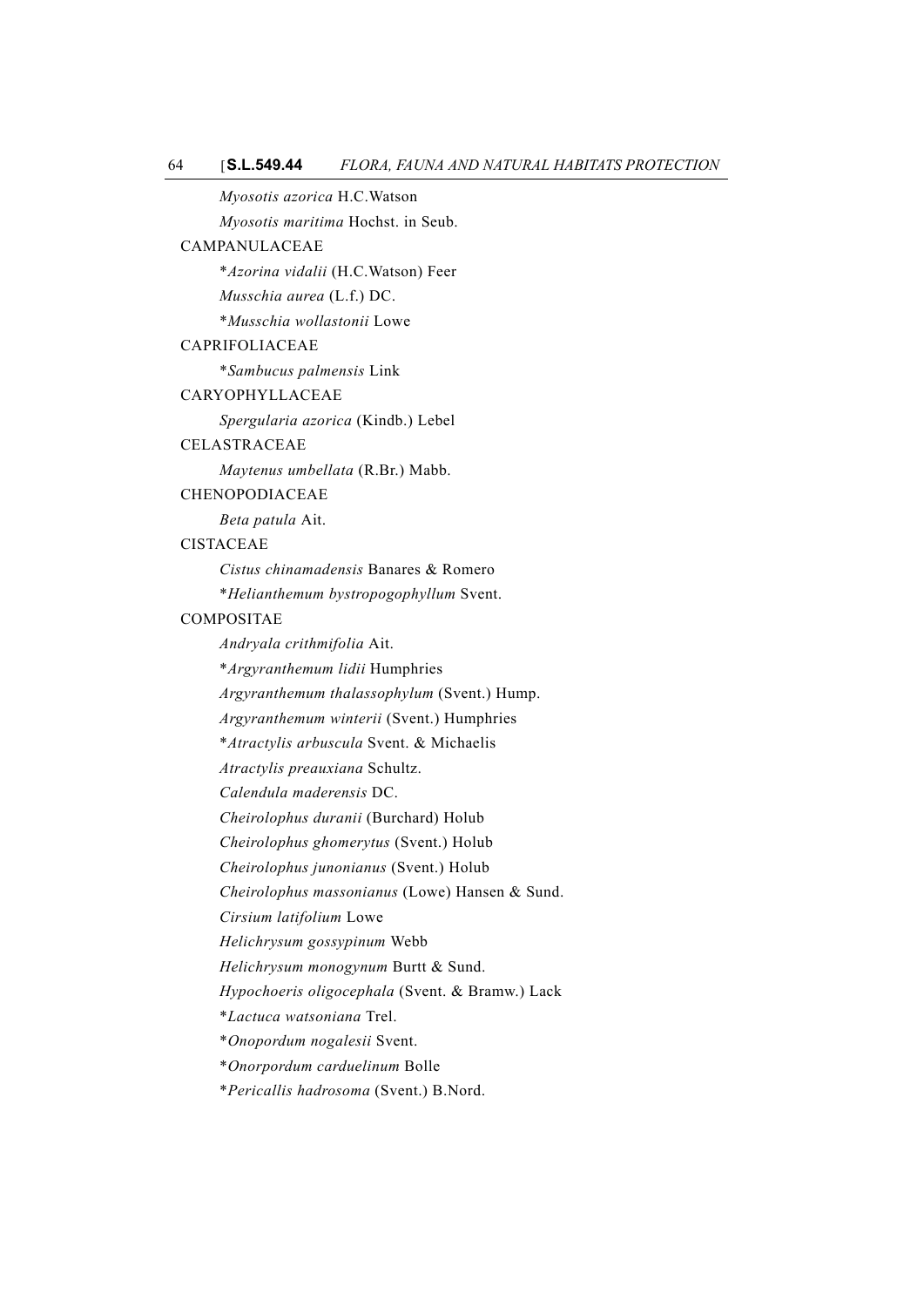*Myosotis azorica* H.C.Watson

*Myosotis maritima* Hochst. in Seub.

CAMPANULACEAE

*Azorina vidalii* (H.C.Watson) Feer

*Musschia aurea* (L.f.) DC.

*Musschia wollastonii* Lowe

CAPRIFOLIACEAE

*Sambucus palmensis* Link

CARYOPHYLLACEAE

*Spergularia azorica* (Kindb.) Lebel

CELASTRACEAE

*Maytenus umbellata* (R.Br.) Mabb.

CHENOPODIACEAE

*Beta patula* Ait.

CISTACEAE

*Cistus chinamadensis* Banares & Romero

*Helianthemum bystropogophyllum* Svent.

COMPOSITAE

*Andryala crithmifolia* Ait.

*Argyranthemum lidii* Humphries

*Argyranthemum thalassophylum* (Svent.) Hump.

*Argyranthemum winterii* (Svent.) Humphries

*Atractylis arbuscula* Svent. & Michaelis

*Atractylis preauxiana* Schultz.

*Calendula maderensis* DC.

*Cheirolophus duranii* (Burchard) Holub

*Cheirolophus ghomerytus* (Svent.) Holub

*Cheirolophus junonianus* (Svent.) Holub

*Cheirolophus massonianus* (Lowe) Hansen & Sund.

*Cirsium latifolium* Lowe

*Helichrysum gossypinum* Webb

*Helichrysum monogynum* Burtt & Sund.

*Hypochoeris oligocephala* (Svent. & Bramw.) Lack

*Lactuca watsoniana* Trel.

*Onopordum nogalesii* Svent.

*Onorpordum carduelinum* Bolle

*Pericallis hadrosoma* (Svent.) B.Nord.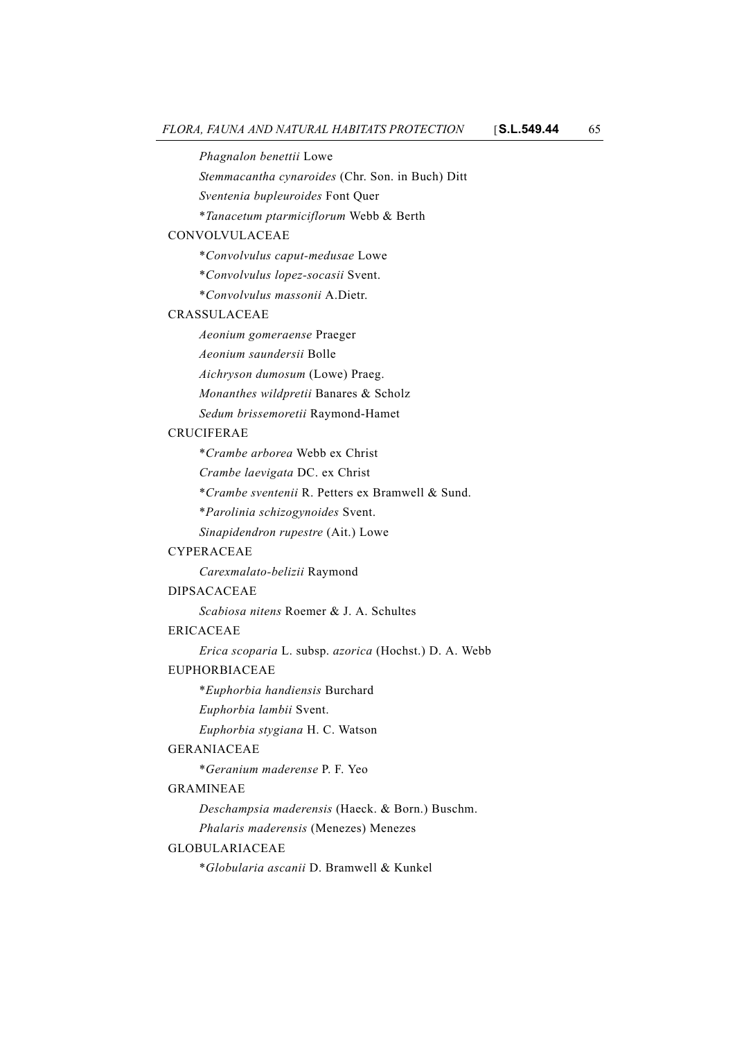*Phagnalon benettii* Lowe

*Stemmacantha cynaroides* (Chr. Son. in Buch) Ditt

*Sventenia bupleuroides* Font Quer

\**Tanacetum ptarmiciflorum* Webb & Berth

CONVOLVULACEAE

\**Convolvulus caput-medusae* Lowe

\**Convolvulus lopez-socasii* Svent.

\**Convolvulus massonii* A.Dietr.

CRASSULACEAE

*Aeonium gomeraense* Praeger

*Aeonium saundersii* Bolle

*Aichryson dumosum* (Lowe) Praeg.

*Monanthes wildpretii* Banares & Scholz

*Sedum brissemoretii* Raymond-Hamet

CRUCIFERAE

\**Crambe arborea* Webb ex Christ

*Crambe laevigata* DC. ex Christ

\**Crambe sventenii* R. Petters ex Bramwell & Sund.

\**Parolinia schizogynoides* Svent.

*Sinapidendron rupestre* (Ait.) Lowe

CYPERACEAE

*Carexmalato-belizii* Raymond

DIPSACACEAE

*Scabiosa nitens* Roemer & J. A. Schultes

ERICACEAE

*Erica scoparia* L. subsp. *azorica* (Hochst.) D. A. Webb

EUPHORBIACEAE

\**Euphorbia handiensis* Burchard

*Euphorbia lambii* Svent.

*Euphorbia stygiana* H. C. Watson

GERANIACEAE

\**Geranium maderense* P. F. Yeo

GRAMINEAE

*Deschampsia maderensis* (Haeck. & Born.) Buschm.

*Phalaris maderensis* (Menezes) Menezes

GLOBULARIACEAE

\**Globularia ascanii* D. Bramwell & Kunkel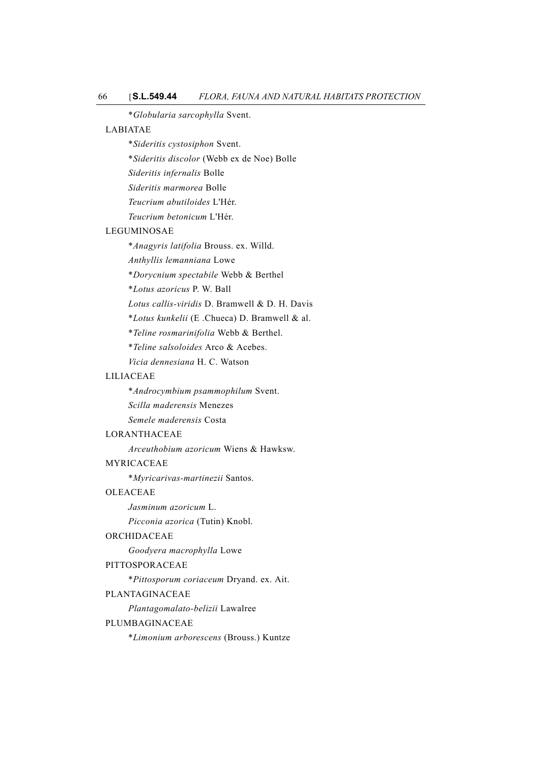*Globularia sarcophylla* Svent.

LABIATAE

*Sideritis cystosiphon* Svent.

*Sideritis discolor* (Webb ex de Noe) Bolle

*Sideritis infernalis* Bolle

*Sideritis marmorea* Bolle

*Teucrium abutiloides* L'Hér.

*Teucrium betonicum* L'Hér.

LEGUMINOSAE

*Anagyris latifolia* Brouss. ex. Willd.

*Anthyllis lemanniana* Lowe

*Dorycnium spectabile* Webb & Berthel

*Lotus azoricus* P. W. Ball

*Lotus callis-viridis* D. Bramwell & D. H. Davis

*Lotus kunkelii* (E .Chueca) D. Bramwell & al.

*Teline rosmarinifolia* Webb & Berthel.

*Teline salsoloides* Arco & Acebes.

*Vicia dennesiana* H. C. Watson

LILIACEAE

*Androcymbium psammophilum* Svent.

*Scilla maderensis* Menezes

*Semele maderensis* Costa

LORANTHACEAE

*Arceuthobium azoricum* Wiens & Hawksw.

MYRICACEAE

*Myricarivas-martinezii* Santos.

OLEACEAE

*Jasminum azoricum* L.

*Picconia azorica* (Tutin) Knobl.

ORCHIDACEAE

*Goodyera macrophylla* Lowe

PITTOSPORACEAE

*Pittosporum coriaceum* Dryand. ex. Ait.

PLANTAGINACEAE

*Plantagomalato-belizii* Lawalree

PLUMBAGINACEAE

*Limonium arborescens* (Brouss.) Kuntze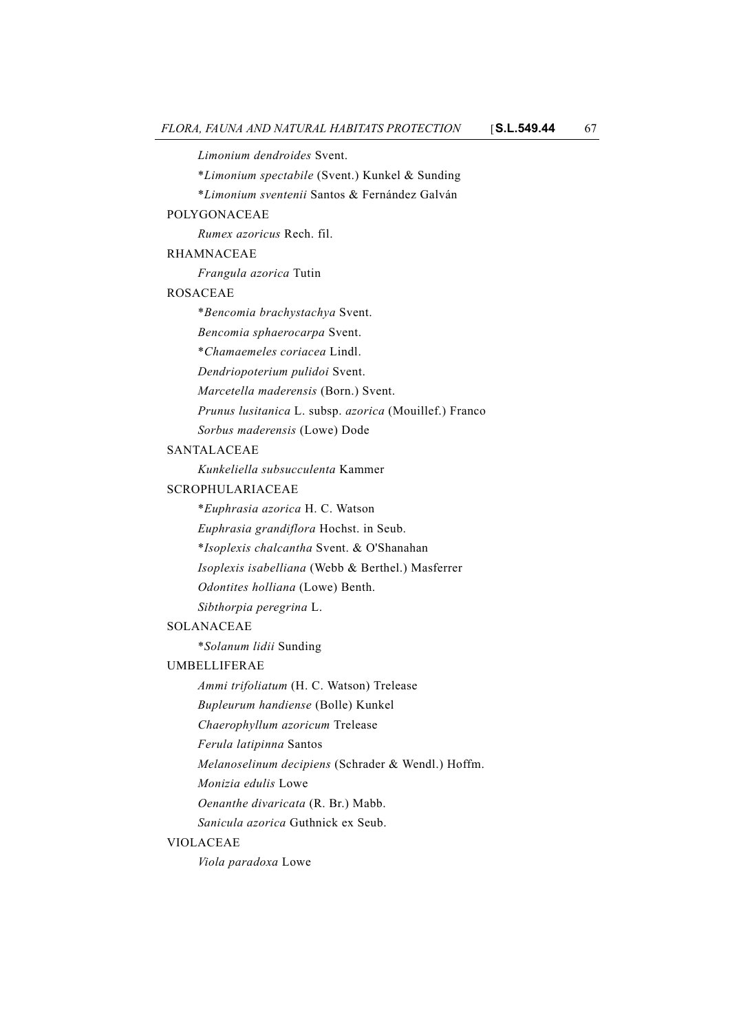*Limonium dendroides* Svent.

*\*Limonium spectabile* (Svent.) Kunkel & Sunding

*\*Limonium sventenii* Santos & Fernández Galván

POLYGONACEAE

*Rumex azoricus* Rech. fil.

RHAMNACEAE

*Frangula azorica* Tutin

ROSACEAE

*\*Bencomia brachystachya* Svent.

*Bencomia sphaerocarpa* Svent.

*\*Chamaemeles coriacea* Lindl.

*Dendriopoterium pulidoi* Svent.

*Marcetella maderensis* (Born.) Svent.

*Prunus lusitanica* L. subsp. *azorica* (Mouillef.) Franco

*Sorbus maderensis* (Lowe) Dode

SANTALACEAE

*Kunkeliella subsucculenta* Kammer

SCROPHULARIACEAE

*\*Euphrasia azorica* H. C. Watson

*Euphrasia grandiflora* Hochst. in Seub.

*\*Isoplexis chalcantha* Svent. & O'Shanahan

*Isoplexis isabelliana* (Webb & Berthel.) Masferrer

*Odontites holliana* (Lowe) Benth.

*Sibthorpia peregrina* L.

SOLANACEAE

*\*Solanum lidii* Sunding

UMBELLIFERAE

*Ammi trifoliatum* (H. C. Watson) Trelease

*Bupleurum handiense* (Bolle) Kunkel

*Chaerophyllum azoricum* Trelease

*Ferula latipinna* Santos

*Melanoselinum decipiens* (Schrader & Wendl.) Hoffm.

*Monizia edulis* Lowe

*Oenanthe divaricata* (R. Br.) Mabb.

*Sanicula azorica* Guthnick ex Seub.

VIOLACEAE

*Viola paradoxa* Lowe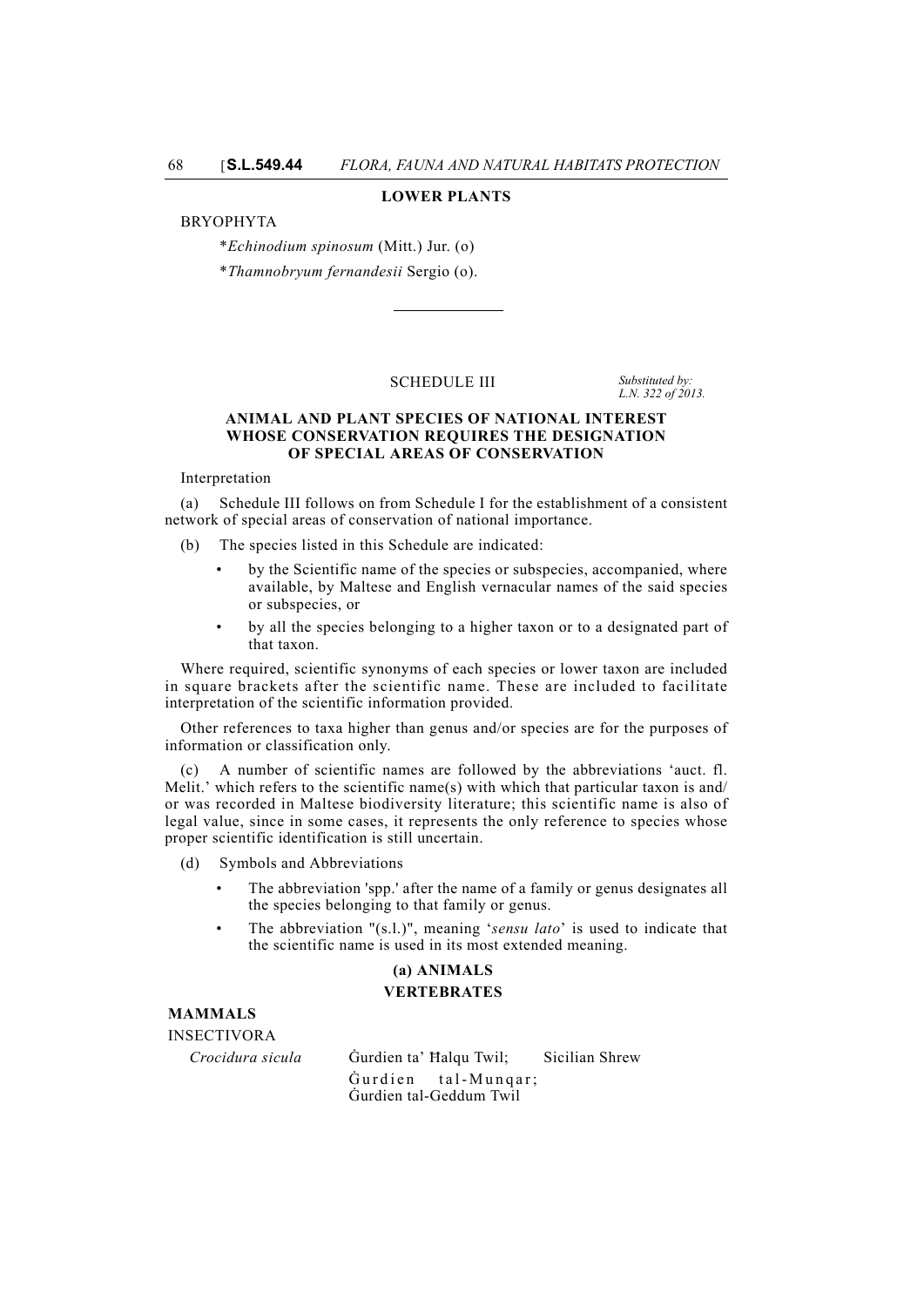**LOWER PLANTS**

BRYOPHYTA

*\*Echinodium spinosum* (Mitt.) Jur. (o)

*\*Thamnobryum fernandesii* Sergio (o).

---

SCHEDULE III

*Substituted by: L.N. 322 of 2013.*

**ANIMAL AND PLANT SPECIES OF NATIONAL INTEREST WHOSE CONSERVATION REQUIRES THE DESIGNATION OF SPECIAL AREAS OF CONSERVATION**

Interpretation

(a) Schedule III follows on from Schedule I for the establishment of a consistent network of special areas of conservation of national importance.

(b) The species listed in this Schedule are indicated:

- by the Scientific name of the species or subspecies, accompanied, where available, by Maltese and English vernacular names of the said species or subspecies, or
- by all the species belonging to a higher taxon or to a designated part of that taxon.

Where required, scientific synonyms of each species or lower taxon are included in square brackets after the scientific name. These are included to facilitate interpretation of the scientific information provided.

Other references to taxa higher than genus and/or species are for the purposes of information or classification only.

(c) A number of scientific names are followed by the abbreviations 'auct. fl. Melit.' which refers to the scientific name(s) with which that particular taxon is and/or was recorded in Maltese biodiversity literature; this scientific name is also of legal value, since in some cases, it represents the only reference to species whose proper scientific identification is still uncertain.

(d) Symbols and Abbreviations

- The abbreviation 'spp.' after the name of a family or genus designates all the species belonging to that family or genus.
- The abbreviation "(s.l.)", meaning '*sensu lato*' is used to indicate that the scientific name is used in its most extended meaning.

**(a) ANIMALS**

**VERTEBRATES**

**MAMMALS**

INSECTIVORA

| | | |
|---|---|---|
| *Crocidura sicula* | Ġurdien ta' Ħalqu Twil; Ġurdien tal-Munqar; Ġurdien tal-Geddum Twil | Sicilian Shrew |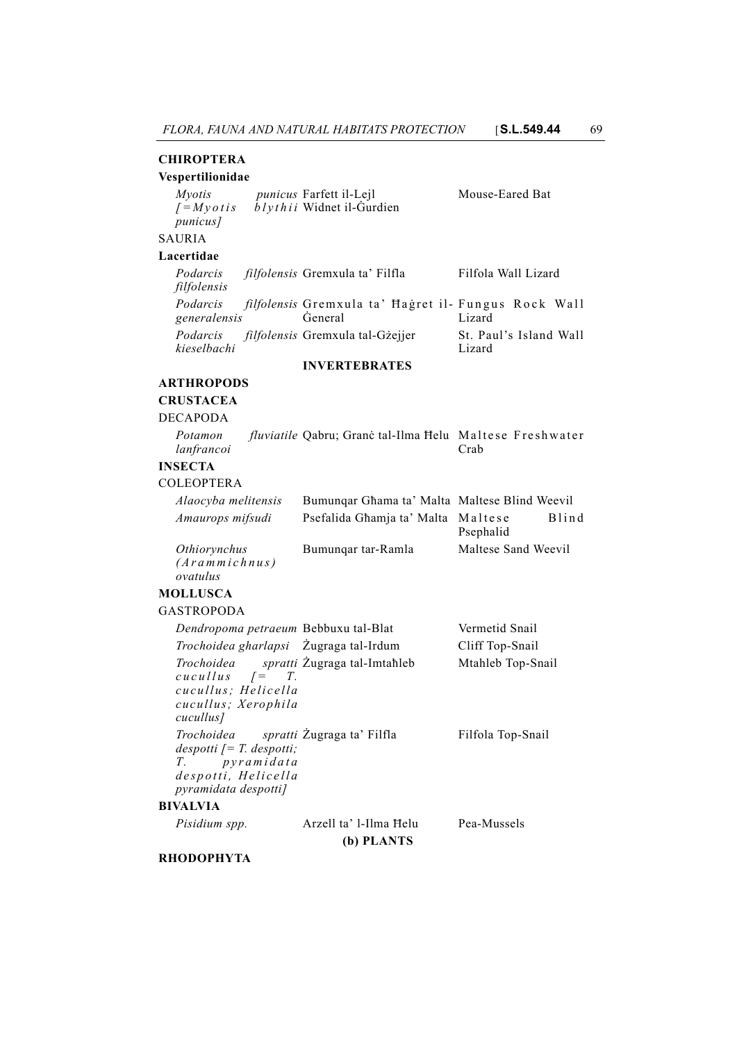**CHIROPTERA**

**Vespertilionidae**

| | | |
|---|---|---|
| *Myotis punicus [=Myotis blythii punicus]* | Farfett il-Lejl Widnet il-Ġurdien | Mouse-Eared Bat |

SAURIA

**Lacertidae**

| | | |
|---|---|---|
| *Podarcis filfolensis filfolensis* | Gremxula ta' Filfla | Filfola Wall Lizard |
| *Podarcis filfolensis generalensis* | Gremxula ta' Ħaġret il-Ġeneral | Fungus Rock Wall Lizard |
| *Podarcis filfolensis kieselbachi* | Gremxula tal-Gżejjer | St. Paul's Island Wall Lizard |

**INVERTEBRATES**

**ARTHROPODS**

**CRUSTACEA**

DECAPODA

| | | |
|---|---|---|
| *Potamon fluviatile lanfrancoi* | Qabru; Granċ tal-Ilma Ħelu | Maltese Freshwater Crab |

**INSECTA**

COLEOPTERA

| | | |
|---|---|---|
| *Alaocyba melitensis* | Bumunqar Għama ta' Malta | Maltese Blind Weevil |
| *Amaurops mifsudi* | Psefalida Għamja ta' Malta | Maltese Blind Psephalid |
| *Othiorynchus (Arammichnus) ovatulus* | Bumunqar tar-Ramla | Maltese Sand Weevil |

**MOLLUSCA**

GASTROPODA

| | | |
|---|---|---|
| *Dendropoma petraeum* | Bebbuxu tal-Blat | Vermetid Snail |
| *Trochoidea gharlapsi* | Żugraga tal-Irdum | Cliff Top-Snail |
| *Trochoidea spratti cucullus [= T. cucullus; Helicella cucullus; Xerophila cucullus]* | Żugraga tal-Imtaħleb | Mtahleb Top-Snail |
| *Trochoidea spratti despotti [= T. despotti; T. pyramidata despotti, Helicella pyramidata despotti]* | Żugraga ta' Filfla | Filfola Top-Snail |

**BIVALVIA**

| | | |
|---|---|---|
| *Pisidium spp.* | Arzell ta' l-Ilma Ħelu | Pea-Mussels |

**(b) PLANTS**

**RHODOPHYTA**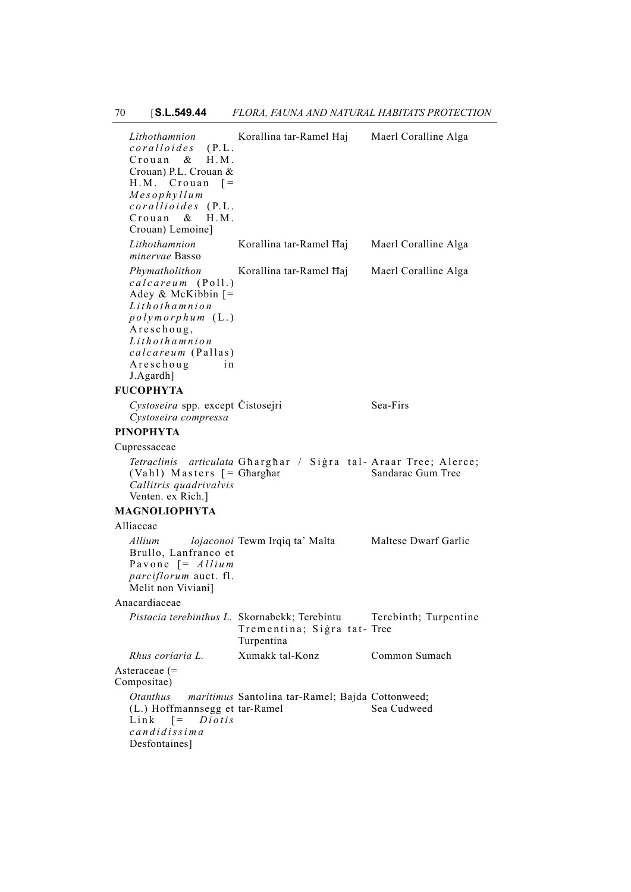| | | |
|---|---|---|
| *Lithothamnion coralloides* (P.L. Crouan & H.M. Crouan) P.L. Crouan & H.M. Crouan [= *Mesophyllum corallioides* (P.L. Crouan & H.M. Crouan) Lemoine] | Korallina tar-Ramel Ħaj | Maerl Coralline Alga |
| *Lithothamnion minervae* Basso | Korallina tar-Ramel Ħaj | Maerl Coralline Alga |
| *Phymatholithon calcareum* (Poll.) Adey & McKibbin [= *Lithothamnion polymorphum* (L.) Areschoug, *Lithothamnion calcareum* (Pallas) Areschoug in J.Agardh] | Korallina tar-Ramel Ħaj | Maerl Coralline Alga |
| **FUCOPHYTA** | | |
| *Cystoseira* spp. except *Cystoseira compressa* | Ċistosejri | Sea-Firs |
| **PINOPHYTA** | | |
| Cupressaceae | | |
| *Tetraclinis articulata* (Vahl) Masters [= *Callitris quadrivalvis* Venten. ex Rich.] | Għargħar / Siġra tal-Għargħar | Araar Tree; Alerce; Sandarac Gum Tree |
| **MAGNOLIOPHYTA** | | |
| Alliaceae | | |
| *Allium lojaconoi* Brullo, Lanfranco et Pavone [= *Allium parciflorum* auct. fl. Melit non Viviani] | Tewm Irqiq ta' Malta | Maltese Dwarf Garlic |
| Anacardiaceae | | |
| *Pistacia terebinthus L.* | Skornabekk; Terebintu Trementina; Siġra tat-Turpentina | Terebinth; Turpentine Tree |
| *Rhus coriaria L.* | Xumakk tal-Konz | Common Sumach |
| Asteraceae (= Compositae) | | |
| *Otanthus maritimus* (L.) Hoffmannsegg et Link [= *Diotis candidissima* Desfontaines] | Santolina tar-Ramel; Bajda tar-Ramel | Cottonweed; Sea Cudweed |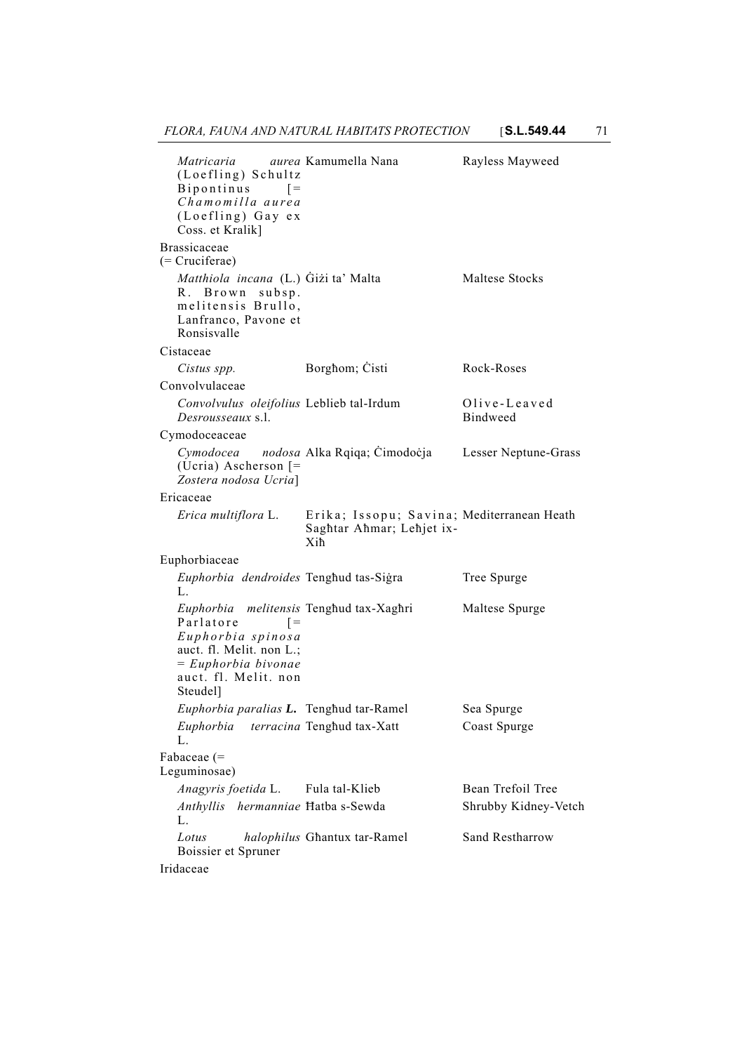| | | |
|---|---|---|
| *Matricaria aurea* (Loefling) Schultz Bipontinus [= *Chamomilla aurea* (Loefling) Gay ex Coss. et Kralik] | Kamumella Nana | Rayless Mayweed |
| Brassicaceae (= Cruciferae) | | |
| *Matthiola incana* (L.) R. Brown subsp. melitensis Brullo, Lanfranco, Pavone et Ronsisvalle | Ġiżi ta' Malta | Maltese Stocks |
| Cistaceae | | |
| *Cistus spp.* | Borgħom; Ċisti | Rock-Roses |
| Convolvulaceae | | |
| *Convolvulus oleifolius Desrousseaux* s.l. | Leblieb tal-Irdum | Olive-Leaved Bindweed |
| Cymodoceaceae | | |
| *Cymodocea nodosa* (Ucria) Ascherson [= *Zostera nodosa Ucria*] | Alka Rqiqa; Ċimodoċja | Lesser Neptune-Grass |
| Ericaceae | | |
| *Erica multiflora* L. | Erika; Issopu; Savina; Sagħtar Aħmar; Leħjet ix-Xiħ | Mediterranean Heath |
| Euphorbiaceae | | |
| *Euphorbia dendroides* L. | Tengħud tas-Siġra | Tree Spurge |
| *Euphorbia melitensis* Parlatore [= *Euphorbia spinosa* auct. fl. Melit. non L.; = *Euphorbia bivonae* auct. fl. Melit. non Steudel] | Tengħud tax-Xagħri | Maltese Spurge |
| *Euphorbia paralias* ***L.*** | Tengħud tar-Ramel | Sea Spurge |
| *Euphorbia terracina* L. | Tengħud tax-Xatt | Coast Spurge |
| Fabaceae (= Leguminosae) | | |
| *Anagyris foetida* L. | Fula tal-Klieb | Bean Trefoil Tree |
| *Anthyllis hermanniae* L. | Ħatba s-Sewda | Shrubby Kidney-Vetch |
| *Lotus halophilus* Boissier et Spruner | Għantux tar-Ramel | Sand Restharrow |
| Iridaceae | | |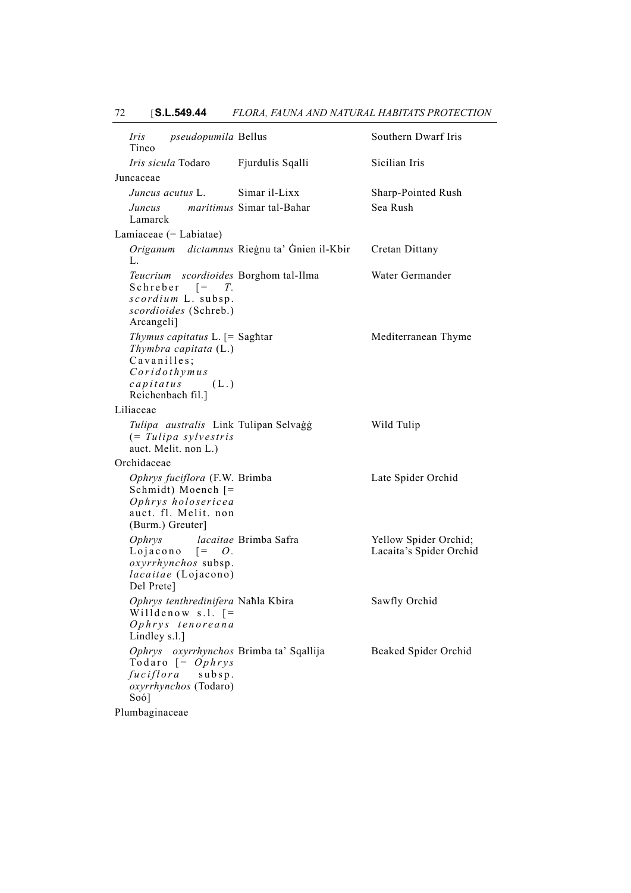| | | |
|---|---|---|
| *Iris pseudopumila* Tineo | Bellus | Southern Dwarf Iris |
| *Iris sicula* Todaro | Fjurdulis Sqalli | Sicilian Iris |
| Juncaceae | | |
| *Juncus acutus* L. | Simar il-Lixx | Sharp-Pointed Rush |
| *Juncus maritimus* Lamarck | Simar tal-Baħar | Sea Rush |
| Lamiaceae (= Labiatae) | | |
| *Origanum dictamnus* L. | Rieġnu ta' Ġnien il-Kbir | Cretan Dittany |
| *Teucrium scordioides* Schreber [= *T. scordium* L. subsp. *scordioides* (Schreb.) Arcangeli] | Borgħom tal-Ilma | Water Germander |
| *Thymus capitatus* L. [= *Thymbra capitata* (L.) Cavanilles; *Coridothymus capitatus* (L.) Reichenbach fil.] | Sagħtar | Mediterranean Thyme |
| Liliaceae | | |
| *Tulipa australis* Link (= *Tulipa sylvestris* auct. Melit. non L.) | Tulipan Selvaġġ | Wild Tulip |
| Orchidaceae | | |
| *Ophrys fuciflora* (F.W. Schmidt) Moench [= *Ophrys holosericea* auct. fl. Melit. non (Burm.) Greuter] | Brimba | Late Spider Orchid |
| *Ophrys lacaitae* Lojacono [= *O. oxyrrhynchos* subsp. *lacaitae* (Lojacono) Del Prete] | Brimba Safra | Yellow Spider Orchid; Lacaita's Spider Orchid |
| *Ophrys tenthredinifera* Willdenow s.l. [= *Ophrys tenoreana* Lindley s.l.] | Naħla Kbira | Sawfly Orchid |
| *Ophrys oxyrrhynchos* Todaro [= *Ophrys fuciflora* subsp. *oxyrrhynchos* (Todaro) Soó] | Brimba ta' Sqallija | Beaked Spider Orchid |
| Plumbaginaceae | | |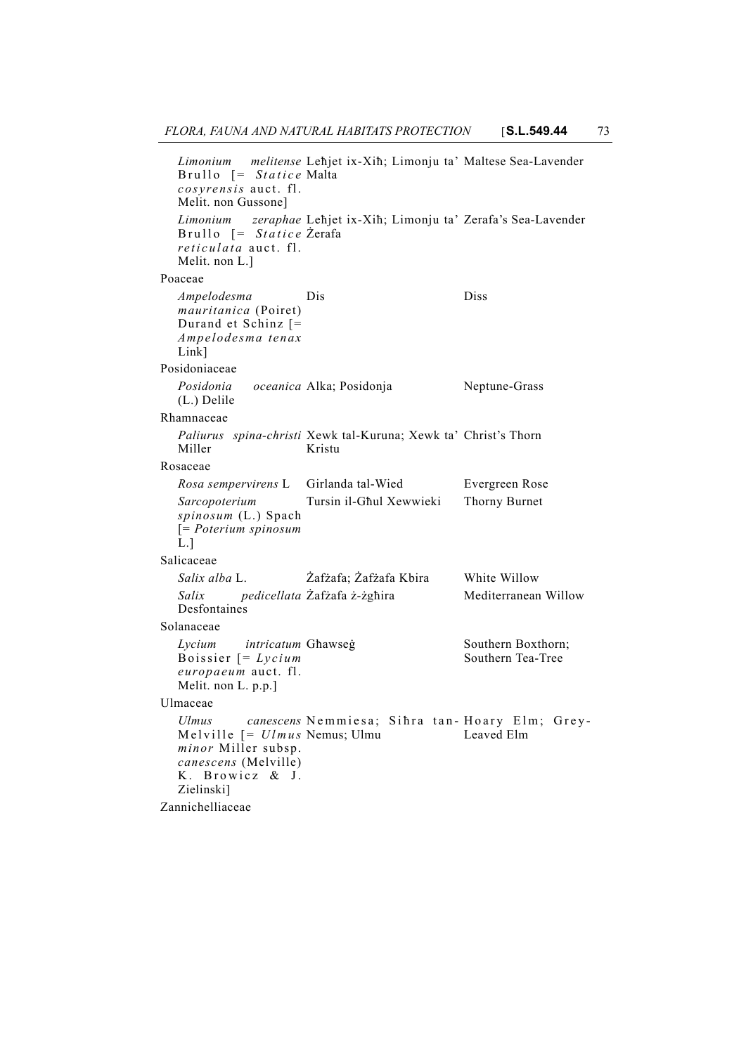| | | |
|---|---|---|
| *Limonium melitense* Brullo [= *Statice cosyrensis* auct. fl. Melit. non Gussone] | Leħjet ix-Xiħ; Limonju ta' Malta | Maltese Sea-Lavender |
| *Limonium zeraphae* Brullo [= *Statice reticulata* auct. fl. Melit. non L.] | Leħjet ix-Xiħ; Limonju ta' Żerafa | Zerafa's Sea-Lavender |
| Poaceae | | |
| *Ampelodesma mauritanica* (Poiret) Durand et Schinz [= *Ampelodesma tenax* Link] | Dis | Diss |
| Posidoniaceae | | |
| *Posidonia oceanica* (L.) Delile | Alka; Posidonja | Neptune-Grass |
| Rhamnaceae | | |
| *Paliurus spina-christi* Miller | Xewk tal-Kuruna; Xewk ta' Kristu | Christ's Thorn |
| Rosaceae | | |
| *Rosa sempervirens* L | Girlanda tal-Wied | Evergreen Rose |
| *Sarcopoterium spinosum* (L.) Spach [= *Poterium spinosum* L.] | Tursin il-Għul Xewwieki | Thorny Burnet |
| Salicaceae | | |
| *Salix alba* L. | Żafżafa; Żafżafa Kbira | White Willow |
| *Salix pedicellata* Desfontaines | Żafżafa ż-żgħira | Mediterranean Willow |
| Solanaceae | | |
| *Lycium intricatum* Boissier [= *Lycium europaeum* auct. fl. Melit. non L. p.p.] | Għawseġ | Southern Boxthorn; Southern Tea-Tree |
| Ulmaceae | | |
| *Ulmus canescens* Melville [= *Ulmus minor* Miller subsp. *canescens* (Melville) K. Browicz & J. Zielinski] | Nemmiesa; Siħra tan-Nemus; Ulmu | Hoary Elm; Grey-Leaved Elm |
| Zannichelliaceae | | |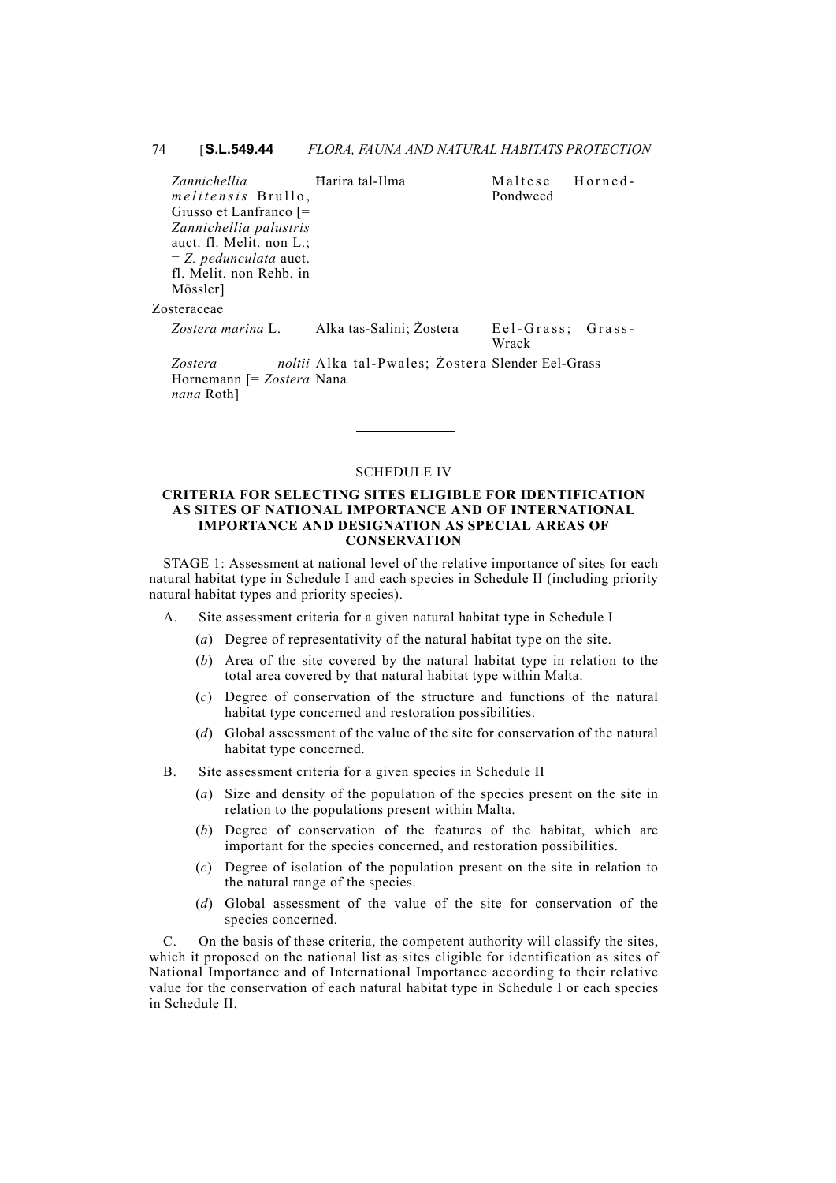| | | |
|---|---|---|
| *Zannichellia melitensis* Brullo, Giusso et Lanfranco [= *Zannichellia palustris* auct. fl. Melit. non L.; = *Z. pedunculata* auct. fl. Melit. non Rehb. in Mössler] | Ħarira tal-Ilma | Maltese Horned-Pondweed |
| Zosteraceae | | |
| *Zostera marina* L. | Alka tas-Salini; Żostera | Eel-Grass; Grass-Wrack |
| *Zostera noltii* Hornemann [= *Zostera nana* Roth] | Alka tal-Pwales; Żostera Nana | Slender Eel-Grass |

---

## SCHEDULE IV

### CRITERIA FOR SELECTING SITES ELIGIBLE FOR IDENTIFICATION AS SITES OF NATIONAL IMPORTANCE AND OF INTERNATIONAL IMPORTANCE AND DESIGNATION AS SPECIAL AREAS OF CONSERVATION

STAGE 1: Assessment at national level of the relative importance of sites for each natural habitat type in Schedule I and each species in Schedule II (including priority natural habitat types and priority species).

A. Site assessment criteria for a given natural habitat type in Schedule I

(*a*) Degree of representativity of the natural habitat type on the site.

(*b*) Area of the site covered by the natural habitat type in relation to the total area covered by that natural habitat type within Malta.

(*c*) Degree of conservation of the structure and functions of the natural habitat type concerned and restoration possibilities.

(*d*) Global assessment of the value of the site for conservation of the natural habitat type concerned.

B. Site assessment criteria for a given species in Schedule II

(*a*) Size and density of the population of the species present on the site in relation to the populations present within Malta.

(*b*) Degree of conservation of the features of the habitat, which are important for the species concerned, and restoration possibilities.

(*c*) Degree of isolation of the population present on the site in relation to the natural range of the species.

(*d*) Global assessment of the value of the site for conservation of the species concerned.

C. On the basis of these criteria, the competent authority will classify the sites, which it proposed on the national list as sites eligible for identification as sites of National Importance and of International Importance according to their relative value for the conservation of each natural habitat type in Schedule I or each species in Schedule II.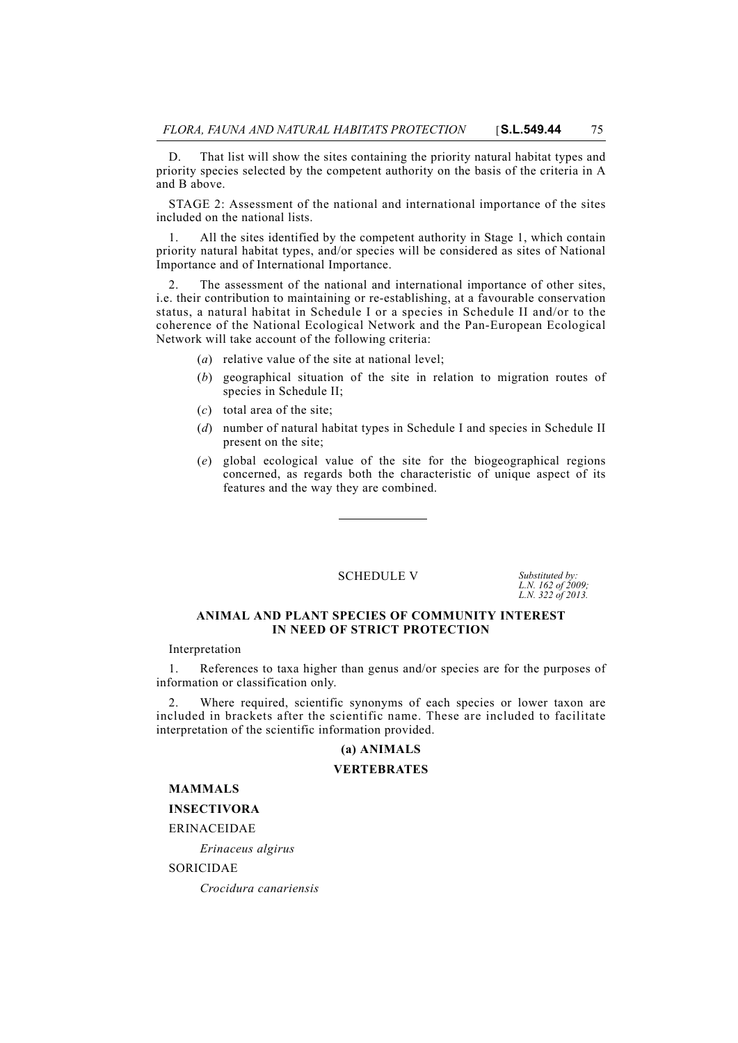D. That list will show the sites containing the priority natural habitat types and priority species selected by the competent authority on the basis of the criteria in A and B above.

STAGE 2: Assessment of the national and international importance of the sites included on the national lists.

1. All the sites identified by the competent authority in Stage 1, which contain priority natural habitat types, and/or species will be considered as sites of National Importance and of International Importance.

2. The assessment of the national and international importance of other sites, i.e. their contribution to maintaining or re-establishing, at a favourable conservation status, a natural habitat in Schedule I or a species in Schedule II and/or to the coherence of the National Ecological Network and the Pan-European Ecological Network will take account of the following criteria:

- (*a*) relative value of the site at national level;
- (*b*) geographical situation of the site in relation to migration routes of species in Schedule II;
- (*c*) total area of the site;
- (*d*) number of natural habitat types in Schedule I and species in Schedule II present on the site;
- (*e*) global ecological value of the site for the biogeographical regions concerned, as regards both the characteristic of unique aspect of its features and the way they are combined.

---

## SCHEDULE V

*Substituted by: L.N. 162 of 2009; L.N. 322 of 2013.*

### ANIMAL AND PLANT SPECIES OF COMMUNITY INTEREST IN NEED OF STRICT PROTECTION

Interpretation

1. References to taxa higher than genus and/or species are for the purposes of information or classification only.

2. Where required, scientific synonyms of each species or lower taxon are included in brackets after the scientific name. These are included to facilitate interpretation of the scientific information provided.

**(a) ANIMALS**

**VERTEBRATES**

**MAMMALS**

**INSECTIVORA**

ERINACEIDAE

*Erinaceus algirus*

SORICIDAE

*Crocidura canariensis*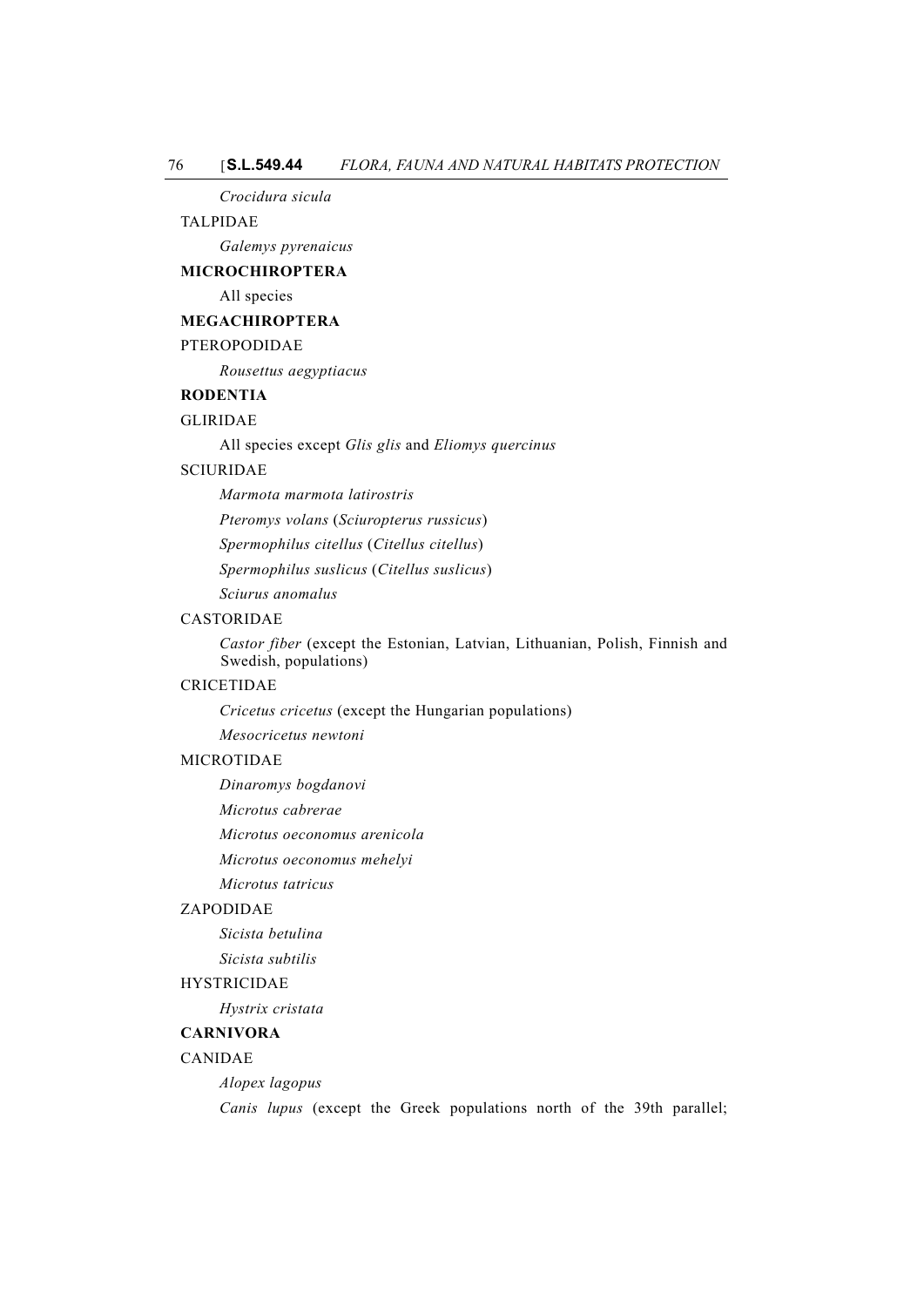*Crocidura sicula*

TALPIDAE

*Galemys pyrenaicus*

**MICROCHIROPTERA**

All species

**MEGACHIROPTERA**

PTEROPODIDAE

*Rousettus aegyptiacus*

**RODENTIA**

GLIRIDAE

All species except *Glis glis* and *Eliomys quercinus*

SCIURIDAE

*Marmota marmota latirostris*

*Pteromys volans* (*Sciuropterus russicus*)

*Spermophilus citellus* (*Citellus citellus*)

*Spermophilus suslicus* (*Citellus suslicus*)

*Sciurus anomalus*

CASTORIDAE

*Castor fiber* (except the Estonian, Latvian, Lithuanian, Polish, Finnish and Swedish, populations)

CRICETIDAE

*Cricetus cricetus* (except the Hungarian populations)

*Mesocricetus newtoni*

MICROTIDAE

*Dinaromys bogdanovi*

*Microtus cabrerae*

*Microtus oeconomus arenicola*

*Microtus oeconomus mehelyi*

*Microtus tatricus*

ZAPODIDAE

*Sicista betulina*

*Sicista subtilis*

HYSTRICIDAE

*Hystrix cristata*

**CARNIVORA**

CANIDAE

*Alopex lagopus*

*Canis lupus* (except the Greek populations north of the 39th parallel;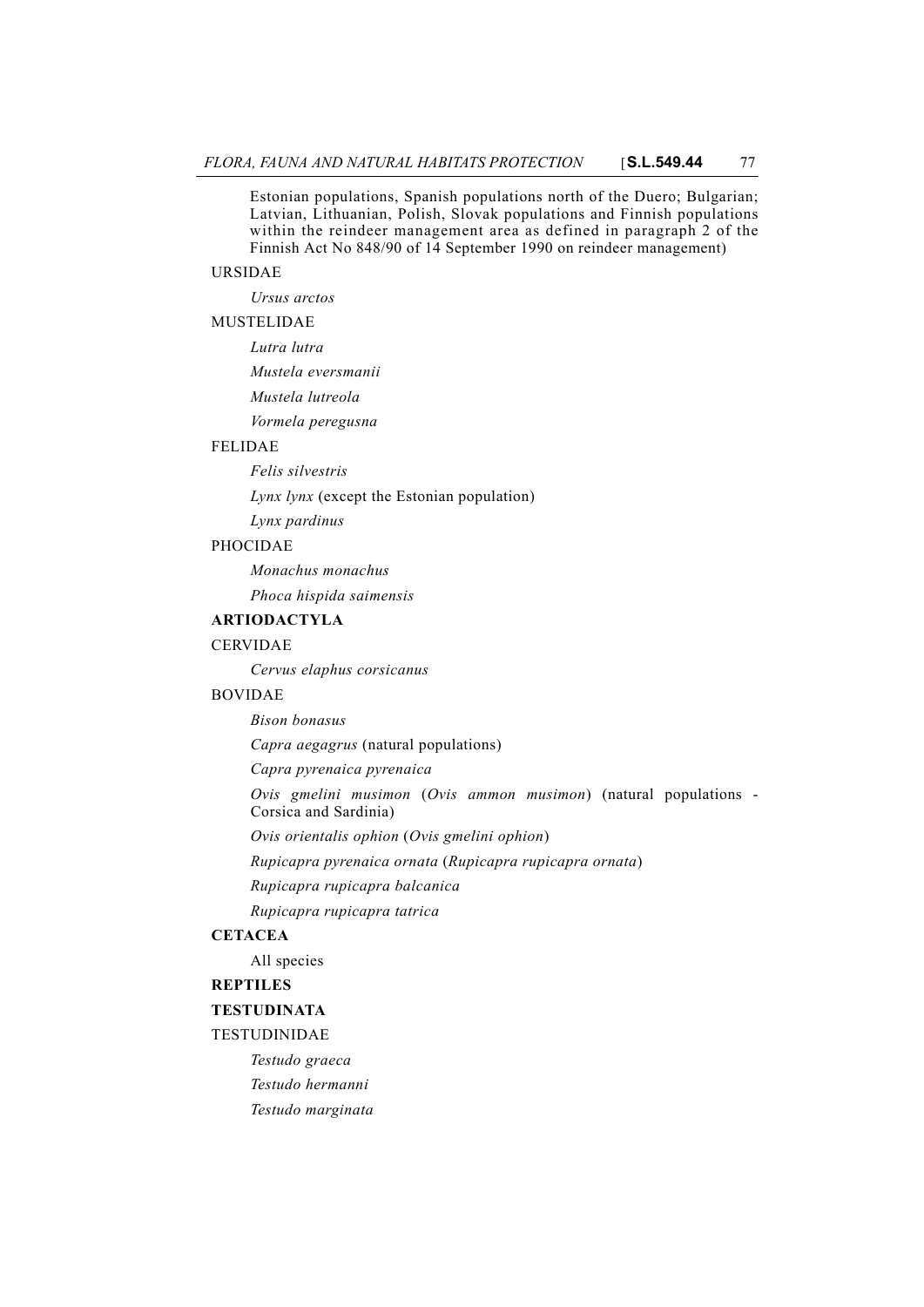Estonian populations, Spanish populations north of the Duero; Bulgarian; Latvian, Lithuanian, Polish, Slovak populations and Finnish populations within the reindeer management area as defined in paragraph 2 of the Finnish Act No 848/90 of 14 September 1990 on reindeer management)

URSIDAE

*Ursus arctos*

MUSTELIDAE

*Lutra lutra*

*Mustela eversmanii*

*Mustela lutreola*

*Vormela peregusna*

FELIDAE

*Felis silvestris*

*Lynx lynx* (except the Estonian population)

*Lynx pardinus*

PHOCIDAE

*Monachus monachus*

*Phoca hispida saimensis*

**ARTIODACTYLA**

CERVIDAE

*Cervus elaphus corsicanus*

BOVIDAE

*Bison bonasus*

*Capra aegagrus* (natural populations)

*Capra pyrenaica pyrenaica*

*Ovis gmelini musimon* (*Ovis ammon musimon*) (natural populations - Corsica and Sardinia)

*Ovis orientalis ophion* (*Ovis gmelini ophion*)

*Rupicapra pyrenaica ornata* (*Rupicapra rupicapra ornata*)

*Rupicapra rupicapra balcanica*

*Rupicapra rupicapra tatrica*

**CETACEA**

All species

**REPTILES**

**TESTUDINATA**

TESTUDINIDAE

*Testudo graeca*

*Testudo hermanni*

*Testudo marginata*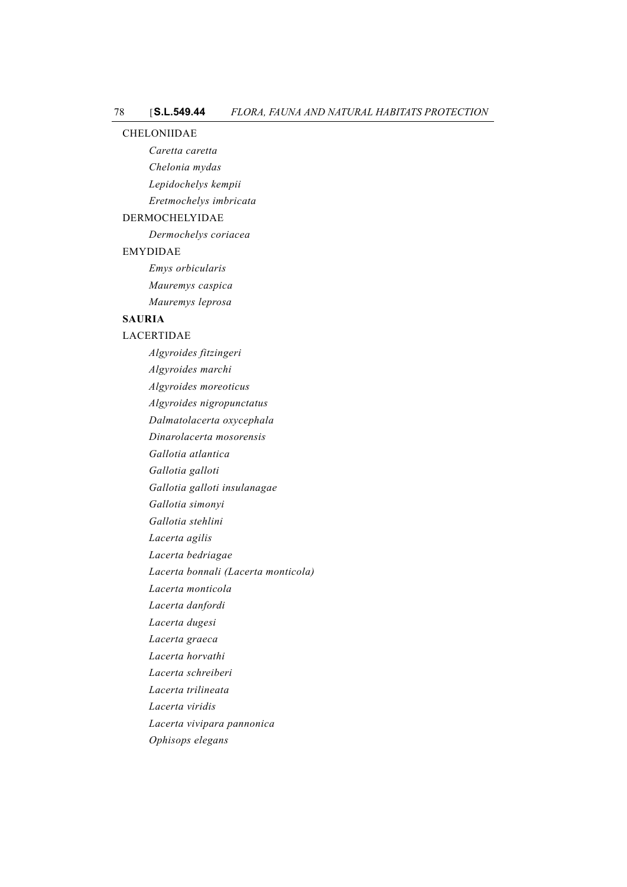CHELONIIDAE

*Caretta caretta*

*Chelonia mydas*

*Lepidochelys kempii*

*Eretmochelys imbricata*

DERMOCHELYIDAE

*Dermochelys coriacea*

EMYDIDAE

*Emys orbicularis*

*Mauremys caspica*

*Mauremys leprosa*

**SAURIA**

LACERTIDAE

*Algyroides fitzingeri*

*Algyroides marchi*

*Algyroides moreoticus*

*Algyroides nigropunctatus*

*Dalmatolacerta oxycephala*

*Dinarolacerta mosorensis*

*Gallotia atlantica*

*Gallotia galloti*

*Gallotia galloti insulanagae*

*Gallotia simonyi*

*Gallotia stehlini*

*Lacerta agilis*

*Lacerta bedriagae*

*Lacerta bonnali (Lacerta monticola)*

*Lacerta monticola*

*Lacerta danfordi*

*Lacerta dugesi*

*Lacerta graeca*

*Lacerta horvathi*

*Lacerta schreiberi*

*Lacerta trilineata*

*Lacerta viridis*

*Lacerta vivipara pannonica*

*Ophisops elegans*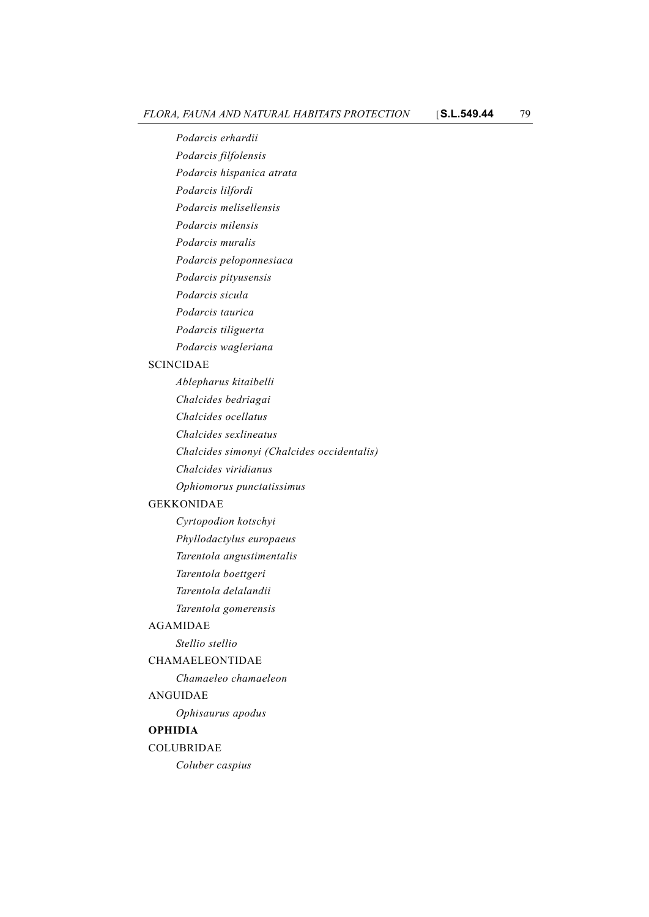*Podarcis erhardii*

*Podarcis filfolensis*

*Podarcis hispanica atrata*

*Podarcis lilfordi*

*Podarcis melisellensis*

*Podarcis milensis*

*Podarcis muralis*

*Podarcis peloponnesiaca*

*Podarcis pityusensis*

*Podarcis sicula*

*Podarcis taurica*

*Podarcis tiliguerta*

*Podarcis wagleriana*

SCINCIDAE

*Ablepharus kitaibelli*

*Chalcides bedriagai*

*Chalcides ocellatus*

*Chalcides sexlineatus*

*Chalcides simonyi (Chalcides occidentalis)*

*Chalcides viridianus*

*Ophiomorus punctatissimus*

GEKKONIDAE

*Cyrtopodion kotschyi*

*Phyllodactylus europaeus*

*Tarentola angustimentalis*

*Tarentola boettgeri*

*Tarentola delalandii*

*Tarentola gomerensis*

AGAMIDAE

*Stellio stellio*

CHAMAELEONTIDAE

*Chamaeleo chamaeleon*

ANGUIDAE

*Ophisaurus apodus*

**OPHIDIA**

COLUBRIDAE

*Coluber caspius*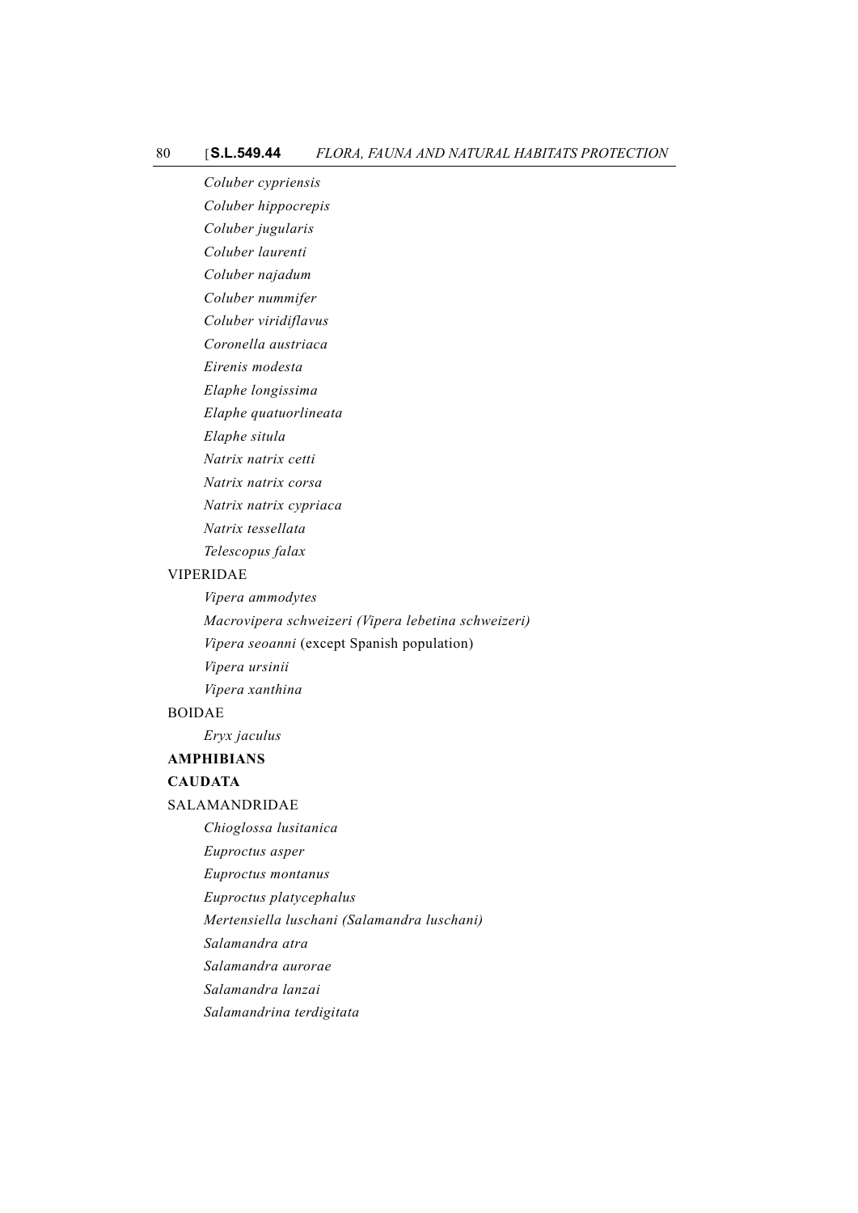*Coluber cypriensis*

*Coluber hippocrepis*

*Coluber jugularis*

*Coluber laurenti*

*Coluber najadum*

*Coluber nummifer*

*Coluber viridiflavus*

*Coronella austriaca*

*Eirenis modesta*

*Elaphe longissima*

*Elaphe quatuorlineata*

*Elaphe situla*

*Natrix natrix cetti*

*Natrix natrix corsa*

*Natrix natrix cypriaca*

*Natrix tessellata*

*Telescopus falax*

VIPERIDAE

*Vipera ammodytes*

*Macrovipera schweizeri (Vipera lebetina schweizeri)*

*Vipera seoanni* (except Spanish population)

*Vipera ursinii*

*Vipera xanthina*

BOIDAE

*Eryx jaculus*

**AMPHIBIANS**

**CAUDATA**

SALAMANDRIDAE

*Chioglossa lusitanica*

*Euproctus asper*

*Euproctus montanus*

*Euproctus platycephalus*

*Mertensiella luschani (Salamandra luschani)*

*Salamandra atra*

*Salamandra aurorae*

*Salamandra lanzai*

*Salamandrina terdigitata*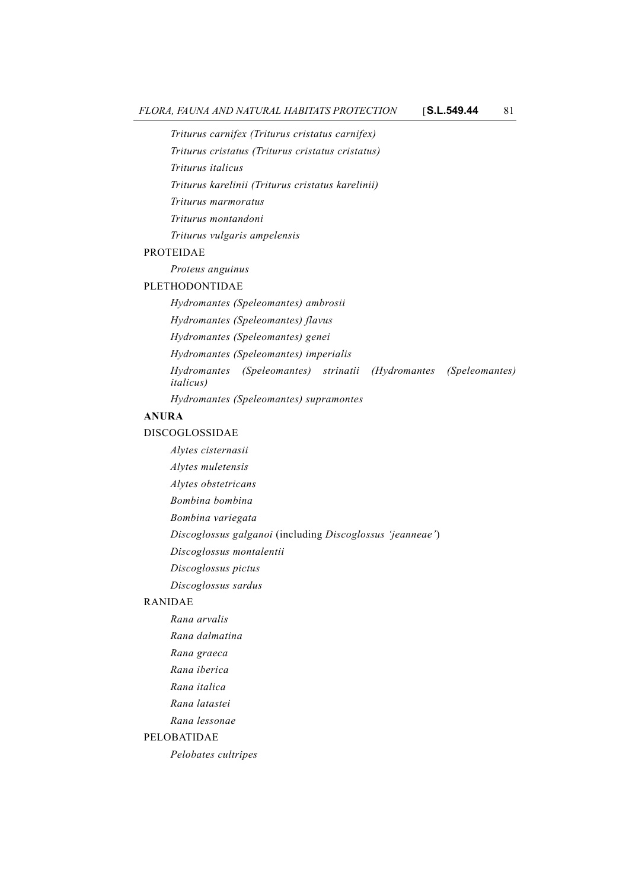*Triturus carnifex (Triturus cristatus carnifex)*

*Triturus cristatus (Triturus cristatus cristatus)*

*Triturus italicus*

*Triturus karelinii (Triturus cristatus karelinii)*

*Triturus marmoratus*

*Triturus montandoni*

*Triturus vulgaris ampelensis*

PROTEIDAE

*Proteus anguinus*

PLETHODONTIDAE

*Hydromantes (Speleomantes) ambrosii*

*Hydromantes (Speleomantes) flavus*

*Hydromantes (Speleomantes) genei*

*Hydromantes (Speleomantes) imperialis*

*Hydromantes (Speleomantes) strinatii (Hydromantes (Speleomantes) italicus)*

*Hydromantes (Speleomantes) supramontes*

**ANURA**

DISCOGLOSSIDAE

*Alytes cisternasii*

*Alytes muletensis*

*Alytes obstetricans*

*Bombina bombina*

*Bombina variegata*

*Discoglossus galganoi* (including *Discoglossus 'jeanneae'*)

*Discoglossus montalentii*

*Discoglossus pictus*

*Discoglossus sardus*

RANIDAE

*Rana arvalis*

*Rana dalmatina*

*Rana graeca*

*Rana iberica*

*Rana italica*

*Rana latastei*

*Rana lessonae*

PELOBATIDAE

*Pelobates cultripes*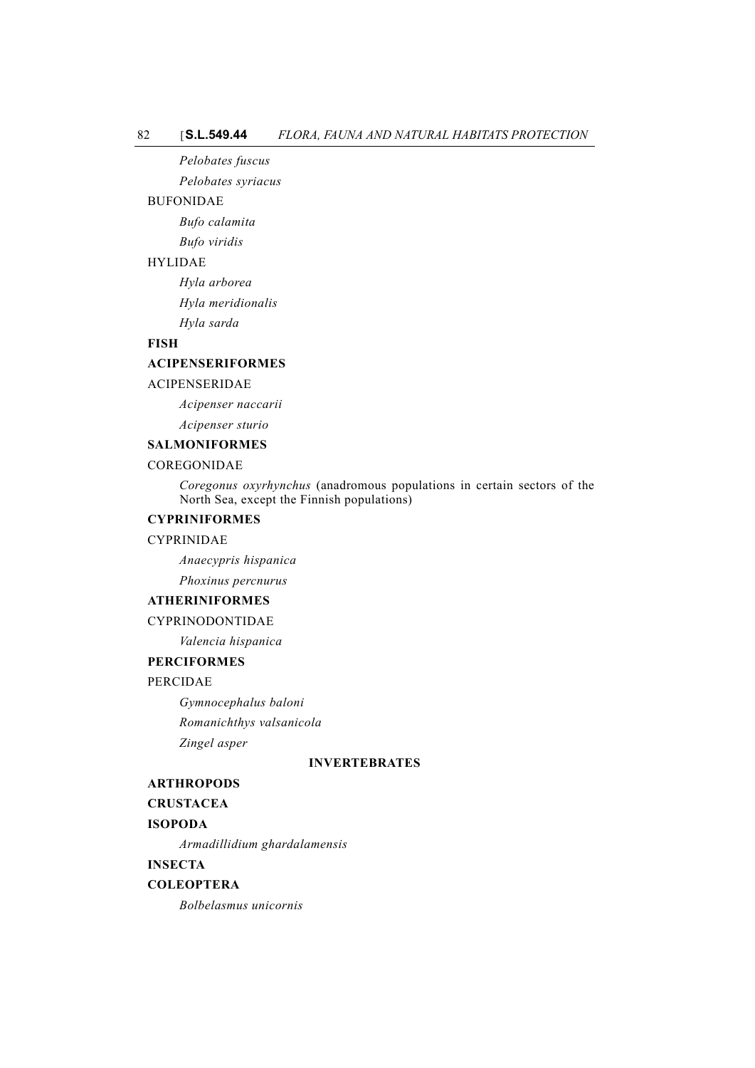*Pelobates fuscus*

*Pelobates syriacus*

BUFONIDAE

*Bufo calamita*

*Bufo viridis*

HYLIDAE

*Hyla arborea*

*Hyla meridionalis*

*Hyla sarda*

**FISH**

**ACIPENSERIFORMES**

ACIPENSERIDAE

*Acipenser naccarii*

*Acipenser sturio*

**SALMONIFORMES**

COREGONIDAE

*Coregonus oxyrhynchus* (anadromous populations in certain sectors of the North Sea, except the Finnish populations)

**CYPRINIFORMES**

CYPRINIDAE

*Anaecypris hispanica*

*Phoxinus percnurus*

**ATHERINIFORMES**

CYPRINODONTIDAE

*Valencia hispanica*

**PERCIFORMES**

PERCIDAE

*Gymnocephalus baloni*

*Romanichthys valsanicola*

*Zingel asper*

**INVERTEBRATES**

**ARTHROPODS**

**CRUSTACEA**

**ISOPODA**

*Armadillidium ghardalamensis*

**INSECTA**

**COLEOPTERA**

*Bolbelasmus unicornis*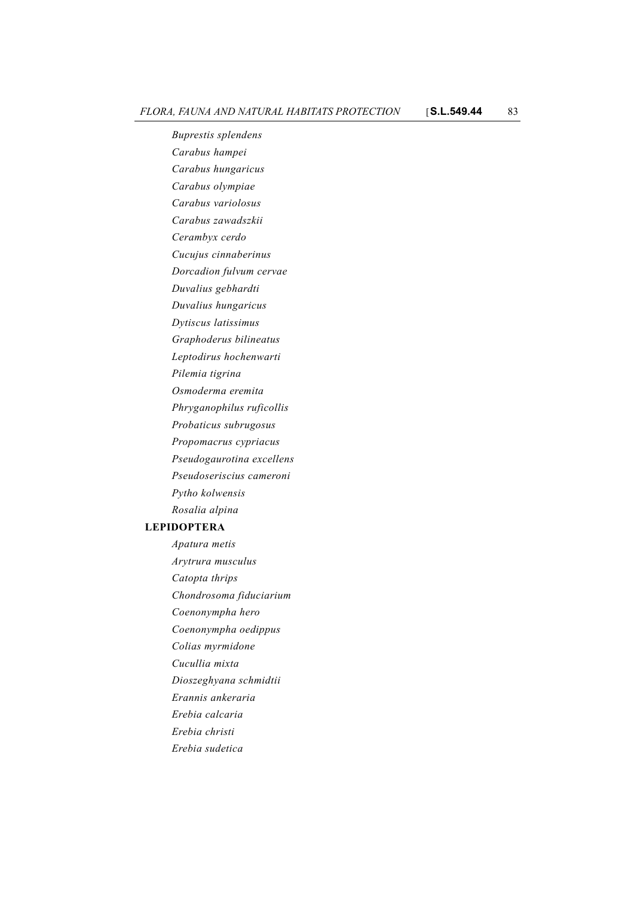*Buprestis splendens*

*Carabus hampei*

*Carabus hungaricus*

*Carabus olympiae*

*Carabus variolosus*

*Carabus zawadszkii*

*Cerambyx cerdo*

*Cucujus cinnaberinus*

*Dorcadion fulvum cervae*

*Duvalius gebhardti*

*Duvalius hungaricus*

*Dytiscus latissimus*

*Graphoderus bilineatus*

*Leptodirus hochenwarti*

*Pilemia tigrina*

*Osmoderma eremita*

*Phryganophilus ruficollis*

*Probaticus subrugosus*

*Propomacrus cypriacus*

*Pseudogaurotina excellens*

*Pseudoseriscius cameroni*

*Pytho kolwensis*

*Rosalia alpina*

**LEPIDOPTERA**

*Apatura metis*

*Arytrura musculus*

*Catopta thrips*

*Chondrosoma fiduciarium*

*Coenonympha hero*

*Coenonympha oedippus*

*Colias myrmidone*

*Cucullia mixta*

*Dioszeghyana schmidtii*

*Erannis ankeraria*

*Erebia calcaria*

*Erebia christi*

*Erebia sudetica*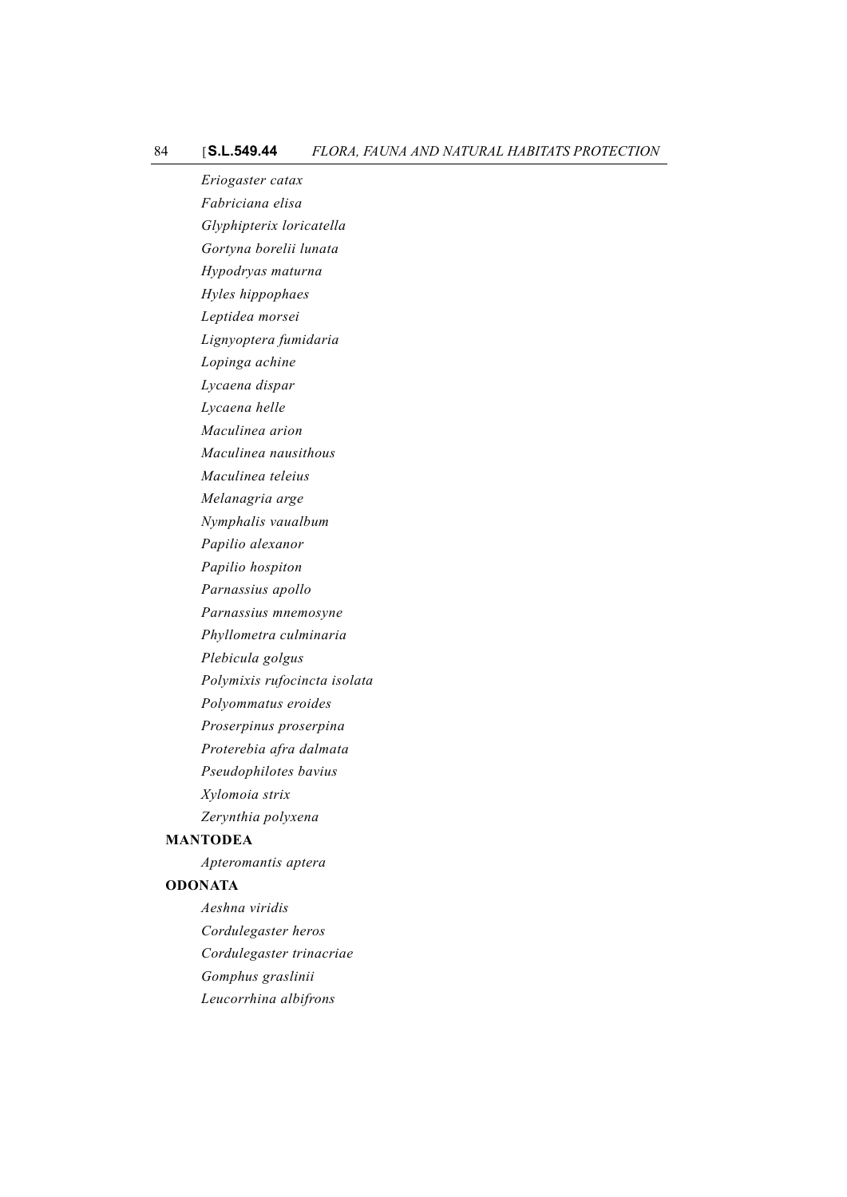*Eriogaster catax*

*Fabriciana elisa*

*Glyphipterix loricatella*

*Gortyna borelii lunata*

*Hypodryas maturna*

*Hyles hippophaes*

*Leptidea morsei*

*Lignyoptera fumidaria*

*Lopinga achine*

*Lycaena dispar*

*Lycaena helle*

*Maculinea arion*

*Maculinea nausithous*

*Maculinea teleius*

*Melanagria arge*

*Nymphalis vaualbum*

*Papilio alexanor*

*Papilio hospiton*

*Parnassius apollo*

*Parnassius mnemosyne*

*Phyllometra culminaria*

*Plebicula golgus*

*Polymixis rufocincta isolata*

*Polyommatus eroides*

*Proserpinus proserpina*

*Proterebia afra dalmata*

*Pseudophilotes bavius*

*Xylomoia strix*

*Zerynthia polyxena*

**MANTODEA**

*Apteromantis aptera*

**ODONATA**

*Aeshna viridis*

*Cordulegaster heros*

*Cordulegaster trinacriae*

*Gomphus graslinii*

*Leucorrhina albifrons*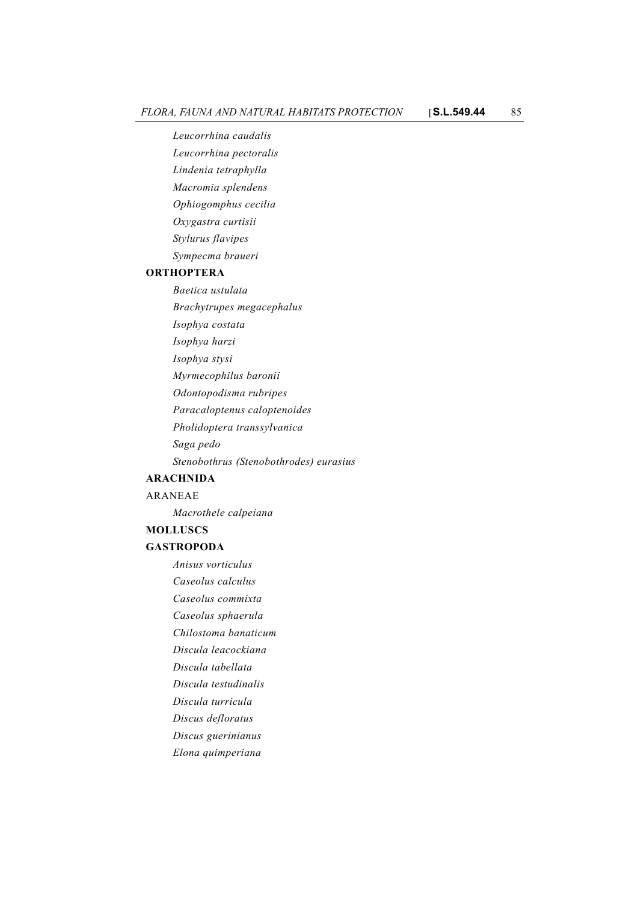*Leucorrhina caudalis*

*Leucorrhina pectoralis*

*Lindenia tetraphylla*

*Macromia splendens*

*Ophiogomphus cecilia*

*Oxygastra curtisii*

*Stylurus flavipes*

*Sympecma braueri*

**ORTHOPTERA**

*Baetica ustulata*

*Brachytrupes megacephalus*

*Isophya costata*

*Isophya harzi*

*Isophya stysi*

*Myrmecophilus baronii*

*Odontopodisma rubripes*

*Paracaloptenus caloptenoides*

*Pholidoptera transsylvanica*

*Saga pedo*

*Stenobothrus (Stenobothrodes) eurasius*

**ARACHNIDA**

ARANEAE

*Macrothele calpeiana*

**MOLLUSCS**

**GASTROPODA**

*Anisus vorticulus*

*Caseolus calculus*

*Caseolus commixta*

*Caseolus sphaerula*

*Chilostoma banaticum*

*Discula leacockiana*

*Discula tabellata*

*Discula testudinalis*

*Discula turricula*

*Discus defloratus*

*Discus guerinianus*

*Elona quimperiana*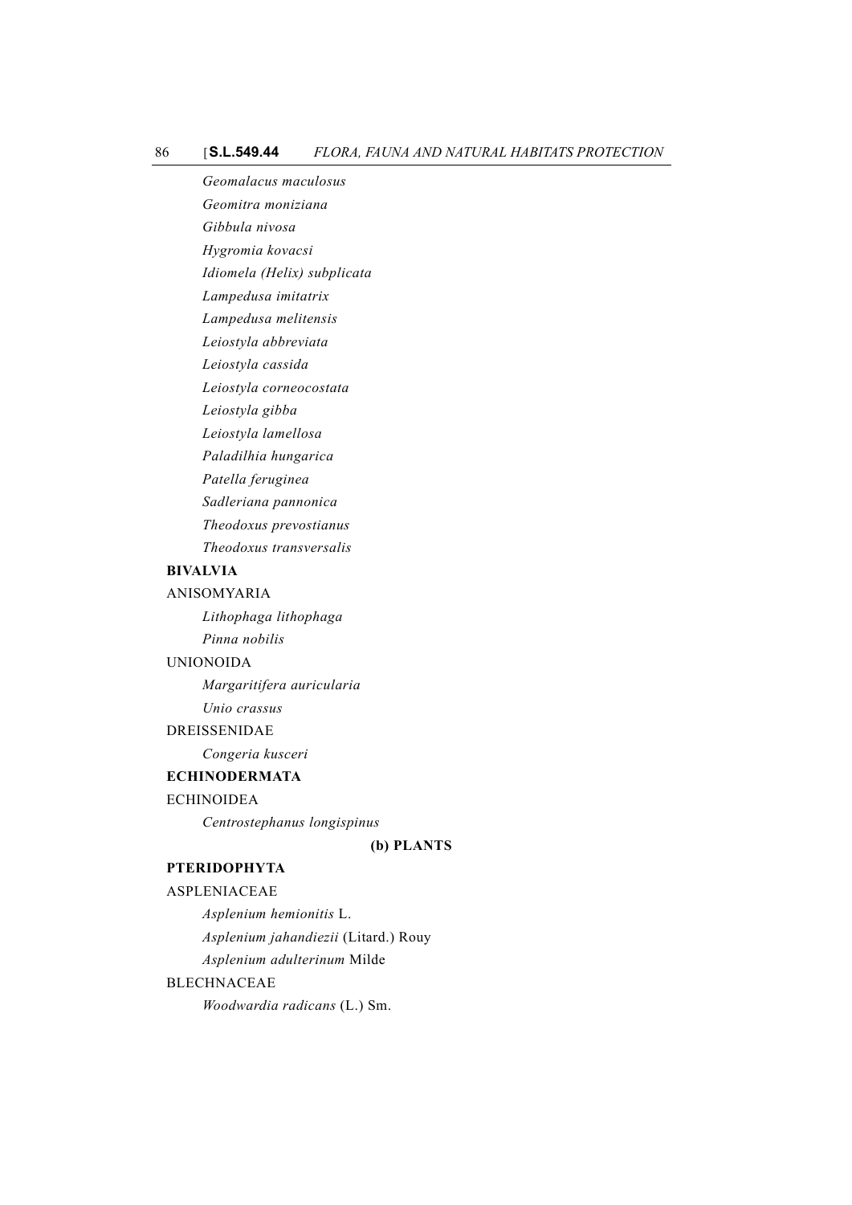*Geomalacus maculosus*

*Geomitra moniziana*

*Gibbula nivosa*

*Hygromia kovacsi*

*Idiomela (Helix) subplicata*

*Lampedusa imitatrix*

*Lampedusa melitensis*

*Leiostyla abbreviata*

*Leiostyla cassida*

*Leiostyla corneocostata*

*Leiostyla gibba*

*Leiostyla lamellosa*

*Paladilhia hungarica*

*Patella feruginea*

*Sadleriana pannonica*

*Theodoxus prevostianus*

*Theodoxus transversalis*

**BIVALVIA**

ANISOMYARIA

*Lithophaga lithophaga*

*Pinna nobilis*

UNIONOIDA

*Margaritifera auricularia*

*Unio crassus*

DREISSENIDAE

*Congeria kusceri*

**ECHINODERMATA**

ECHINOIDEA

*Centrostephanus longispinus*

**(b) PLANTS**

**PTERIDOPHYTA**

ASPLENIACEAE

*Asplenium hemionitis* L.

*Asplenium jahandiezii* (Litard.) Rouy

*Asplenium adulterinum* Milde

BLECHNACEAE

*Woodwardia radicans* (L.) Sm.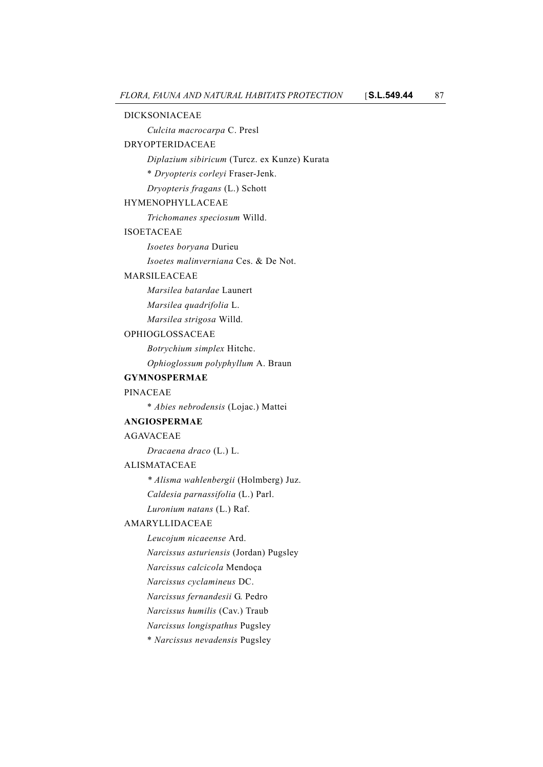DICKSONIACEAE

*Culcita macrocarpa* C. Presl

DRYOPTERIDACEAE

*Diplazium sibiricum* (Turcz. ex Kunze) Kurata

\* *Dryopteris corleyi* Fraser-Jenk.

*Dryopteris fragans* (L.) Schott

HYMENOPHYLLACEAE

*Trichomanes speciosum* Willd.

ISOETACEAE

*Isoetes boryana* Durieu

*Isoetes malinverniana* Ces. & De Not.

MARSILEACEAE

*Marsilea batardae* Launert

*Marsilea quadrifolia* L.

*Marsilea strigosa* Willd.

OPHIOGLOSSACEAE

*Botrychium simplex* Hitchc.

*Ophioglossum polyphyllum* A. Braun

**GYMNOSPERMAE**

PINACEAE

\* *Abies nebrodensis* (Lojac.) Mattei

**ANGIOSPERMAE**

AGAVACEAE

*Dracaena draco* (L.) L.

ALISMATACEAE

\* *Alisma wahlenbergii* (Holmberg) Juz.

*Caldesia parnassifolia* (L.) Parl.

*Luronium natans* (L.) Raf.

AMARYLLIDACEAE

*Leucojum nicaeense* Ard.

*Narcissus asturiensis* (Jordan) Pugsley

*Narcissus calcicola* Mendoça

*Narcissus cyclamineus* DC.

*Narcissus fernandesii* G. Pedro

*Narcissus humilis* (Cav.) Traub

*Narcissus longispathus* Pugsley

\* *Narcissus nevadensis* Pugsley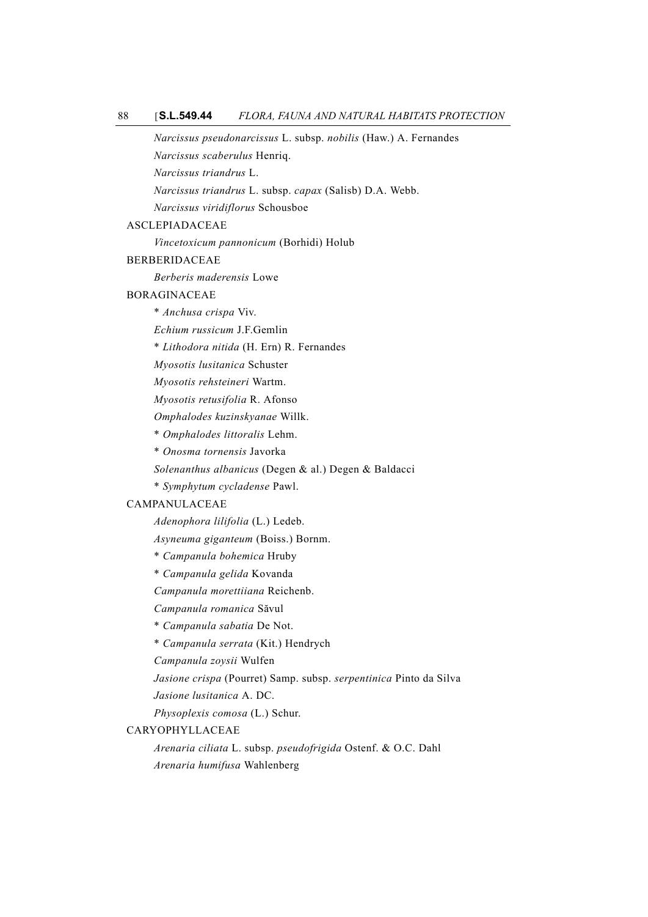*Narcissus pseudonarcissus* L. subsp. *nobilis* (Haw.) A. Fernandes

*Narcissus scaberulus* Henriq.

*Narcissus triandrus* L.

*Narcissus triandrus* L. subsp. *capax* (Salisb) D.A. Webb.

*Narcissus viridiflorus* Schousboe

ASCLEPIADACEAE

*Vincetoxicum pannonicum* (Borhidi) Holub

BERBERIDACEAE

*Berberis maderensis* Lowe

BORAGINACEAE

\* *Anchusa crispa* Viv.

*Echium russicum* J.F.Gemlin

\* *Lithodora nitida* (H. Ern) R. Fernandes

*Myosotis lusitanica* Schuster

*Myosotis rehsteineri* Wartm.

*Myosotis retusifolia* R. Afonso

*Omphalodes kuzinskyanae* Willk.

\* *Omphalodes littoralis* Lehm.

\* *Onosma tornensis* Javorka

*Solenanthus albanicus* (Degen & al.) Degen & Baldacci

\* *Symphytum cycladense* Pawl.

CAMPANULACEAE

*Adenophora lilifolia* (L.) Ledeb.

*Asyneuma giganteum* (Boiss.) Bornm.

\* *Campanula bohemica* Hruby

\* *Campanula gelida* Kovanda

*Campanula morettiiana* Reichenb.

*Campanula romanica* Săvul

\* *Campanula sabatia* De Not.

\* *Campanula serrata* (Kit.) Hendrych

*Campanula zoysii* Wulfen

*Jasione crispa* (Pourret) Samp. subsp. *serpentinica* Pinto da Silva

*Jasione lusitanica* A. DC.

*Physoplexis comosa* (L.) Schur.

CARYOPHYLLACEAE

*Arenaria ciliata* L. subsp. *pseudofrigida* Ostenf. & O.C. Dahl

*Arenaria humifusa* Wahlenberg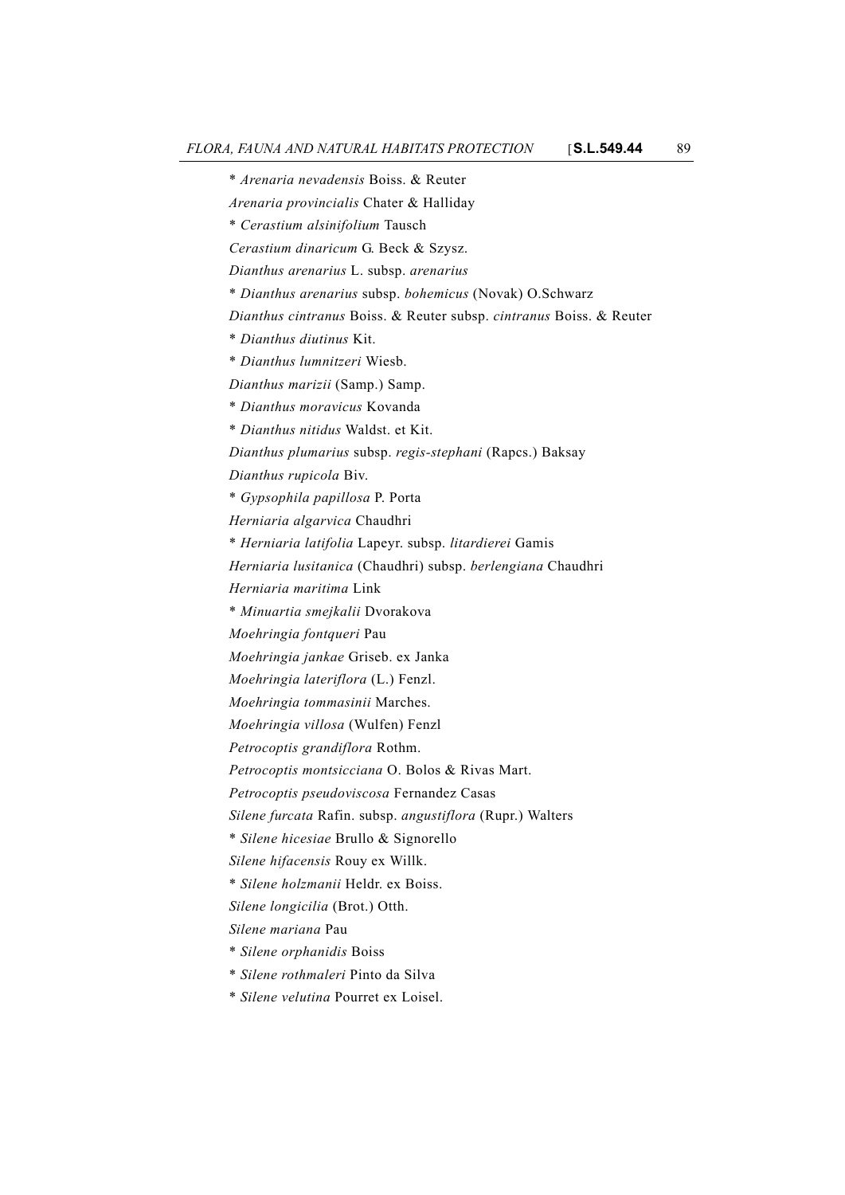\* *Arenaria nevadensis* Boiss. & Reuter

*Arenaria provincialis* Chater & Halliday

\* *Cerastium alsinifolium* Tausch

*Cerastium dinaricum* G. Beck & Szysz.

*Dianthus arenarius* L. subsp. *arenarius*

\* *Dianthus arenarius* subsp. *bohemicus* (Novak) O.Schwarz

*Dianthus cintranus* Boiss. & Reuter subsp. *cintranus* Boiss. & Reuter

\* *Dianthus diutinus* Kit.

\* *Dianthus lumnitzeri* Wiesb.

*Dianthus marizii* (Samp.) Samp.

\* *Dianthus moravicus* Kovanda

\* *Dianthus nitidus* Waldst. et Kit.

*Dianthus plumarius* subsp. *regis-stephani* (Rapcs.) Baksay

*Dianthus rupicola* Biv.

\* *Gypsophila papillosa* P. Porta

*Herniaria algarvica* Chaudhri

\* *Herniaria latifolia* Lapeyr. subsp. *litardierei* Gamis

*Herniaria lusitanica* (Chaudhri) subsp. *berlengiana* Chaudhri

*Herniaria maritima* Link

\* *Minuartia smejkalii* Dvorakova

*Moehringia fontqueri* Pau

*Moehringia jankae* Griseb. ex Janka

*Moehringia lateriflora* (L.) Fenzl.

*Moehringia tommasinii* Marches.

*Moehringia villosa* (Wulfen) Fenzl

*Petrocoptis grandiflora* Rothm.

*Petrocoptis montsicciana* O. Bolos & Rivas Mart.

*Petrocoptis pseudoviscosa* Fernandez Casas

*Silene furcata* Rafin. subsp. *angustiflora* (Rupr.) Walters

\* *Silene hicesiae* Brullo & Signorello

*Silene hifacensis* Rouy ex Willk.

\* *Silene holzmanii* Heldr. ex Boiss.

*Silene longicilia* (Brot.) Otth.

*Silene mariana* Pau

\* *Silene orphanidis* Boiss

\* *Silene rothmaleri* Pinto da Silva

\* *Silene velutina* Pourret ex Loisel.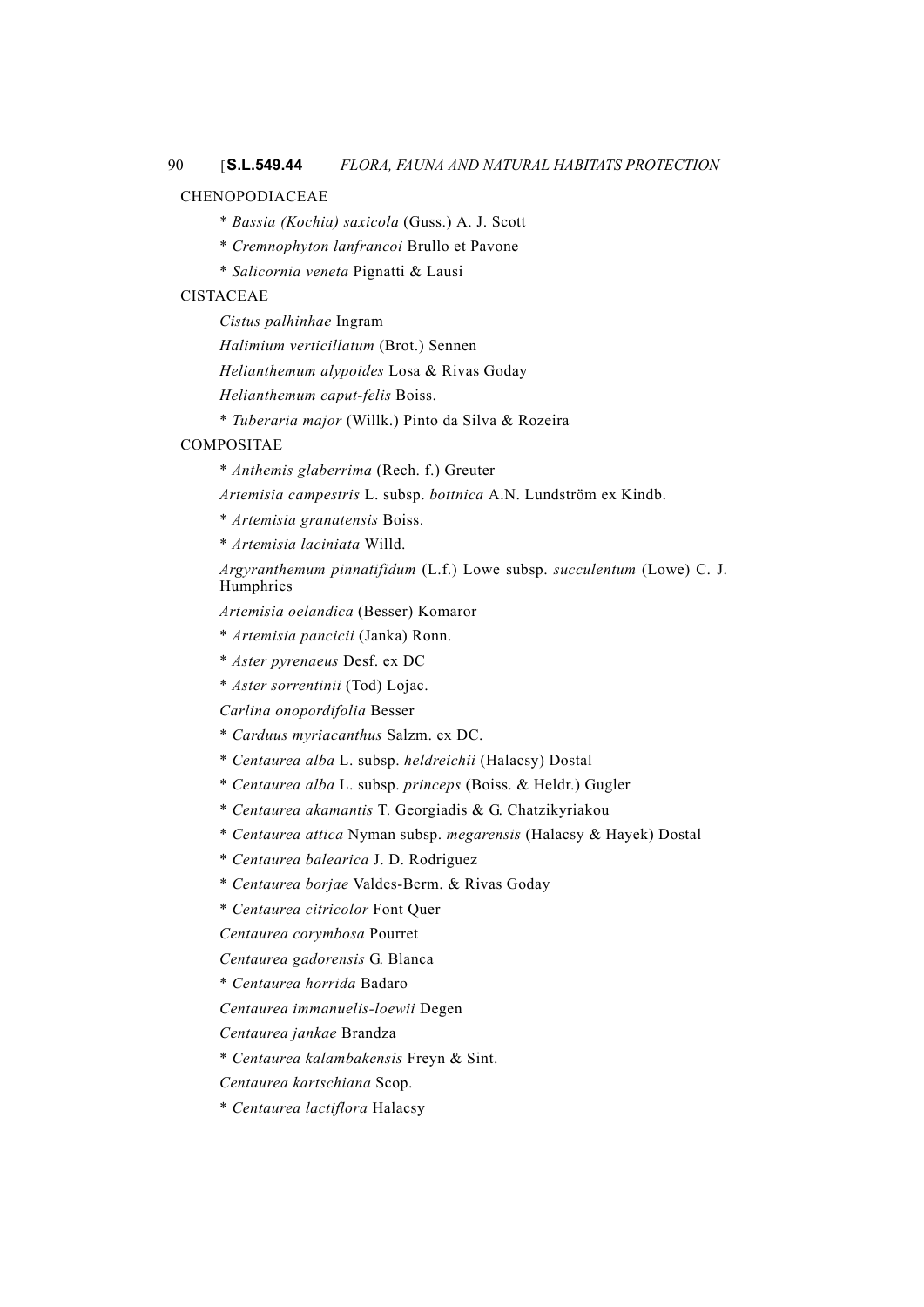CHENOPODIACEAE

\* *Bassia (Kochia) saxicola* (Guss.) A. J. Scott

\* *Cremnophyton lanfrancoi* Brullo et Pavone

\* *Salicornia veneta* Pignatti & Lausi

CISTACEAE

*Cistus palhinhae* Ingram

*Halimium verticillatum* (Brot.) Sennen

*Helianthemum alypoides* Losa & Rivas Goday

*Helianthemum caput-felis* Boiss.

\* *Tuberaria major* (Willk.) Pinto da Silva & Rozeira

COMPOSITAE

\* *Anthemis glaberrima* (Rech. f.) Greuter

*Artemisia campestris* L. subsp. *bottnica* A.N. Lundström ex Kindb.

\* *Artemisia granatensis* Boiss.

\* *Artemisia laciniata* Willd.

*Argyranthemum pinnatifidum* (L.f.) Lowe subsp. *succulentum* (Lowe) C. J. Humphries

*Artemisia oelandica* (Besser) Komaror

\* *Artemisia pancicii* (Janka) Ronn.

\* *Aster pyrenaeus* Desf. ex DC

\* *Aster sorrentinii* (Tod) Lojac.

*Carlina onopordifolia* Besser

\* *Carduus myriacanthus* Salzm. ex DC.

\* *Centaurea alba* L. subsp. *heldreichii* (Halacsy) Dostal

\* *Centaurea alba* L. subsp. *princeps* (Boiss. & Heldr.) Gugler

\* *Centaurea akamantis* T. Georgiadis & G. Chatzikyriakou

\* *Centaurea attica* Nyman subsp. *megarensis* (Halacsy & Hayek) Dostal

\* *Centaurea balearica* J. D. Rodriguez

\* *Centaurea borjae* Valdes-Berm. & Rivas Goday

\* *Centaurea citricolor* Font Quer

*Centaurea corymbosa* Pourret

*Centaurea gadorensis* G. Blanca

\* *Centaurea horrida* Badaro

*Centaurea immanuelis-loewii* Degen

*Centaurea jankae* Brandza

\* *Centaurea kalambakensis* Freyn & Sint.

*Centaurea kartschiana* Scop.

\* *Centaurea lactiflora* Halacsy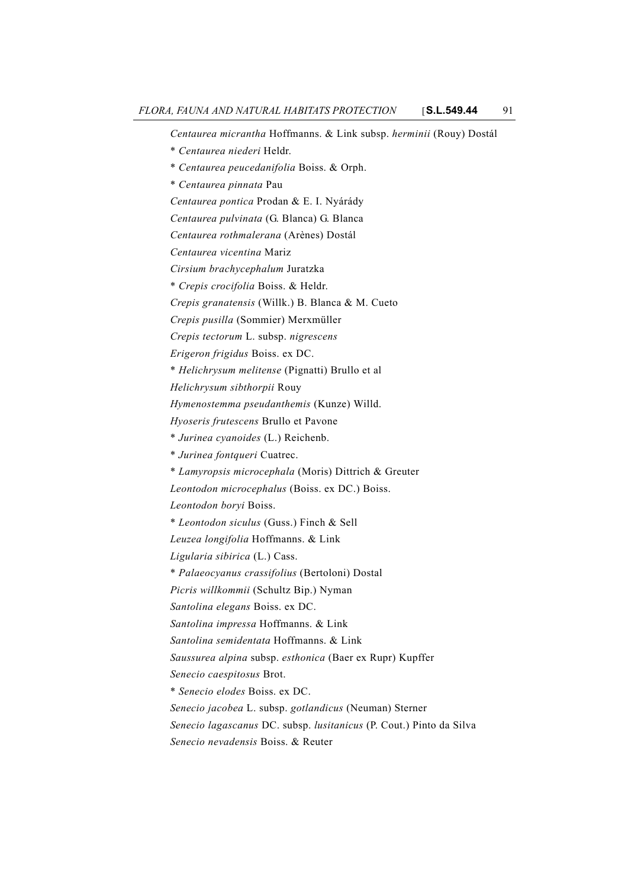*Centaurea micrantha* Hoffmanns. & Link subsp. *herminii* (Rouy) Dostál

\* *Centaurea niederi* Heldr.

\* *Centaurea peucedanifolia* Boiss. & Orph.

\* *Centaurea pinnata* Pau

*Centaurea pontica* Prodan & E. I. Nyárády

*Centaurea pulvinata* (G. Blanca) G. Blanca

*Centaurea rothmalerana* (Arènes) Dostál

*Centaurea vicentina* Mariz

*Cirsium brachycephalum* Juratzka

\* *Crepis crocifolia* Boiss. & Heldr.

*Crepis granatensis* (Willk.) B. Blanca & M. Cueto

*Crepis pusilla* (Sommier) Merxmüller

*Crepis tectorum* L. subsp. *nigrescens*

*Erigeron frigidus* Boiss. ex DC.

\* *Helichrysum melitense* (Pignatti) Brullo et al

*Helichrysum sibthorpii* Rouy

*Hymenostemma pseudanthemis* (Kunze) Willd.

*Hyoseris frutescens* Brullo et Pavone

\* *Jurinea cyanoides* (L.) Reichenb.

\* *Jurinea fontqueri* Cuatrec.

\* *Lamyropsis microcephala* (Moris) Dittrich & Greuter

*Leontodon microcephalus* (Boiss. ex DC.) Boiss.

*Leontodon boryi* Boiss.

\* *Leontodon siculus* (Guss.) Finch & Sell

*Leuzea longifolia* Hoffmanns. & Link

*Ligularia sibirica* (L.) Cass.

\* *Palaeocyanus crassifolius* (Bertoloni) Dostal

*Picris willkommii* (Schultz Bip.) Nyman

*Santolina elegans* Boiss. ex DC.

*Santolina impressa* Hoffmanns. & Link

*Santolina semidentata* Hoffmanns. & Link

*Saussurea alpina* subsp. *esthonica* (Baer ex Rupr) Kupffer

*Senecio caespitosus* Brot.

\* *Senecio elodes* Boiss. ex DC.

*Senecio jacobea* L. subsp. *gotlandicus* (Neuman) Sterner

*Senecio lagascanus* DC. subsp. *lusitanicus* (P. Cout.) Pinto da Silva

*Senecio nevadensis* Boiss. & Reuter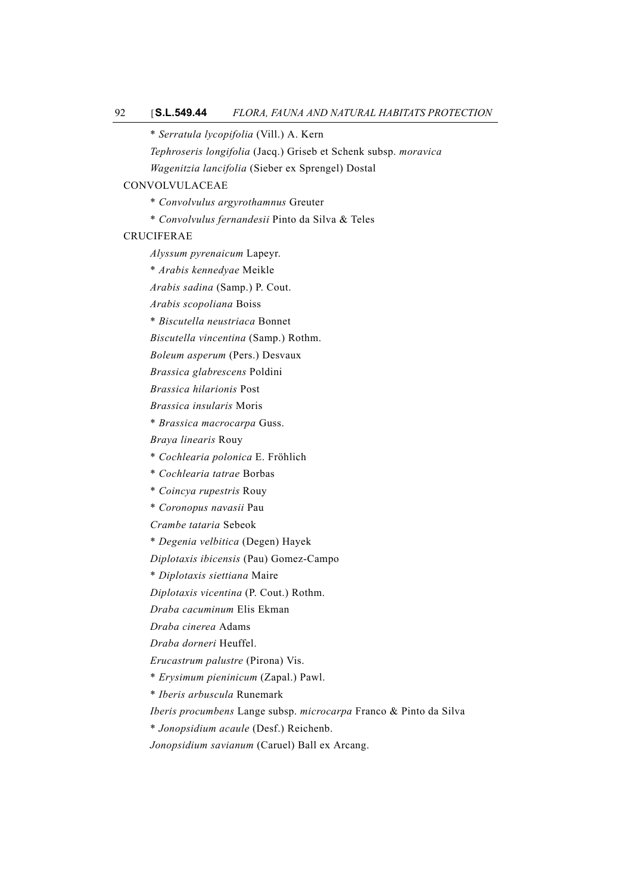\* *Serratula lycopifolia* (Vill.) A. Kern

*Tephroseris longifolia* (Jacq.) Griseb et Schenk subsp. *moravica*

*Wagenitzia lancifolia* (Sieber ex Sprengel) Dostal

CONVOLVULACEAE

\* *Convolvulus argyrothamnus* Greuter

\* *Convolvulus fernandesii* Pinto da Silva & Teles

CRUCIFERAE

*Alyssum pyrenaicum* Lapeyr.

\* *Arabis kennedyae* Meikle

*Arabis sadina* (Samp.) P. Cout.

*Arabis scopoliana* Boiss

\* *Biscutella neustriaca* Bonnet

*Biscutella vincentina* (Samp.) Rothm.

*Boleum asperum* (Pers.) Desvaux

*Brassica glabrescens* Poldini

*Brassica hilarionis* Post

*Brassica insularis* Moris

\* *Brassica macrocarpa* Guss.

*Braya linearis* Rouy

\* *Cochlearia polonica* E. Fröhlich

\* *Cochlearia tatrae* Borbas

\* *Coincya rupestris* Rouy

\* *Coronopus navasii* Pau

*Crambe tataria* Sebeok

\* *Degenia velbitica* (Degen) Hayek

*Diplotaxis ibicensis* (Pau) Gomez-Campo

\* *Diplotaxis siettiana* Maire

*Diplotaxis vicentina* (P. Cout.) Rothm.

*Draba cacuminum* Elis Ekman

*Draba cinerea* Adams

*Draba dorneri* Heuffel.

*Erucastrum palustre* (Pirona) Vis.

\* *Erysimum pieninicum* (Zapal.) Pawl.

\* *Iberis arbuscula* Runemark

*Iberis procumbens* Lange subsp. *microcarpa* Franco & Pinto da Silva

\* *Jonopsidium acaule* (Desf.) Reichenb.

*Jonopsidium savianum* (Caruel) Ball ex Arcang.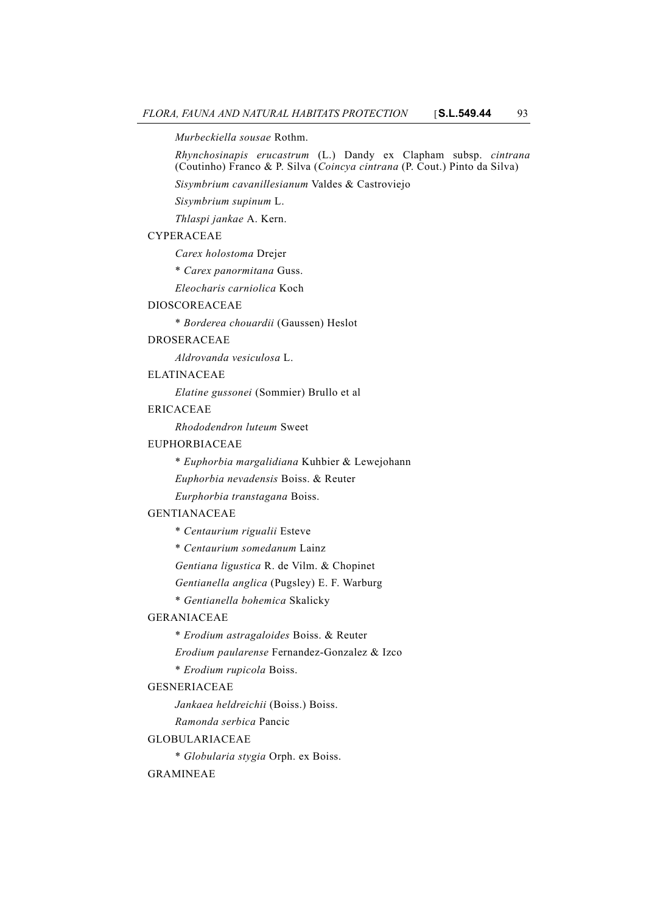*Murbeckiella sousae* Rothm.

*Rhynchosinapis erucastrum* (L.) Dandy ex Clapham subsp. *cintrana* (Coutinho) Franco & P. Silva (*Coincya cintrana* (P. Cout.) Pinto da Silva)

*Sisymbrium cavanillesianum* Valdes & Castroviejo

*Sisymbrium supinum* L.

*Thlaspi jankae* A. Kern.

CYPERACEAE

*Carex holostoma* Drejer

\* *Carex panormitana* Guss.

*Eleocharis carniolica* Koch

DIOSCOREACEAE

\* *Borderea chouardii* (Gaussen) Heslot

DROSERACEAE

*Aldrovanda vesiculosa* L.

ELATINACEAE

*Elatine gussonei* (Sommier) Brullo et al

ERICACEAE

*Rhododendron luteum* Sweet

EUPHORBIACEAE

\* *Euphorbia margalidiana* Kuhbier & Lewejohann

*Euphorbia nevadensis* Boiss. & Reuter

*Eurphorbia transtagana* Boiss.

GENTIANACEAE

\* *Centaurium rigualii* Esteve

\* *Centaurium somedanum* Lainz

*Gentiana ligustica* R. de Vilm. & Chopinet

*Gentianella anglica* (Pugsley) E. F. Warburg

\* *Gentianella bohemica* Skalicky

GERANIACEAE

\* *Erodium astragaloides* Boiss. & Reuter

*Erodium paularense* Fernandez-Gonzalez & Izco

\* *Erodium rupicola* Boiss.

GESNERIACEAE

*Jankaea heldreichii* (Boiss.) Boiss.

*Ramonda serbica* Pancic

GLOBULARIACEAE

\* *Globularia stygia* Orph. ex Boiss.

GRAMINEAE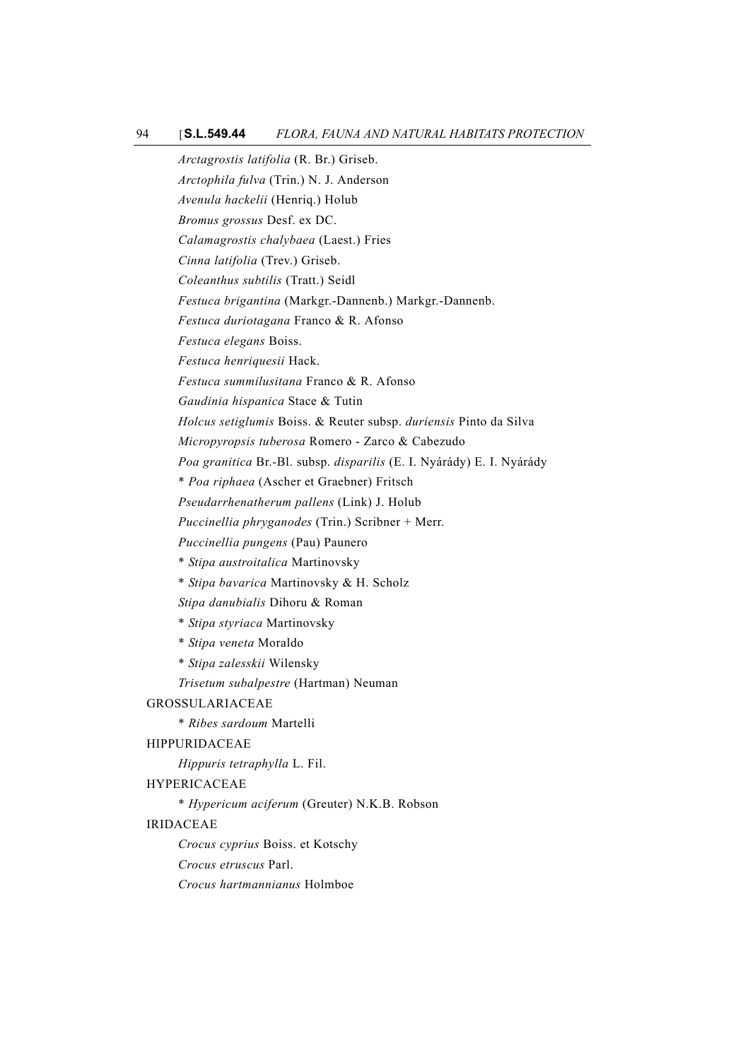*Arctagrostis latifolia* (R. Br.) Griseb.

*Arctophila fulva* (Trin.) N. J. Anderson

*Avenula hackelii* (Henriq.) Holub

*Bromus grossus* Desf. ex DC.

*Calamagrostis chalybaea* (Laest.) Fries

*Cinna latifolia* (Trev.) Griseb.

*Coleanthus subtilis* (Tratt.) Seidl

*Festuca brigantina* (Markgr.-Dannenb.) Markgr.-Dannenb.

*Festuca duriotagana* Franco & R. Afonso

*Festuca elegans* Boiss.

*Festuca henriquesii* Hack.

*Festuca summilusitana* Franco & R. Afonso

*Gaudinia hispanica* Stace & Tutin

*Holcus setiglumis* Boiss. & Reuter subsp. *duriensis* Pinto da Silva

*Micropyropsis tuberosa* Romero - Zarco & Cabezudo

*Poa granitica* Br.-Bl. subsp. *disparilis* (E. I. Nyárády) E. I. Nyárády

\* *Poa riphaea* (Ascher et Graebner) Fritsch

*Pseudarrhenatherum pallens* (Link) J. Holub

*Puccinellia phryganodes* (Trin.) Scribner + Merr.

*Puccinellia pungens* (Pau) Paunero

\* *Stipa austroitalica* Martinovsky

\* *Stipa bavarica* Martinovsky & H. Scholz

*Stipa danubialis* Dihoru & Roman

\* *Stipa styriaca* Martinovsky

\* *Stipa veneta* Moraldo

\* *Stipa zalesskii* Wilensky

*Trisetum subalpestre* (Hartman) Neuman

GROSSULARIACEAE

\* *Ribes sardoum* Martelli

HIPPURIDACEAE

*Hippuris tetraphylla* L. Fil.

HYPERICACEAE

\* *Hypericum aciferum* (Greuter) N.K.B. Robson

IRIDACEAE

*Crocus cyprius* Boiss. et Kotschy

*Crocus etruscus* Parl.

*Crocus hartmannianus* Holmboe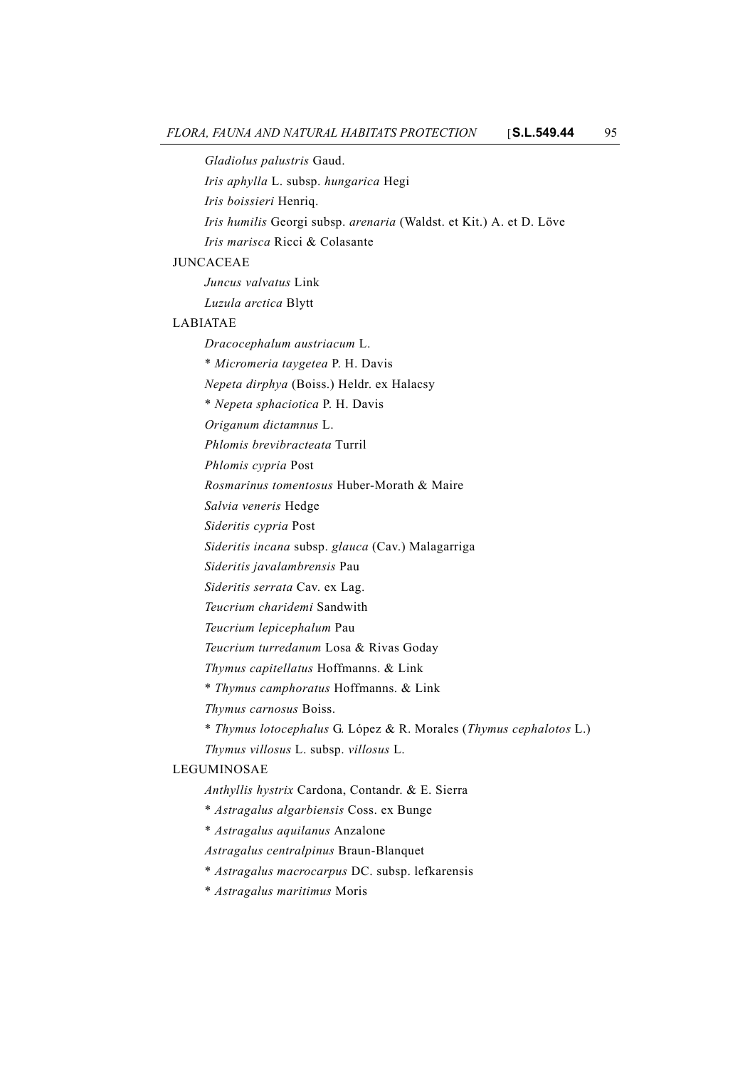*Gladiolus palustris* Gaud.

*Iris aphylla* L. subsp. *hungarica* Hegi

*Iris boissieri* Henriq.

*Iris humilis* Georgi subsp. *arenaria* (Waldst. et Kit.) A. et D. Löve

*Iris marisca* Ricci & Colasante

JUNCACEAE

*Juncus valvatus* Link

*Luzula arctica* Blytt

LABIATAE

*Dracocephalum austriacum* L.

\* *Micromeria taygetea* P. H. Davis

*Nepeta dirphya* (Boiss.) Heldr. ex Halacsy

\* *Nepeta sphaciotica* P. H. Davis

*Origanum dictamnus* L.

*Phlomis brevibracteata* Turril

*Phlomis cypria* Post

*Rosmarinus tomentosus* Huber-Morath & Maire

*Salvia veneris* Hedge

*Sideritis cypria* Post

*Sideritis incana* subsp. *glauca* (Cav.) Malagarriga

*Sideritis javalambrensis* Pau

*Sideritis serrata* Cav. ex Lag.

*Teucrium charidemi* Sandwith

*Teucrium lepicephalum* Pau

*Teucrium turredanum* Losa & Rivas Goday

*Thymus capitellatus* Hoffmanns. & Link

\* *Thymus camphoratus* Hoffmanns. & Link

*Thymus carnosus* Boiss.

\* *Thymus lotocephalus* G. López & R. Morales (*Thymus cephalotos* L.)

*Thymus villosus* L. subsp. *villosus* L.

LEGUMINOSAE

*Anthyllis hystrix* Cardona, Contandr. & E. Sierra

\* *Astragalus algarbiensis* Coss. ex Bunge

\* *Astragalus aquilanus* Anzalone

*Astragalus centralpinus* Braun-Blanquet

\* *Astragalus macrocarpus* DC. subsp. lefkarensis

\* *Astragalus maritimus* Moris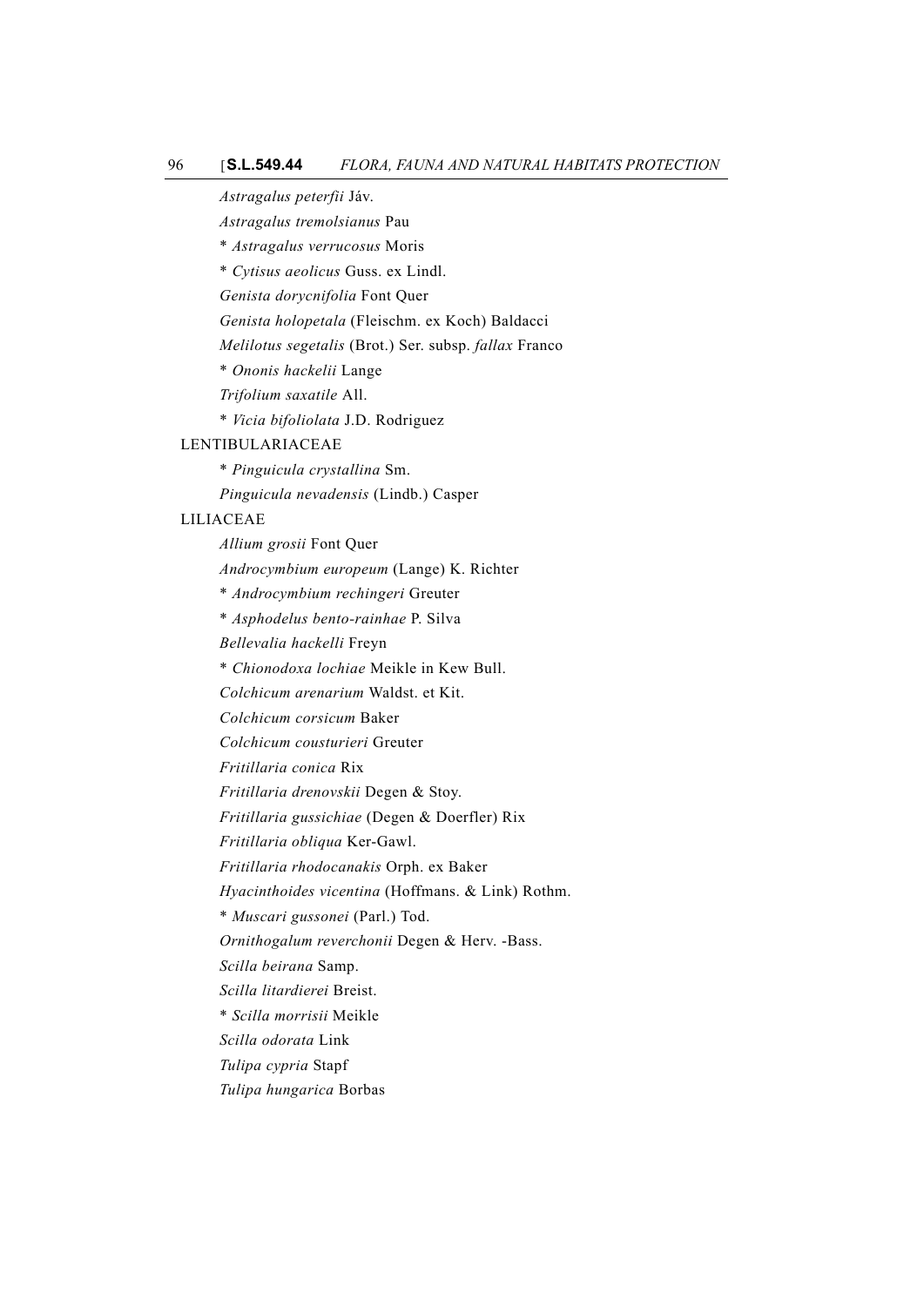*Astragalus peterfii* Jáv.

*Astragalus tremolsianus* Pau

\* *Astragalus verrucosus* Moris

\* *Cytisus aeolicus* Guss. ex Lindl.

*Genista dorycnifolia* Font Quer

*Genista holopetala* (Fleischm. ex Koch) Baldacci

*Melilotus segetalis* (Brot.) Ser. subsp. *fallax* Franco

\* *Ononis hackelii* Lange

*Trifolium saxatile* All.

\* *Vicia bifoliolata* J.D. Rodriguez

LENTIBULARIACEAE

\* *Pinguicula crystallina* Sm.

*Pinguicula nevadensis* (Lindb.) Casper

LILIACEAE

*Allium grosii* Font Quer

*Androcymbium europeum* (Lange) K. Richter

\* *Androcymbium rechingeri* Greuter

\* *Asphodelus bento-rainhae* P. Silva

*Bellevalia hackelli* Freyn

\* *Chionodoxa lochiae* Meikle in Kew Bull.

*Colchicum arenarium* Waldst. et Kit.

*Colchicum corsicum* Baker

*Colchicum cousturieri* Greuter

*Fritillaria conica* Rix

*Fritillaria drenovskii* Degen & Stoy.

*Fritillaria gussichiae* (Degen & Doerfler) Rix

*Fritillaria obliqua* Ker-Gawl.

*Fritillaria rhodocanakis* Orph. ex Baker

*Hyacinthoides vicentina* (Hoffmans. & Link) Rothm.

\* *Muscari gussonei* (Parl.) Tod.

*Ornithogalum reverchonii* Degen & Herv. -Bass.

*Scilla beirana* Samp.

*Scilla litardierei* Breist.

\* *Scilla morrisii* Meikle

*Scilla odorata* Link

*Tulipa cypria* Stapf

*Tulipa hungarica* Borbas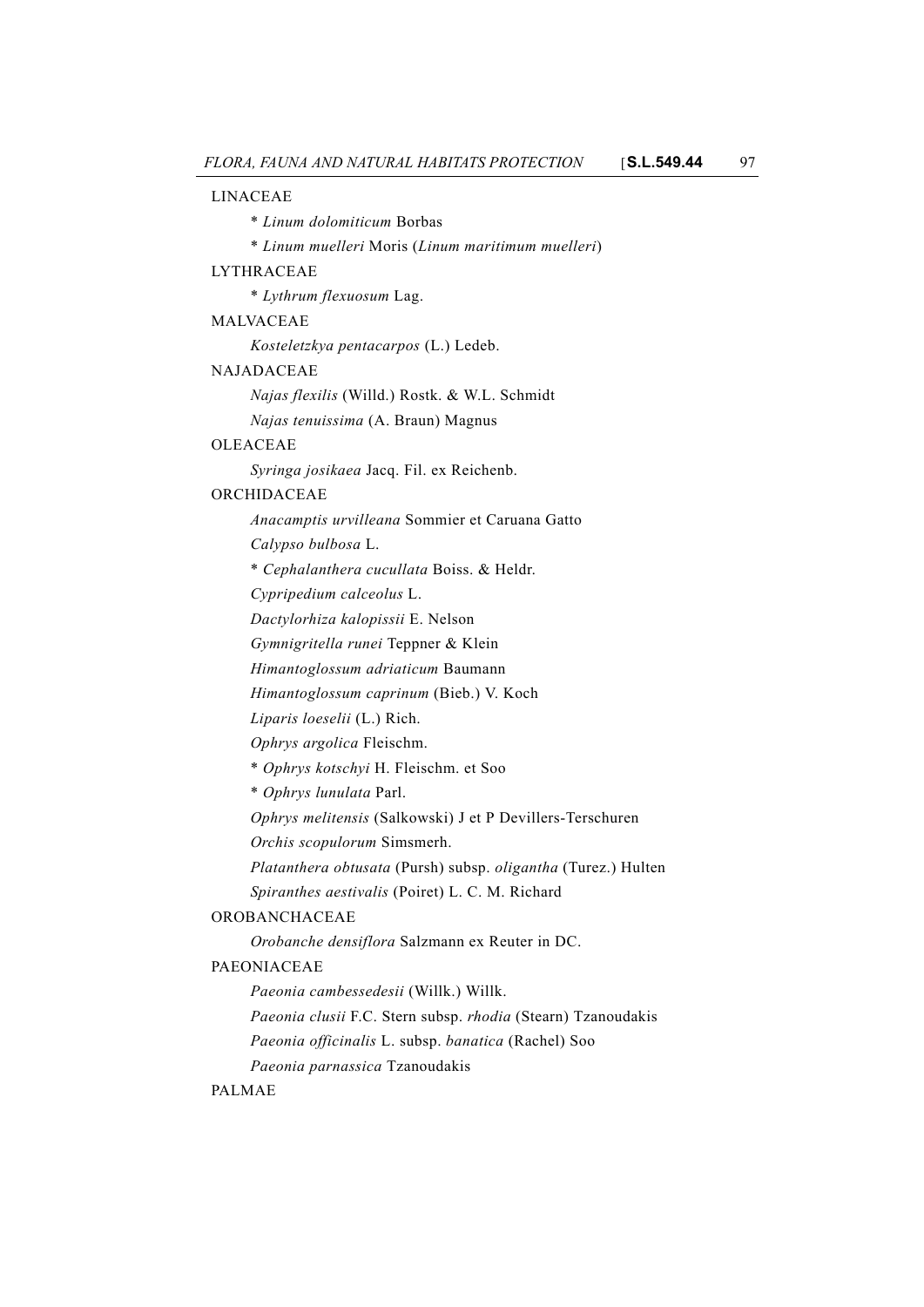LINACEAE

\* *Linum dolomiticum* Borbas

\* *Linum muelleri* Moris (*Linum maritimum muelleri*)

LYTHRACEAE

\* *Lythrum flexuosum* Lag.

MALVACEAE

*Kosteletzkya pentacarpos* (L.) Ledeb.

NAJADACEAE

*Najas flexilis* (Willd.) Rostk. & W.L. Schmidt

*Najas tenuissima* (A. Braun) Magnus

OLEACEAE

*Syringa josikaea* Jacq. Fil. ex Reichenb.

ORCHIDACEAE

*Anacamptis urvilleana* Sommier et Caruana Gatto

*Calypso bulbosa* L.

\* *Cephalanthera cucullata* Boiss. & Heldr.

*Cypripedium calceolus* L.

*Dactylorhiza kalopissii* E. Nelson

*Gymnigritella runei* Teppner & Klein

*Himantoglossum adriaticum* Baumann

*Himantoglossum caprinum* (Bieb.) V. Koch

*Liparis loeselii* (L.) Rich.

*Ophrys argolica* Fleischm.

\* *Ophrys kotschyi* H. Fleischm. et Soo

\* *Ophrys lunulata* Parl.

*Ophrys melitensis* (Salkowski) J et P Devillers-Terschuren

*Orchis scopulorum* Simsmerh.

*Platanthera obtusata* (Pursh) subsp. *oligantha* (Turez.) Hulten

*Spiranthes aestivalis* (Poiret) L. C. M. Richard

OROBANCHACEAE

*Orobanche densiflora* Salzmann ex Reuter in DC.

PAEONIACEAE

*Paeonia cambessedesii* (Willk.) Willk.

*Paeonia clusii* F.C. Stern subsp. *rhodia* (Stearn) Tzanoudakis

*Paeonia officinalis* L. subsp. *banatica* (Rachel) Soo

*Paeonia parnassica* Tzanoudakis

PALMAE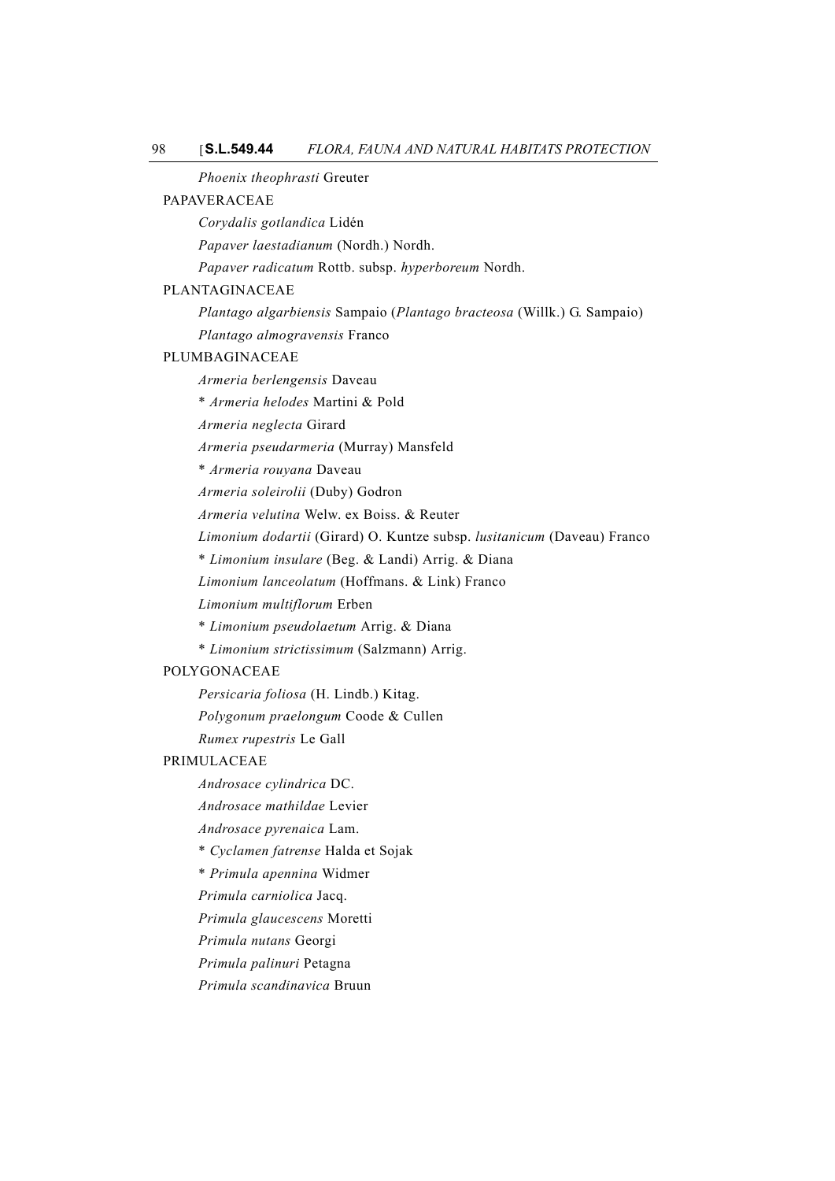*Phoenix theophrasti* Greuter

PAPAVERACEAE

*Corydalis gotlandica* Lidén

*Papaver laestadianum* (Nordh.) Nordh.

*Papaver radicatum* Rottb. subsp. *hyperboreum* Nordh.

PLANTAGINACEAE

*Plantago algarbiensis* Sampaio (*Plantago bracteosa* (Willk.) G. Sampaio)

*Plantago almogravensis* Franco

PLUMBAGINACEAE

*Armeria berlengensis* Daveau

\* *Armeria helodes* Martini & Pold

*Armeria neglecta* Girard

*Armeria pseudarmeria* (Murray) Mansfeld

\* *Armeria rouyana* Daveau

*Armeria soleirolii* (Duby) Godron

*Armeria velutina* Welw. ex Boiss. & Reuter

*Limonium dodartii* (Girard) O. Kuntze subsp. *lusitanicum* (Daveau) Franco

\* *Limonium insulare* (Beg. & Landi) Arrig. & Diana

*Limonium lanceolatum* (Hoffmans. & Link) Franco

*Limonium multiflorum* Erben

\* *Limonium pseudolaetum* Arrig. & Diana

\* *Limonium strictissimum* (Salzmann) Arrig.

POLYGONACEAE

*Persicaria foliosa* (H. Lindb.) Kitag.

*Polygonum praelongum* Coode & Cullen

*Rumex rupestris* Le Gall

PRIMULACEAE

*Androsace cylindrica* DC.

*Androsace mathildae* Levier

*Androsace pyrenaica* Lam.

\* *Cyclamen fatrense* Halda et Sojak

\* *Primula apennina* Widmer

*Primula carniolica* Jacq.

*Primula glaucescens* Moretti

*Primula nutans* Georgi

*Primula palinuri* Petagna

*Primula scandinavica* Bruun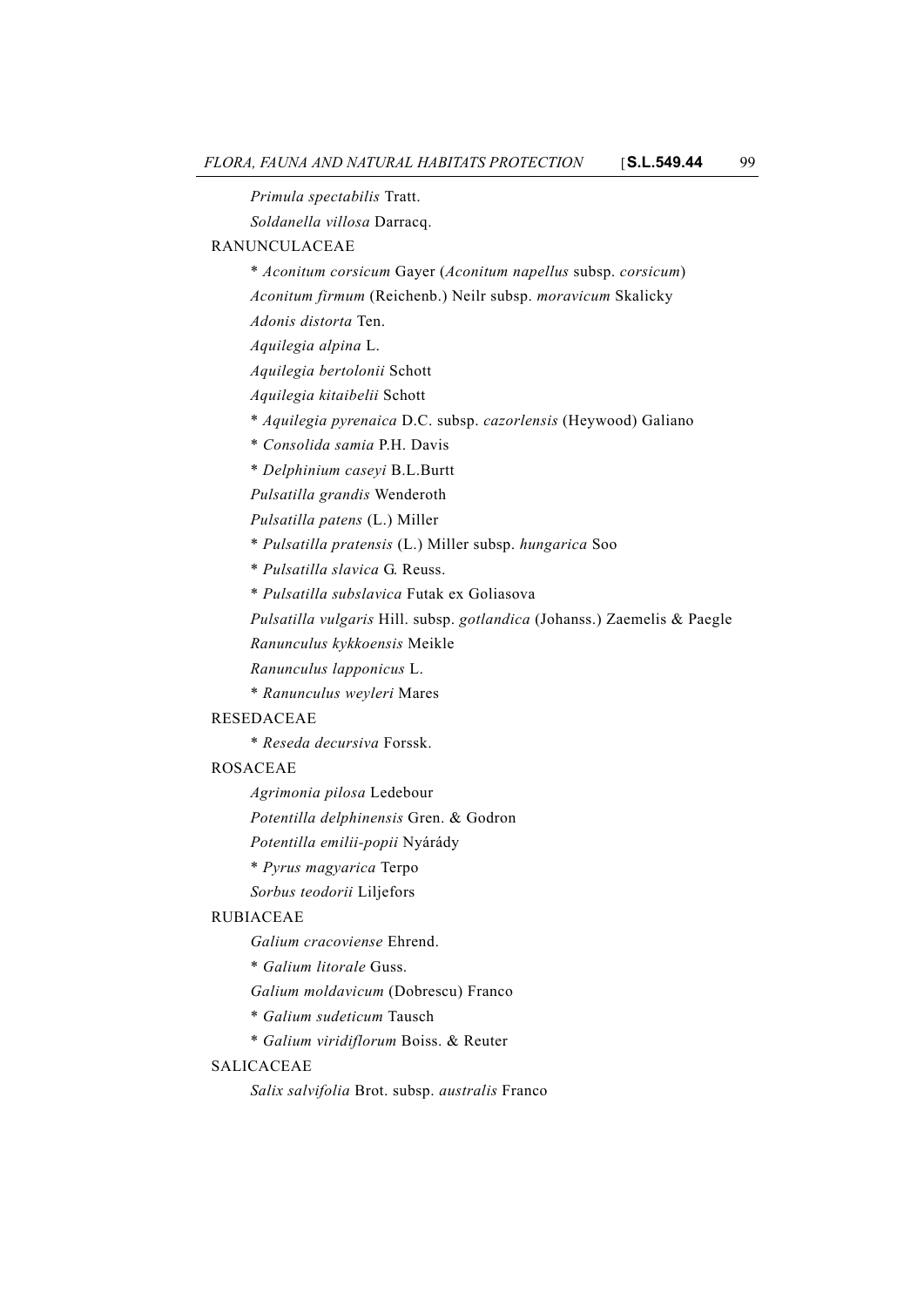*Primula spectabilis* Tratt.

*Soldanella villosa* Darracq.

RANUNCULACEAE

\* *Aconitum corsicum* Gayer (*Aconitum napellus* subsp. *corsicum*)

*Aconitum firmum* (Reichenb.) Neilr subsp. *moravicum* Skalicky

*Adonis distorta* Ten.

*Aquilegia alpina* L.

*Aquilegia bertolonii* Schott

*Aquilegia kitaibelii* Schott

\* *Aquilegia pyrenaica* D.C. subsp. *cazorlensis* (Heywood) Galiano

\* *Consolida samia* P.H. Davis

\* *Delphinium caseyi* B.L.Burtt

*Pulsatilla grandis* Wenderoth

*Pulsatilla patens* (L.) Miller

\* *Pulsatilla pratensis* (L.) Miller subsp. *hungarica* Soo

\* *Pulsatilla slavica* G. Reuss.

\* *Pulsatilla subslavica* Futak ex Goliasova

*Pulsatilla vulgaris* Hill. subsp. *gotlandica* (Johanss.) Zaemelis & Paegle

*Ranunculus kykkoensis* Meikle

*Ranunculus lapponicus* L.

\* *Ranunculus weyleri* Mares

RESEDACEAE

\* *Reseda decursiva* Forssk.

ROSACEAE

*Agrimonia pilosa* Ledebour

*Potentilla delphinensis* Gren. & Godron

*Potentilla emilii-popii* Nyárády

\* *Pyrus magyarica* Terpo

*Sorbus teodorii* Liljefors

RUBIACEAE

*Galium cracoviense* Ehrend.

\* *Galium litorale* Guss.

*Galium moldavicum* (Dobrescu) Franco

\* *Galium sudeticum* Tausch

\* *Galium viridiflorum* Boiss. & Reuter

SALICACEAE

*Salix salvifolia* Brot. subsp. *australis* Franco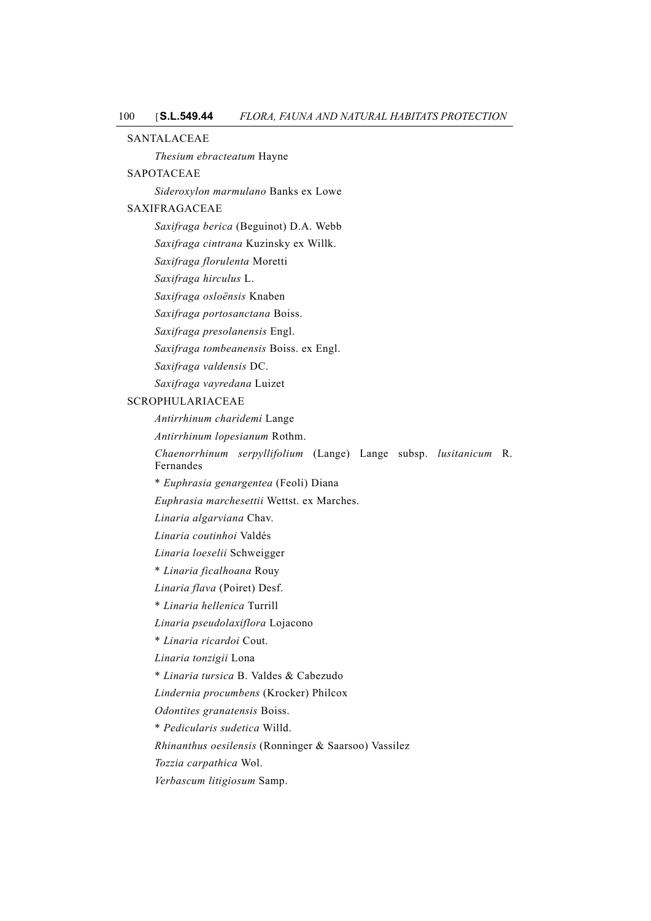SANTALACEAE

*Thesium ebracteatum* Hayne

SAPOTACEAE

*Sideroxylon marmulano* Banks ex Lowe

SAXIFRAGACEAE

*Saxifraga berica* (Beguinot) D.A. Webb

*Saxifraga cintrana* Kuzinsky ex Willk.

*Saxifraga florulenta* Moretti

*Saxifraga hirculus* L.

*Saxifraga osloënsis* Knaben

*Saxifraga portosanctana* Boiss.

*Saxifraga presolanensis* Engl.

*Saxifraga tombeanensis* Boiss. ex Engl.

*Saxifraga valdensis* DC.

*Saxifraga vayredana* Luizet

SCROPHULARIACEAE

*Antirrhinum charidemi* Lange

*Antirrhinum lopesianum* Rothm.

*Chaenorrhinum serpyllifolium* (Lange) Lange subsp. *lusitanicum* R. Fernandes

* *Euphrasia genargentea* (Feoli) Diana

*Euphrasia marchesettii* Wettst. ex Marches.

*Linaria algarviana* Chav.

*Linaria coutinhoi* Valdés

*Linaria loeselii* Schweigger

* *Linaria ficalhoana* Rouy

*Linaria flava* (Poiret) Desf.

* *Linaria hellenica* Turrill

*Linaria pseudolaxiflora* Lojacono

* *Linaria ricardoi* Cout.

*Linaria tonzigii* Lona

* *Linaria tursica* B. Valdes & Cabezudo

*Lindernia procumbens* (Krocker) Philcox

*Odontites granatensis* Boiss.

* *Pedicularis sudetica* Willd.

*Rhinanthus oesilensis* (Ronninger & Saarsoo) Vassilez

*Tozzia carpathica* Wol.

*Verbascum litigiosum* Samp.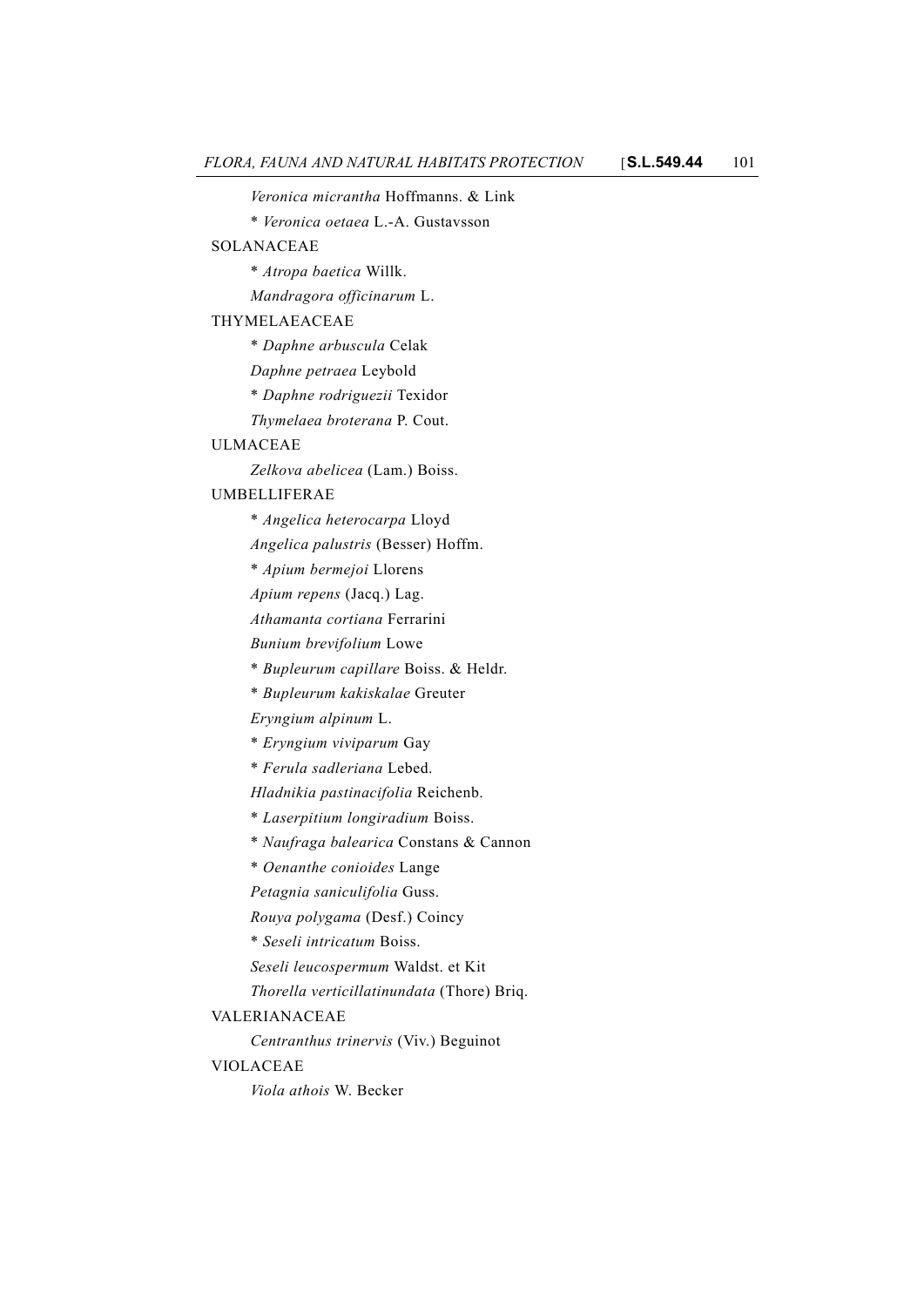*Veronica micrantha* Hoffmanns. & Link

* *Veronica oetaea* L.-A. Gustavsson

SOLANACEAE

* *Atropa baetica* Willk.

*Mandragora officinarum* L.

THYMELAEACEAE

* *Daphne arbuscula* Celak

*Daphne petraea* Leybold

* *Daphne rodriguezii* Texidor

*Thymelaea broterana* P. Cout.

ULMACEAE

*Zelkova abelicea* (Lam.) Boiss.

UMBELLIFERAE

* *Angelica heterocarpa* Lloyd

*Angelica palustris* (Besser) Hoffm.

* *Apium bermejoi* Llorens

*Apium repens* (Jacq.) Lag.

*Athamanta cortiana* Ferrarini

*Bunium brevifolium* Lowe

* *Bupleurum capillare* Boiss. & Heldr.

* *Bupleurum kakiskalae* Greuter

*Eryngium alpinum* L.

* *Eryngium viviparum* Gay

* *Ferula sadleriana* Lebed.

*Hladnikia pastinacifolia* Reichenb.

* *Laserpitium longiradium* Boiss.

* *Naufraga balearica* Constans & Cannon

* *Oenanthe conioides* Lange

*Petagnia saniculifolia* Guss.

*Rouya polygama* (Desf.) Coincy

* *Seseli intricatum* Boiss.

*Seseli leucospermum* Waldst. et Kit

*Thorella verticillatinundata* (Thore) Briq.

VALERIANACEAE

*Centranthus trinervis* (Viv.) Beguinot

VIOLACEAE

*Viola athois* W. Becker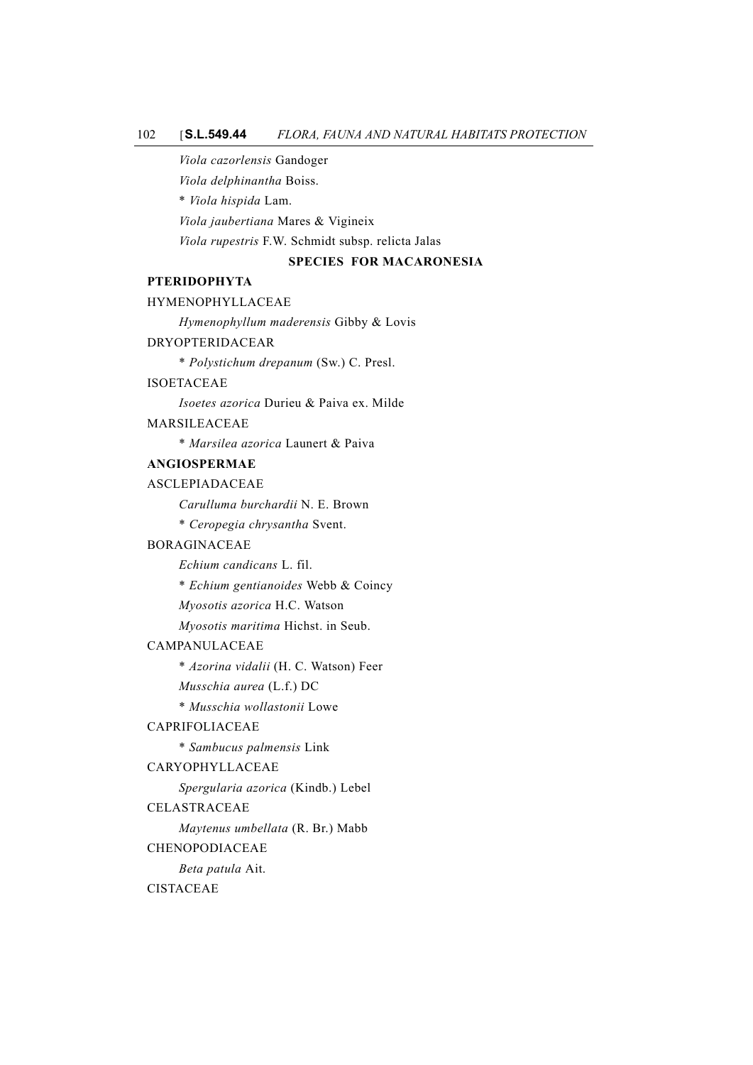*Viola cazorlensis* Gandoger

*Viola delphinantha* Boiss.

* *Viola hispida* Lam.

*Viola jaubertiana* Mares & Vigineix

*Viola rupestris* F.W. Schmidt subsp. relicta Jalas

**SPECIES FOR MACARONESIA**

**PTERIDOPHYTA**

HYMENOPHYLLACEAE

*Hymenophyllum maderensis* Gibby & Lovis

DRYOPTERIDACEAR

* *Polystichum drepanum* (Sw.) C. Presl.

ISOETACEAE

*Isoetes azorica* Durieu & Paiva ex. Milde

MARSILEACEAE

* *Marsilea azorica* Launert & Paiva

**ANGIOSPERMAE**

ASCLEPIADACEAE

*Carulluma burchardii* N. E. Brown

* *Ceropegia chrysantha* Svent.

BORAGINACEAE

*Echium candicans* L. fil.

* *Echium gentianoides* Webb & Coincy

*Myosotis azorica* H.C. Watson

*Myosotis maritima* Hichst. in Seub.

CAMPANULACEAE

* *Azorina vidalii* (H. C. Watson) Feer

*Musschia aurea* (L.f.) DC

* *Musschia wollastonii* Lowe

CAPRIFOLIACEAE

* *Sambucus palmensis* Link

CARYOPHYLLACEAE

*Spergularia azorica* (Kindb.) Lebel

CELASTRACEAE

*Maytenus umbellata* (R. Br.) Mabb

CHENOPODIACEAE

*Beta patula* Ait.

CISTACEAE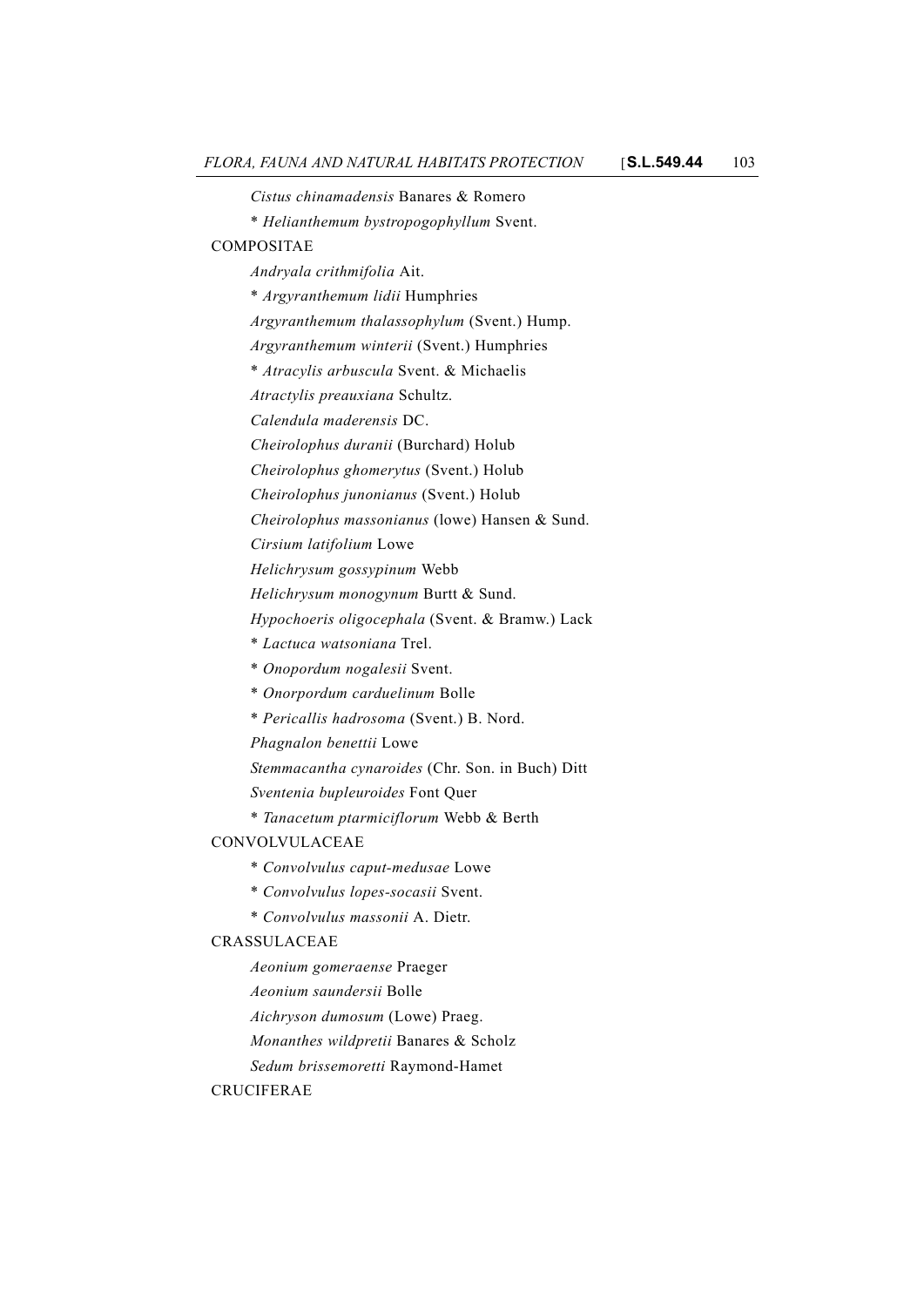*Cistus chinamadensis* Banares & Romero

\* *Helianthemum bystropogophyllum* Svent.

COMPOSITAE

*Andryala crithmifolia* Ait.

\* *Argyranthemum lidii* Humphries

*Argyranthemum thalassophylum* (Svent.) Hump.

*Argyranthemum winterii* (Svent.) Humphries

\* *Atracylis arbuscula* Svent. & Michaelis

*Atractylis preauxiana* Schultz.

*Calendula maderensis* DC.

*Cheirolophus duranii* (Burchard) Holub

*Cheirolophus ghomerytus* (Svent.) Holub

*Cheirolophus junonianus* (Svent.) Holub

*Cheirolophus massonianus* (lowe) Hansen & Sund.

*Cirsium latifolium* Lowe

*Helichrysum gossypinum* Webb

*Helichrysum monogynum* Burtt & Sund.

*Hypochoeris oligocephala* (Svent. & Bramw.) Lack

\* *Lactuca watsoniana* Trel.

\* *Onopordum nogalesii* Svent.

\* *Onorpordum carduelinum* Bolle

\* *Pericallis hadrosoma* (Svent.) B. Nord.

*Phagnalon benettii* Lowe

*Stemmacantha cynaroides* (Chr. Son. in Buch) Ditt

*Sventenia bupleuroides* Font Quer

\* *Tanacetum ptarmiciflorum* Webb & Berth

CONVOLVULACEAE

\* *Convolvulus caput-medusae* Lowe

\* *Convolvulus lopes-socasii* Svent.

\* *Convolvulus massonii* A. Dietr.

CRASSULACEAE

*Aeonium gomeraense* Praeger

*Aeonium saundersii* Bolle

*Aichryson dumosum* (Lowe) Praeg.

*Monanthes wildpretii* Banares & Scholz

*Sedum brissemoretti* Raymond-Hamet

CRUCIFERAE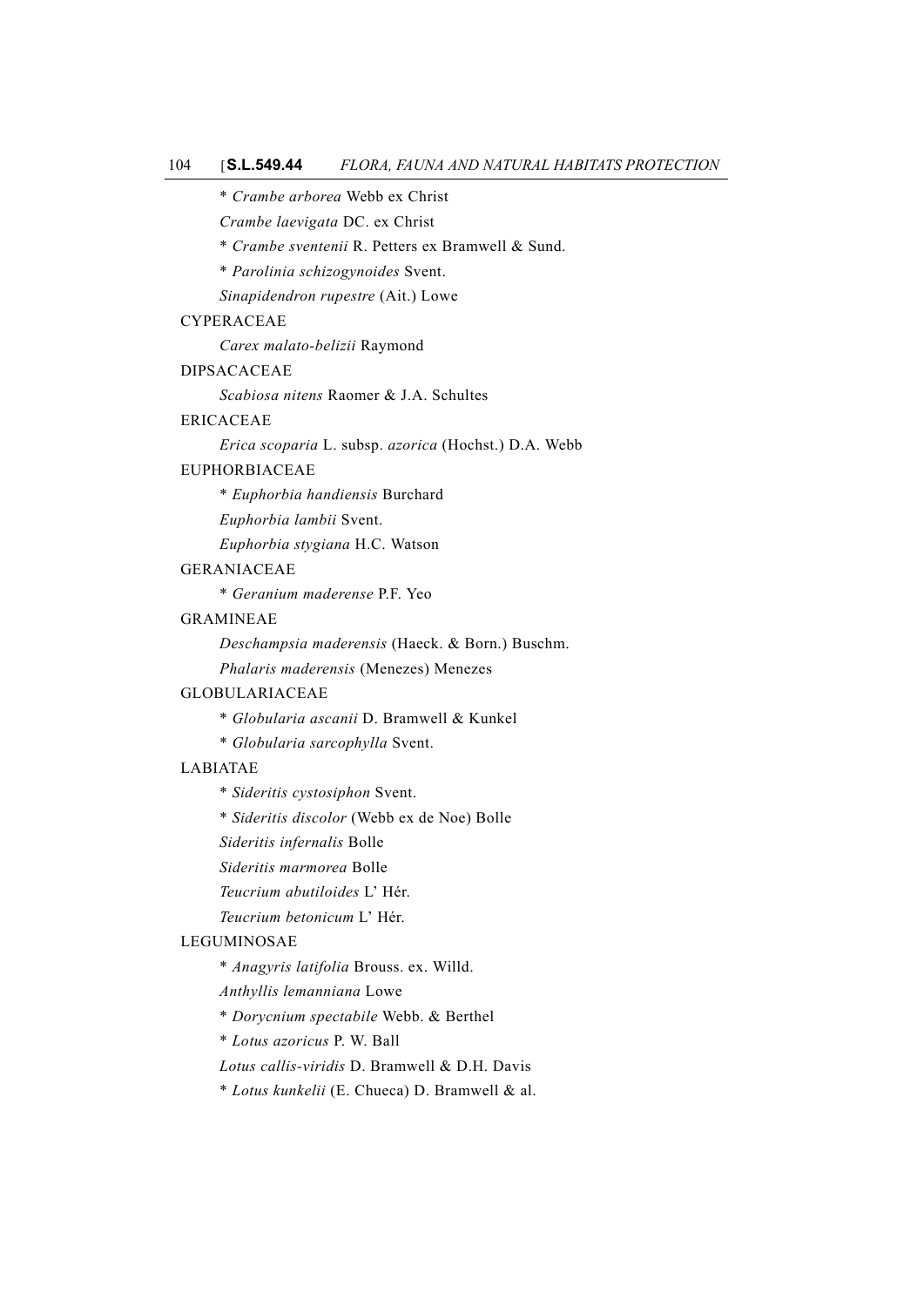\* *Crambe arborea* Webb ex Christ

*Crambe laevigata* DC. ex Christ

\* *Crambe sventenii* R. Petters ex Bramwell & Sund.

\* *Parolinia schizogynoides* Svent.

*Sinapidendron rupestre* (Ait.) Lowe

CYPERACEAE

*Carex malato-belizii* Raymond

DIPSACACEAE

*Scabiosa nitens* Raomer & J.A. Schultes

ERICACEAE

*Erica scoparia* L. subsp. *azorica* (Hochst.) D.A. Webb

EUPHORBIACEAE

\* *Euphorbia handiensis* Burchard

*Euphorbia lambii* Svent.

*Euphorbia stygiana* H.C. Watson

GERANIACEAE

\* *Geranium maderense* P.F. Yeo

GRAMINEAE

*Deschampsia maderensis* (Haeck. & Born.) Buschm.

*Phalaris maderensis* (Menezes) Menezes

GLOBULARIACEAE

\* *Globularia ascanii* D. Bramwell & Kunkel

\* *Globularia sarcophylla* Svent.

LABIATAE

\* *Sideritis cystosiphon* Svent.

\* *Sideritis discolor* (Webb ex de Noe) Bolle

*Sideritis infernalis* Bolle

*Sideritis marmorea* Bolle

*Teucrium abutiloides* L' Hér.

*Teucrium betonicum* L' Hér.

LEGUMINOSAE

\* *Anagyris latifolia* Brouss. ex. Willd.

*Anthyllis lemanniana* Lowe

\* *Dorycnium spectabile* Webb. & Berthel

\* *Lotus azoricus* P. W. Ball

*Lotus callis-viridis* D. Bramwell & D.H. Davis

\* *Lotus kunkelii* (E. Chueca) D. Bramwell & al.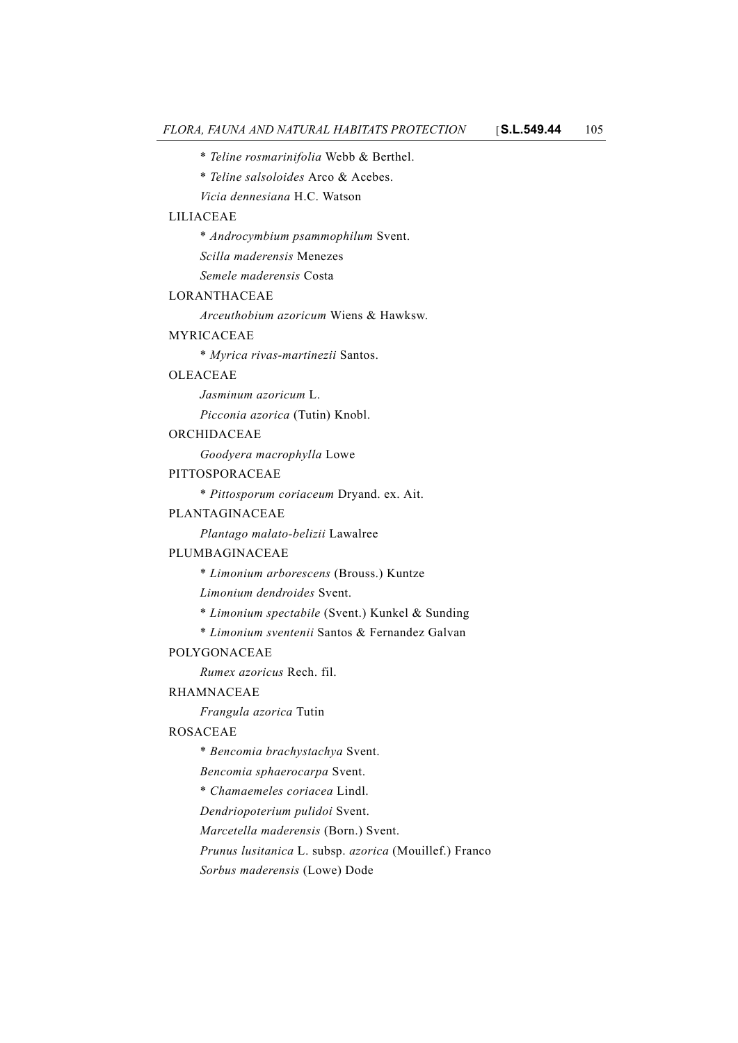\* *Teline rosmarinifolia* Webb & Berthel.

\* *Teline salsoloides* Arco & Acebes.

*Vicia dennesiana* H.C. Watson

LILIACEAE

\* *Androcymbium psammophilum* Svent.

*Scilla maderensis* Menezes

*Semele maderensis* Costa

LORANTHACEAE

*Arceuthobium azoricum* Wiens & Hawksw.

MYRICACEAE

\* *Myrica rivas-martinezii* Santos.

OLEACEAE

*Jasminum azoricum* L.

*Picconia azorica* (Tutin) Knobl.

ORCHIDACEAE

*Goodyera macrophylla* Lowe

PITTOSPORACEAE

\* *Pittosporum coriaceum* Dryand. ex. Ait.

PLANTAGINACEAE

*Plantago malato-belizii* Lawalree

PLUMBAGINACEAE

\* *Limonium arborescens* (Brouss.) Kuntze

*Limonium dendroides* Svent.

\* *Limonium spectabile* (Svent.) Kunkel & Sunding

\* *Limonium sventenii* Santos & Fernandez Galvan

POLYGONACEAE

*Rumex azoricus* Rech. fil.

RHAMNACEAE

*Frangula azorica* Tutin

ROSACEAE

\* *Bencomia brachystachya* Svent.

*Bencomia sphaerocarpa* Svent.

\* *Chamaemeles coriacea* Lindl.

*Dendriopoterium pulidoi* Svent.

*Marcetella maderensis* (Born.) Svent.

*Prunus lusitanica* L. subsp. *azorica* (Mouillef.) Franco

*Sorbus maderensis* (Lowe) Dode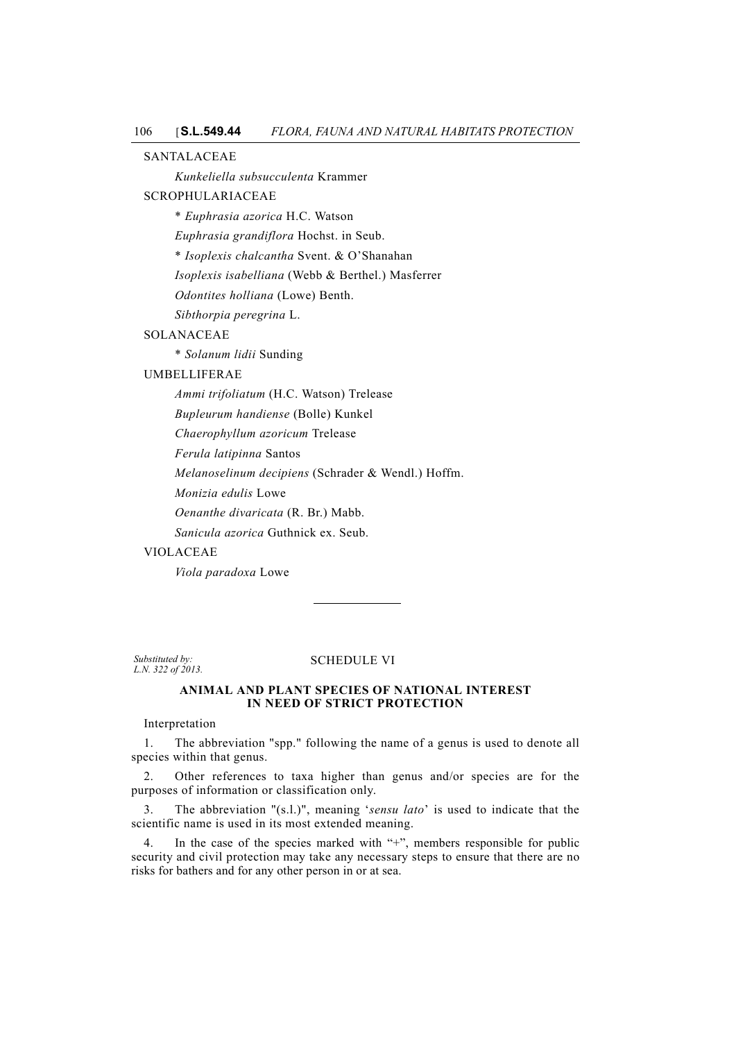SANTALACEAE

*Kunkeliella subsucculenta* Krammer

SCROPHULARIACEAE

* *Euphrasia azorica* H.C. Watson

*Euphrasia grandiflora* Hochst. in Seub.

* *Isoplexis chalcantha* Svent. & O'Shanahan

*Isoplexis isabelliana* (Webb & Berthel.) Masferrer

*Odontites holliana* (Lowe) Benth.

*Sibthorpia peregrina* L.

SOLANACEAE

* *Solanum lidii* Sunding

UMBELLIFERAE

*Ammi trifoliatum* (H.C. Watson) Trelease

*Bupleurum handiense* (Bolle) Kunkel

*Chaerophyllum azoricum* Trelease

*Ferula latipinna* Santos

*Melanoselinum decipiens* (Schrader & Wendl.) Hoffm.

*Monizia edulis* Lowe

*Oenanthe divaricata* (R. Br.) Mabb.

*Sanicula azorica* Guthnick ex. Seub.

VIOLACEAE

*Viola paradoxa* Lowe

---

*Substituted by: L.N. 322 of 2013.*

## SCHEDULE VI

### ANIMAL AND PLANT SPECIES OF NATIONAL INTEREST IN NEED OF STRICT PROTECTION

Interpretation

1. The abbreviation "spp." following the name of a genus is used to denote all species within that genus.

2. Other references to taxa higher than genus and/or species are for the purposes of information or classification only.

3. The abbreviation "(s.l.)", meaning '*sensu lato*' is used to indicate that the scientific name is used in its most extended meaning.

4. In the case of the species marked with "+", members responsible for public security and civil protection may take any necessary steps to ensure that there are no risks for bathers and for any other person in or at sea.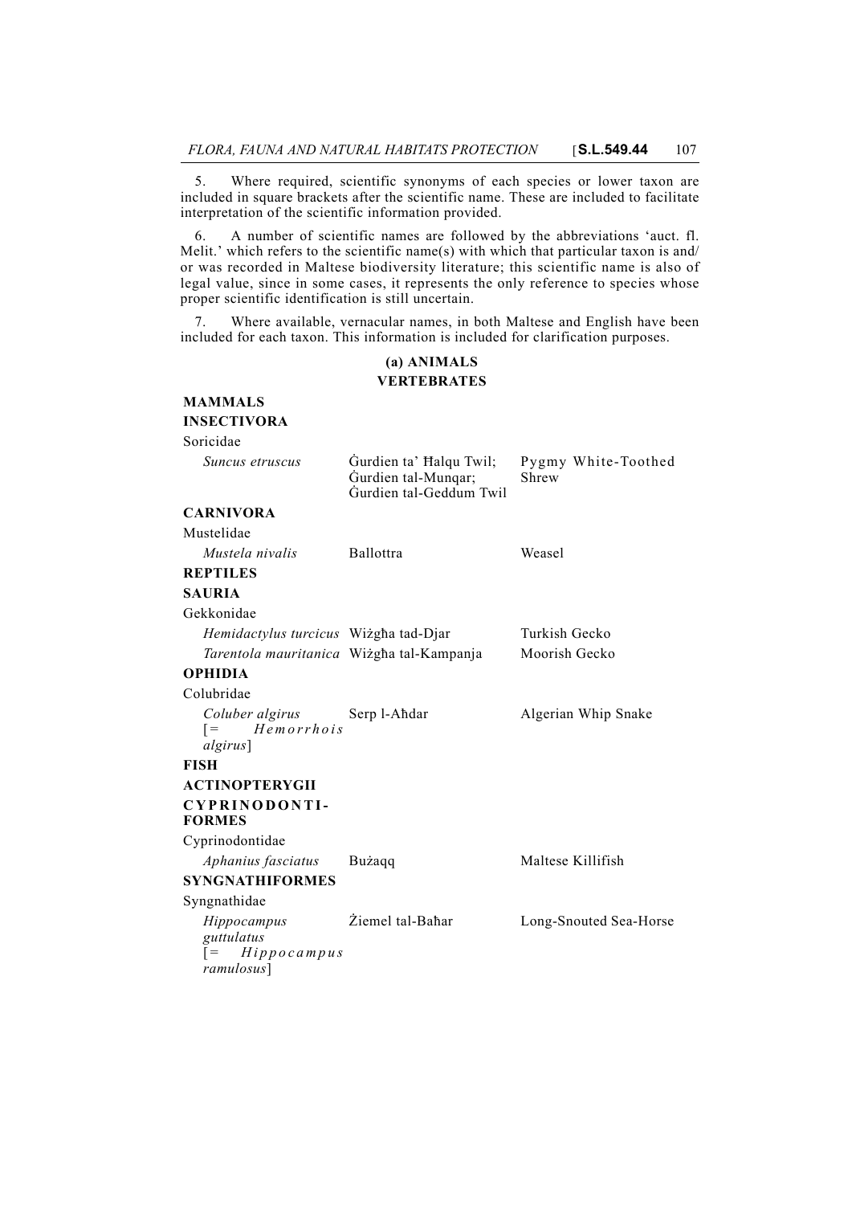5. Where required, scientific synonyms of each species or lower taxon are included in square brackets after the scientific name. These are included to facilitate interpretation of the scientific information provided.

6. A number of scientific names are followed by the abbreviations 'auct. fl. Melit.' which refers to the scientific name(s) with which that particular taxon is and/ or was recorded in Maltese biodiversity literature; this scientific name is also of legal value, since in some cases, it represents the only reference to species whose proper scientific identification is still uncertain.

7. Where available, vernacular names, in both Maltese and English have been included for each taxon. This information is included for clarification purposes.

## (a) ANIMALS

### VERTEBRATES

**MAMMALS**

**INSECTIVORA**

Soricidae

| | | |
|---|---|---|
| *Suncus etruscus* | Ġurdien ta' Ħalqu Twil; Ġurdien tal-Munqar; Ġurdien tal-Geddum Twil | Pygmy White-Toothed Shrew |

**CARNIVORA**

Mustelidae

| | | |
|---|---|---|
| *Mustela nivalis* | Ballottra | Weasel |

**REPTILES**

**SAURIA**

Gekkonidae

| | | |
|---|---|---|
| *Hemidactylus turcicus* | Wiżgħa tad-Djar | Turkish Gecko |
| *Tarentola mauritanica* | Wiżgħa tal-Kampanja | Moorish Gecko |

**OPHIDIA**

Colubridae

| | | |
|---|---|---|
| *Coluber algirus* [= *Hemorrhois algirus*] | Serp l-Aħdar | Algerian Whip Snake |

**FISH**

**ACTINOPTERYGII**

**CYPRINODONTIFORMES**

Cyprinodontidae

| | | |
|---|---|---|
| *Aphanius fasciatus* | Bużaqq | Maltese Killifish |

**SYNGNATHIFORMES**

Syngnathidae

| | | |
|---|---|---|
| *Hippocampus guttulatus* [= *Hippocampus ramulosus*] | Żiemel tal-Baħar | Long-Snouted Sea-Horse |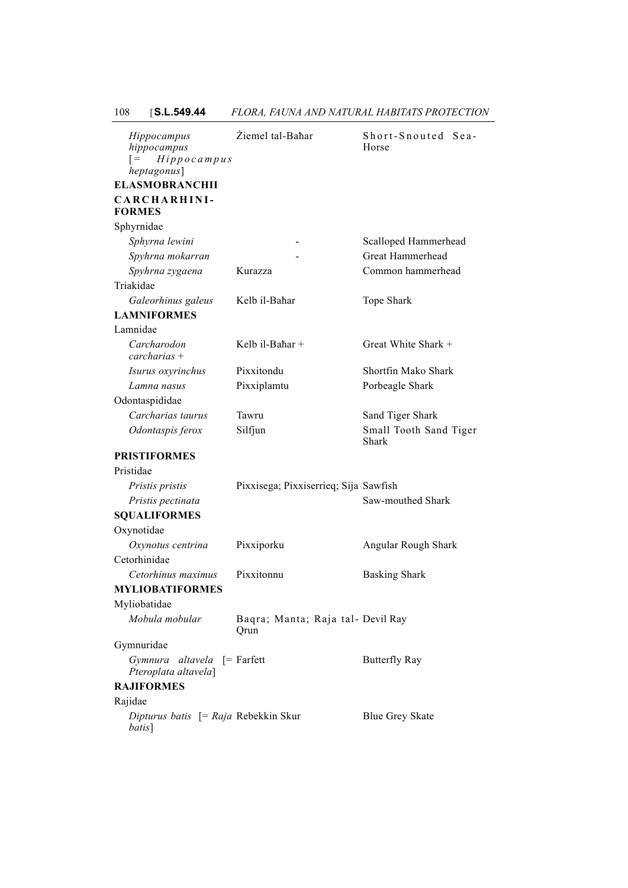| | | |
|---|---|---|
| *Hippocampus hippocampus* [= *Hippocampus heptagonus*] | Żiemel tal-Baħar | Short-Snouted Sea-Horse |
| **ELASMOBRANCHII** | | |
| **CARCHARHINI-FORMES** | | |
| Sphyrnidae | | |
| *Sphyrna lewini* | - | Scalloped Hammerhead |
| *Spyhrna mokarran* | - | Great Hammerhead |
| *Spyhrna zygaena* | Kurazza | Common hammerhead |
| Triakidae | | |
| *Galeorhinus galeus* | Kelb il-Baħar | Tope Shark |
| **LAMNIFORMES** | | |
| Lamnidae | | |
| *Carcharodon carcharias* + | Kelb il-Baħar + | Great White Shark + |
| *Isurus oxyrinchus* | Pixxitondu | Shortfin Mako Shark |
| *Lamna nasus* | Pixxiplamtu | Porbeagle Shark |
| Odontaspididae | | |
| *Carcharias taurus* | Tawru | Sand Tiger Shark |
| *Odontaspis ferox* | Silfjun | Small Tooth Sand Tiger Shark |
| **PRISTIFORMES** | | |
| Pristidae | | |
| *Pristis pristis* | Pixxisega; Pixxiserrieq; Sija | Sawfish |
| *Pristis pectinata* | | Saw-mouthed Shark |
| **SQUALIFORMES** | | |
| Oxynotidae | | |
| *Oxynotus centrina* | Pixxiporku | Angular Rough Shark |
| Cetorhinidae | | |
| *Cetorhinus maximus* | Pixxitonnu | Basking Shark |
| **MYLIOBATIFORMES** | | |
| Myliobatidae | | |
| *Mobula mobular* | Baqra; Manta; Raja tal-Qrun | Devil Ray |
| Gymnuridae | | |
| *Gymnura altavela* [= *Pteroplata altavela*] | Farfett | Butterfly Ray |
| **RAJIFORMES** | | |
| Rajidae | | |
| *Dipturus batis* [= *Raja batis*] | Rebekkin Skur | Blue Grey Skate |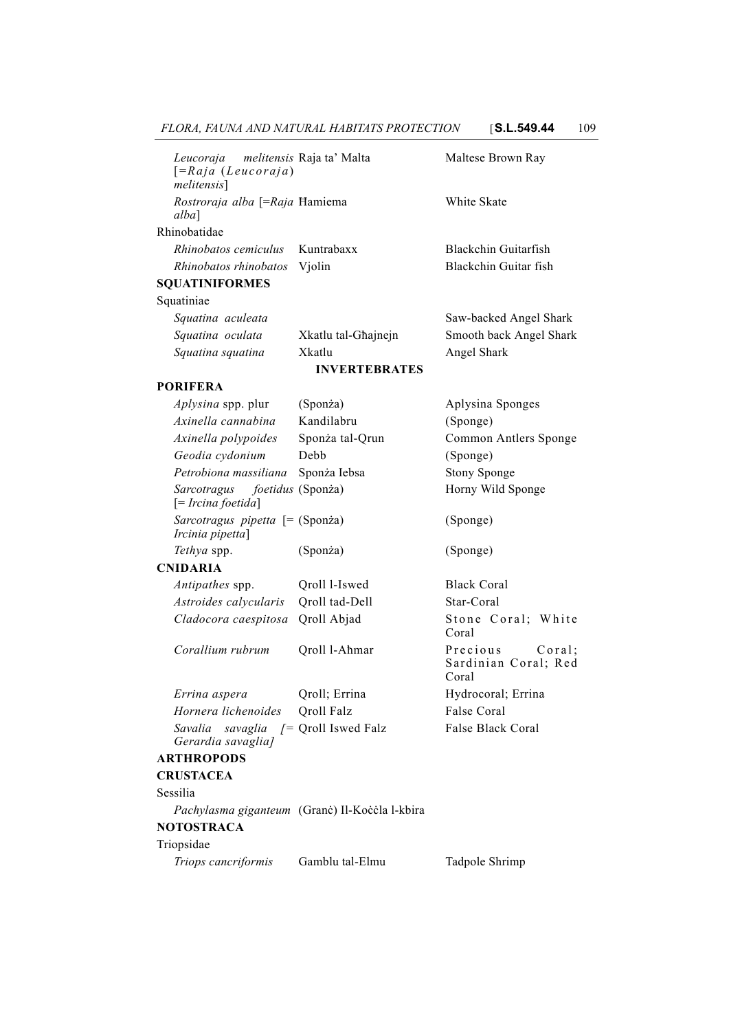| | | |
|---|---|---|
| *Leucoraja melitensis* [=*Raja* (*Leucoraja*) *melitensis*] | Raja ta' Malta | Maltese Brown Ray |
| *Rostroraja alba* [=*Raja alba*] | Ħamiema | White Skate |
| Rhinobatidae | | |
| *Rhinobatos cemiculus* | Kuntrabaxx | Blackchin Guitarfish |
| *Rhinobatos rhinobatos* | Vjolin | Blackchin Guitar fish |
| **SQUATINIFORMES** | | |
| Squatiniae | | |
| *Squatina aculeata* | | Saw-backed Angel Shark |
| *Squatina oculata* | Xkatlu tal-Għajnejn | Smooth back Angel Shark |
| *Squatina squatina* | Xkatlu | Angel Shark |
| | **INVERTEBRATES** | |
| **PORIFERA** | | |
| *Aplysina* spp. plur | (Sponża) | Aplysina Sponges |
| *Axinella cannabina* | Kandilabru | (Sponge) |
| *Axinella polypoides* | Sponża tal-Qrun | Common Antlers Sponge |
| *Geodia cydonium* | Debb | (Sponge) |
| *Petrobiona massiliana* | Sponża Iebsa | Stony Sponge |
| *Sarcotragus foetidus* [= *Ircina foetida*] | (Sponża) | Horny Wild Sponge |
| *Sarcotragus pipetta* [= *Ircinia pipetta*] | (Sponża) | (Sponge) |
| *Tethya* spp. | (Sponża) | (Sponge) |
| **CNIDARIA** | | |
| *Antipathes* spp. | Qroll l-Iswed | Black Coral |
| *Astroides calycularis* | Qroll tad-Dell | Star-Coral |
| *Cladocora caespitosa* | Qroll Abjad | Stone Coral; White Coral |
| *Corallium rubrum* | Qroll l-Aħmar | Precious Coral; Sardinian Coral; Red Coral |
| *Errina aspera* | Qroll; Errina | Hydrocoral; Errina |
| *Hornera lichenoides* | Qroll Falz | False Coral |
| *Savalia savaglia [= Gerardia savaglia]* | Qroll Iswed Falz | False Black Coral |
| **ARTHROPODS** | | |
| **CRUSTACEA** | | |
| Sessilia | | |
| *Pachylasma giganteum* | (Granċ) Il-Koċċla l-kbira | |
| **NOTOSTRACA** | | |
| Triopsidae | | |
| *Triops cancriformis* | Gamblu tal-Elmu | Tadpole Shrimp |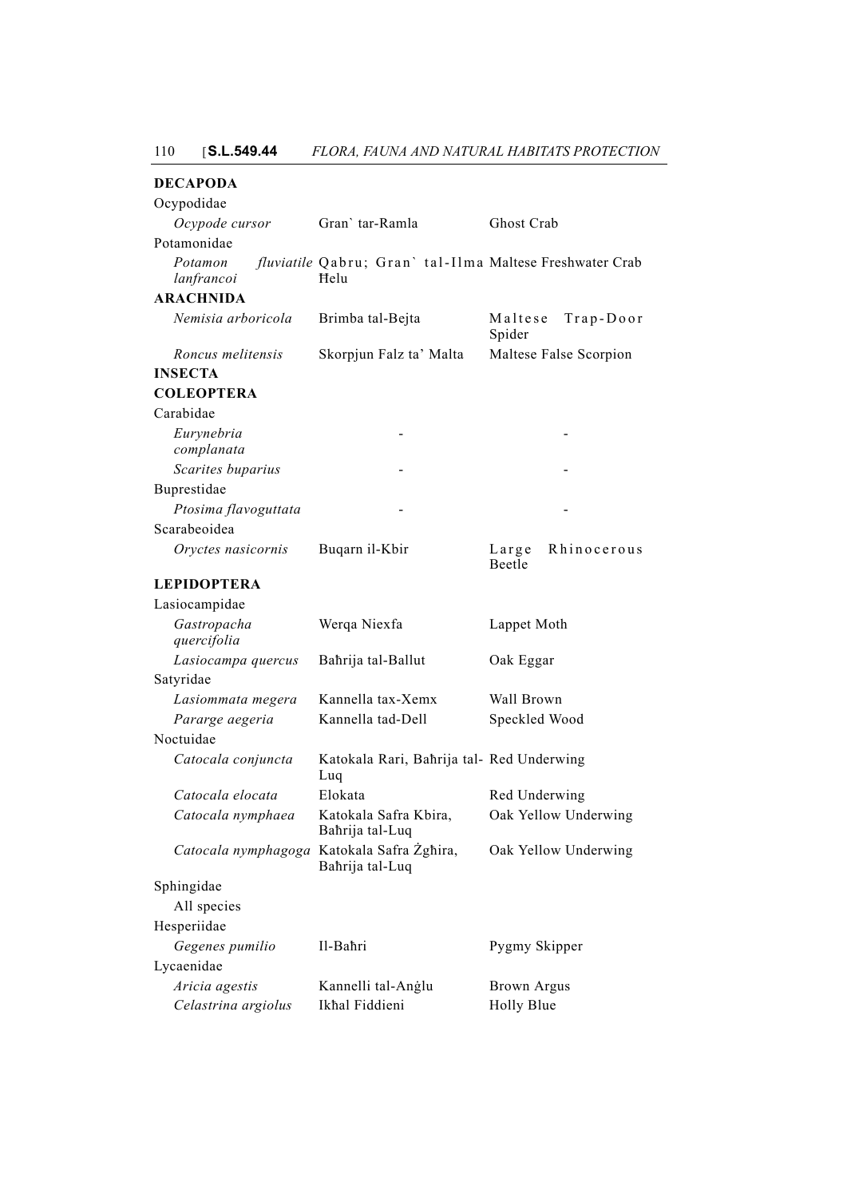| | | |
|---|---|---|
| **DECAPODA** | | |
| Ocypodidae | | |
| *Ocypode cursor* | Gran` tar-Ramla | Ghost Crab |
| Potamonidae | | |
| *Potamon fluviatile lanfrancoi* | Qabru; Gran` tal-Ilma Ħelu | Maltese Freshwater Crab |
| **ARACHNIDA** | | |
| *Nemisia arboricola* | Brimba tal-Bejta | Maltese Trap-Door Spider |
| *Roncus melitensis* | Skorpjun Falz ta' Malta | Maltese False Scorpion |
| **INSECTA** | | |
| **COLEOPTERA** | | |
| Carabidae | | |
| *Eurynebria complanata* | - | - |
| *Scarites buparius* | - | - |
| Buprestidae | | |
| *Ptosima flavoguttata* | - | - |
| Scarabeoidea | | |
| *Oryctes nasicornis* | Buqarn il-Kbir | Large Rhinocerous Beetle |
| **LEPIDOPTERA** | | |
| Lasiocampidae | | |
| *Gastropacha quercifolia* | Werqa Niexfa | Lappet Moth |
| *Lasiocampa quercus* | Baħrija tal-Ballut | Oak Eggar |
| Satyridae | | |
| *Lasiommata megera* | Kannella tax-Xemx | Wall Brown |
| *Pararge aegeria* | Kannella tad-Dell | Speckled Wood |
| Noctuidae | | |
| *Catocala conjuncta* | Katokala Rari, Baħrija tal-Luq | Red Underwing |
| *Catocala elocata* | Elokata | Red Underwing |
| *Catocala nymphaea* | Katokala Safra Kbira, Baħrija tal-Luq | Oak Yellow Underwing |
| *Catocala nymphagoga* | Katokala Safra Żgħira, Baħrija tal-Luq | Oak Yellow Underwing |
| Sphingidae | | |
| All species | | |
| Hesperiidae | | |
| *Gegenes pumilio* | Il-Baħri | Pygmy Skipper |
| Lycaenidae | | |
| *Aricia agestis* | Kannelli tal-Anġlu | Brown Argus |
| *Celastrina argiolus* | Ikħal Fiddieni | Holly Blue |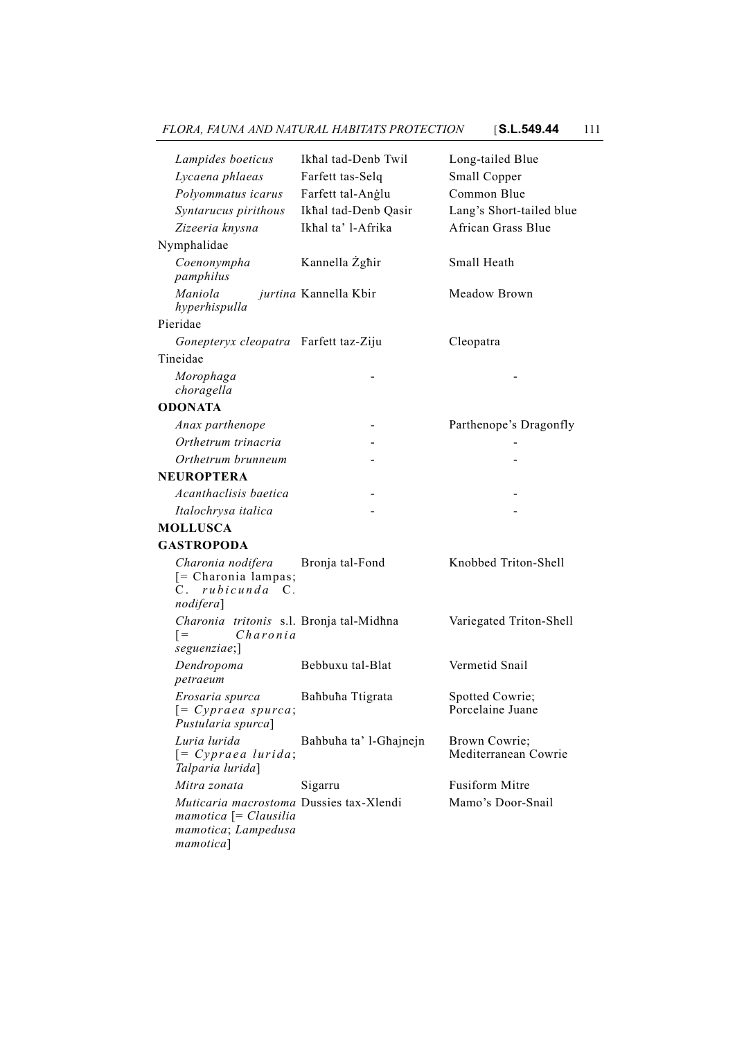| | | |
|---|---|---|
| *Lampides boeticus* | Ikħal tad-Denb Twil | Long-tailed Blue |
| *Lycaena phlaeas* | Farfett tas-Selq | Small Copper |
| *Polyommatus icarus* | Farfett tal-Anġlu | Common Blue |
| *Syntarucus pirithous* | Ikħal tad-Denb Qasir | Lang's Short-tailed blue |
| *Zizeeria knysna* | Ikħal ta' l-Afrika | African Grass Blue |
| Nymphalidae | | |
| *Coenonympha pamphilus* | Kannella Żgħir | Small Heath |
| *Maniola jurtina hyperhispulla* | Kannella Kbir | Meadow Brown |
| Pieridae | | |
| *Gonepteryx cleopatra* | Farfett taz-Ziju | Cleopatra |
| Tineidae | | |
| *Morophaga choragella* | - | - |
| **ODONATA** | | |
| *Anax parthenope* | - | Parthenope's Dragonfly |
| *Orthetrum trinacria* | - | - |
| *Orthetrum brunneum* | - | - |
| **NEUROPTERA** | | |
| *Acanthaclisis baetica* | - | - |
| *Italochrysa italica* | - | - |
| **MOLLUSCA** | | |
| **GASTROPODA** | | |
| *Charonia nodifera* [= Charonia lampas; C. *rubicunda* C. *nodifera*] | Bronja tal-Fond | Knobbed Triton-Shell |
| *Charonia tritonis* s.l. [= *Charonia seguenziae*;] | Bronja tal-Midħna | Variegated Triton-Shell |
| *Dendropoma petraeum* | Bebbuxu tal-Blat | Vermetid Snail |
| *Erosaria spurca* [= *Cypraea spurca*; *Pustularia spurca*] | Baħbuħa Ttigrata | Spotted Cowrie; Porcelaine Juane |
| *Luria lurida* [= *Cypraea lurida*; *Talparia lurida*] | Baħbuħa ta' l-Għajnejn | Brown Cowrie; Mediterranean Cowrie |
| *Mitra zonata* | Sigarru | Fusiform Mitre |
| *Muticaria macrostoma mamotica* [= *Clausilia mamotica*; *Lampedusa mamotica*] | Dussies tax-Xlendi | Mamo's Door-Snail |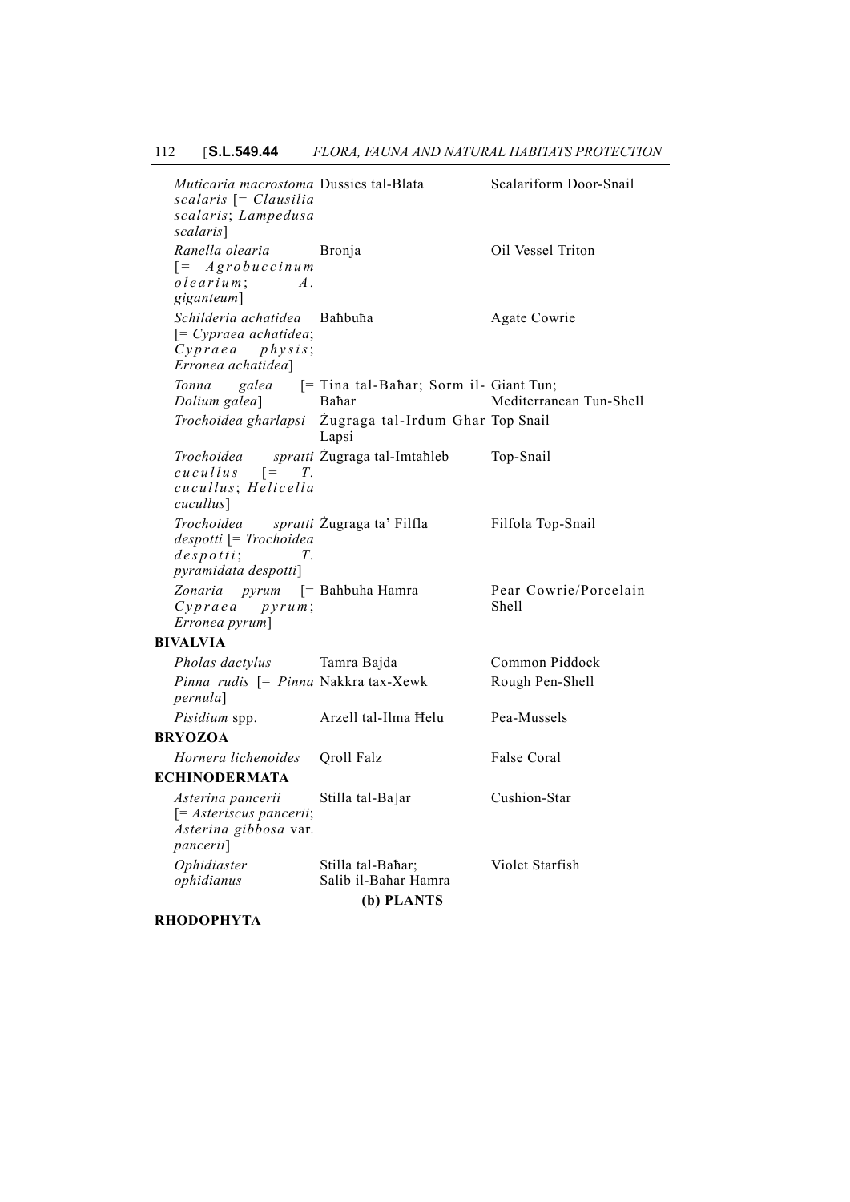| | | |
|---|---|---|
| *Muticaria macrostoma scalaris* [= *Clausilia scalaris*; *Lampedusa scalaris*] | Dussies tal-Blata | Scalariform Door-Snail |
| *Ranella olearia* [= *Agrobuccinum olearium*; *A. giganteum*] | Bronja | Oil Vessel Triton |
| *Schilderia achatidea* [= *Cypraea achatidea*; *Cypraea physis*; *Erronea achatidea*] | Baħbuħa | Agate Cowrie |
| *Tonna galea* [= *Dolium galea*] | Tina tal-Baħar; Sorm il-Baħar | Giant Tun; Mediterranean Tun-Shell |
| *Trochoidea għarlapsi* | Żugraga tal-Irdum Għar Lapsi | Top Snail |
| *Trochoidea spratti cucullus* [= *T. cucullus*; *Helicella cucullus*] | Żugraga tal-Imtaħleb | Top-Snail |
| *Trochoidea spratti despotti* [= *Trochoidea despotti*; *T. pyramidata despotti*] | Żugraga ta' Filfla | Filfola Top-Snail |
| *Zonaria pyrum* [= *Cypraea pyrum*; *Erronea pyrum*] | Baħbuħa Ħamra | Pear Cowrie/Porcelain Shell |
| **BIVALVIA** | | |
| *Pholas dactylus* | Tamra Bajda | Common Piddock |
| *Pinna rudis* [= *Pinna pernula*] | Nakkra tax-Xewk | Rough Pen-Shell |
| *Pisidium* spp. | Arzell tal-Ilma Ħelu | Pea-Mussels |
| **BRYOZOA** | | |
| *Hornera lichenoides* | Qroll Falz | False Coral |
| **ECHINODERMATA** | | |
| *Asterina pancerii* [= *Asteriscus pancerii*; *Asterina gibbosa* var. *pancerii*] | Stilla tal-Ba]ar | Cushion-Star |
| *Ophidiaster ophidianus* | Stilla tal-Baħar; Salib il-Baħar Ħamra | Violet Starfish |

**(b) PLANTS**

**RHODOPHYTA**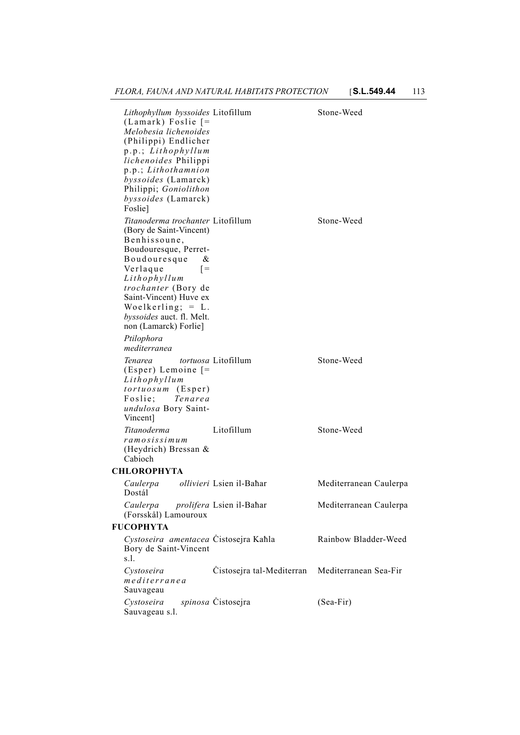| | | |
|---|---|---|
| *Lithophyllum byssoides* (Lamark) Foslie [= *Melobesia lichenoides* (Philippi) Endlicher p.p.; *Lithophyllum lichenoides* Philippi p.p.; *Lithothamnion byssoides* (Lamarck) Philippi; *Goniolithon byssoides* (Lamarck) Foslie] | Litofillum | Stone-Weed |
| *Titanoderma trochanter* (Bory de Saint-Vincent) Benhissoune, Boudouresque, Perret-Boudouresque & Verlaque [= *Lithophyllum trochanter* (Bory de Saint-Vincent) Huve ex Woelkerling; = L. *byssoides* auct. fl. Melt. non (Lamarck) Forlie] | Litofillum | Stone-Weed |
| *Ptilophora mediterranea* | | |
| *Tenarea tortuosa* (Esper) Lemoine [= *Lithophyllum tortuosum* (Esper) Foslie; *Tenarea undulosa* Bory Saint-Vincent] | Litofillum | Stone-Weed |
| *Titanoderma ramosissimum* (Heydrich) Bressan & Cabioch | Litofillum | Stone-Weed |
| **CHLOROPHYTA** | | |
| *Caulerpa ollivieri* Dostál | Lsien il-Baħar | Mediterranean Caulerpa |
| *Caulerpa prolifera* (Forsskål) Lamouroux | Lsien il-Baħar | Mediterranean Caulerpa |
| **FUCOPHYTA** | | |
| *Cystoseira amentacea* Bory de Saint-Vincent s.l. | Ċistosejra Kaħla | Rainbow Bladder-Weed |
| *Cystoseira mediterranea* Sauvageau | Ċistosejra tal-Mediterran | Mediterranean Sea-Fir |
| *Cystoseira spinosa* Sauvageau s.l. | Ċistosejra | (Sea-Fir) |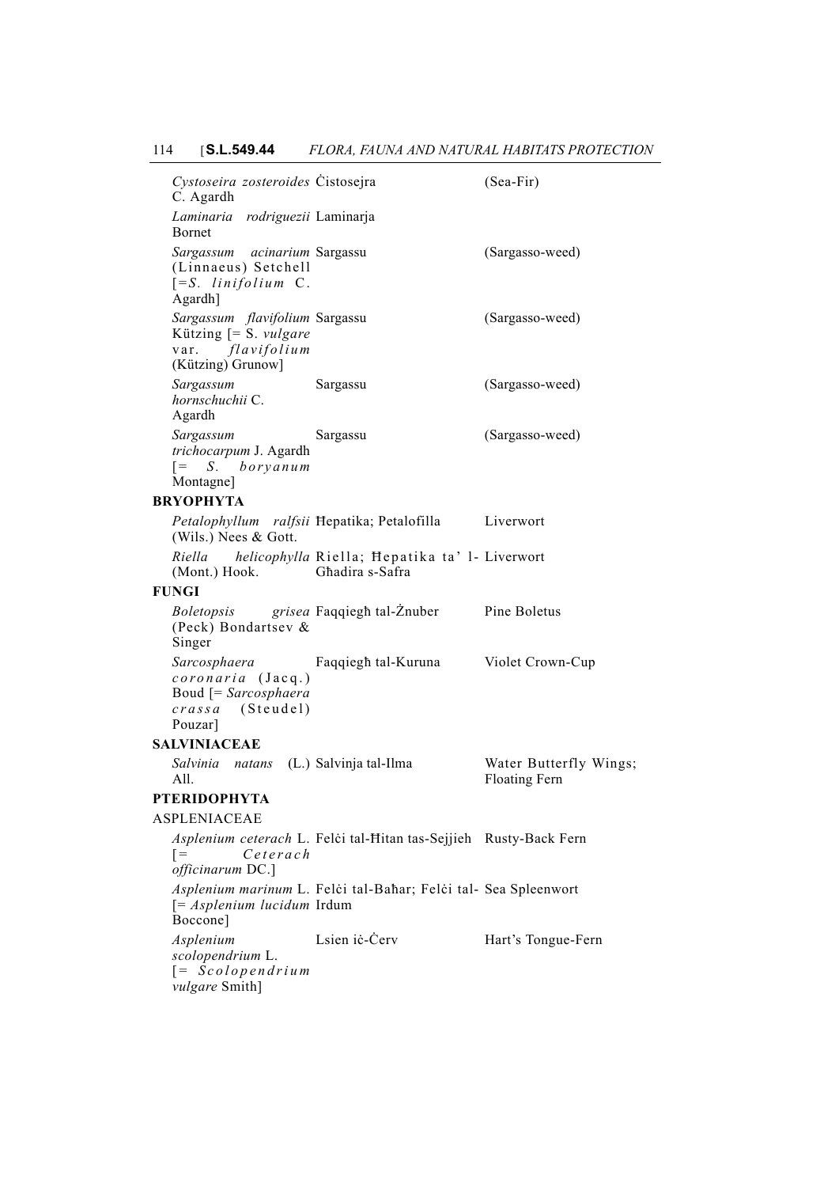| | | |
|---|---|---|
| *Cystoseira zosteroides* C. Agardh | Ċistosejra | (Sea-Fir) |
| *Laminaria rodriguezii* Bornet | Laminarja | |
| *Sargassum acinarium* (Linnaeus) Setchell [=*S. linifolium* C. Agardh] | Sargassu | (Sargasso-weed) |
| *Sargassum flavifolium* Kützing [= S. *vulgare* var. *flavifolium* (Kützing) Grunow] | Sargassu | (Sargasso-weed) |
| *Sargassum hornschuchii* C. Agardh | Sargassu | (Sargasso-weed) |
| *Sargassum trichocarpum* J. Agardh [= *S. boryanum* Montagne] | Sargassu | (Sargasso-weed) |
| **BRYOPHYTA** | | |
| *Petalophyllum ralfsii* (Wils.) Nees & Gott. | Ħepatika; Petalofilla | Liverwort |
| *Riella helicophylla* (Mont.) Hook. | Riella; Ħepatika ta' l-Għadira s-Safra | Liverwort |
| **FUNGI** | | |
| *Boletopsis grisea* (Peck) Bondartsev & Singer | Faqqiegħ tal-Żnuber | Pine Boletus |
| *Sarcosphaera coronaria* (Jacq.) Boud [= *Sarcosphaera crassa* (Steudel) Pouzar] | Faqqiegħ tal-Kuruna | Violet Crown-Cup |
| **SALVINIACEAE** | | |
| *Salvinia natans* (L.) All. | Salvinja tal-Ilma | Water Butterfly Wings; Floating Fern |
| **PTERIDOPHYTA** | | |
| ASPLENIACEAE | | |
| *Asplenium ceterach* L. [= *Ceterach officinarum* DC.] | Felċi tal-Ħitan tas-Sejjieh | Rusty-Back Fern |
| *Asplenium marinum* L. [= *Asplenium lucidum* Boccone] | Felċi tal-Baħar; Felċi tal-Irdum | Sea Spleenwort |
| *Asplenium scolopendrium* L. [= *Scolopendrium vulgare* Smith] | Lsien iċ-Ċerv | Hart's Tongue-Fern |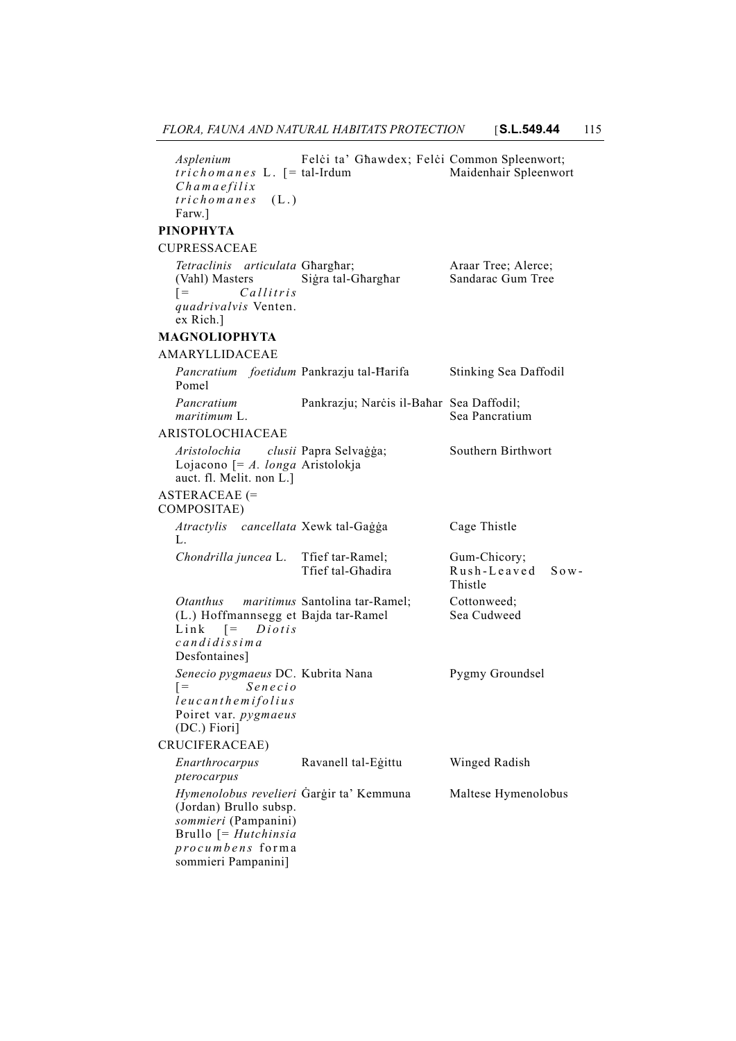| | | |
|---|---|---|
| *Asplenium trichomanes* L. [= *Chamaefilix trichomanes* (L.) Farw.] | Felċi ta' Għawdex; Felċi tal-Irdum | Common Spleenwort; Maidenhair Spleenwort |
| **PINOPHYTA** | | |
| CUPRESSACEAE | | |
| *Tetraclinis articulata* (Vahl) Masters [= *Callitris quadrivalvis* Venten. ex Rich.] | Għargħar; Siġra tal-Għargħar | Araar Tree; Alerce; Sandarac Gum Tree |
| **MAGNOLIOPHYTA** | | |
| AMARYLLIDACEAE | | |
| *Pancratium foetidum* Pomel | Pankrazju tal-Ħarifa | Stinking Sea Daffodil |
| *Pancratium maritimum* L. | Pankrazju; Narċis il-Baħar | Sea Daffodil; Sea Pancratium |
| ARISTOLOCHIACEAE | | |
| *Aristolochia clusii* Lojacono [= *A. longa* auct. fl. Melit. non L.] | Papra Selvaġġa; Aristolokja | Southern Birthwort |
| ASTERACEAE (= COMPOSITAE) | | |
| *Atractylis cancellata* L. | Xewk tal-Gaġġa | Cage Thistle |
| *Chondrilla juncea* L. | Tfief tar-Ramel; Tfief tal-Għadira | Gum-Chicory; Rush-Leaved Sow-Thistle |
| *Otanthus maritimus* (L.) Hoffmannsegg et Link [= *Diotis candidissima* Desfontaines] | Santolina tar-Ramel; Bajda tar-Ramel | Cottonweed; Sea Cudweed |
| *Senecio pygmaeus* DC. [= *Senecio leucanthemifolius* Poiret var. *pygmaeus* (DC.) Fiori] | Kubrita Nana | Pygmy Groundsel |
| CRUCIFERACEAE) | | |
| *Enarthrocarpus pterocarpus* | Ravanell tal-Eġittu | Winged Radish |
| *Hymenolobus revelieri* (Jordan) Brullo subsp. *sommieri* (Pampanini) Brullo [= *Hutchinsia procumbens* forma sommieri Pampanini] | Ġarġir ta' Kemmuna | Maltese Hymenolobus |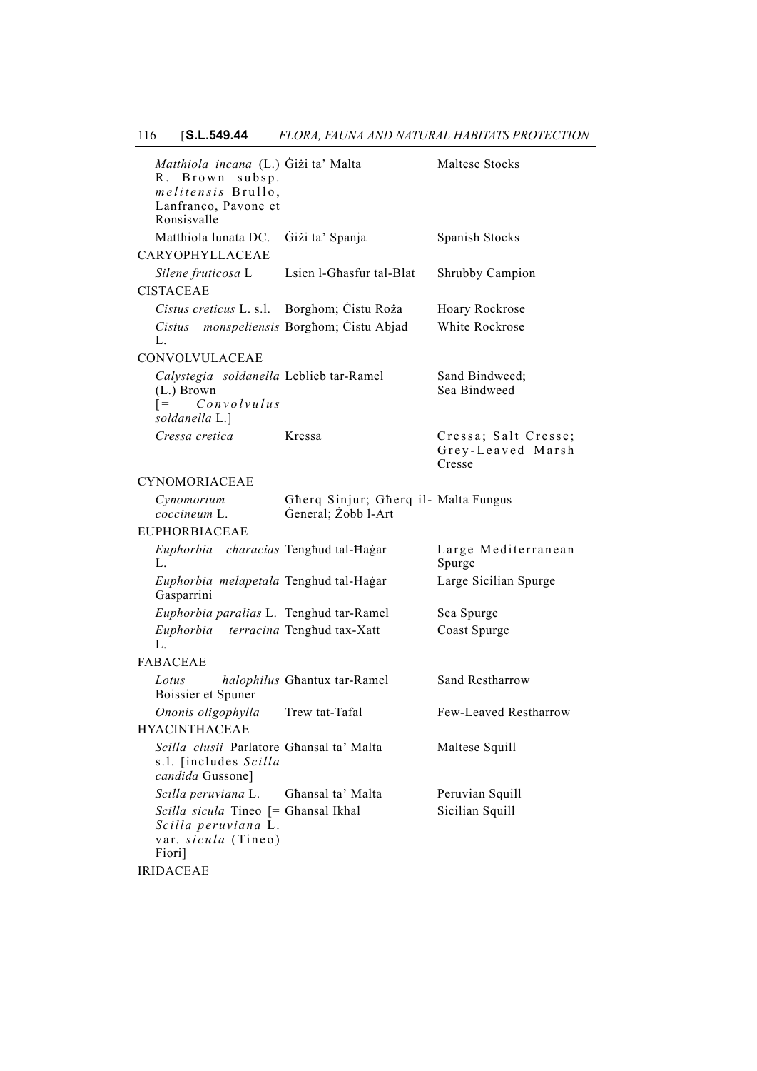| | | |
|---|---|---|
| *Matthiola incana* (L.) R. Brown subsp. *melitensis* Brullo, Lanfranco, Pavone et Ronsisvalle | Ġiżi ta' Malta | Maltese Stocks |
| Matthiola lunata DC. | Ġiżi ta' Spanja | Spanish Stocks |
| CARYOPHYLLACEAE | | |
| *Silene fruticosa* L | Lsien l-Għasfur tal-Blat | Shrubby Campion |
| CISTACEAE | | |
| *Cistus creticus* L. s.l. | Borgħom; Ċistu Roża | Hoary Rockrose |
| *Cistus monspeliensis* L. | Borgħom; Ċistu Abjad | White Rockrose |
| CONVOLVULACEAE | | |
| *Calystegia soldanella* (L.) Brown [= *Convolvulus soldanella* L.] | Leblieb tar-Ramel | Sand Bindweed; Sea Bindweed |
| *Cressa cretica* | Kressa | Cressa; Salt Cresse; Grey-Leaved Marsh Cresse |
| CYNOMORIACEAE | | |
| *Cynomorium coccineum* L. | Għerq Sinjur; Għerq il-Ġeneral; Żobb l-Art | Malta Fungus |
| EUPHORBIACEAE | | |
| *Euphorbia characias* L. | Tengħud tal-Ħaġar | Large Mediterranean Spurge |
| *Euphorbia melapetala* Gasparrini | Tengħud tal-Ħaġar | Large Sicilian Spurge |
| *Euphorbia paralias* L. | Tengħud tar-Ramel | Sea Spurge |
| *Euphorbia terracina* L. | Tengħud tax-Xatt | Coast Spurge |
| FABACEAE | | |
| *Lotus halophilus* Boissier et Spuner | Għantux tar-Ramel | Sand Restharrow |
| *Ononis oligophylla* | Trew tat-Tafal | Few-Leaved Restharrow |
| HYACINTHACEAE | | |
| *Scilla clusii* Parlatore s.l. [includes *Scilla candida* Gussone] | Għansal ta' Malta | Maltese Squill |
| *Scilla peruviana* L. | Għansal ta' Malta | Peruvian Squill |
| *Scilla sicula* Tineo [= *Scilla peruviana* L. var. *sicula* (Tineo) Fiori] | Għansal Ikħal | Sicilian Squill |
| IRIDACEAE | | |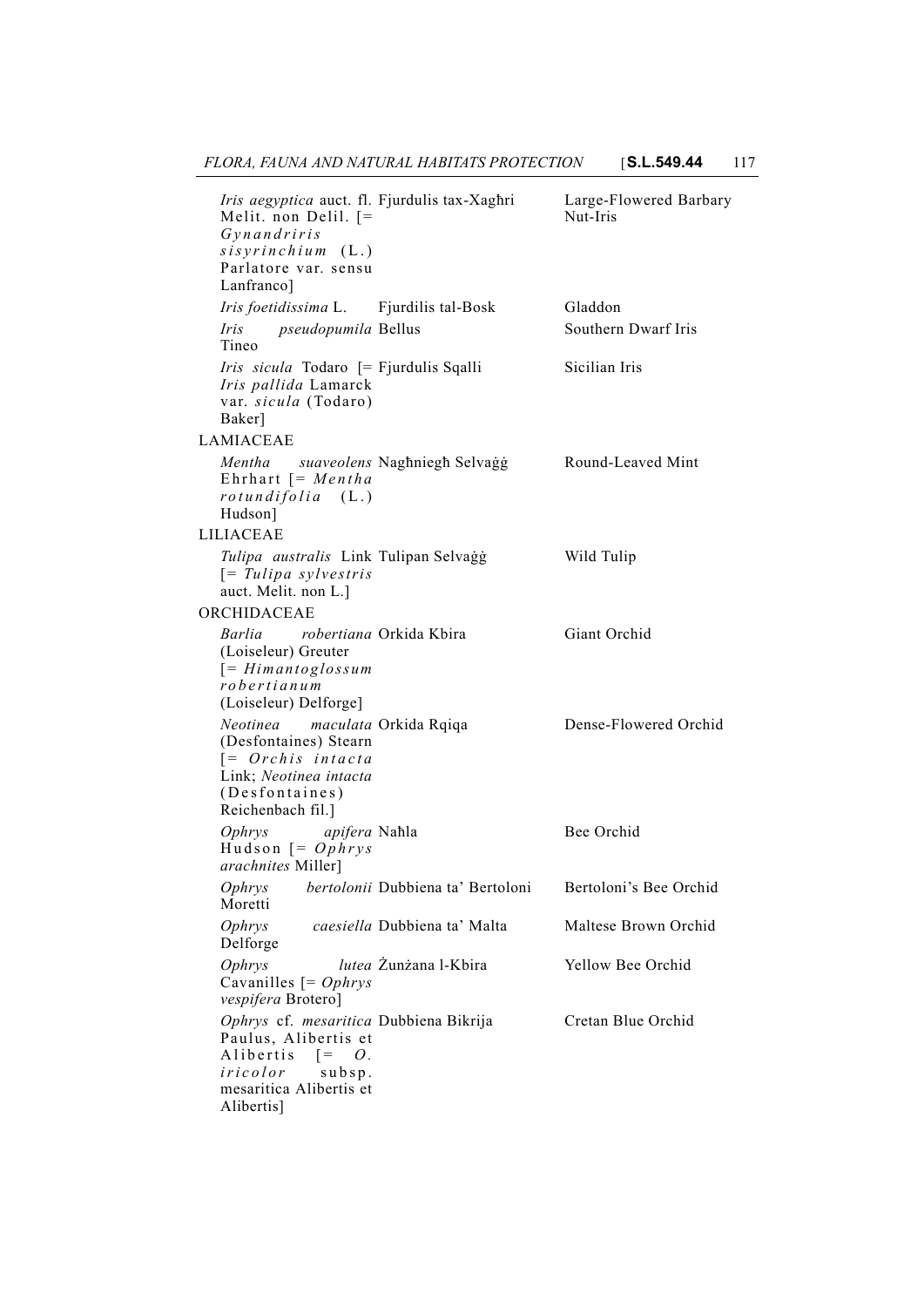| | | |
|---|---|---|
| *Iris aegyptica* auct. fl. Melit. non Delil. [= *Gynandriris sisyrinchium* (L.) Parlatore var. sensu Lanfranco] | Fjurdulis tax-Xagħri | Large-Flowered Barbary Nut-Iris |
| *Iris foetidissima* L. | Fjurdilis tal-Bosk | Gladdon |
| *Iris pseudopumila* Tineo | Bellus | Southern Dwarf Iris |
| *Iris sicula* Todaro [= *Iris pallida* Lamarck var. *sicula* (Todaro) Baker] | Fjurdulis Sqalli | Sicilian Iris |
| LAMIACEAE | | |
| *Mentha suaveolens* Ehrhart [= *Mentha rotundifolia* (L.) Hudson] | Nagħniegħ Selvaġġ | Round-Leaved Mint |
| LILIACEAE | | |
| *Tulipa australis* Link [= *Tulipa sylvestris* auct. Melit. non L.] | Tulipan Selvaġġ | Wild Tulip |
| ORCHIDACEAE | | |
| *Barlia robertiana* (Loiseleur) Greuter [= *Himantoglossum robertianum* (Loiseleur) Delforge] | Orkida Kbira | Giant Orchid |
| *Neotinea maculata* (Desfontaines) Stearn [= *Orchis intacta* Link; *Neotinea intacta* (Desfontaines) Reichenbach fil.] | Orkida Rqiqa | Dense-Flowered Orchid |
| *Ophrys apifera* Hudson [= *Ophrys arachnites* Miller] | Naħla | Bee Orchid |
| *Ophrys bertolonii* Moretti | Dubbiena ta' Bertoloni | Bertoloni's Bee Orchid |
| *Ophrys caesiella* Delforge | Dubbiena ta' Malta | Maltese Brown Orchid |
| *Ophrys lutea* Cavanilles [= *Ophrys vespifera* Brotero] | Żunżana l-Kbira | Yellow Bee Orchid |
| *Ophrys* cf. *mesaritica* Paulus, Alibertis et Alibertis [= *O. iricolor* subsp. mesaritica Alibertis et Alibertis] | Dubbiena Bikrija | Cretan Blue Orchid |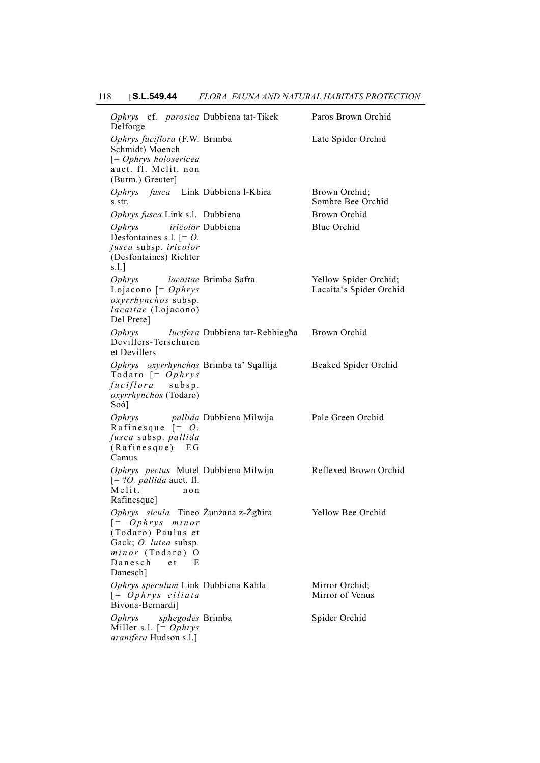| | | |
|---|---|---|
| *Ophrys* cf. *parosica* Delforge | Dubbiena tat-Tikek | Paros Brown Orchid |
| *Ophrys fuciflora* (F.W. Schmidt) Moench [= *Ophrys holosericea* auct. fl. Melit. non (Burm.) Greuter] | Brimba | Late Spider Orchid |
| *Ophrys fusca* Link s.str. | Dubbiena l-Kbira | Brown Orchid; Sombre Bee Orchid |
| *Ophrys fusca* Link s.l. | Dubbiena | Brown Orchid |
| *Ophrys iricolor* Desfontaines s.l. [= *O. fusca* subsp. *iricolor* (Desfontaines) Richter s.l.] | Dubbiena | Blue Orchid |
| *Ophrys lacaitae* Lojacono [= *Ophrys oxyrrhynchos* subsp. *lacaitae* (Lojacono) Del Prete] | Brimba Safra | Yellow Spider Orchid; Lacaita's Spider Orchid |
| *Ophrys lucifera* Devillers-Terschuren et Devillers | Dubbiena tar-Rebbiegħa | Brown Orchid |
| *Ophrys oxyrrhynchos* Todaro [= *Ophrys fuciflora* subsp. *oxyrrhynchos* (Todaro) Soó] | Brimba ta' Sqallija | Beaked Spider Orchid |
| *Ophrys pallida* Rafinesque [= *O. fusca* subsp. *pallida* (Rafinesque) EG Camus | Dubbiena Milwija | Pale Green Orchid |
| *Ophrys pectus* Mutel [= ?*O. pallida* auct. fl. Melit. non Rafinesque] | Dubbiena Milwija | Reflexed Brown Orchid |
| *Ophrys sicula* Tineo [= *Ophrys minor* (Todaro) Paulus et Gack; *O. lutea* subsp. *minor* (Todaro) O Danesch et E Danesch] | Żunżana ż-Żgħira | Yellow Bee Orchid |
| *Ophrys speculum* Link [= *Ophrys ciliata* Bivona-Bernardi] | Dubbiena Kaħla | Mirror Orchid; Mirror of Venus |
| *Ophrys sphegodes* Miller s.l. [= *Ophrys aranifera* Hudson s.l.] | Brimba | Spider Orchid |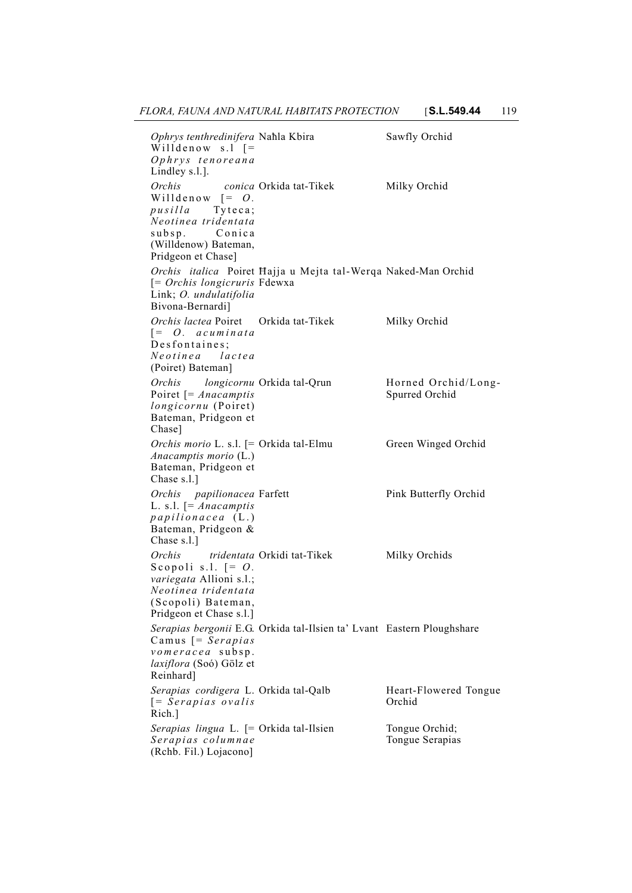| | | |
|---|---|---|
| *Ophrys tenthredinifera* Willdenow s.l [= *Ophrys tenoreana* Lindley s.l.]. | Naħla Kbira | Sawfly Orchid |
| *Orchis conica* Willdenow [= *O. pusilla* Tyteca; *Neotinea tridentata* subsp. Conica (Willdenow) Bateman, Pridgeon et Chase] | Orkida tat-Tikek | Milky Orchid |
| *Orchis italica* Poiret [= *Orchis longicruris* Link; *O. undulatifolia* Bivona-Bernardi] | Ħajja u Mejta tal-Werqa Fdewxa | Naked-Man Orchid |
| *Orchis lactea* Poiret [= *O. acuminata* Desfontaines; *Neotinea lactea* (Poiret) Bateman] | Orkida tat-Tikek | Milky Orchid |
| *Orchis longicornu* Poiret [= *Anacamptis longicornu* (Poiret) Bateman, Pridgeon et Chase] | Orkida tal-Qrun | Horned Orchid/Long-Spurred Orchid |
| *Orchis morio* L. s.l. [= *Anacamptis morio* (L.) Bateman, Pridgeon et Chase s.l.] | Orkida tal-Elmu | Green Winged Orchid |
| *Orchis papilionacea* L. s.l. [= *Anacamptis papilionacea* (L.) Bateman, Pridgeon & Chase s.l.] | Farfett | Pink Butterfly Orchid |
| *Orchis tridentata* Scopoli s.l. [= *O. variegata* Allioni s.l.; *Neotinea tridentata* (Scopoli) Bateman, Pridgeon et Chase s.l.] | Orkidi tat-Tikek | Milky Orchids |
| *Serapias bergonii* E.G. Camus [= *Serapias vomeracea* subsp. *laxiflora* (Soó) Gölz et Reinhard] | Orkida tal-Ilsien ta' Lvant | Eastern Ploughshare |
| *Serapias cordigera* L. [= *Serapias ovalis* Rich.] | Orkida tal-Qalb | Heart-Flowered Tongue Orchid |
| *Serapias lingua* L. [= *Serapias columnae* (Rchb. Fil.) Lojacono] | Orkida tal-Ilsien | Tongue Orchid; Tongue Serapias |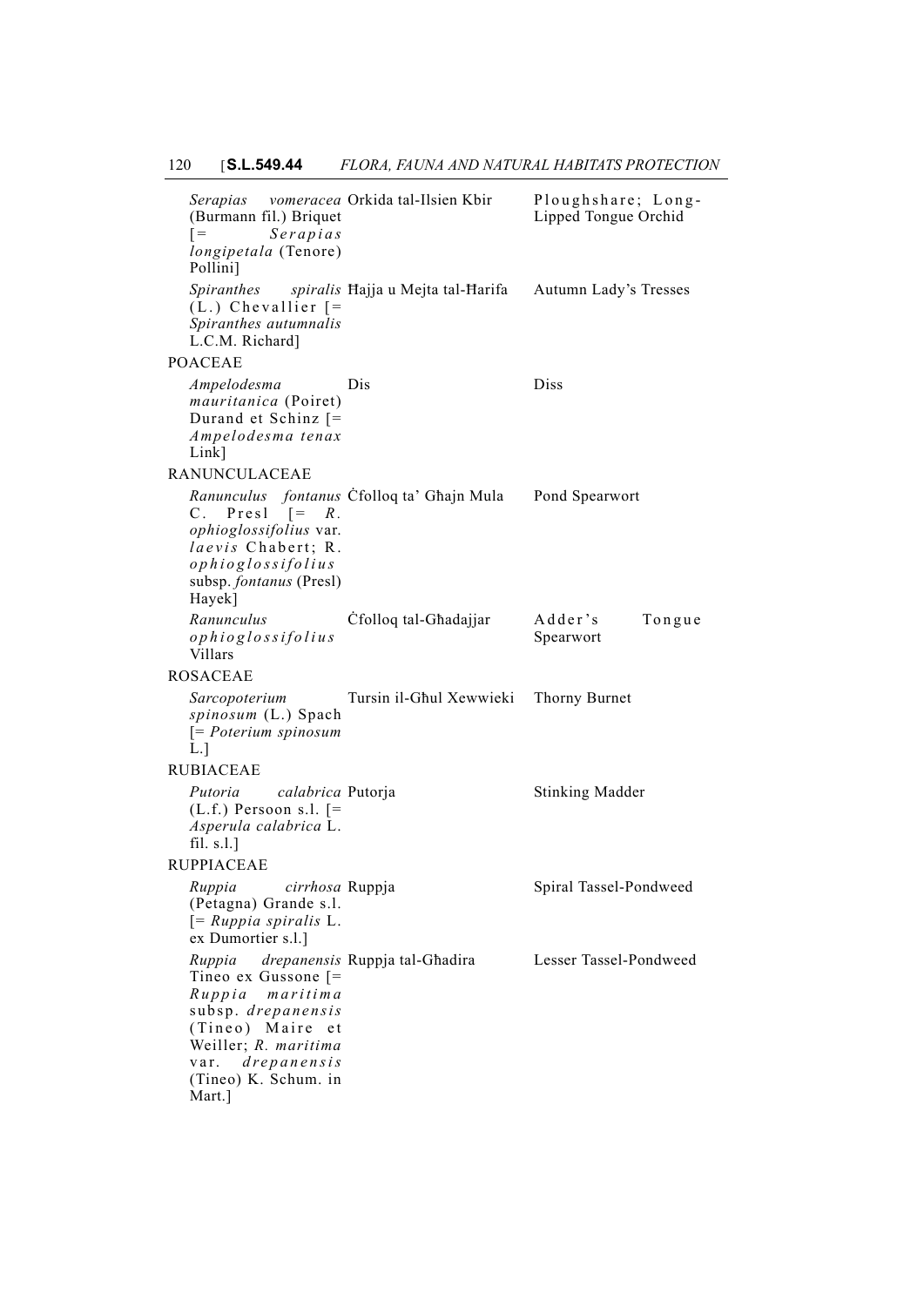| | | |
|---|---|---|
| *Serapias vomeracea* (Burmann fil.) Briquet [= *Serapias longipetala* (Tenore) Pollini] | Orkida tal-Ilsien Kbir | Ploughshare; Long-Lipped Tongue Orchid |
| *Spiranthes spiralis* (L.) Chevallier [= *Spiranthes autumnalis* L.C.M. Richard] | Ħajja u Mejta tal-Ħarifa | Autumn Lady's Tresses |
| POACEAE | | |
| *Ampelodesma mauritanica* (Poiret) Durand et Schinz [= *Ampelodesma tenax* Link] | Dis | Diss |
| RANUNCULACEAE | | |
| *Ranunculus fontanus* C. Presl [= *R. ophioglossifolius* var. *laevis* Chabert; R. *ophioglossifolius* subsp. *fontanus* (Presl) Hayek] | Ċfolloq ta' Għajn Mula | Pond Spearwort |
| *Ranunculus ophioglossifolius* Villars | Ċfolloq tal-Għadajjar | Adder's Tongue Spearwort |
| ROSACEAE | | |
| *Sarcopoterium spinosum* (L.) Spach [= *Poterium spinosum* L.] | Tursin il-Għul Xewwieki | Thorny Burnet |
| RUBIACEAE | | |
| *Putoria calabrica* (L.f.) Persoon s.l. [= *Asperula calabrica* L. fil. s.l.] | Putorja | Stinking Madder |
| RUPPIACEAE | | |
| *Ruppia cirrhosa* (Petagna) Grande s.l. [= *Ruppia spiralis* L. ex Dumortier s.l.] | Ruppja | Spiral Tassel-Pondweed |
| *Ruppia drepanensis* Tineo ex Gussone [= *Ruppia maritima* subsp. *drepanensis* (Tineo) Maire et Weiller; *R. maritima* var. *drepanensis* (Tineo) K. Schum. in Mart.] | Ruppja tal-Għadira | Lesser Tassel-Pondweed |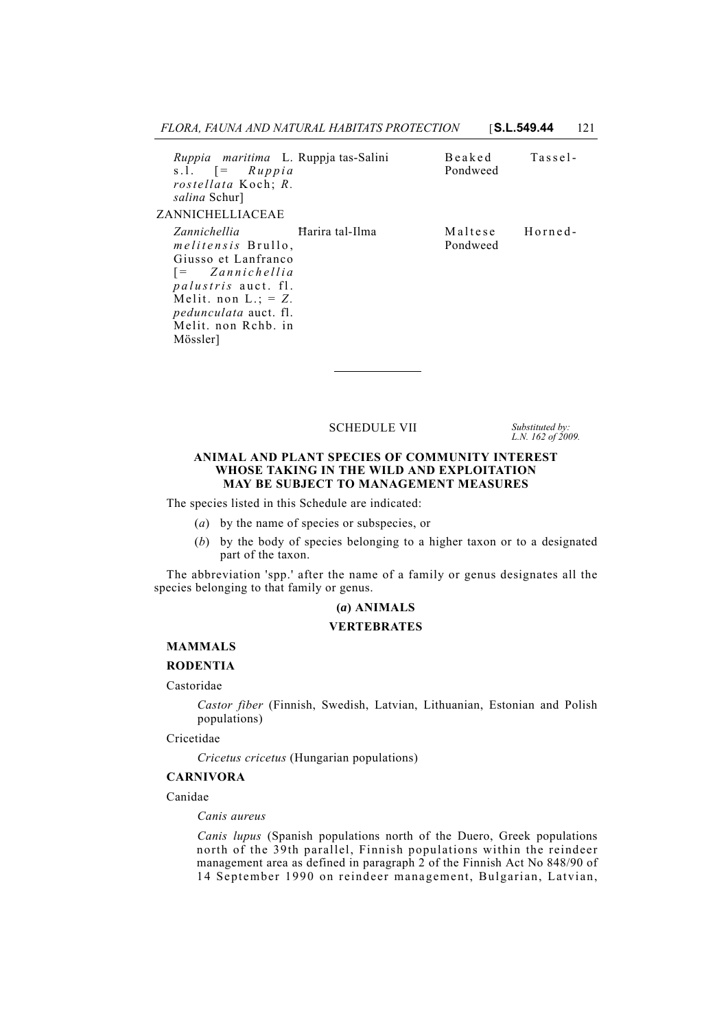| | | |
|---|---|---|
| *Ruppia maritima* L. s.l. [= *Ruppia rostellata* Koch; *R. salina* Schur] | Ruppja tas-Salini | Beaked Tassel-Pondweed |
| ZANNICHELLIACEAE | | |
| *Zannichellia melitensis* Brullo, Giusso et Lanfranco [= *Zannichellia palustris* auct. fl. Melit. non L.; = *Z. pedunculata* auct. fl. Melit. non Rchb. in Mössler] | Ħarira tal-Ilma | Maltese Horned-Pondweed |

---

## SCHEDULE VII

*Substituted by: L.N. 162 of 2009.*

### ANIMAL AND PLANT SPECIES OF COMMUNITY INTEREST WHOSE TAKING IN THE WILD AND EXPLOITATION MAY BE SUBJECT TO MANAGEMENT MEASURES

The species listed in this Schedule are indicated:

(*a*) by the name of species or subspecies, or

(*b*) by the body of species belonging to a higher taxon or to a designated part of the taxon.

The abbreviation 'spp.' after the name of a family or genus designates all the species belonging to that family or genus.

#### (*a*) ANIMALS

#### VERTEBRATES

**MAMMALS**

**RODENTIA**

Castoridae

*Castor fiber* (Finnish, Swedish, Latvian, Lithuanian, Estonian and Polish populations)

Cricetidae

*Cricetus cricetus* (Hungarian populations)

**CARNIVORA**

Canidae

*Canis aureus*

*Canis lupus* (Spanish populations north of the Duero, Greek populations north of the 39th parallel, Finnish populations within the reindeer management area as defined in paragraph 2 of the Finnish Act No 848/90 of 14 September 1990 on reindeer management, Bulgarian, Latvian,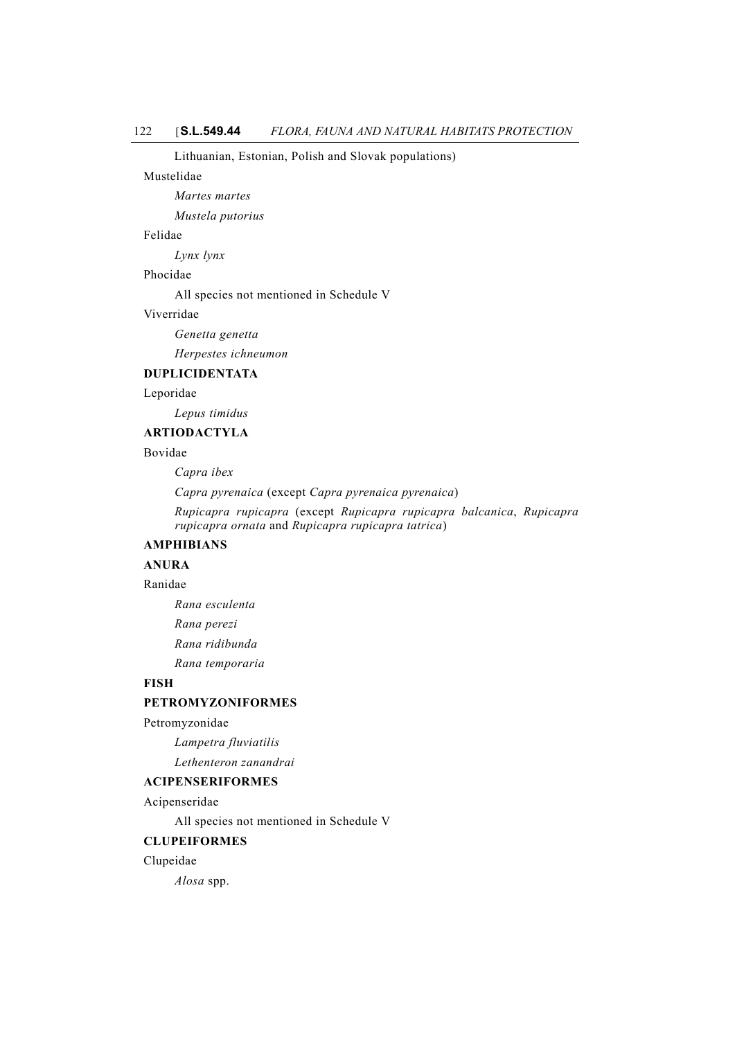Lithuanian, Estonian, Polish and Slovak populations)

Mustelidae

*Martes martes*

*Mustela putorius*

Felidae

*Lynx lynx*

Phocidae

All species not mentioned in Schedule V

Viverridae

*Genetta genetta*

*Herpestes ichneumon*

**DUPLICIDENTATA**

Leporidae

*Lepus timidus*

**ARTIODACTYLA**

Bovidae

*Capra ibex*

*Capra pyrenaica* (except *Capra pyrenaica pyrenaica*)

*Rupicapra rupicapra* (except *Rupicapra rupicapra balcanica*, *Rupicapra rupicapra ornata* and *Rupicapra rupicapra tatrica*)

**AMPHIBIANS**

**ANURA**

Ranidae

*Rana esculenta*

*Rana perezi*

*Rana ridibunda*

*Rana temporaria*

**FISH**

**PETROMYZONIFORMES**

Petromyzonidae

*Lampetra fluviatilis*

*Lethenteron zanandrai*

**ACIPENSERIFORMES**

Acipenseridae

All species not mentioned in Schedule V

**CLUPEIFORMES**

Clupeidae

*Alosa* spp.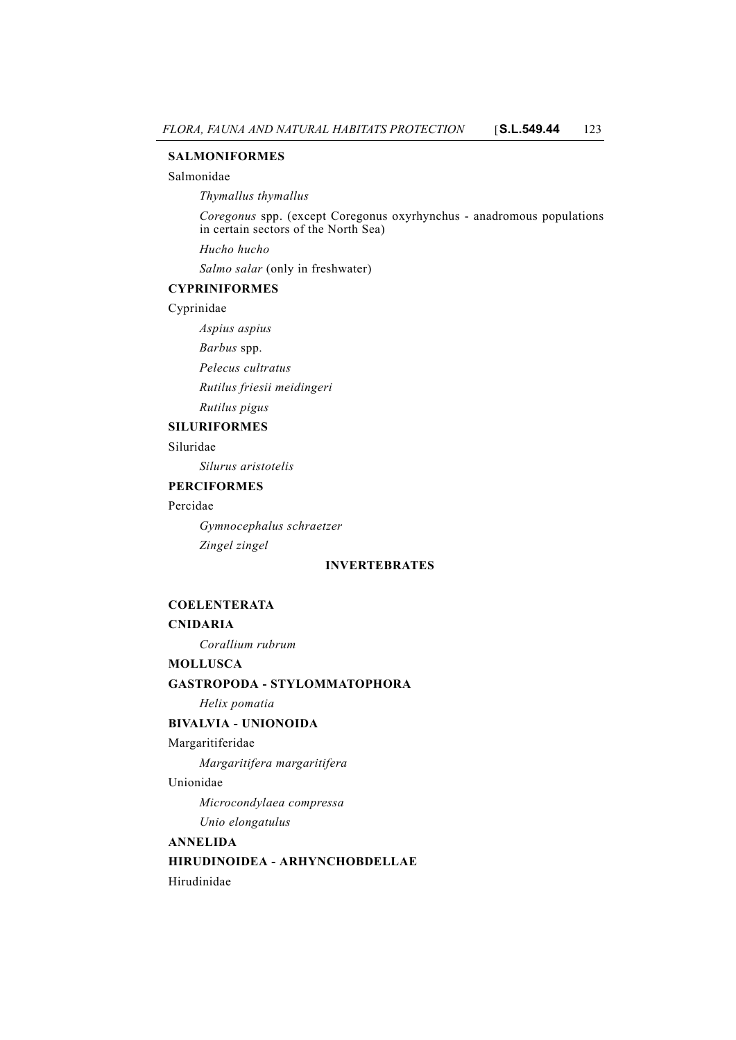**SALMONIFORMES**

Salmonidae

*Thymallus thymallus*

*Coregonus* spp. (except Coregonus oxyrhynchus - anadromous populations in certain sectors of the North Sea)

*Hucho hucho*

*Salmo salar* (only in freshwater)

**CYPRINIFORMES**

Cyprinidae

*Aspius aspius*

*Barbus* spp.

*Pelecus cultratus*

*Rutilus friesii meidingeri*

*Rutilus pigus*

**SILURIFORMES**

Siluridae

*Silurus aristotelis*

**PERCIFORMES**

Percidae

*Gymnocephalus schraetzer*

*Zingel zingel*

**INVERTEBRATES**

**COELENTERATA**

**CNIDARIA**

*Corallium rubrum*

**MOLLUSCA**

**GASTROPODA - STYLOMMATOPHORA**

*Helix pomatia*

**BIVALVIA - UNIONOIDA**

Margaritiferidae

*Margaritifera margaritifera*

Unionidae

*Microcondylaea compressa*

*Unio elongatulus*

**ANNELIDA**

**HIRUDINOIDEA - ARHYNCHOBDELLAE**

Hirudinidae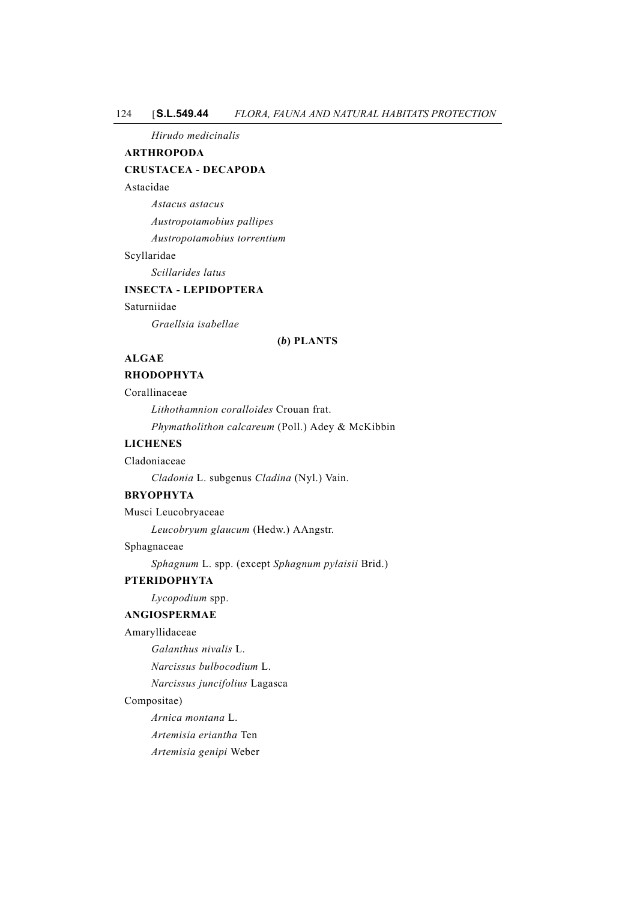*Hirudo medicinalis*

**ARTHROPODA**

**CRUSTACEA - DECAPODA**

Astacidae

*Astacus astacus*

*Austropotamobius pallipes*

*Austropotamobius torrentium*

Scyllaridae

*Scillarides latus*

**INSECTA - LEPIDOPTERA**

Saturniidae

*Graellsia isabellae*

**(*b*) PLANTS**

**ALGAE**

**RHODOPHYTA**

Corallinaceae

*Lithothamnion coralloides* Crouan frat.

*Phymatholithon calcareum* (Poll.) Adey & McKibbin

**LICHENES**

Cladoniaceae

*Cladonia* L. subgenus *Cladina* (Nyl.) Vain.

**BRYOPHYTA**

Musci Leucobryaceae

*Leucobryum glaucum* (Hedw.) AAngstr.

Sphagnaceae

*Sphagnum* L. spp. (except *Sphagnum pylaisii* Brid.)

**PTERIDOPHYTA**

*Lycopodium* spp.

**ANGIOSPERMAE**

Amaryllidaceae

*Galanthus nivalis* L.

*Narcissus bulbocodium* L.

*Narcissus juncifolius* Lagasca

Compositae)

*Arnica montana* L.

*Artemisia eriantha* Ten

*Artemisia genipi* Weber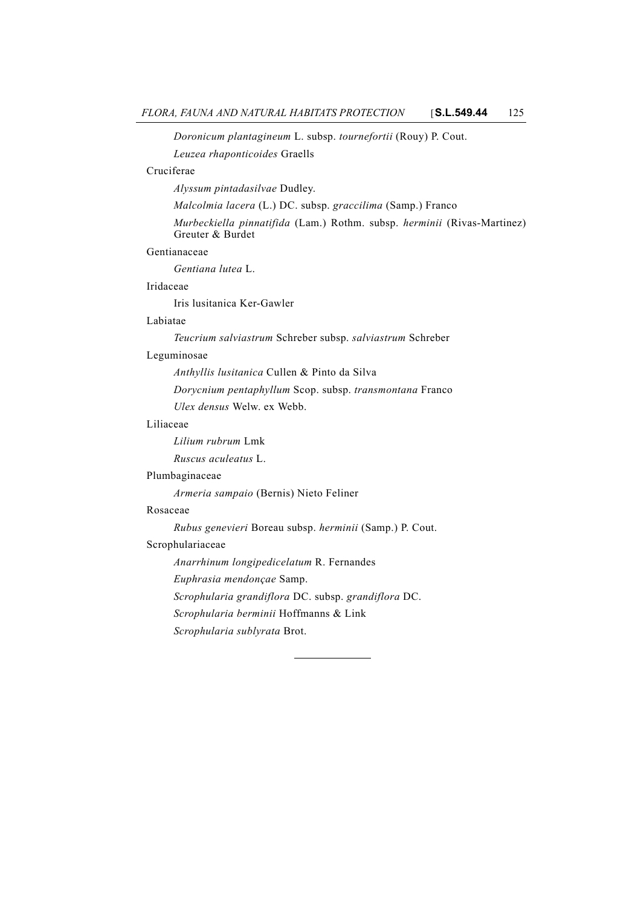*Doronicum plantagineum* L. subsp. *tournefortii* (Rouy) P. Cout.

*Leuzea rhaponticoides* Graells

Cruciferae

*Alyssum pintadasilvae* Dudley.

*Malcolmia lacera* (L.) DC. subsp. *graccilima* (Samp.) Franco

*Murbeckiella pinnatifida* (Lam.) Rothm. subsp. *herminii* (Rivas-Martinez) Greuter & Burdet

Gentianaceae

*Gentiana lutea* L.

Iridaceae

Iris lusitanica Ker-Gawler

Labiatae

*Teucrium salviastrum* Schreber subsp. *salviastrum* Schreber

Leguminosae

*Anthyllis lusitanica* Cullen & Pinto da Silva

*Dorycnium pentaphyllum* Scop. subsp. *transmontana* Franco

*Ulex densus* Welw. ex Webb.

Liliaceae

*Lilium rubrum* Lmk

*Ruscus aculeatus* L.

Plumbaginaceae

*Armeria sampaio* (Bernis) Nieto Feliner

Rosaceae

*Rubus genevieri* Boreau subsp. *herminii* (Samp.) P. Cout.

Scrophulariaceae

*Anarrhinum longipedicelatum* R. Fernandes

*Euphrasia mendonçae* Samp.

*Scrophularia grandiflora* DC. subsp. *grandiflora* DC.

*Scrophularia berminii* Hoffmanns & Link

*Scrophularia sublyrata* Brot.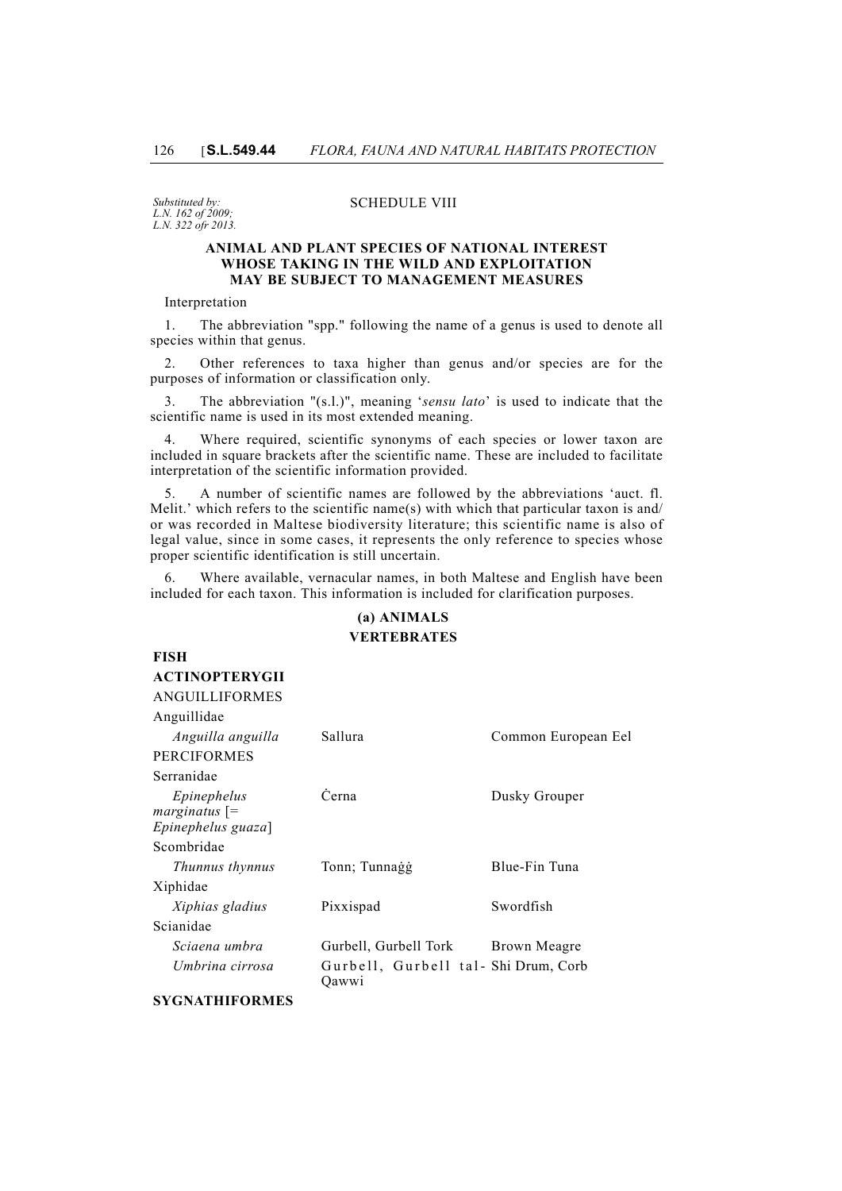*Substituted by:*
*L.N. 162 of 2009;*
*L.N. 322 ofr 2013.*

SCHEDULE VIII

**ANIMAL AND PLANT SPECIES OF NATIONAL INTEREST WHOSE TAKING IN THE WILD AND EXPLOITATION MAY BE SUBJECT TO MANAGEMENT MEASURES**

Interpretation

1. The abbreviation "spp." following the name of a genus is used to denote all species within that genus.

2. Other references to taxa higher than genus and/or species are for the purposes of information or classification only.

3. The abbreviation "(s.l.)", meaning '*sensu lato*' is used to indicate that the scientific name is used in its most extended meaning.

4. Where required, scientific synonyms of each species or lower taxon are included in square brackets after the scientific name. These are included to facilitate interpretation of the scientific information provided.

5. A number of scientific names are followed by the abbreviations 'auct. fl. Melit.' which refers to the scientific name(s) with which that particular taxon is and/or was recorded in Maltese biodiversity literature; this scientific name is also of legal value, since in some cases, it represents the only reference to species whose proper scientific identification is still uncertain.

6. Where available, vernacular names, in both Maltese and English have been included for each taxon. This information is included for clarification purposes.

**(a) ANIMALS**

**VERTEBRATES**

**FISH**

**ACTINOPTERYGII**

| | | |
|---|---|---|
| ANGUILLIFORMES | | |
| Anguillidae | | |
| *Anguilla anguilla* | Sallura | Common European Eel |
| PERCIFORMES | | |
| Serranidae | | |
| *Epinephelus marginatus* [= *Epinephelus guaza*] | Ċerna | Dusky Grouper |
| Scombridae | | |
| *Thunnus thynnus* | Tonn; Tunnaġġ | Blue-Fin Tuna |
| Xiphidae | | |
| *Xiphias gladius* | Pixxispad | Swordfish |
| Scianidae | | |
| *Sciaena umbra* | Gurbell, Gurbell Tork | Brown Meagre |
| *Umbrina cirrosa* | Gurbell, Gurbell tal-Qawwi | Shi Drum, Corb |

**SYGNATHIFORMES**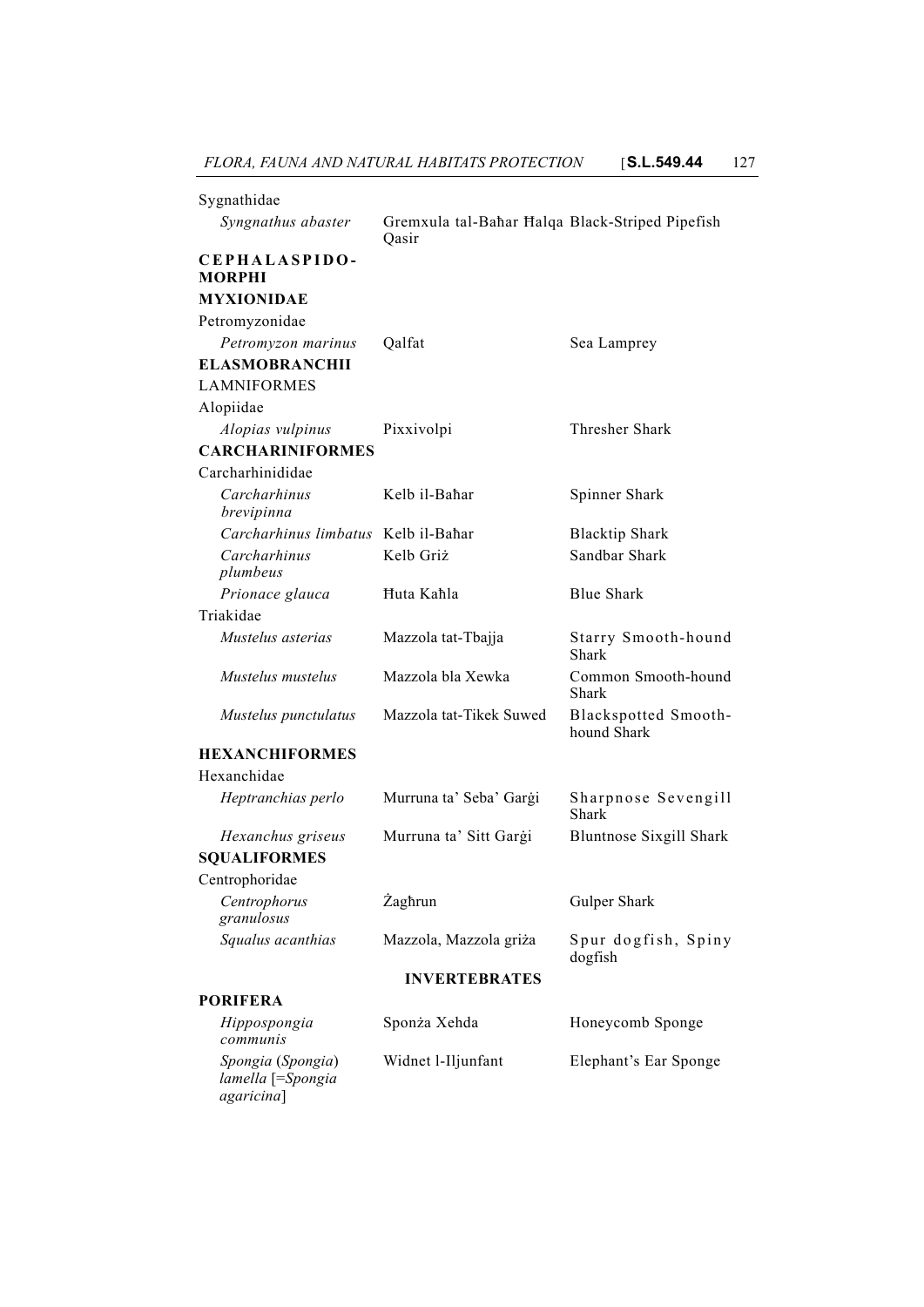| | | |
|---|---|---|
| Sygnathidae | | |
| *Syngnathus abaster* | Gremxula tal-Baħar Ħalqa Qasir | Black-Striped Pipefish |
| **CEPHALASPIDO-MORPHI** | | |
| **MYXIONIDAE** | | |
| Petromyzonidae | | |
| *Petromyzon marinus* | Qalfat | Sea Lamprey |
| **ELASMOBRANCHII** | | |
| LAMNIFORMES | | |
| Alopiidae | | |
| *Alopias vulpinus* | Pixxivolpi | Thresher Shark |
| **CARCHARINIFORMES** | | |
| Carcharhinididae | | |
| *Carcharhinus brevipinna* | Kelb il-Baħar | Spinner Shark |
| *Carcharhinus limbatus* | Kelb il-Baħar | Blacktip Shark |
| *Carcharhinus plumbeus* | Kelb Griż | Sandbar Shark |
| *Prionace glauca* | Ħuta Kaħla | Blue Shark |
| Triakidae | | |
| *Mustelus asterias* | Mazzola tat-Tbajja | Starry Smooth-hound Shark |
| *Mustelus mustelus* | Mazzola bla Xewka | Common Smooth-hound Shark |
| *Mustelus punctulatus* | Mazzola tat-Tikek Suwed | Blackspotted Smooth-hound Shark |
| **HEXANCHIFORMES** | | |
| Hexanchidae | | |
| *Heptranchias perlo* | Murruna ta' Seba' Garġi | Sharpnose Sevengill Shark |
| *Hexanchus griseus* | Murruna ta' Sitt Garġi | Bluntnose Sixgill Shark |
| **SQUALIFORMES** | | |
| Centrophoridae | | |
| *Centrophorus granulosus* | Żagħrun | Gulper Shark |
| *Squalus acanthias* | Mazzola, Mazzola griża | Spur dogfish, Spiny dogfish |
| | **INVERTEBRATES** | |
| **PORIFERA** | | |
| *Hippospongia communis* | Sponża Xehda | Honeycomb Sponge |
| *Spongia* (*Spongia*) *lamella* [=*Spongia agaricina*] | Widnet l-Iljunfant | Elephant's Ear Sponge |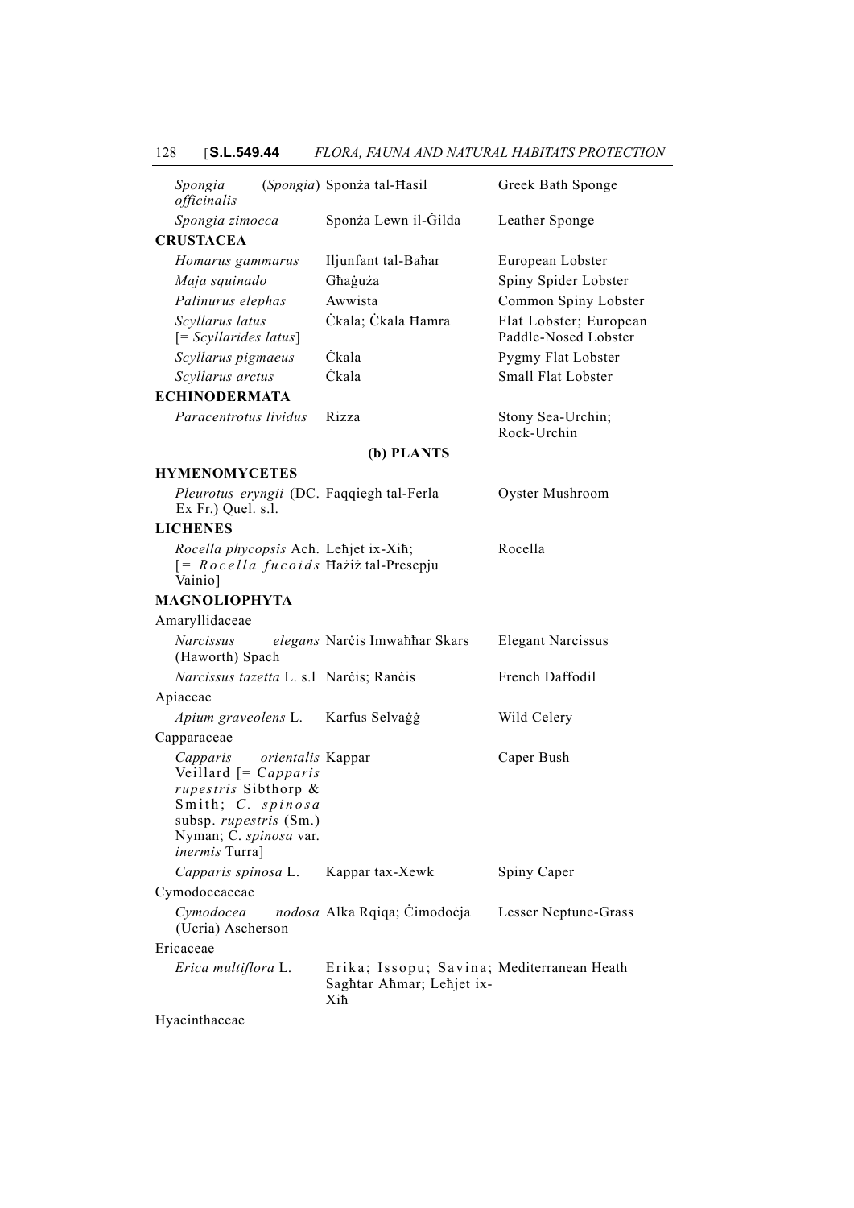| | | |
|---|---|---|
| *Spongia officinalis* (*Spongia*) | Sponża tal-Ħasil | Greek Bath Sponge |
| *Spongia zimocca* | Sponża Lewn il-Ġilda | Leather Sponge |
| **CRUSTACEA** | | |
| *Homarus gammarus* | Iljunfant tal-Baħar | European Lobster |
| *Maja squinado* | Għaġuża | Spiny Spider Lobster |
| *Palinurus elephas* | Awwista | Common Spiny Lobster |
| *Scyllarus latus* [= *Scyllarides latus*] | Ċkala; Ċkala Ħamra | Flat Lobster; European Paddle-Nosed Lobster |
| *Scyllarus pigmaeus* | Ċkala | Pygmy Flat Lobster |
| *Scyllarus arctus* | Ċkala | Small Flat Lobster |
| **ECHINODERMATA** | | |
| *Paracentrotus lividus* | Rizza | Stony Sea-Urchin; Rock-Urchin |

**(b) PLANTS**

| | | |
|---|---|---|
| **HYMENOMYCETES** | | |
| *Pleurotus eryngii* (DC. Ex Fr.) Quel. s.l. | Faqqiegħ tal-Ferla | Oyster Mushroom |
| **LICHENES** | | |
| *Rocella phycopsis* Ach. [= *Rocella fucoids* Vainio] | Leħjet ix-Xiħ; Ħażiż tal-Presepju | Rocella |
| **MAGNOLIOPHYTA** | | |
| Amaryllidaceae | | |
| *Narcissus elegans* (Haworth) Spach | Narċis Imwaħħar Skars | Elegant Narcissus |
| *Narcissus tazetta* L. s.l | Narċis; Ranċis | French Daffodil |
| Apiaceae | | |
| *Apium graveolens* L. | Karfus Selvaġġ | Wild Celery |
| Capparaceae | | |
| *Capparis orientalis* Veillard [= *Capparis rupestris* Sibthorp & Smith; *C. spinosa* subsp. *rupestris* (Sm.) Nyman; C. *spinosa* var. *inermis* Turra] | Kappar | Caper Bush |
| *Capparis spinosa* L. | Kappar tax-Xewk | Spiny Caper |
| Cymodoceaceae | | |
| *Cymodocea nodosa* (Ucria) Ascherson | Alka Rqiqa; Ċimodoċja | Lesser Neptune-Grass |
| Ericaceae | | |
| *Erica multiflora* L. | Erika; Issopu; Savina; Sagħtar Aħmar; Leħjet ix-Xiħ | Mediterranean Heath |
| Hyacinthaceae | | |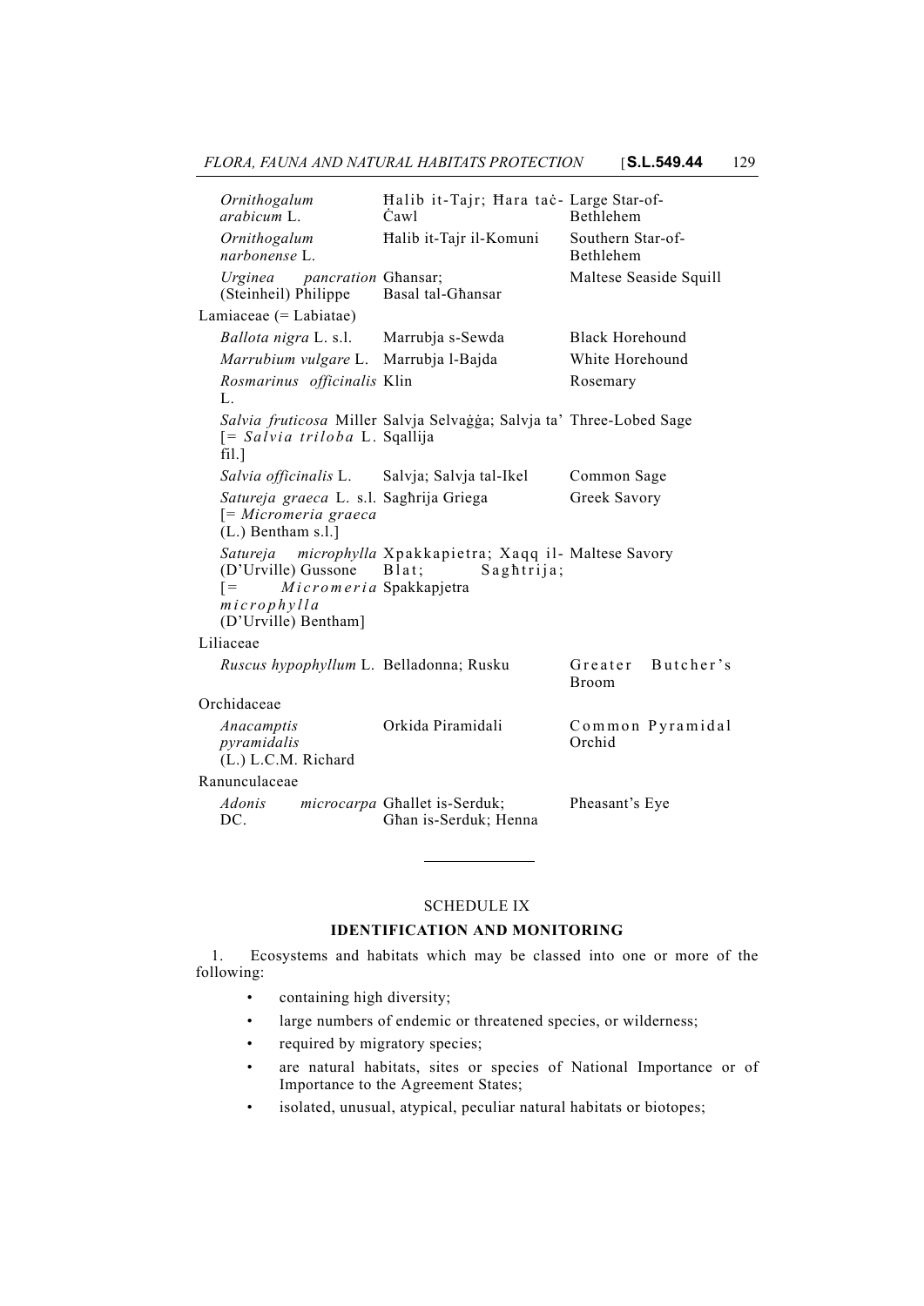| | | |
|---|---|---|
| *Ornithogalum arabicum* L. | Ħalib it-Tajr; Ħara taċ-Ċawl | Large Star-of-Bethlehem |
| *Ornithogalum narbonense* L. | Ħalib it-Tajr il-Komuni | Southern Star-of-Bethlehem |
| *Urginea pancration* (Steinheil) Philippe | Għansar; Basal tal-Għansar | Maltese Seaside Squill |
| Lamiaceae (= Labiatae) | | |
| *Ballota nigra* L. s.l. | Marrubja s-Sewda | Black Horehound |
| *Marrubium vulgare* L. | Marrubja l-Bajda | White Horehound |
| *Rosmarinus officinalis* L. | Klin | Rosemary |
| *Salvia fruticosa* Miller [= *Salvia triloba* L. fil.] | Salvja Selvaġġa; Salvja ta' Sqallija | Three-Lobed Sage |
| *Salvia officinalis* L. | Salvja; Salvja tal-Ikel | Common Sage |
| *Satureja graeca* L. s.l. [= *Micromeria graeca* (L.) Bentham s.l.] | Sagħrija Griega | Greek Savory |
| *Satureja microphylla* (D'Urville) Gussone [= *Micromeria microphylla* (D'Urville) Bentham] | Xpakkapietra; Xaqq il-Blat; Sagħtrija; Spakkapjetra | Maltese Savory |
| Liliaceae | | |
| *Ruscus hypophyllum* L. | Belladonna; Rusku | Greater Butcher's Broom |
| Orchidaceae | | |
| *Anacamptis pyramidalis* (L.) L.C.M. Richard | Orkida Piramidali | Common Pyramidal Orchid |
| Ranunculaceae | | |
| *Adonis microcarpa* DC. | Għallet is-Serduk; Għan is-Serduk; Henna | Pheasant's Eye |

---

SCHEDULE IX

**IDENTIFICATION AND MONITORING**

1. Ecosystems and habitats which may be classed into one or more of the following:

- containing high diversity;
- large numbers of endemic or threatened species, or wilderness;
- required by migratory species;
- are natural habitats, sites or species of National Importance or of Importance to the Agreement States;
- isolated, unusual, atypical, peculiar natural habitats or biotopes;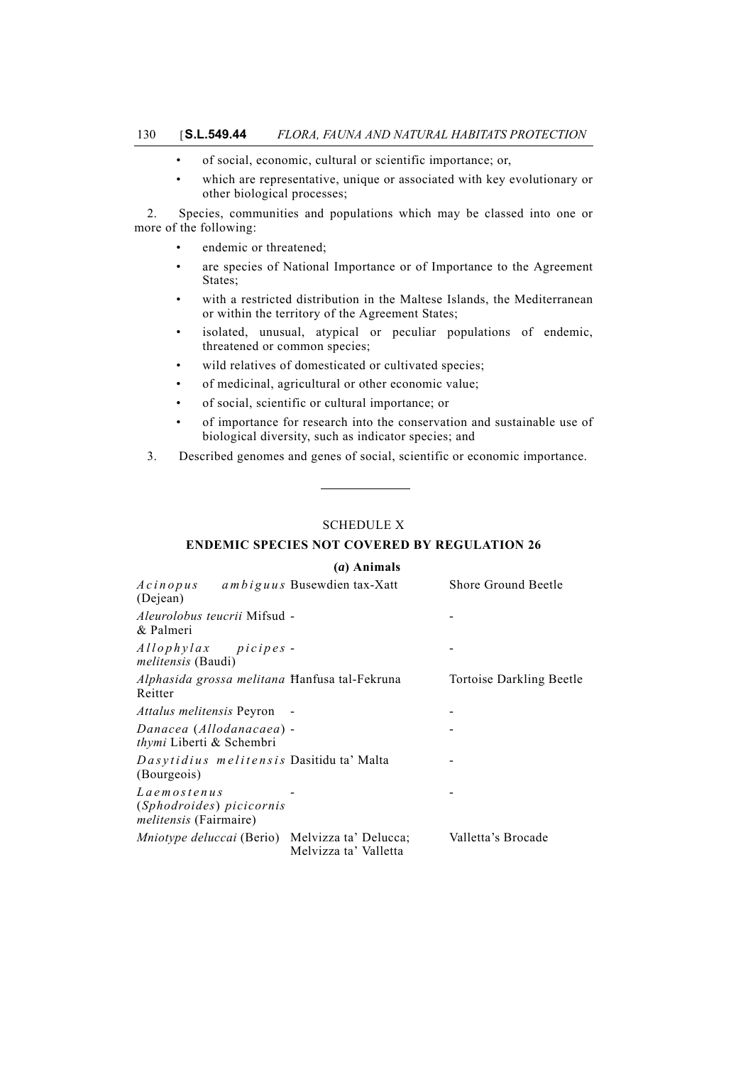- of social, economic, cultural or scientific importance; or,
- which are representative, unique or associated with key evolutionary or other biological processes;

2. Species, communities and populations which may be classed into one or more of the following:

- endemic or threatened;
- are species of National Importance or of Importance to the Agreement States;
- with a restricted distribution in the Maltese Islands, the Mediterranean or within the territory of the Agreement States;
- isolated, unusual, atypical or peculiar populations of endemic, threatened or common species;
- wild relatives of domesticated or cultivated species;
- of medicinal, agricultural or other economic value;
- of social, scientific or cultural importance; or
- of importance for research into the conservation and sustainable use of biological diversity, such as indicator species; and

3. Described genomes and genes of social, scientific or economic importance.

---

## SCHEDULE X

### ENDEMIC SPECIES NOT COVERED BY REGULATION 26

#### (*a*) Animals

| | | |
|---|---|---|
| *Acinopus ambiguus* (Dejean) | Busewdien tax-Xatt | Shore Ground Beetle |
| *Aleurolobus teucrii* Mifsud & Palmeri | - | - |
| *Allophylax picipes melitensis* (Baudi) | - | - |
| *Alphasida grossa melitana* Reitter | Ħanfusa tal-Fekruna | Tortoise Darkling Beetle |
| *Attalus melitensis* Peyron | - | - |
| *Danacea* (*Allodanacaea*) *thymi* Liberti & Schembri | - | - |
| *Dasytidius melitensis* (Bourgeois) | Dasitidu ta' Malta | - |
| *Laemostenus* (*Sphodroides*) *picicornis melitensis* (Fairmaire) | - | - |
| *Mniotype deluccai* (Berio) | Melvizza ta' Delucca; Melvizza ta' Valletta | Valletta's Brocade |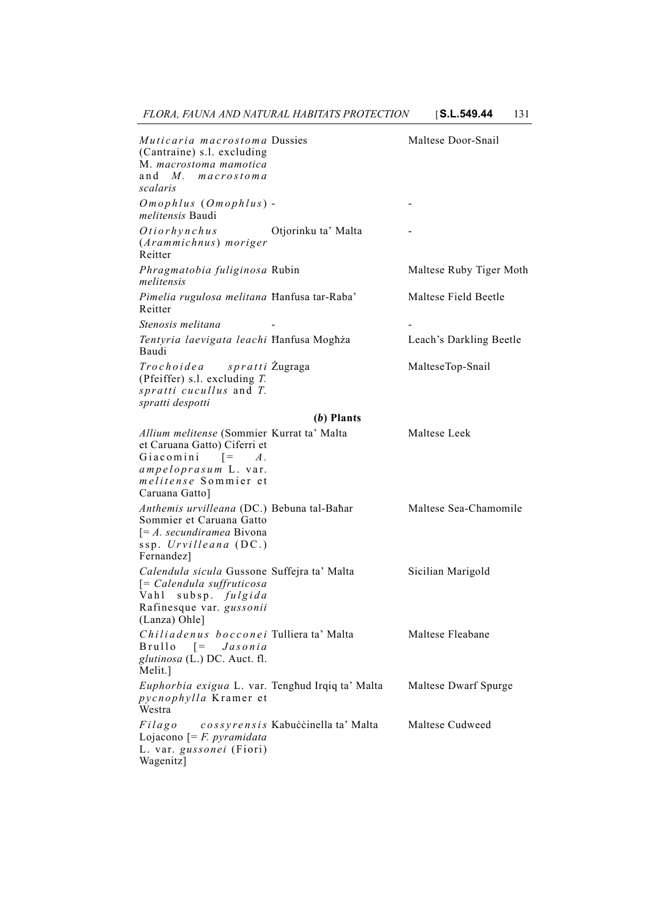| | | |
|---|---|---|
| *Muticaria macrostoma* (Cantraine) s.l. excluding M. *macrostoma mamotica* and *M. macrostoma scalaris* | Dussies | Maltese Door-Snail |
| *Omophlus* (*Omophlus*) *melitensis* Baudi | - | - |
| *Otiorhynchus* (*Arammichnus*) *moriger* Reitter | Otjorinku ta' Malta | - |
| *Phragmatobia fuliginosa melitensis* | Rubin | Maltese Ruby Tiger Moth |
| *Pimelia rugulosa melitana* Reitter | Ħanfusa tar-Raba' | Maltese Field Beetle |
| *Stenosis melitana* | - | - |
| *Tentyria laevigata leachi* Baudi | Ħanfusa Mogħża | Leach's Darkling Beetle |
| *Trochoidea spratti* (Pfeiffer) s.l. excluding *T. spratti cucullus* and *T. spratti despotti* | Żugraga | MalteseTop-Snail |
| | **(*b*) Plants** | |
| *Allium melitense* (Sommier et Caruana Gatto) Ciferri et Giacomini [= *A. ampeloprasum* L. var. *melitense* Sommier et Caruana Gatto] | Kurrat ta' Malta | Maltese Leek |
| *Anthemis urvilleana* (DC.) Sommier et Caruana Gatto [= *A. secundiramea* Bivona ssp. *Urvilleana* (DC.) Fernandez] | Bebuna tal-Baħar | Maltese Sea-Chamomile |
| *Calendula sicula* Gussone [= *Calendula suffruticosa* Vahl subsp. *fulgida* Rafinesque var. *gussonii* (Lanza) Ohle] | Suffejra ta' Malta | Sicilian Marigold |
| *Chiliadenus bocconei* Brullo [= *Jasonia glutinosa* (L.) DC. Auct. fl. Melit.] | Tulliera ta' Malta | Maltese Fleabane |
| *Euphorbia exigua* L. var. *pycnophylla* Kramer et Westra | Tengħud Irqiq ta' Malta | Maltese Dwarf Spurge |
| *Filago cossyrensis* Lojacono [= *F. pyramidata* L. var. *gussonei* (Fiori) Wagenitz] | Kabuċċinella ta' Malta | Maltese Cudweed |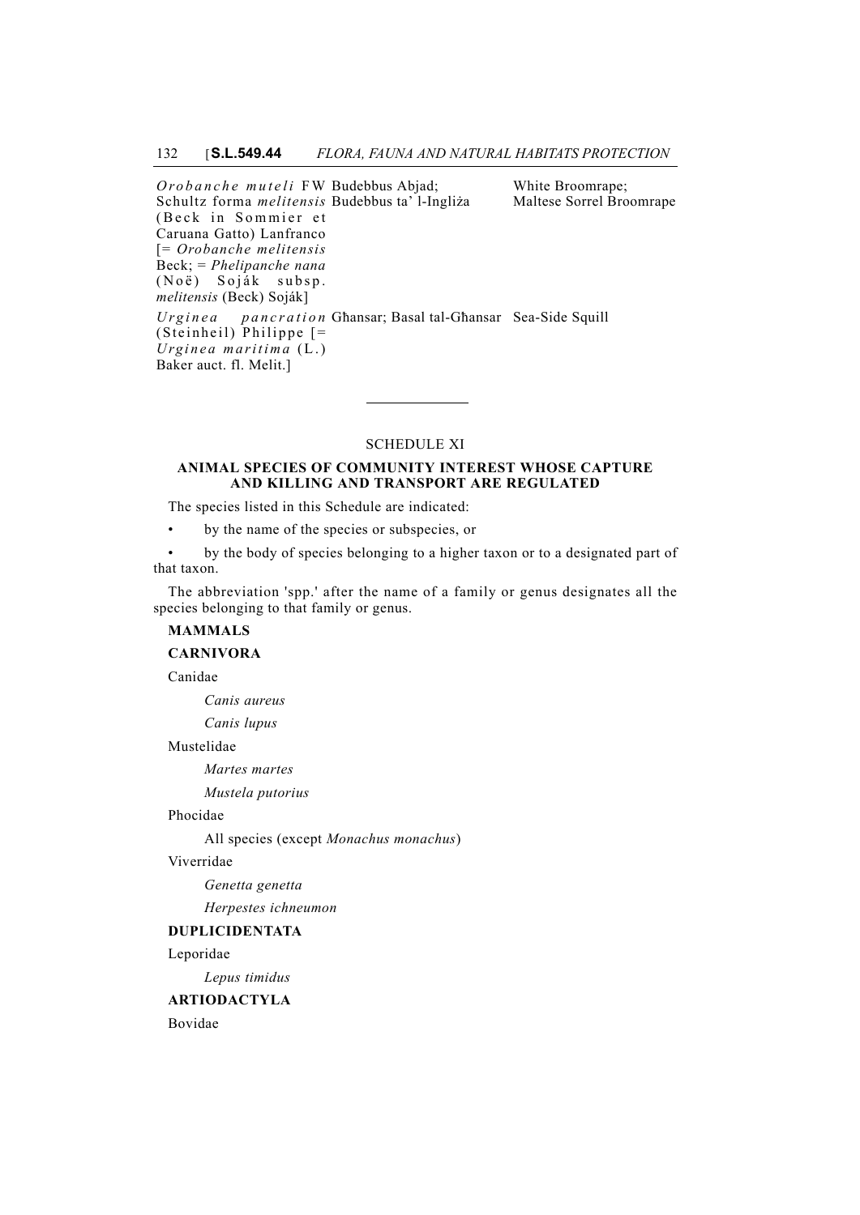| | | |
|---|---|---|
| *Orobanche muteli* FW Schultz forma *melitensis* (Beck in Sommier et Caruana Gatto) Lanfranco [= *Orobanche melitensis* Beck; = *Phelipanche nana* (Noë) Soják subsp. *melitensis* (Beck) Soják] | Budebbus Abjad; Budebbus ta' l-Ingliża | White Broomrape; Maltese Sorrel Broomrape |
| *Urginea pancration* (Steinheil) Philippe [= *Urginea maritima* (L.) Baker auct. fl. Melit.] | Għansar; Basal tal-Għansar | Sea-Side Squill |

---

## SCHEDULE XI

### ANIMAL SPECIES OF COMMUNITY INTEREST WHOSE CAPTURE AND KILLING AND TRANSPORT ARE REGULATED

The species listed in this Schedule are indicated:

- by the name of the species or subspecies, or
- by the body of species belonging to a higher taxon or to a designated part of that taxon.

The abbreviation 'spp.' after the name of a family or genus designates all the species belonging to that family or genus.

**MAMMALS**

**CARNIVORA**

Canidae

*Canis aureus*

*Canis lupus*

Mustelidae

*Martes martes*

*Mustela putorius*

Phocidae

All species (except *Monachus monachus*)

Viverridae

*Genetta genetta*

*Herpestes ichneumon*

**DUPLICIDENTATA**

Leporidae

*Lepus timidus*

**ARTIODACTYLA**

Bovidae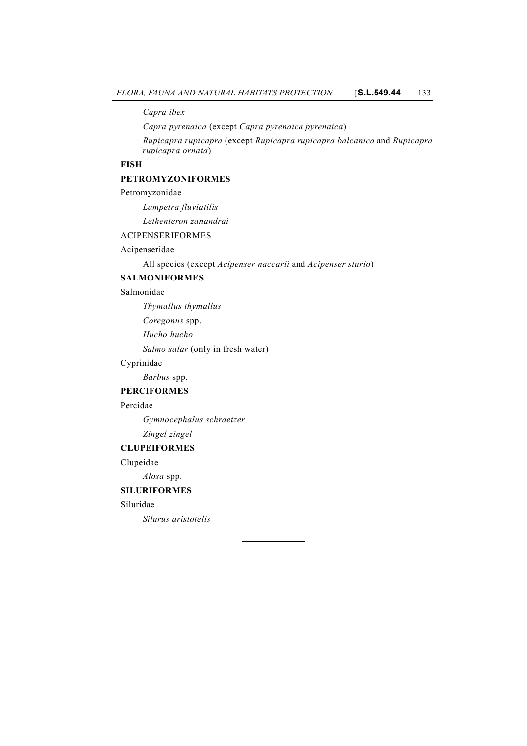*Capra ibex*

*Capra pyrenaica* (except *Capra pyrenaica pyrenaica*)

*Rupicapra rupicapra* (except *Rupicapra rupicapra balcanica* and *Rupicapra rupicapra ornata*)

**FISH**

**PETROMYZONIFORMES**

Petromyzonidae

*Lampetra fluviatilis*

*Lethenteron zanandrai*

ACIPENSERIFORMES

Acipenseridae

All species (except *Acipenser naccarii* and *Acipenser sturio*)

**SALMONIFORMES**

Salmonidae

*Thymallus thymallus*

*Coregonus* spp.

*Hucho hucho*

*Salmo salar* (only in fresh water)

Cyprinidae

*Barbus* spp.

**PERCIFORMES**

Percidae

*Gymnocephalus schraetzer*

*Zingel zingel*

**CLUPEIFORMES**

Clupeidae

*Alosa* spp.

**SILURIFORMES**

Siluridae

*Silurus aristotelis*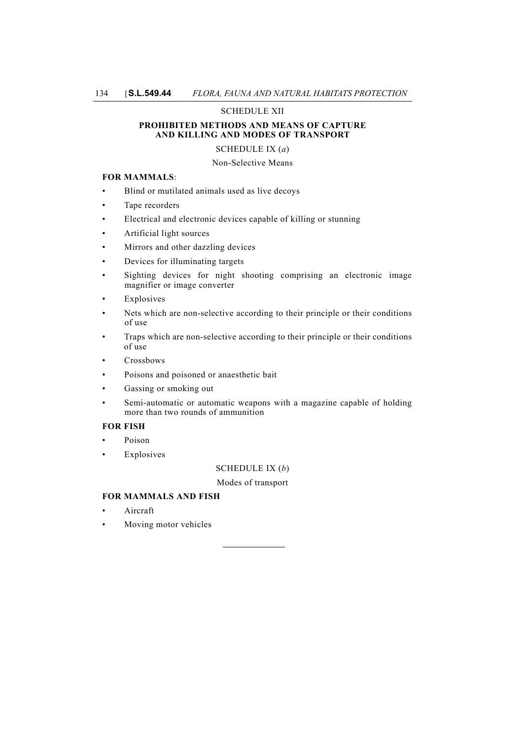## SCHEDULE XII

### PROHIBITED METHODS AND MEANS OF CAPTURE AND KILLING AND MODES OF TRANSPORT

SCHEDULE IX (*a*)

Non-Selective Means

**FOR MAMMALS**:

- Blind or mutilated animals used as live decoys
- Tape recorders
- Electrical and electronic devices capable of killing or stunning
- Artificial light sources
- Mirrors and other dazzling devices
- Devices for illuminating targets
- Sighting devices for night shooting comprising an electronic image magnifier or image converter
- Explosives
- Nets which are non-selective according to their principle or their conditions of use
- Traps which are non-selective according to their principle or their conditions of use
- Crossbows
- Poisons and poisoned or anaesthetic bait
- Gassing or smoking out
- Semi-automatic or automatic weapons with a magazine capable of holding more than two rounds of ammunition

**FOR FISH**

- Poison
- Explosives

SCHEDULE IX (*b*)

Modes of transport

**FOR MAMMALS AND FISH**

- Aircraft
- Moving motor vehicles